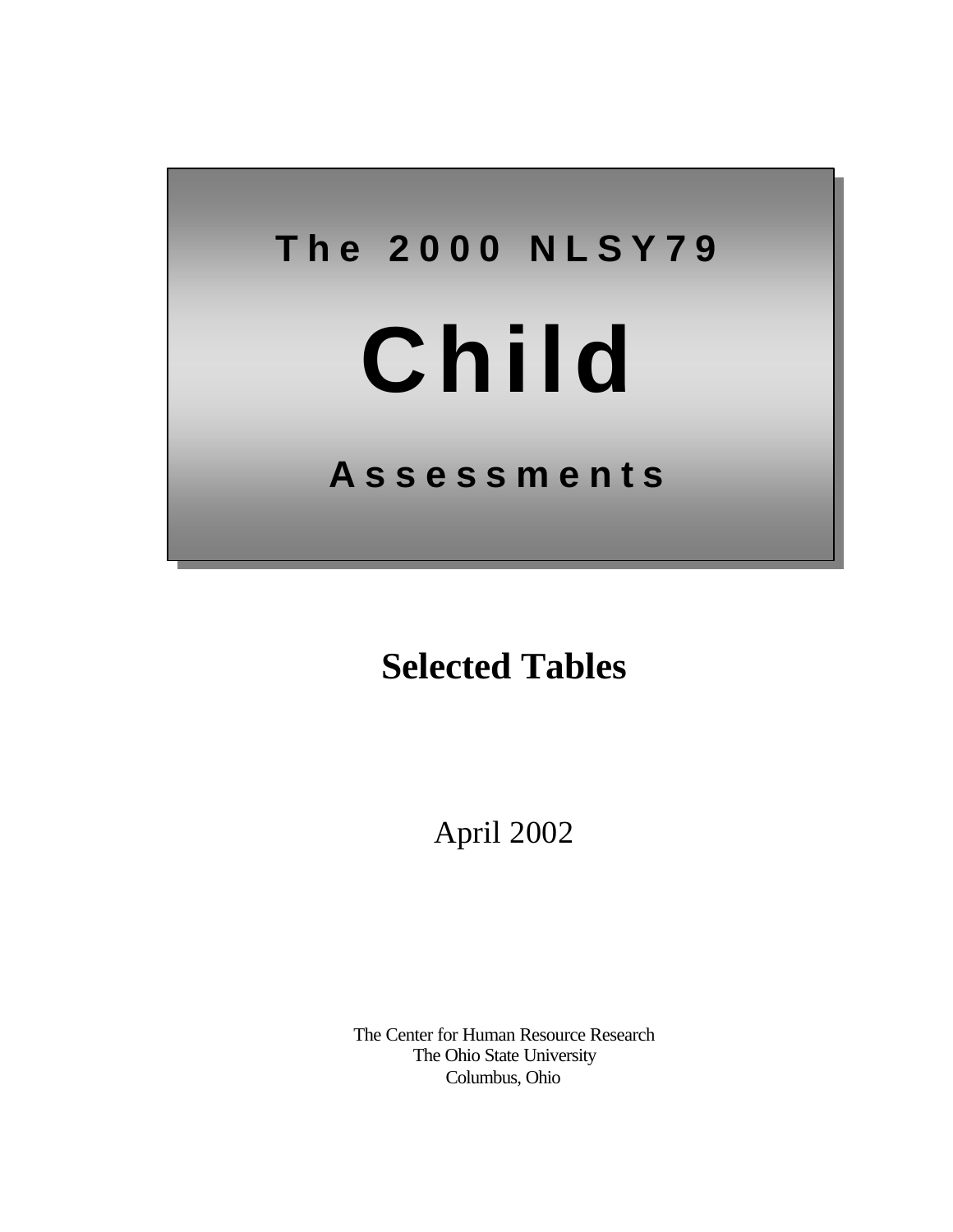# The 2000 NLSY79

# Child

# Assessments

## Selected Tables

April 2002

The Center for Human Resource Research
The Ohio State University
Columbus, Ohio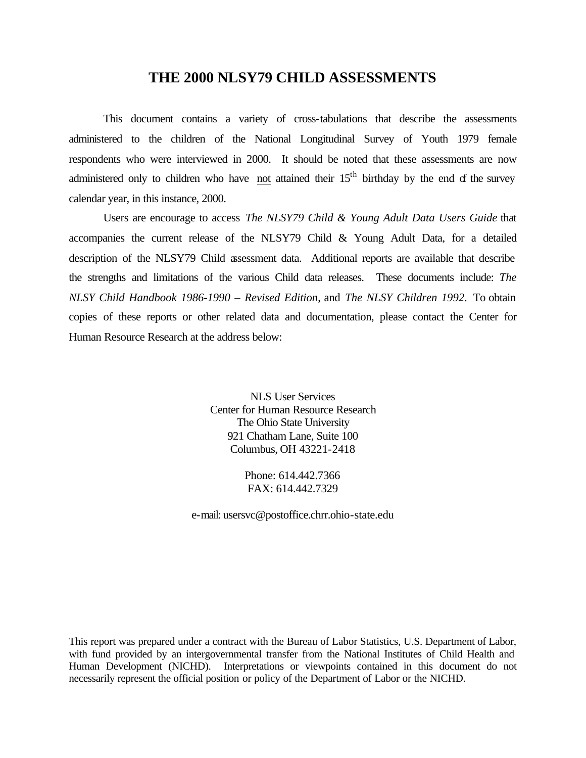# THE 2000 NLSY79 CHILD ASSESSMENTS

This document contains a variety of cross-tabulations that describe the assessments administered to the children of the National Longitudinal Survey of Youth 1979 female respondents who were interviewed in 2000. It should be noted that these assessments are now administered only to children who have not attained their 15th birthday by the end of the survey calendar year, in this instance, 2000.

Users are encourage to access *The NLSY79 Child & Young Adult Data Users Guide* that accompanies the current release of the NLSY79 Child & Young Adult Data, for a detailed description of the NLSY79 Child assessment data. Additional reports are available that describe the strengths and limitations of the various Child data releases. These documents include: *The NLSY Child Handbook 1986-1990 – Revised Edition*, and *The NLSY Children 1992*. To obtain copies of these reports or other related data and documentation, please contact the Center for Human Resource Research at the address below:

NLS User Services
Center for Human Resource Research
The Ohio State University
921 Chatham Lane, Suite 100
Columbus, OH 43221-2418

Phone: 614.442.7366
FAX: 614.442.7329

e-mail: usersvc@postoffice.chrr.ohio-state.edu

This report was prepared under a contract with the Bureau of Labor Statistics, U.S. Department of Labor, with fund provided by an intergovernmental transfer from the National Institutes of Child Health and Human Development (NICHD). Interpretations or viewpoints contained in this document do not necessarily represent the official position or policy of the Department of Labor or the NICHD.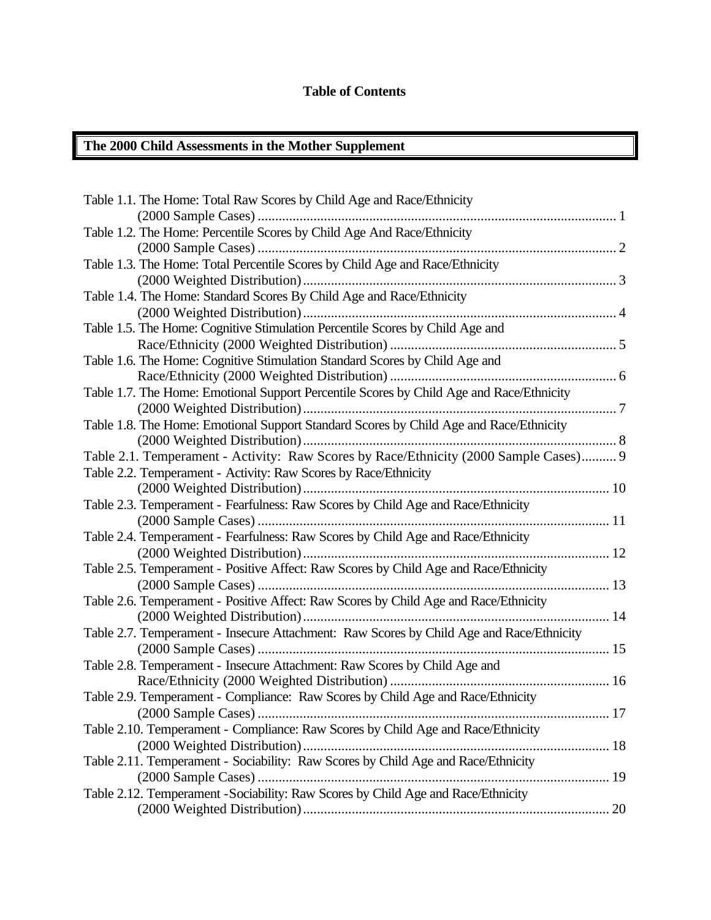# Table of Contents

## The 2000 Child Assessments in the Mother Supplement

Table 1.1. The Home: Total Raw Scores by Child Age and Race/Ethnicity (2000 Sample Cases) ........ 1

Table 1.2. The Home: Percentile Scores by Child Age And Race/Ethnicity (2000 Sample Cases) ........ 2

Table 1.3. The Home: Total Percentile Scores by Child Age and Race/Ethnicity (2000 Weighted Distribution) ........ 3

Table 1.4. The Home: Standard Scores By Child Age and Race/Ethnicity (2000 Weighted Distribution) ........ 4

Table 1.5. The Home: Cognitive Stimulation Percentile Scores by Child Age and Race/Ethnicity (2000 Weighted Distribution) ........ 5

Table 1.6. The Home: Cognitive Stimulation Standard Scores by Child Age and Race/Ethnicity (2000 Weighted Distribution) ........ 6

Table 1.7. The Home: Emotional Support Percentile Scores by Child Age and Race/Ethnicity (2000 Weighted Distribution) ........ 7

Table 1.8. The Home: Emotional Support Standard Scores by Child Age and Race/Ethnicity (2000 Weighted Distribution) ........ 8

Table 2.1. Temperament - Activity: Raw Scores by Race/Ethnicity (2000 Sample Cases) ........ 9

Table 2.2. Temperament - Activity: Raw Scores by Race/Ethnicity (2000 Weighted Distribution) ........ 10

Table 2.3. Temperament - Fearfulness: Raw Scores by Child Age and Race/Ethnicity (2000 Sample Cases) ........ 11

Table 2.4. Temperament - Fearfulness: Raw Scores by Child Age and Race/Ethnicity (2000 Weighted Distribution) ........ 12

Table 2.5. Temperament - Positive Affect: Raw Scores by Child Age and Race/Ethnicity (2000 Sample Cases) ........ 13

Table 2.6. Temperament - Positive Affect: Raw Scores by Child Age and Race/Ethnicity (2000 Weighted Distribution) ........ 14

Table 2.7. Temperament - Insecure Attachment: Raw Scores by Child Age and Race/Ethnicity (2000 Sample Cases) ........ 15

Table 2.8. Temperament - Insecure Attachment: Raw Scores by Child Age and Race/Ethnicity (2000 Weighted Distribution) ........ 16

Table 2.9. Temperament - Compliance: Raw Scores by Child Age and Race/Ethnicity (2000 Sample Cases) ........ 17

Table 2.10. Temperament - Compliance: Raw Scores by Child Age and Race/Ethnicity (2000 Weighted Distribution) ........ 18

Table 2.11. Temperament - Sociability: Raw Scores by Child Age and Race/Ethnicity (2000 Sample Cases) ........ 19

Table 2.12. Temperament -Sociability: Raw Scores by Child Age and Race/Ethnicity (2000 Weighted Distribution) ........ 20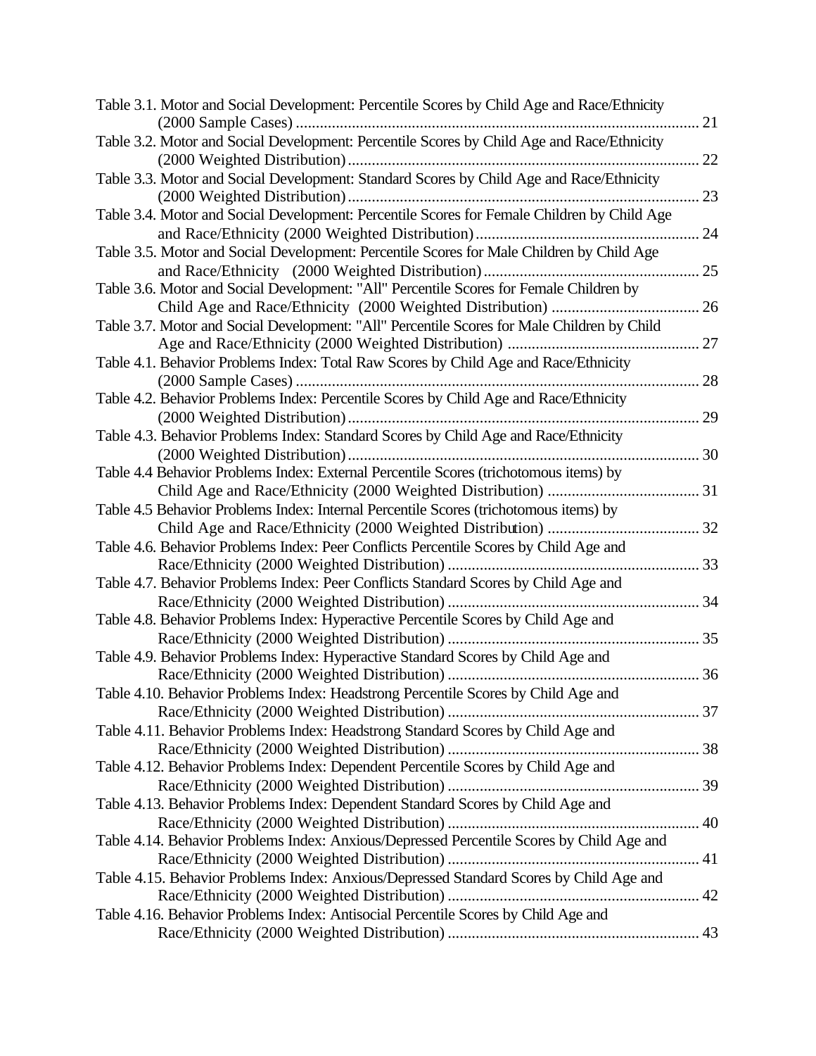Table 3.1. Motor and Social Development: Percentile Scores by Child Age and Race/Ethnicity (2000 Sample Cases) ........................................................................................................ 21

Table 3.2. Motor and Social Development: Percentile Scores by Child Age and Race/Ethnicity (2000 Weighted Distribution) ........................................................................................ 22

Table 3.3. Motor and Social Development: Standard Scores by Child Age and Race/Ethnicity (2000 Weighted Distribution) ........................................................................................ 23

Table 3.4. Motor and Social Development: Percentile Scores for Female Children by Child Age and Race/Ethnicity (2000 Weighted Distribution) ........................................................ 24

Table 3.5. Motor and Social Development: Percentile Scores for Male Children by Child Age and Race/Ethnicity (2000 Weighted Distribution) ...................................................... 25

Table 3.6. Motor and Social Development: "All" Percentile Scores for Female Children by Child Age and Race/Ethnicity (2000 Weighted Distribution) ..................................... 26

Table 3.7. Motor and Social Development: "All" Percentile Scores for Male Children by Child Age and Race/Ethnicity (2000 Weighted Distribution) ................................................ 27

Table 4.1. Behavior Problems Index: Total Raw Scores by Child Age and Race/Ethnicity (2000 Sample Cases) ........................................................................................................ 28

Table 4.2. Behavior Problems Index: Percentile Scores by Child Age and Race/Ethnicity (2000 Weighted Distribution) ........................................................................................ 29

Table 4.3. Behavior Problems Index: Standard Scores by Child Age and Race/Ethnicity (2000 Weighted Distribution) ........................................................................................ 30

Table 4.4 Behavior Problems Index: External Percentile Scores (trichotomous items) by Child Age and Race/Ethnicity (2000 Weighted Distribution) ...................................... 31

Table 4.5 Behavior Problems Index: Internal Percentile Scores (trichotomous items) by Child Age and Race/Ethnicity (2000 Weighted Distribution) ...................................... 32

Table 4.6. Behavior Problems Index: Peer Conflicts Percentile Scores by Child Age and Race/Ethnicity (2000 Weighted Distribution) .............................................................. 33

Table 4.7. Behavior Problems Index: Peer Conflicts Standard Scores by Child Age and Race/Ethnicity (2000 Weighted Distribution) .............................................................. 34

Table 4.8. Behavior Problems Index: Hyperactive Percentile Scores by Child Age and Race/Ethnicity (2000 Weighted Distribution) .............................................................. 35

Table 4.9. Behavior Problems Index: Hyperactive Standard Scores by Child Age and Race/Ethnicity (2000 Weighted Distribution) .............................................................. 36

Table 4.10. Behavior Problems Index: Headstrong Percentile Scores by Child Age and Race/Ethnicity (2000 Weighted Distribution) .............................................................. 37

Table 4.11. Behavior Problems Index: Headstrong Standard Scores by Child Age and Race/Ethnicity (2000 Weighted Distribution) .............................................................. 38

Table 4.12. Behavior Problems Index: Dependent Percentile Scores by Child Age and Race/Ethnicity (2000 Weighted Distribution) .............................................................. 39

Table 4.13. Behavior Problems Index: Dependent Standard Scores by Child Age and Race/Ethnicity (2000 Weighted Distribution) .............................................................. 40

Table 4.14. Behavior Problems Index: Anxious/Depressed Percentile Scores by Child Age and Race/Ethnicity (2000 Weighted Distribution) .............................................................. 41

Table 4.15. Behavior Problems Index: Anxious/Depressed Standard Scores by Child Age and Race/Ethnicity (2000 Weighted Distribution) .............................................................. 42

Table 4.16. Behavior Problems Index: Antisocial Percentile Scores by Child Age and Race/Ethnicity (2000 Weighted Distribution) .............................................................. 43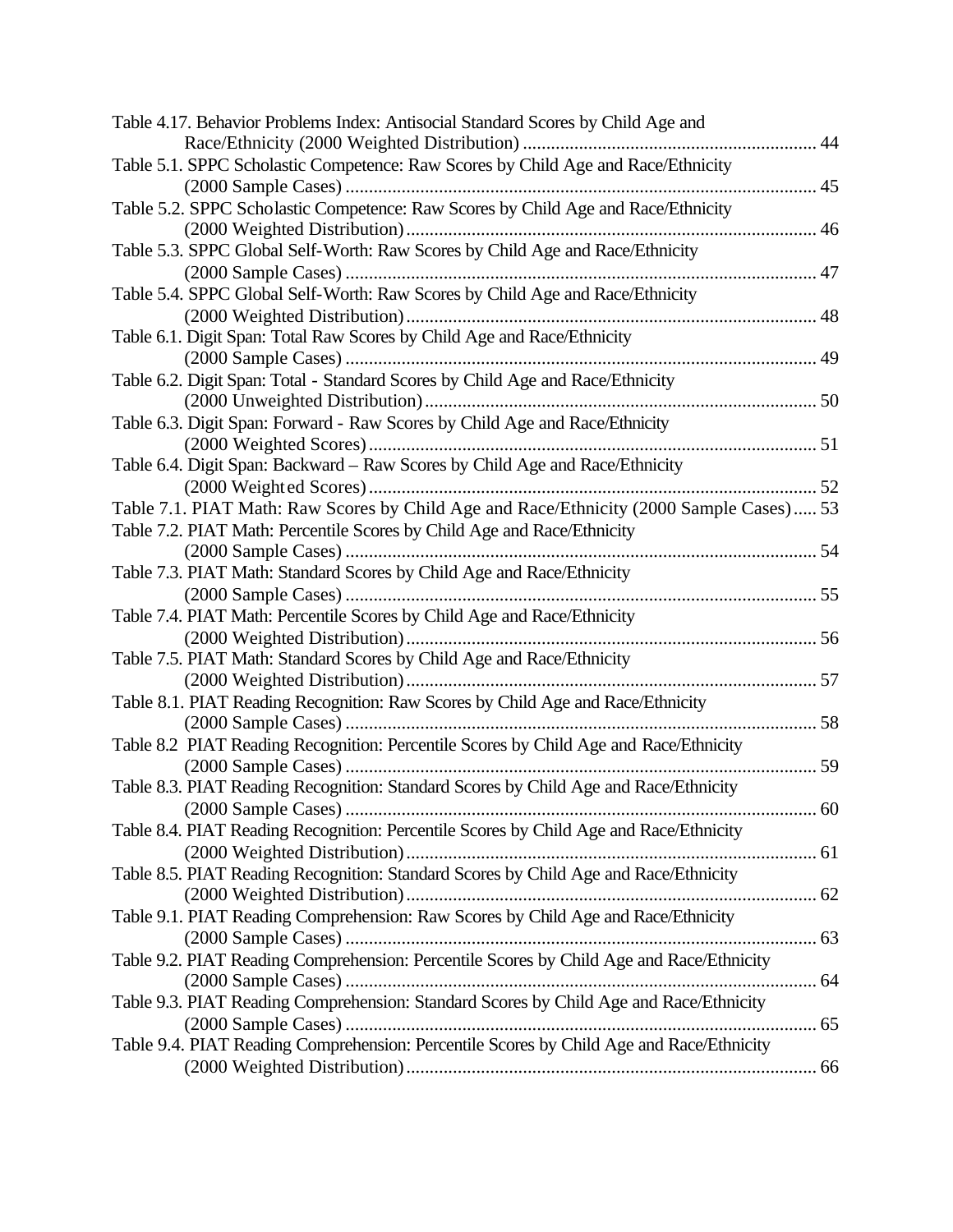Table 4.17. Behavior Problems Index: Antisocial Standard Scores by Child Age and Race/Ethnicity (2000 Weighted Distribution) .............................................................. 44
Table 5.1. SPPC Scholastic Competence: Raw Scores by Child Age and Race/Ethnicity (2000 Sample Cases) .................................................................................................... 45
Table 5.2. SPPC Scholastic Competence: Raw Scores by Child Age and Race/Ethnicity (2000 Weighted Distribution) ....................................................................................... 46
Table 5.3. SPPC Global Self-Worth: Raw Scores by Child Age and Race/Ethnicity (2000 Sample Cases) .................................................................................................... 47
Table 5.4. SPPC Global Self-Worth: Raw Scores by Child Age and Race/Ethnicity (2000 Weighted Distribution) ....................................................................................... 48
Table 6.1. Digit Span: Total Raw Scores by Child Age and Race/Ethnicity (2000 Sample Cases) .................................................................................................... 49
Table 6.2. Digit Span: Total - Standard Scores by Child Age and Race/Ethnicity (2000 Unweighted Distribution) ................................................................................... 50
Table 6.3. Digit Span: Forward - Raw Scores by Child Age and Race/Ethnicity (2000 Weighted Scores) ............................................................................................... 51
Table 6.4. Digit Span: Backward – Raw Scores by Child Age and Race/Ethnicity (2000 Weighted Scores) ............................................................................................... 52
Table 7.1. PIAT Math: Raw Scores by Child Age and Race/Ethnicity (2000 Sample Cases) ..... 53
Table 7.2. PIAT Math: Percentile Scores by Child Age and Race/Ethnicity (2000 Sample Cases) .................................................................................................... 54
Table 7.3. PIAT Math: Standard Scores by Child Age and Race/Ethnicity (2000 Sample Cases) .................................................................................................... 55
Table 7.4. PIAT Math: Percentile Scores by Child Age and Race/Ethnicity (2000 Weighted Distribution) ....................................................................................... 56
Table 7.5. PIAT Math: Standard Scores by Child Age and Race/Ethnicity (2000 Weighted Distribution) ....................................................................................... 57
Table 8.1. PIAT Reading Recognition: Raw Scores by Child Age and Race/Ethnicity (2000 Sample Cases) .................................................................................................... 58
Table 8.2 PIAT Reading Recognition: Percentile Scores by Child Age and Race/Ethnicity (2000 Sample Cases) .................................................................................................... 59
Table 8.3. PIAT Reading Recognition: Standard Scores by Child Age and Race/Ethnicity (2000 Sample Cases) .................................................................................................... 60
Table 8.4. PIAT Reading Recognition: Percentile Scores by Child Age and Race/Ethnicity (2000 Weighted Distribution) ....................................................................................... 61
Table 8.5. PIAT Reading Recognition: Standard Scores by Child Age and Race/Ethnicity (2000 Weighted Distribution) ....................................................................................... 62
Table 9.1. PIAT Reading Comprehension: Raw Scores by Child Age and Race/Ethnicity (2000 Sample Cases) .................................................................................................... 63
Table 9.2. PIAT Reading Comprehension: Percentile Scores by Child Age and Race/Ethnicity (2000 Sample Cases) .................................................................................................... 64
Table 9.3. PIAT Reading Comprehension: Standard Scores by Child Age and Race/Ethnicity (2000 Sample Cases) .................................................................................................... 65
Table 9.4. PIAT Reading Comprehension: Percentile Scores by Child Age and Race/Ethnicity (2000 Weighted Distribution) ....................................................................................... 66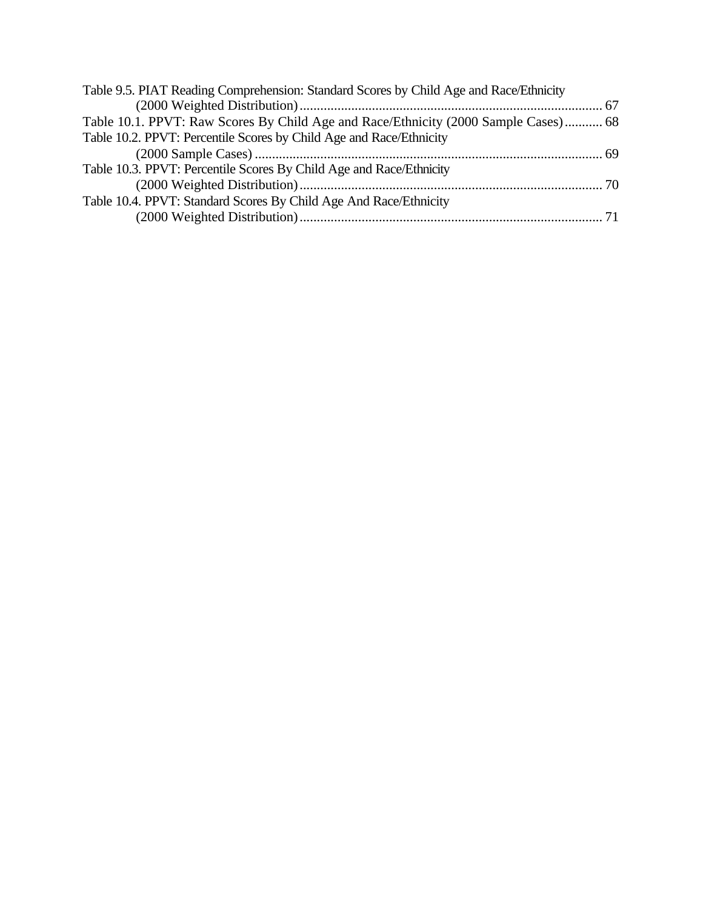Table 9.5. PIAT Reading Comprehension: Standard Scores by Child Age and Race/Ethnicity (2000 Weighted Distribution) ........ 67

Table 10.1. PPVT: Raw Scores By Child Age and Race/Ethnicity (2000 Sample Cases) ........ 68

Table 10.2. PPVT: Percentile Scores by Child Age and Race/Ethnicity (2000 Sample Cases) ........ 69

Table 10.3. PPVT: Percentile Scores By Child Age and Race/Ethnicity (2000 Weighted Distribution) ........ 70

Table 10.4. PPVT: Standard Scores By Child Age And Race/Ethnicity (2000 Weighted Distribution) ........ 71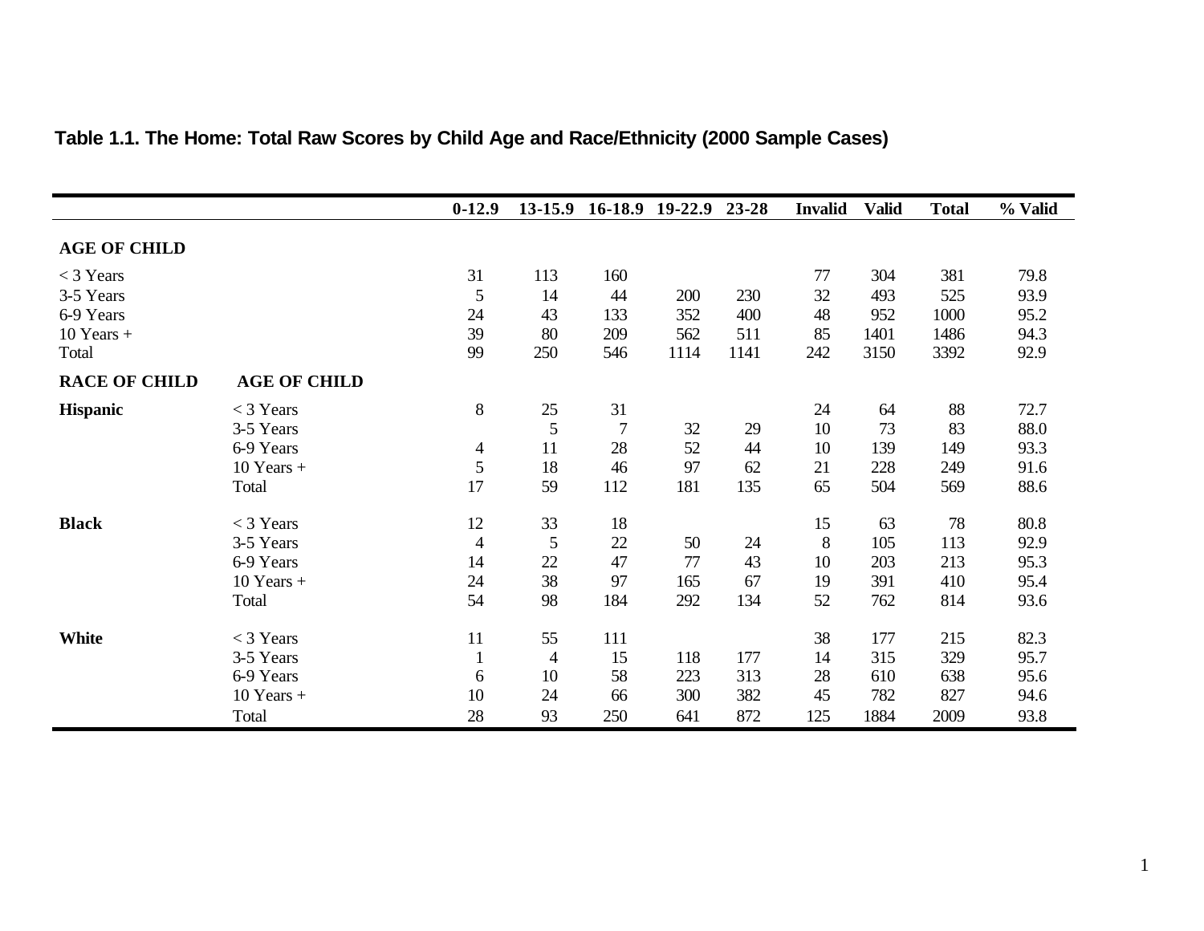**Table 1.1. The Home: Total Raw Scores by Child Age and Race/Ethnicity (2000 Sample Cases)**

| | | 0-12.9 | 13-15.9 | 16-18.9 | 19-22.9 | 23-28 | Invalid | Valid | Total | % Valid |
|---|---|---|---|---|---|---|---|---|---|---|
| **AGE OF CHILD** | | | | | | | | | | |
| < 3 Years | | 31 | 113 | 160 | | | 77 | 304 | 381 | 79.8 |
| 3-5 Years | | 5 | 14 | 44 | 200 | 230 | 32 | 493 | 525 | 93.9 |
| 6-9 Years | | 24 | 43 | 133 | 352 | 400 | 48 | 952 | 1000 | 95.2 |
| 10 Years + | | 39 | 80 | 209 | 562 | 511 | 85 | 1401 | 1486 | 94.3 |
| Total | | 99 | 250 | 546 | 1114 | 1141 | 242 | 3150 | 3392 | 92.9 |
| **RACE OF CHILD** | **AGE OF CHILD** | | | | | | | | | |
| **Hispanic** | < 3 Years | 8 | 25 | 31 | | | 24 | 64 | 88 | 72.7 |
| | 3-5 Years | | 5 | 7 | 32 | 29 | 10 | 73 | 83 | 88.0 |
| | 6-9 Years | 4 | 11 | 28 | 52 | 44 | 10 | 139 | 149 | 93.3 |
| | 10 Years + | 5 | 18 | 46 | 97 | 62 | 21 | 228 | 249 | 91.6 |
| | Total | 17 | 59 | 112 | 181 | 135 | 65 | 504 | 569 | 88.6 |
| **Black** | < 3 Years | 12 | 33 | 18 | | | 15 | 63 | 78 | 80.8 |
| | 3-5 Years | 4 | 5 | 22 | 50 | 24 | 8 | 105 | 113 | 92.9 |
| | 6-9 Years | 14 | 22 | 47 | 77 | 43 | 10 | 203 | 213 | 95.3 |
| | 10 Years + | 24 | 38 | 97 | 165 | 67 | 19 | 391 | 410 | 95.4 |
| | Total | 54 | 98 | 184 | 292 | 134 | 52 | 762 | 814 | 93.6 |
| **White** | < 3 Years | 11 | 55 | 111 | | | 38 | 177 | 215 | 82.3 |
| | 3-5 Years | 1 | 4 | 15 | 118 | 177 | 14 | 315 | 329 | 95.7 |
| | 6-9 Years | 6 | 10 | 58 | 223 | 313 | 28 | 610 | 638 | 95.6 |
| | 10 Years + | 10 | 24 | 66 | 300 | 382 | 45 | 782 | 827 | 94.6 |
| | Total | 28 | 93 | 250 | 641 | 872 | 125 | 1884 | 2009 | 93.8 |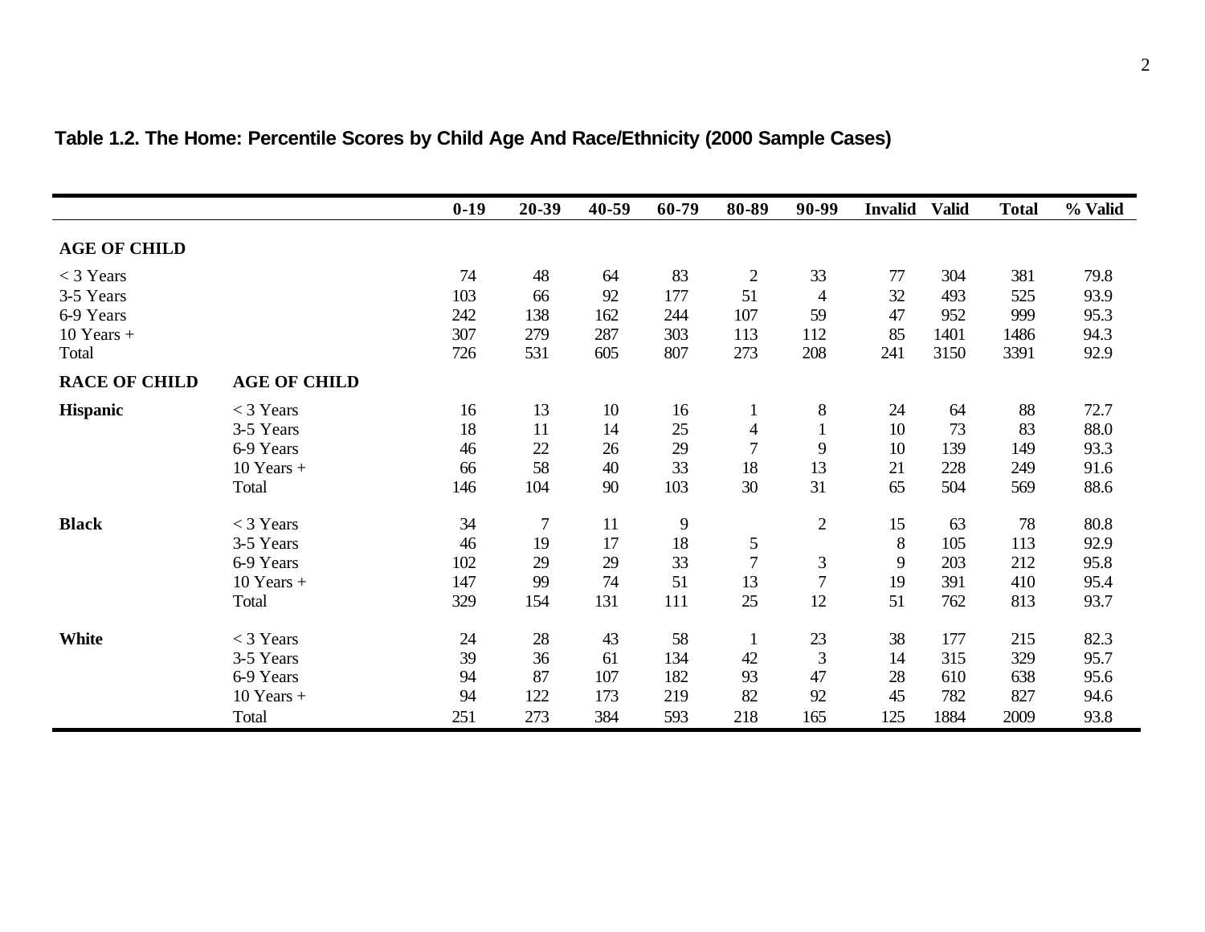**Table 1.2. The Home: Percentile Scores by Child Age And Race/Ethnicity (2000 Sample Cases)**

| | | 0-19 | 20-39 | 40-59 | 60-79 | 80-89 | 90-99 | Invalid | Valid | Total | % Valid |
|---|---|---|---|---|---|---|---|---|---|---|---|
| **AGE OF CHILD** | | | | | | | | | | | |
| < 3 Years | | 74 | 48 | 64 | 83 | 2 | 33 | 77 | 304 | 381 | 79.8 |
| 3-5 Years | | 103 | 66 | 92 | 177 | 51 | 4 | 32 | 493 | 525 | 93.9 |
| 6-9 Years | | 242 | 138 | 162 | 244 | 107 | 59 | 47 | 952 | 999 | 95.3 |
| 10 Years + | | 307 | 279 | 287 | 303 | 113 | 112 | 85 | 1401 | 1486 | 94.3 |
| Total | | 726 | 531 | 605 | 807 | 273 | 208 | 241 | 3150 | 3391 | 92.9 |
| **RACE OF CHILD** | **AGE OF CHILD** | | | | | | | | | | |
| **Hispanic** | < 3 Years | 16 | 13 | 10 | 16 | 1 | 8 | 24 | 64 | 88 | 72.7 |
| | 3-5 Years | 18 | 11 | 14 | 25 | 4 | 1 | 10 | 73 | 83 | 88.0 |
| | 6-9 Years | 46 | 22 | 26 | 29 | 7 | 9 | 10 | 139 | 149 | 93.3 |
| | 10 Years + | 66 | 58 | 40 | 33 | 18 | 13 | 21 | 228 | 249 | 91.6 |
| | Total | 146 | 104 | 90 | 103 | 30 | 31 | 65 | 504 | 569 | 88.6 |
| **Black** | < 3 Years | 34 | 7 | 11 | 9 | | 2 | 15 | 63 | 78 | 80.8 |
| | 3-5 Years | 46 | 19 | 17 | 18 | 5 | | 8 | 105 | 113 | 92.9 |
| | 6-9 Years | 102 | 29 | 29 | 33 | 7 | 3 | 9 | 203 | 212 | 95.8 |
| | 10 Years + | 147 | 99 | 74 | 51 | 13 | 7 | 19 | 391 | 410 | 95.4 |
| | Total | 329 | 154 | 131 | 111 | 25 | 12 | 51 | 762 | 813 | 93.7 |
| **White** | < 3 Years | 24 | 28 | 43 | 58 | 1 | 23 | 38 | 177 | 215 | 82.3 |
| | 3-5 Years | 39 | 36 | 61 | 134 | 42 | 3 | 14 | 315 | 329 | 95.7 |
| | 6-9 Years | 94 | 87 | 107 | 182 | 93 | 47 | 28 | 610 | 638 | 95.6 |
| | 10 Years + | 94 | 122 | 173 | 219 | 82 | 92 | 45 | 782 | 827 | 94.6 |
| | Total | 251 | 273 | 384 | 593 | 218 | 165 | 125 | 1884 | 2009 | 93.8 |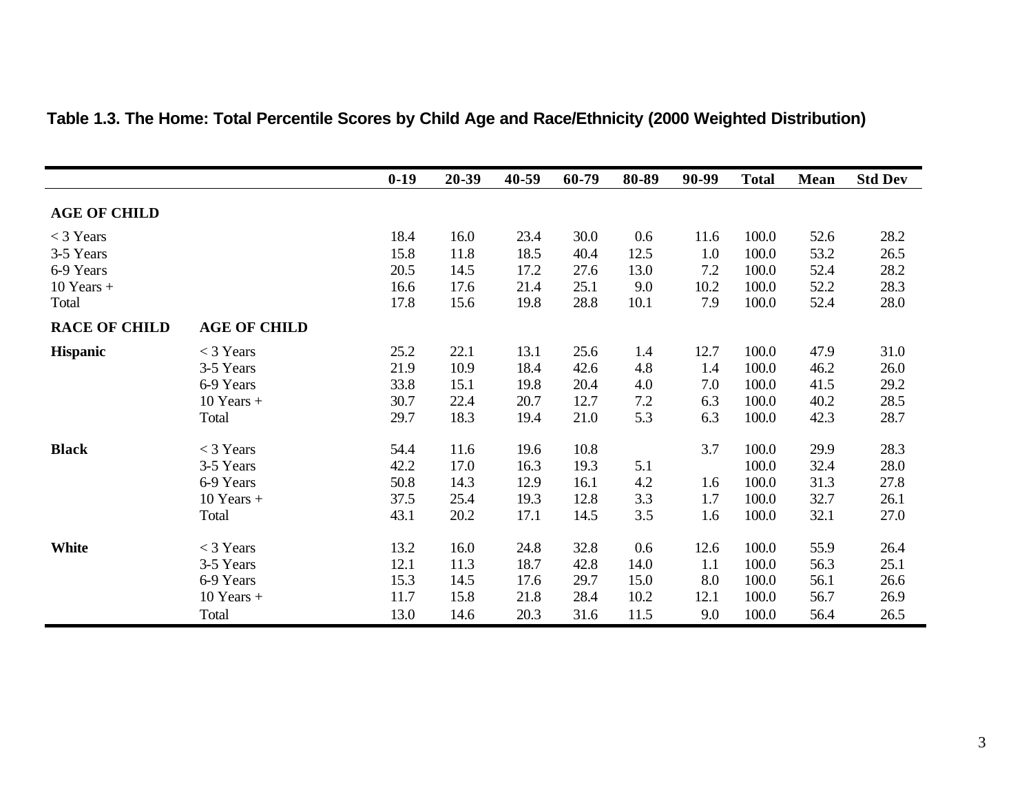**Table 1.3. The Home: Total Percentile Scores by Child Age and Race/Ethnicity (2000 Weighted Distribution)**

| | | 0-19 | 20-39 | 40-59 | 60-79 | 80-89 | 90-99 | Total | Mean | Std Dev |
|---|---|---|---|---|---|---|---|---|---|---|
| **AGE OF CHILD** | | | | | | | | | | |
| < 3 Years | | 18.4 | 16.0 | 23.4 | 30.0 | 0.6 | 11.6 | 100.0 | 52.6 | 28.2 |
| 3-5 Years | | 15.8 | 11.8 | 18.5 | 40.4 | 12.5 | 1.0 | 100.0 | 53.2 | 26.5 |
| 6-9 Years | | 20.5 | 14.5 | 17.2 | 27.6 | 13.0 | 7.2 | 100.0 | 52.4 | 28.2 |
| 10 Years + | | 16.6 | 17.6 | 21.4 | 25.1 | 9.0 | 10.2 | 100.0 | 52.2 | 28.3 |
| Total | | 17.8 | 15.6 | 19.8 | 28.8 | 10.1 | 7.9 | 100.0 | 52.4 | 28.0 |
| **RACE OF CHILD** | **AGE OF CHILD** | | | | | | | | | |
| **Hispanic** | < 3 Years | 25.2 | 22.1 | 13.1 | 25.6 | 1.4 | 12.7 | 100.0 | 47.9 | 31.0 |
| | 3-5 Years | 21.9 | 10.9 | 18.4 | 42.6 | 4.8 | 1.4 | 100.0 | 46.2 | 26.0 |
| | 6-9 Years | 33.8 | 15.1 | 19.8 | 20.4 | 4.0 | 7.0 | 100.0 | 41.5 | 29.2 |
| | 10 Years + | 30.7 | 22.4 | 20.7 | 12.7 | 7.2 | 6.3 | 100.0 | 40.2 | 28.5 |
| | Total | 29.7 | 18.3 | 19.4 | 21.0 | 5.3 | 6.3 | 100.0 | 42.3 | 28.7 |
| **Black** | < 3 Years | 54.4 | 11.6 | 19.6 | 10.8 | | 3.7 | 100.0 | 29.9 | 28.3 |
| | 3-5 Years | 42.2 | 17.0 | 16.3 | 19.3 | 5.1 | | 100.0 | 32.4 | 28.0 |
| | 6-9 Years | 50.8 | 14.3 | 12.9 | 16.1 | 4.2 | 1.6 | 100.0 | 31.3 | 27.8 |
| | 10 Years + | 37.5 | 25.4 | 19.3 | 12.8 | 3.3 | 1.7 | 100.0 | 32.7 | 26.1 |
| | Total | 43.1 | 20.2 | 17.1 | 14.5 | 3.5 | 1.6 | 100.0 | 32.1 | 27.0 |
| **White** | < 3 Years | 13.2 | 16.0 | 24.8 | 32.8 | 0.6 | 12.6 | 100.0 | 55.9 | 26.4 |
| | 3-5 Years | 12.1 | 11.3 | 18.7 | 42.8 | 14.0 | 1.1 | 100.0 | 56.3 | 25.1 |
| | 6-9 Years | 15.3 | 14.5 | 17.6 | 29.7 | 15.0 | 8.0 | 100.0 | 56.1 | 26.6 |
| | 10 Years + | 11.7 | 15.8 | 21.8 | 28.4 | 10.2 | 12.1 | 100.0 | 56.7 | 26.9 |
| | Total | 13.0 | 14.6 | 20.3 | 31.6 | 11.5 | 9.0 | 100.0 | 56.4 | 26.5 |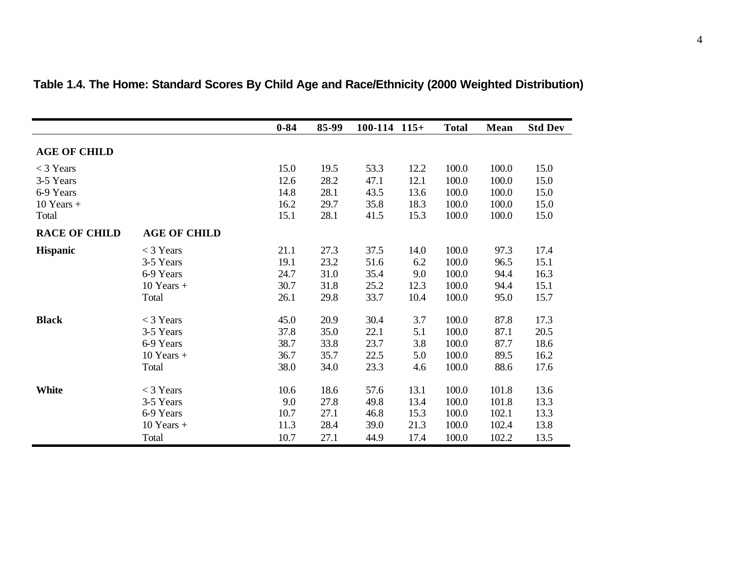**Table 1.4. The Home: Standard Scores By Child Age and Race/Ethnicity (2000 Weighted Distribution)**

| | | 0-84 | 85-99 | 100-114 | 115+ | Total | Mean | Std Dev |
|---|---|---|---|---|---|---|---|---|
| **AGE OF CHILD** | | | | | | | | |
| < 3 Years | | 15.0 | 19.5 | 53.3 | 12.2 | 100.0 | 100.0 | 15.0 |
| 3-5 Years | | 12.6 | 28.2 | 47.1 | 12.1 | 100.0 | 100.0 | 15.0 |
| 6-9 Years | | 14.8 | 28.1 | 43.5 | 13.6 | 100.0 | 100.0 | 15.0 |
| 10 Years + | | 16.2 | 29.7 | 35.8 | 18.3 | 100.0 | 100.0 | 15.0 |
| Total | | 15.1 | 28.1 | 41.5 | 15.3 | 100.0 | 100.0 | 15.0 |
| **RACE OF CHILD** | **AGE OF CHILD** | | | | | | | |
| **Hispanic** | < 3 Years | 21.1 | 27.3 | 37.5 | 14.0 | 100.0 | 97.3 | 17.4 |
| | 3-5 Years | 19.1 | 23.2 | 51.6 | 6.2 | 100.0 | 96.5 | 15.1 |
| | 6-9 Years | 24.7 | 31.0 | 35.4 | 9.0 | 100.0 | 94.4 | 16.3 |
| | 10 Years + | 30.7 | 31.8 | 25.2 | 12.3 | 100.0 | 94.4 | 15.1 |
| | Total | 26.1 | 29.8 | 33.7 | 10.4 | 100.0 | 95.0 | 15.7 |
| **Black** | < 3 Years | 45.0 | 20.9 | 30.4 | 3.7 | 100.0 | 87.8 | 17.3 |
| | 3-5 Years | 37.8 | 35.0 | 22.1 | 5.1 | 100.0 | 87.1 | 20.5 |
| | 6-9 Years | 38.7 | 33.8 | 23.7 | 3.8 | 100.0 | 87.7 | 18.6 |
| | 10 Years + | 36.7 | 35.7 | 22.5 | 5.0 | 100.0 | 89.5 | 16.2 |
| | Total | 38.0 | 34.0 | 23.3 | 4.6 | 100.0 | 88.6 | 17.6 |
| **White** | < 3 Years | 10.6 | 18.6 | 57.6 | 13.1 | 100.0 | 101.8 | 13.6 |
| | 3-5 Years | 9.0 | 27.8 | 49.8 | 13.4 | 100.0 | 101.8 | 13.3 |
| | 6-9 Years | 10.7 | 27.1 | 46.8 | 15.3 | 100.0 | 102.1 | 13.3 |
| | 10 Years + | 11.3 | 28.4 | 39.0 | 21.3 | 100.0 | 102.4 | 13.8 |
| | Total | 10.7 | 27.1 | 44.9 | 17.4 | 100.0 | 102.2 | 13.5 |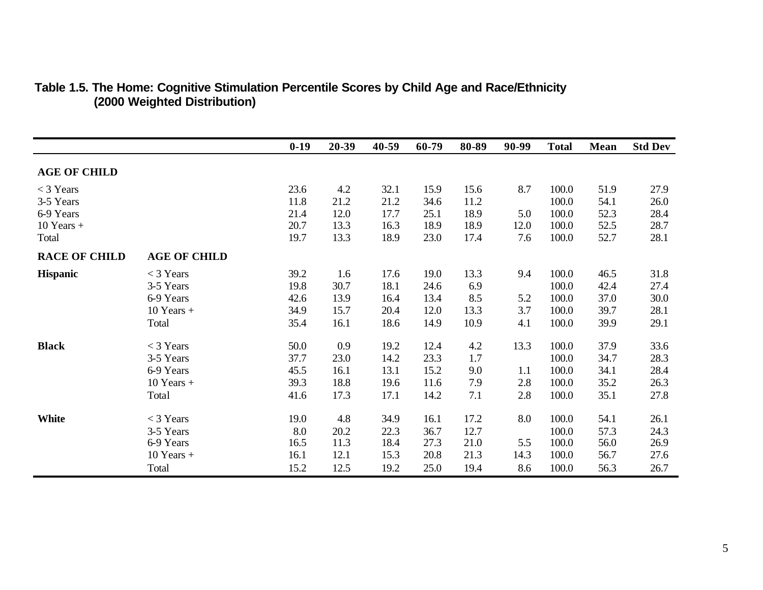**Table 1.5. The Home: Cognitive Stimulation Percentile Scores by Child Age and Race/Ethnicity (2000 Weighted Distribution)**

| | | 0-19 | 20-39 | 40-59 | 60-79 | 80-89 | 90-99 | Total | Mean | Std Dev |
|---|---|---|---|---|---|---|---|---|---|---|
| **AGE OF CHILD** | | | | | | | | | | |
| < 3 Years | | 23.6 | 4.2 | 32.1 | 15.9 | 15.6 | 8.7 | 100.0 | 51.9 | 27.9 |
| 3-5 Years | | 11.8 | 21.2 | 21.2 | 34.6 | 11.2 | | 100.0 | 54.1 | 26.0 |
| 6-9 Years | | 21.4 | 12.0 | 17.7 | 25.1 | 18.9 | 5.0 | 100.0 | 52.3 | 28.4 |
| 10 Years + | | 20.7 | 13.3 | 16.3 | 18.9 | 18.9 | 12.0 | 100.0 | 52.5 | 28.7 |
| Total | | 19.7 | 13.3 | 18.9 | 23.0 | 17.4 | 7.6 | 100.0 | 52.7 | 28.1 |
| **RACE OF CHILD** | **AGE OF CHILD** | | | | | | | | | |
| **Hispanic** | < 3 Years | 39.2 | 1.6 | 17.6 | 19.0 | 13.3 | 9.4 | 100.0 | 46.5 | 31.8 |
| | 3-5 Years | 19.8 | 30.7 | 18.1 | 24.6 | 6.9 | | 100.0 | 42.4 | 27.4 |
| | 6-9 Years | 42.6 | 13.9 | 16.4 | 13.4 | 8.5 | 5.2 | 100.0 | 37.0 | 30.0 |
| | 10 Years + | 34.9 | 15.7 | 20.4 | 12.0 | 13.3 | 3.7 | 100.0 | 39.7 | 28.1 |
| | Total | 35.4 | 16.1 | 18.6 | 14.9 | 10.9 | 4.1 | 100.0 | 39.9 | 29.1 |
| **Black** | < 3 Years | 50.0 | 0.9 | 19.2 | 12.4 | 4.2 | 13.3 | 100.0 | 37.9 | 33.6 |
| | 3-5 Years | 37.7 | 23.0 | 14.2 | 23.3 | 1.7 | | 100.0 | 34.7 | 28.3 |
| | 6-9 Years | 45.5 | 16.1 | 13.1 | 15.2 | 9.0 | 1.1 | 100.0 | 34.1 | 28.4 |
| | 10 Years + | 39.3 | 18.8 | 19.6 | 11.6 | 7.9 | 2.8 | 100.0 | 35.2 | 26.3 |
| | Total | 41.6 | 17.3 | 17.1 | 14.2 | 7.1 | 2.8 | 100.0 | 35.1 | 27.8 |
| **White** | < 3 Years | 19.0 | 4.8 | 34.9 | 16.1 | 17.2 | 8.0 | 100.0 | 54.1 | 26.1 |
| | 3-5 Years | 8.0 | 20.2 | 22.3 | 36.7 | 12.7 | | 100.0 | 57.3 | 24.3 |
| | 6-9 Years | 16.5 | 11.3 | 18.4 | 27.3 | 21.0 | 5.5 | 100.0 | 56.0 | 26.9 |
| | 10 Years + | 16.1 | 12.1 | 15.3 | 20.8 | 21.3 | 14.3 | 100.0 | 56.7 | 27.6 |
| | Total | 15.2 | 12.5 | 19.2 | 25.0 | 19.4 | 8.6 | 100.0 | 56.3 | 26.7 |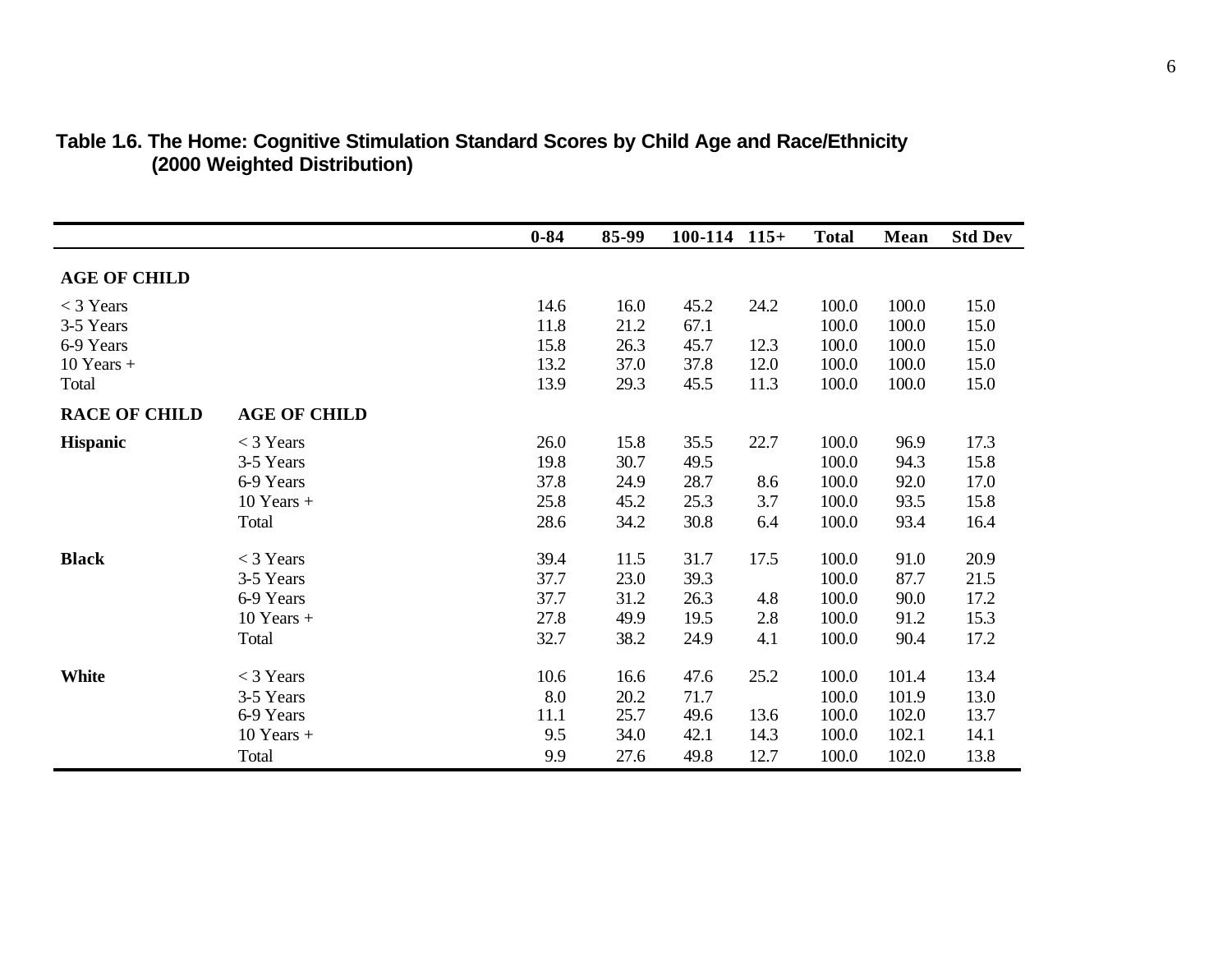# Table 1.6. The Home: Cognitive Stimulation Standard Scores by Child Age and Race/Ethnicity (2000 Weighted Distribution)

| | | 0-84 | 85-99 | 100-114 | 115+ | Total | Mean | Std Dev |
|---|---|---|---|---|---|---|---|---|
| **AGE OF CHILD** | | | | | | | | |
| < 3 Years | | 14.6 | 16.0 | 45.2 | 24.2 | 100.0 | 100.0 | 15.0 |
| 3-5 Years | | 11.8 | 21.2 | 67.1 | | 100.0 | 100.0 | 15.0 |
| 6-9 Years | | 15.8 | 26.3 | 45.7 | 12.3 | 100.0 | 100.0 | 15.0 |
| 10 Years + | | 13.2 | 37.0 | 37.8 | 12.0 | 100.0 | 100.0 | 15.0 |
| Total | | 13.9 | 29.3 | 45.5 | 11.3 | 100.0 | 100.0 | 15.0 |
| **RACE OF CHILD** | **AGE OF CHILD** | | | | | | | |
| **Hispanic** | < 3 Years | 26.0 | 15.8 | 35.5 | 22.7 | 100.0 | 96.9 | 17.3 |
| | 3-5 Years | 19.8 | 30.7 | 49.5 | | 100.0 | 94.3 | 15.8 |
| | 6-9 Years | 37.8 | 24.9 | 28.7 | 8.6 | 100.0 | 92.0 | 17.0 |
| | 10 Years + | 25.8 | 45.2 | 25.3 | 3.7 | 100.0 | 93.5 | 15.8 |
| | Total | 28.6 | 34.2 | 30.8 | 6.4 | 100.0 | 93.4 | 16.4 |
| **Black** | < 3 Years | 39.4 | 11.5 | 31.7 | 17.5 | 100.0 | 91.0 | 20.9 |
| | 3-5 Years | 37.7 | 23.0 | 39.3 | | 100.0 | 87.7 | 21.5 |
| | 6-9 Years | 37.7 | 31.2 | 26.3 | 4.8 | 100.0 | 90.0 | 17.2 |
| | 10 Years + | 27.8 | 49.9 | 19.5 | 2.8 | 100.0 | 91.2 | 15.3 |
| | Total | 32.7 | 38.2 | 24.9 | 4.1 | 100.0 | 90.4 | 17.2 |
| **White** | < 3 Years | 10.6 | 16.6 | 47.6 | 25.2 | 100.0 | 101.4 | 13.4 |
| | 3-5 Years | 8.0 | 20.2 | 71.7 | | 100.0 | 101.9 | 13.0 |
| | 6-9 Years | 11.1 | 25.7 | 49.6 | 13.6 | 100.0 | 102.0 | 13.7 |
| | 10 Years + | 9.5 | 34.0 | 42.1 | 14.3 | 100.0 | 102.1 | 14.1 |
| | Total | 9.9 | 27.6 | 49.8 | 12.7 | 100.0 | 102.0 | 13.8 |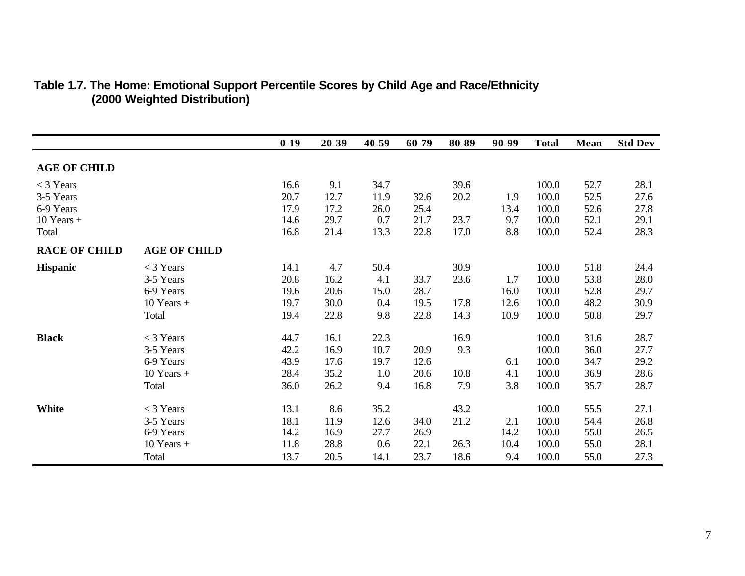**Table 1.7. The Home: Emotional Support Percentile Scores by Child Age and Race/Ethnicity (2000 Weighted Distribution)**

| | | 0-19 | 20-39 | 40-59 | 60-79 | 80-89 | 90-99 | Total | Mean | Std Dev |
|---|---|---|---|---|---|---|---|---|---|---|
| **AGE OF CHILD** | | | | | | | | | | |
| < 3 Years | | 16.6 | 9.1 | 34.7 | | 39.6 | | 100.0 | 52.7 | 28.1 |
| 3-5 Years | | 20.7 | 12.7 | 11.9 | 32.6 | 20.2 | 1.9 | 100.0 | 52.5 | 27.6 |
| 6-9 Years | | 17.9 | 17.2 | 26.0 | 25.4 | | 13.4 | 100.0 | 52.6 | 27.8 |
| 10 Years + | | 14.6 | 29.7 | 0.7 | 21.7 | 23.7 | 9.7 | 100.0 | 52.1 | 29.1 |
| Total | | 16.8 | 21.4 | 13.3 | 22.8 | 17.0 | 8.8 | 100.0 | 52.4 | 28.3 |
| **RACE OF CHILD** | **AGE OF CHILD** | | | | | | | | | |
| **Hispanic** | < 3 Years | 14.1 | 4.7 | 50.4 | | 30.9 | | 100.0 | 51.8 | 24.4 |
| | 3-5 Years | 20.8 | 16.2 | 4.1 | 33.7 | 23.6 | 1.7 | 100.0 | 53.8 | 28.0 |
| | 6-9 Years | 19.6 | 20.6 | 15.0 | 28.7 | | 16.0 | 100.0 | 52.8 | 29.7 |
| | 10 Years + | 19.7 | 30.0 | 0.4 | 19.5 | 17.8 | 12.6 | 100.0 | 48.2 | 30.9 |
| | Total | 19.4 | 22.8 | 9.8 | 22.8 | 14.3 | 10.9 | 100.0 | 50.8 | 29.7 |
| **Black** | < 3 Years | 44.7 | 16.1 | 22.3 | | 16.9 | | 100.0 | 31.6 | 28.7 |
| | 3-5 Years | 42.2 | 16.9 | 10.7 | 20.9 | 9.3 | | 100.0 | 36.0 | 27.7 |
| | 6-9 Years | 43.9 | 17.6 | 19.7 | 12.6 | | 6.1 | 100.0 | 34.7 | 29.2 |
| | 10 Years + | 28.4 | 35.2 | 1.0 | 20.6 | 10.8 | 4.1 | 100.0 | 36.9 | 28.6 |
| | Total | 36.0 | 26.2 | 9.4 | 16.8 | 7.9 | 3.8 | 100.0 | 35.7 | 28.7 |
| **White** | < 3 Years | 13.1 | 8.6 | 35.2 | | 43.2 | | 100.0 | 55.5 | 27.1 |
| | 3-5 Years | 18.1 | 11.9 | 12.6 | 34.0 | 21.2 | 2.1 | 100.0 | 54.4 | 26.8 |
| | 6-9 Years | 14.2 | 16.9 | 27.7 | 26.9 | | 14.2 | 100.0 | 55.0 | 26.5 |
| | 10 Years + | 11.8 | 28.8 | 0.6 | 22.1 | 26.3 | 10.4 | 100.0 | 55.0 | 28.1 |
| | Total | 13.7 | 20.5 | 14.1 | 23.7 | 18.6 | 9.4 | 100.0 | 55.0 | 27.3 |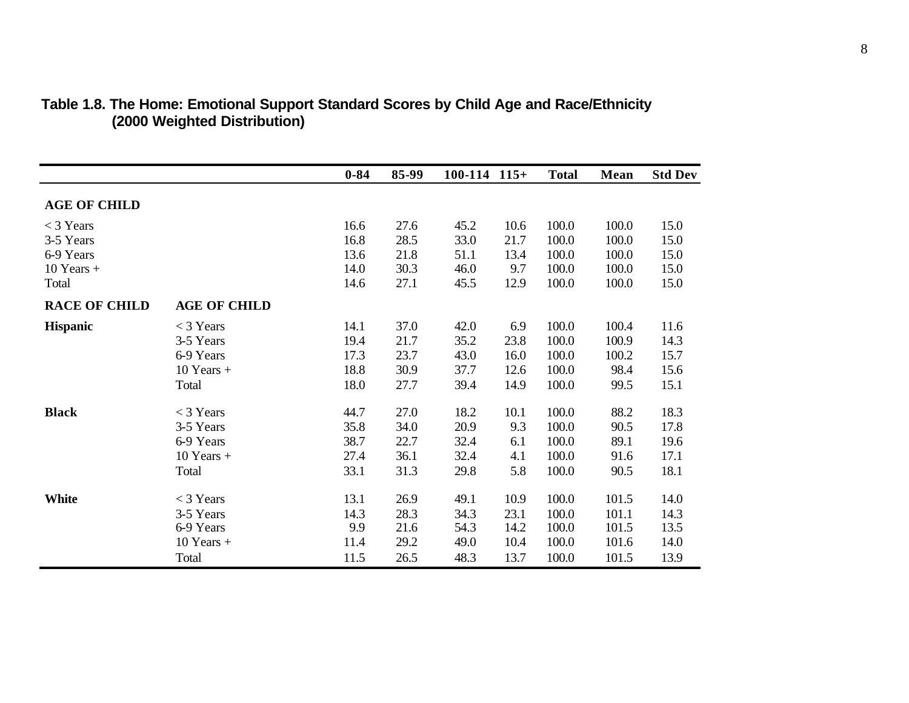**Table 1.8. The Home: Emotional Support Standard Scores by Child Age and Race/Ethnicity (2000 Weighted Distribution)**

| | | 0-84 | 85-99 | 100-114 | 115+ | Total | Mean | Std Dev |
|---|---|---|---|---|---|---|---|---|
| **AGE OF CHILD** | | | | | | | | |
| < 3 Years | | 16.6 | 27.6 | 45.2 | 10.6 | 100.0 | 100.0 | 15.0 |
| 3-5 Years | | 16.8 | 28.5 | 33.0 | 21.7 | 100.0 | 100.0 | 15.0 |
| 6-9 Years | | 13.6 | 21.8 | 51.1 | 13.4 | 100.0 | 100.0 | 15.0 |
| 10 Years + | | 14.0 | 30.3 | 46.0 | 9.7 | 100.0 | 100.0 | 15.0 |
| Total | | 14.6 | 27.1 | 45.5 | 12.9 | 100.0 | 100.0 | 15.0 |
| **RACE OF CHILD** | **AGE OF CHILD** | | | | | | | |
| **Hispanic** | < 3 Years | 14.1 | 37.0 | 42.0 | 6.9 | 100.0 | 100.4 | 11.6 |
| | 3-5 Years | 19.4 | 21.7 | 35.2 | 23.8 | 100.0 | 100.9 | 14.3 |
| | 6-9 Years | 17.3 | 23.7 | 43.0 | 16.0 | 100.0 | 100.2 | 15.7 |
| | 10 Years + | 18.8 | 30.9 | 37.7 | 12.6 | 100.0 | 98.4 | 15.6 |
| | Total | 18.0 | 27.7 | 39.4 | 14.9 | 100.0 | 99.5 | 15.1 |
| **Black** | < 3 Years | 44.7 | 27.0 | 18.2 | 10.1 | 100.0 | 88.2 | 18.3 |
| | 3-5 Years | 35.8 | 34.0 | 20.9 | 9.3 | 100.0 | 90.5 | 17.8 |
| | 6-9 Years | 38.7 | 22.7 | 32.4 | 6.1 | 100.0 | 89.1 | 19.6 |
| | 10 Years + | 27.4 | 36.1 | 32.4 | 4.1 | 100.0 | 91.6 | 17.1 |
| | Total | 33.1 | 31.3 | 29.8 | 5.8 | 100.0 | 90.5 | 18.1 |
| **White** | < 3 Years | 13.1 | 26.9 | 49.1 | 10.9 | 100.0 | 101.5 | 14.0 |
| | 3-5 Years | 14.3 | 28.3 | 34.3 | 23.1 | 100.0 | 101.1 | 14.3 |
| | 6-9 Years | 9.9 | 21.6 | 54.3 | 14.2 | 100.0 | 101.5 | 13.5 |
| | 10 Years + | 11.4 | 29.2 | 49.0 | 10.4 | 100.0 | 101.6 | 14.0 |
| | Total | 11.5 | 26.5 | 48.3 | 13.7 | 100.0 | 101.5 | 13.9 |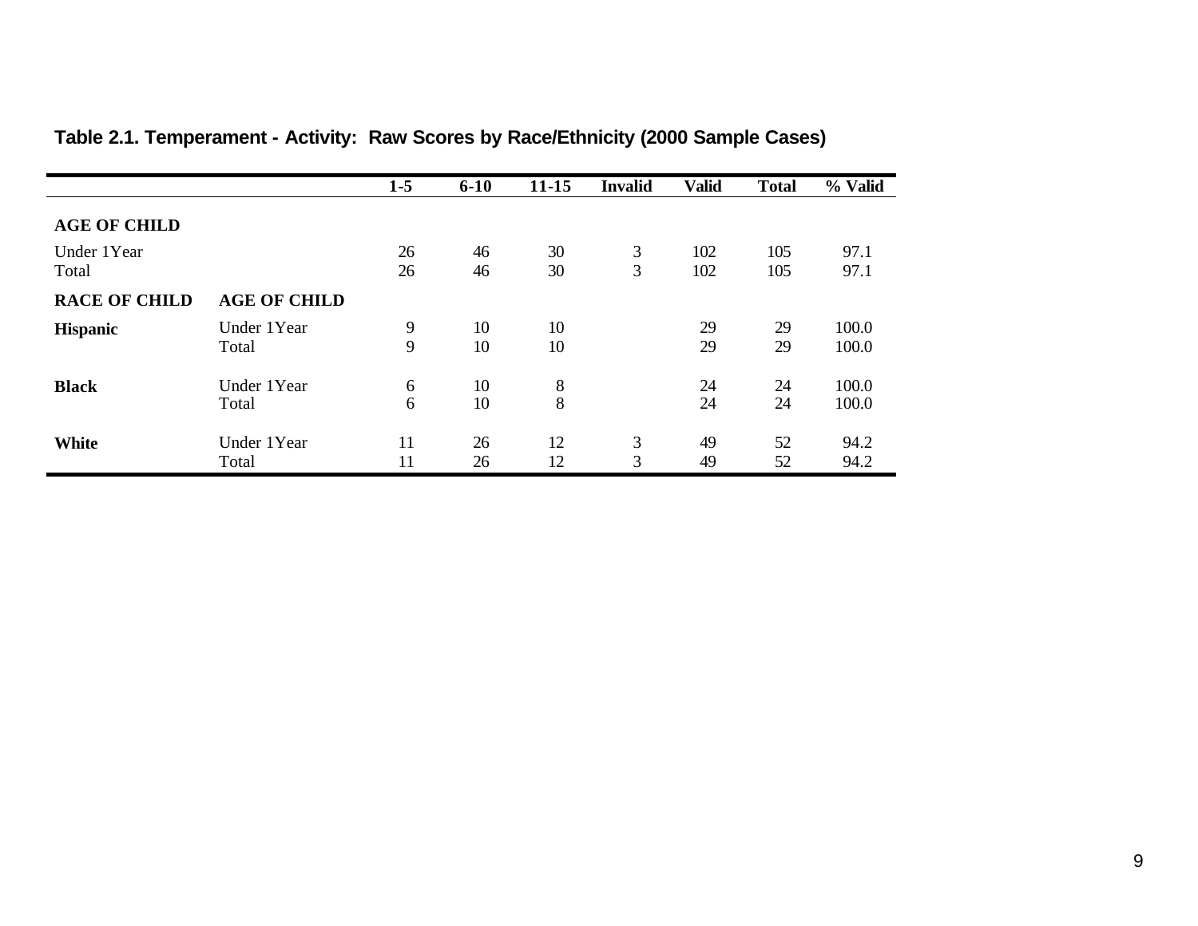**Table 2.1. Temperament - Activity: Raw Scores by Race/Ethnicity (2000 Sample Cases)**

| | | 1-5 | 6-10 | 11-15 | Invalid | Valid | Total | % Valid |
|---|---|---|---|---|---|---|---|---|
| **AGE OF CHILD** | | | | | | | | |
| Under 1Year | | 26 | 46 | 30 | 3 | 102 | 105 | 97.1 |
| Total | | 26 | 46 | 30 | 3 | 102 | 105 | 97.1 |
| **RACE OF CHILD** | **AGE OF CHILD** | | | | | | | |
| **Hispanic** | Under 1Year | 9 | 10 | 10 | | 29 | 29 | 100.0 |
| | Total | 9 | 10 | 10 | | 29 | 29 | 100.0 |
| **Black** | Under 1Year | 6 | 10 | 8 | | 24 | 24 | 100.0 |
| | Total | 6 | 10 | 8 | | 24 | 24 | 100.0 |
| **White** | Under 1Year | 11 | 26 | 12 | 3 | 49 | 52 | 94.2 |
| | Total | 11 | 26 | 12 | 3 | 49 | 52 | 94.2 |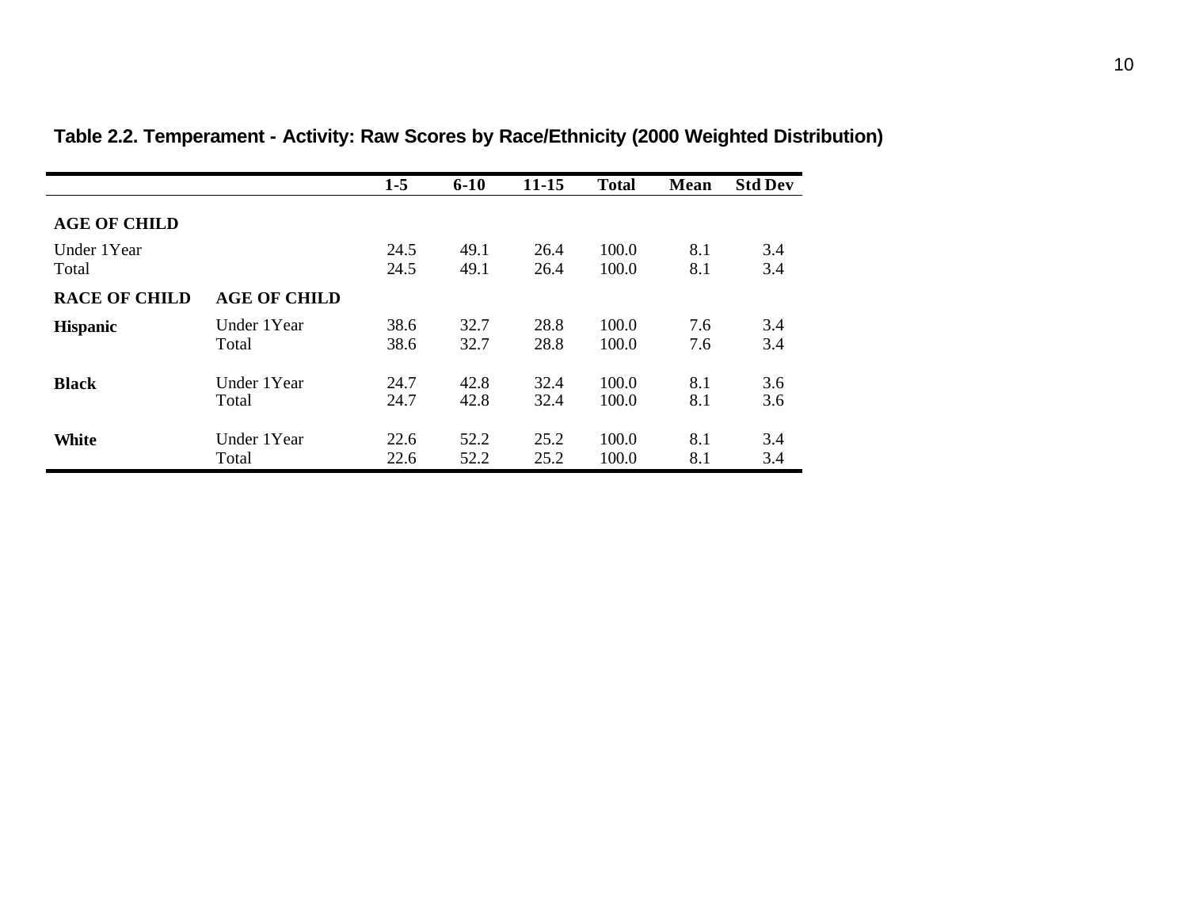## Table 2.2. Temperament - Activity: Raw Scores by Race/Ethnicity (2000 Weighted Distribution)

| | | 1-5 | 6-10 | 11-15 | Total | Mean | Std Dev |
|---|---|---|---|---|---|---|---|
| **AGE OF CHILD** | | | | | | | |
| Under 1Year | | 24.5 | 49.1 | 26.4 | 100.0 | 8.1 | 3.4 |
| Total | | 24.5 | 49.1 | 26.4 | 100.0 | 8.1 | 3.4 |
| **RACE OF CHILD** | **AGE OF CHILD** | | | | | | |
| **Hispanic** | Under 1Year | 38.6 | 32.7 | 28.8 | 100.0 | 7.6 | 3.4 |
| | Total | 38.6 | 32.7 | 28.8 | 100.0 | 7.6 | 3.4 |
| **Black** | Under 1Year | 24.7 | 42.8 | 32.4 | 100.0 | 8.1 | 3.6 |
| | Total | 24.7 | 42.8 | 32.4 | 100.0 | 8.1 | 3.6 |
| **White** | Under 1Year | 22.6 | 52.2 | 25.2 | 100.0 | 8.1 | 3.4 |
| | Total | 22.6 | 52.2 | 25.2 | 100.0 | 8.1 | 3.4 |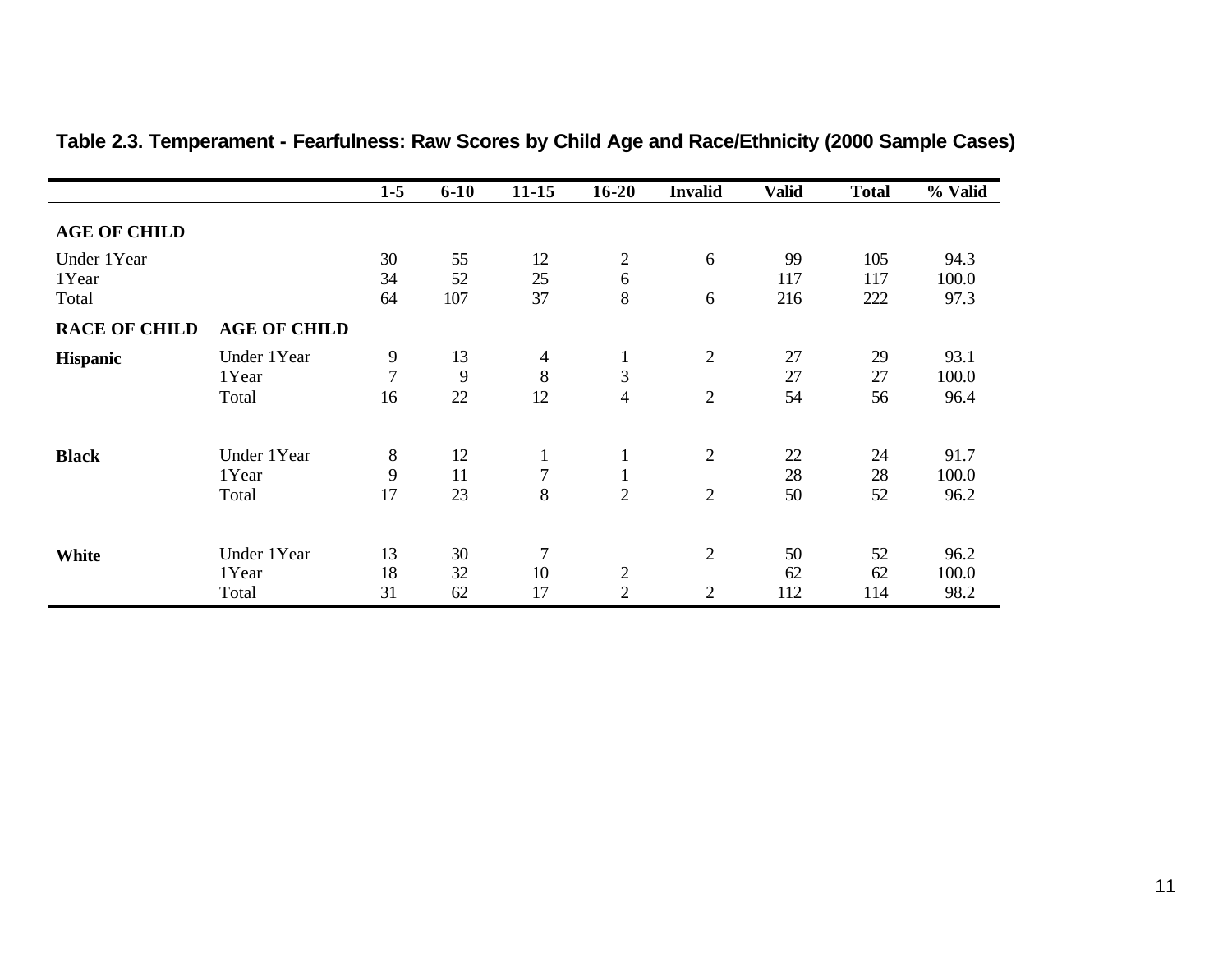**Table 2.3. Temperament - Fearfulness: Raw Scores by Child Age and Race/Ethnicity (2000 Sample Cases)**

| | | 1-5 | 6-10 | 11-15 | 16-20 | Invalid | Valid | Total | % Valid |
|---|---|---|---|---|---|---|---|---|---|
| **AGE OF CHILD** | | | | | | | | | |
| Under 1Year | | 30 | 55 | 12 | 2 | 6 | 99 | 105 | 94.3 |
| 1Year | | 34 | 52 | 25 | 6 | | 117 | 117 | 100.0 |
| Total | | 64 | 107 | 37 | 8 | 6 | 216 | 222 | 97.3 |
| **RACE OF CHILD** | **AGE OF CHILD** | | | | | | | | |
| **Hispanic** | Under 1Year | 9 | 13 | 4 | 1 | 2 | 27 | 29 | 93.1 |
| | 1Year | 7 | 9 | 8 | 3 | | 27 | 27 | 100.0 |
| | Total | 16 | 22 | 12 | 4 | 2 | 54 | 56 | 96.4 |
| **Black** | Under 1Year | 8 | 12 | 1 | 1 | 2 | 22 | 24 | 91.7 |
| | 1Year | 9 | 11 | 7 | 1 | | 28 | 28 | 100.0 |
| | Total | 17 | 23 | 8 | 2 | 2 | 50 | 52 | 96.2 |
| **White** | Under 1Year | 13 | 30 | 7 | | 2 | 50 | 52 | 96.2 |
| | 1Year | 18 | 32 | 10 | 2 | | 62 | 62 | 100.0 |
| | Total | 31 | 62 | 17 | 2 | 2 | 112 | 114 | 98.2 |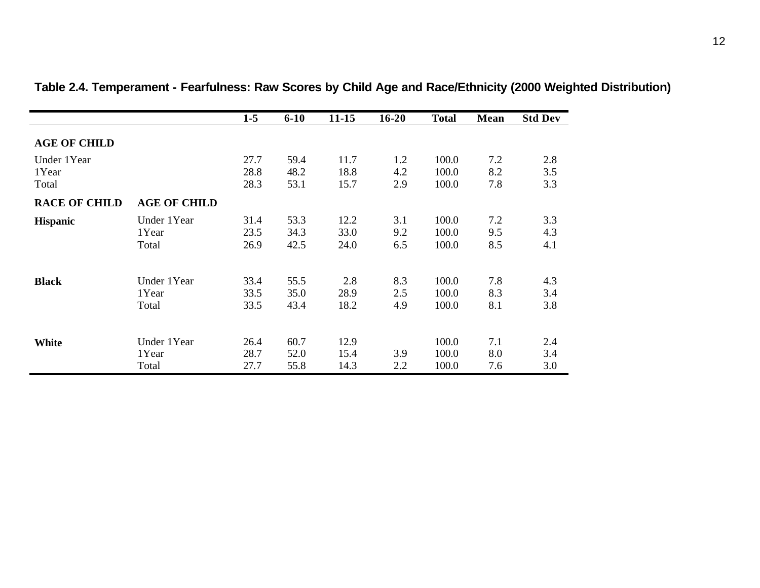## Table 2.4. Temperament - Fearfulness: Raw Scores by Child Age and Race/Ethnicity (2000 Weighted Distribution)

| | | 1-5 | 6-10 | 11-15 | 16-20 | Total | Mean | Std Dev |
|---|---|---|---|---|---|---|---|---|
| **AGE OF CHILD** | | | | | | | | |
| Under 1Year | | 27.7 | 59.4 | 11.7 | 1.2 | 100.0 | 7.2 | 2.8 |
| 1Year | | 28.8 | 48.2 | 18.8 | 4.2 | 100.0 | 8.2 | 3.5 |
| Total | | 28.3 | 53.1 | 15.7 | 2.9 | 100.0 | 7.8 | 3.3 |
| **RACE OF CHILD** | **AGE OF CHILD** | | | | | | | |
| **Hispanic** | Under 1Year | 31.4 | 53.3 | 12.2 | 3.1 | 100.0 | 7.2 | 3.3 |
| | 1Year | 23.5 | 34.3 | 33.0 | 9.2 | 100.0 | 9.5 | 4.3 |
| | Total | 26.9 | 42.5 | 24.0 | 6.5 | 100.0 | 8.5 | 4.1 |
| **Black** | Under 1Year | 33.4 | 55.5 | 2.8 | 8.3 | 100.0 | 7.8 | 4.3 |
| | 1Year | 33.5 | 35.0 | 28.9 | 2.5 | 100.0 | 8.3 | 3.4 |
| | Total | 33.5 | 43.4 | 18.2 | 4.9 | 100.0 | 8.1 | 3.8 |
| **White** | Under 1Year | 26.4 | 60.7 | 12.9 | | 100.0 | 7.1 | 2.4 |
| | 1Year | 28.7 | 52.0 | 15.4 | 3.9 | 100.0 | 8.0 | 3.4 |
| | Total | 27.7 | 55.8 | 14.3 | 2.2 | 100.0 | 7.6 | 3.0 |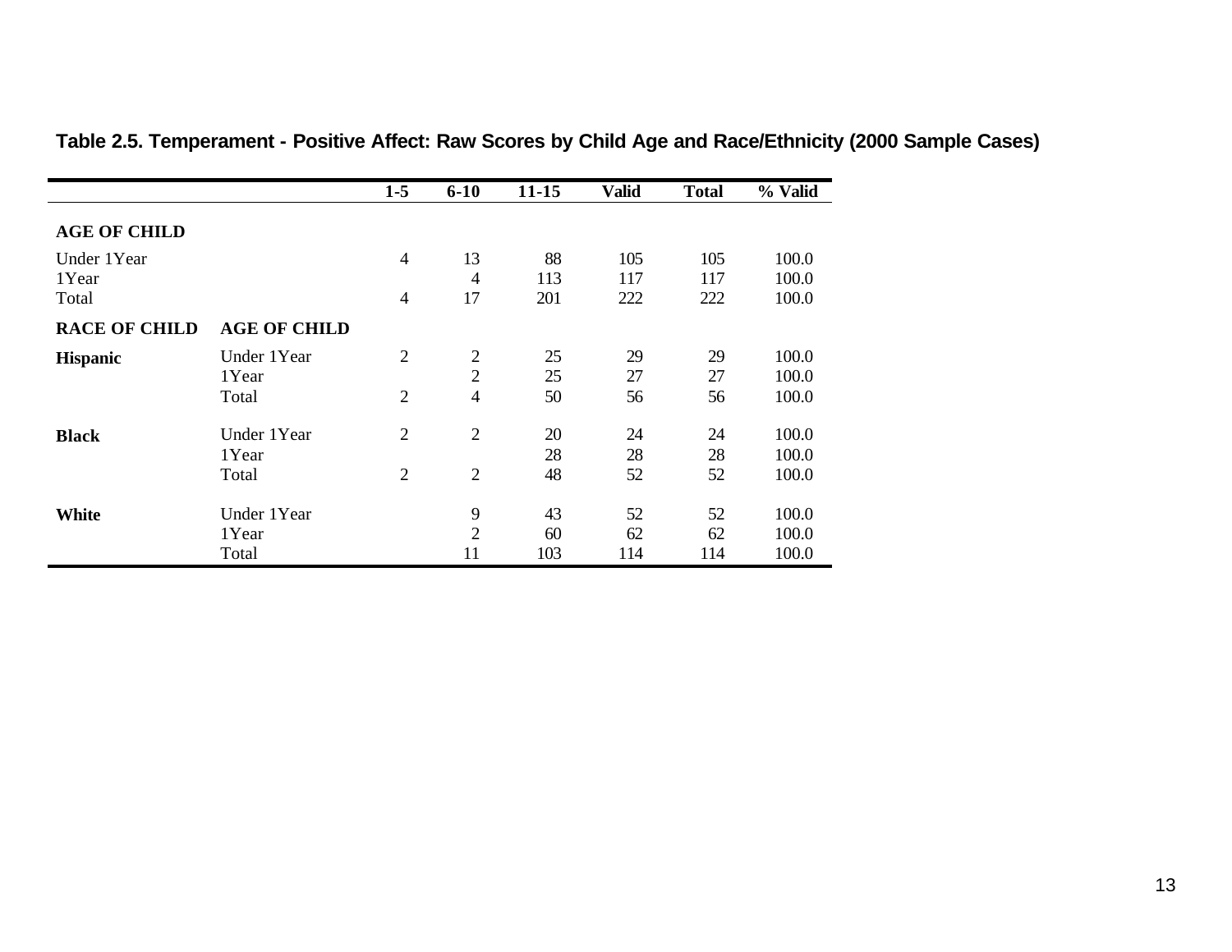## Table 2.5. Temperament - Positive Affect: Raw Scores by Child Age and Race/Ethnicity (2000 Sample Cases)

| | | 1-5 | 6-10 | 11-15 | Valid | Total | % Valid |
|---|---|---|---|---|---|---|---|
| **AGE OF CHILD** | | | | | | | |
| Under 1Year | | 4 | 13 | 88 | 105 | 105 | 100.0 |
| 1Year | | | 4 | 113 | 117 | 117 | 100.0 |
| Total | | 4 | 17 | 201 | 222 | 222 | 100.0 |
| **RACE OF CHILD** | **AGE OF CHILD** | | | | | | |
| **Hispanic** | Under 1Year | 2 | 2 | 25 | 29 | 29 | 100.0 |
| | 1Year | | 2 | 25 | 27 | 27 | 100.0 |
| | Total | 2 | 4 | 50 | 56 | 56 | 100.0 |
| **Black** | Under 1Year | 2 | 2 | 20 | 24 | 24 | 100.0 |
| | 1Year | | | 28 | 28 | 28 | 100.0 |
| | Total | 2 | 2 | 48 | 52 | 52 | 100.0 |
| **White** | Under 1Year | | 9 | 43 | 52 | 52 | 100.0 |
| | 1Year | | 2 | 60 | 62 | 62 | 100.0 |
| | Total | | 11 | 103 | 114 | 114 | 100.0 |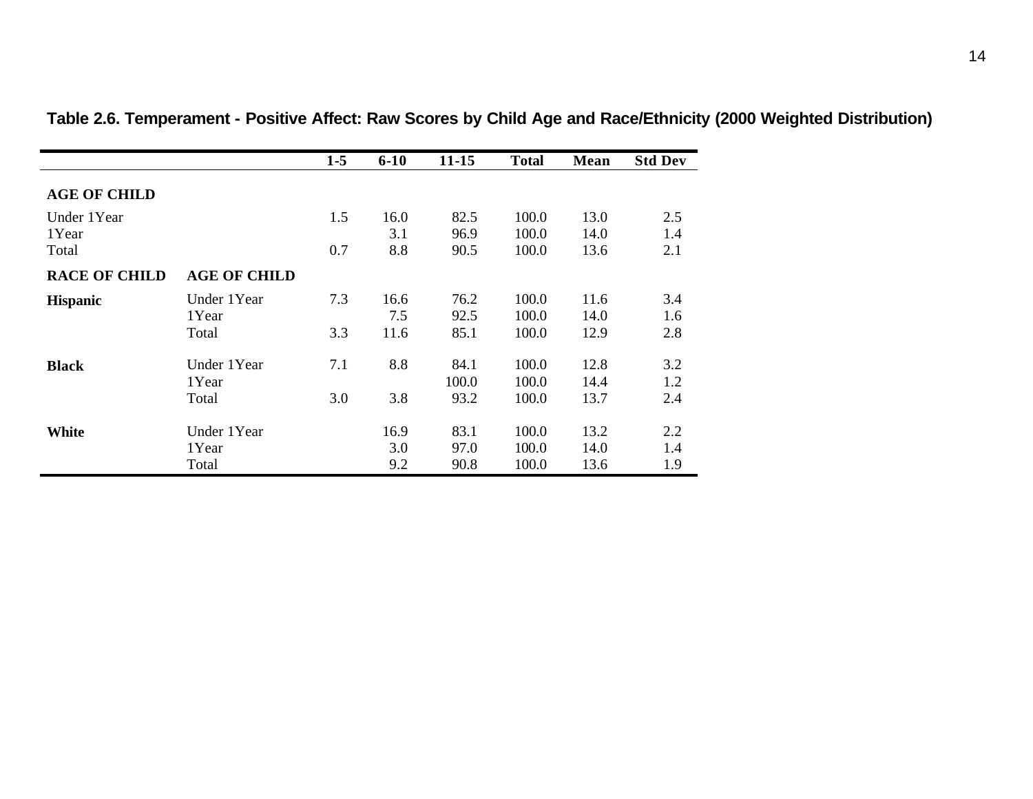## Table 2.6. Temperament - Positive Affect: Raw Scores by Child Age and Race/Ethnicity (2000 Weighted Distribution)

| | | 1-5 | 6-10 | 11-15 | Total | Mean | Std Dev |
|---|---|---|---|---|---|---|---|
| **AGE OF CHILD** | | | | | | | |
| Under 1Year | | 1.5 | 16.0 | 82.5 | 100.0 | 13.0 | 2.5 |
| 1Year | | | 3.1 | 96.9 | 100.0 | 14.0 | 1.4 |
| Total | | 0.7 | 8.8 | 90.5 | 100.0 | 13.6 | 2.1 |
| **RACE OF CHILD** | **AGE OF CHILD** | | | | | | |
| **Hispanic** | Under 1Year | 7.3 | 16.6 | 76.2 | 100.0 | 11.6 | 3.4 |
| | 1Year | | 7.5 | 92.5 | 100.0 | 14.0 | 1.6 |
| | Total | 3.3 | 11.6 | 85.1 | 100.0 | 12.9 | 2.8 |
| **Black** | Under 1Year | 7.1 | 8.8 | 84.1 | 100.0 | 12.8 | 3.2 |
| | 1Year | | | 100.0 | 100.0 | 14.4 | 1.2 |
| | Total | 3.0 | 3.8 | 93.2 | 100.0 | 13.7 | 2.4 |
| **White** | Under 1Year | | 16.9 | 83.1 | 100.0 | 13.2 | 2.2 |
| | 1Year | | 3.0 | 97.0 | 100.0 | 14.0 | 1.4 |
| | Total | | 9.2 | 90.8 | 100.0 | 13.6 | 1.9 |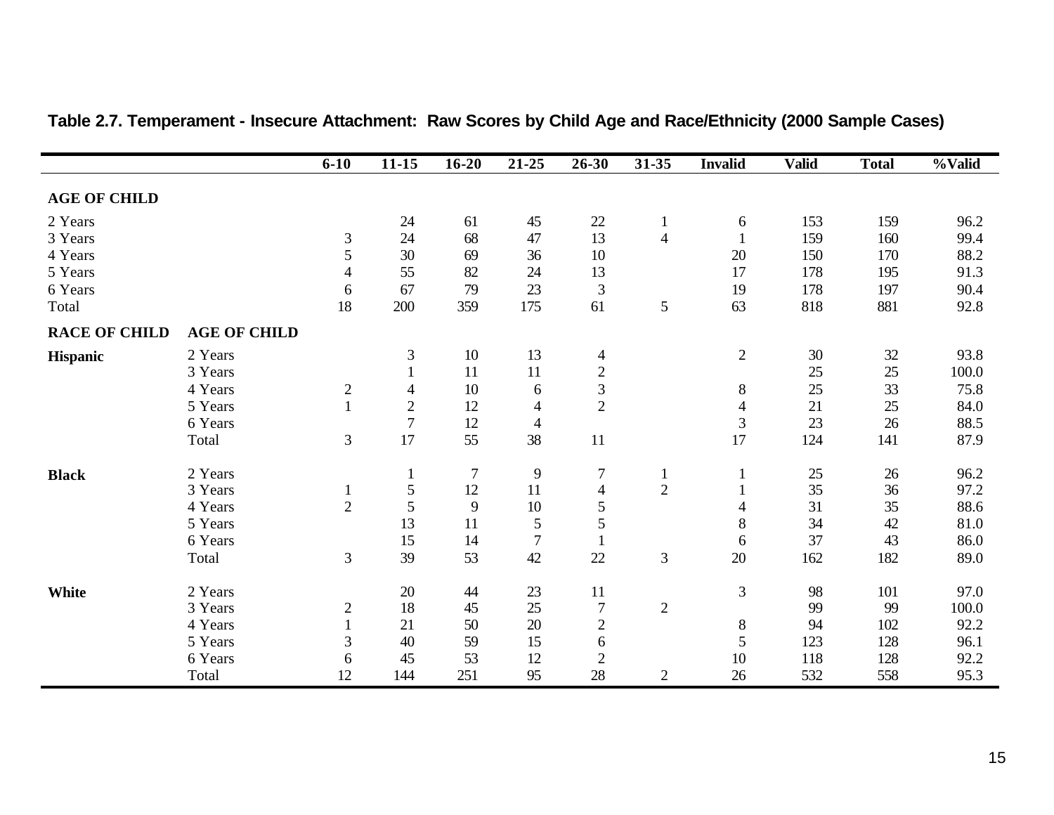**Table 2.7. Temperament - Insecure Attachment: Raw Scores by Child Age and Race/Ethnicity (2000 Sample Cases)**

| | | 6-10 | 11-15 | 16-20 | 21-25 | 26-30 | 31-35 | Invalid | Valid | Total | %Valid |
|---|---|---|---|---|---|---|---|---|---|---|---|
| **AGE OF CHILD** | | | | | | | | | | | |
| 2 Years | | | 24 | 61 | 45 | 22 | 1 | 6 | 153 | 159 | 96.2 |
| 3 Years | | 3 | 24 | 68 | 47 | 13 | 4 | 1 | 159 | 160 | 99.4 |
| 4 Years | | 5 | 30 | 69 | 36 | 10 | | 20 | 150 | 170 | 88.2 |
| 5 Years | | 4 | 55 | 82 | 24 | 13 | | 17 | 178 | 195 | 91.3 |
| 6 Years | | 6 | 67 | 79 | 23 | 3 | | 19 | 178 | 197 | 90.4 |
| Total | | 18 | 200 | 359 | 175 | 61 | 5 | 63 | 818 | 881 | 92.8 |
| **RACE OF CHILD** | **AGE OF CHILD** | | | | | | | | | | |
| **Hispanic** | 2 Years | | 3 | 10 | 13 | 4 | | 2 | 30 | 32 | 93.8 |
| | 3 Years | | 1 | 11 | 11 | 2 | | | 25 | 25 | 100.0 |
| | 4 Years | 2 | 4 | 10 | 6 | 3 | | 8 | 25 | 33 | 75.8 |
| | 5 Years | 1 | 2 | 12 | 4 | 2 | | 4 | 21 | 25 | 84.0 |
| | 6 Years | | 7 | 12 | 4 | | | 3 | 23 | 26 | 88.5 |
| | Total | 3 | 17 | 55 | 38 | 11 | | 17 | 124 | 141 | 87.9 |
| **Black** | 2 Years | | 1 | 7 | 9 | 7 | 1 | 1 | 25 | 26 | 96.2 |
| | 3 Years | 1 | 5 | 12 | 11 | 4 | 2 | 1 | 35 | 36 | 97.2 |
| | 4 Years | 2 | 5 | 9 | 10 | 5 | | 4 | 31 | 35 | 88.6 |
| | 5 Years | | 13 | 11 | 5 | 5 | | 8 | 34 | 42 | 81.0 |
| | 6 Years | | 15 | 14 | 7 | 1 | | 6 | 37 | 43 | 86.0 |
| | Total | 3 | 39 | 53 | 42 | 22 | 3 | 20 | 162 | 182 | 89.0 |
| **White** | 2 Years | | 20 | 44 | 23 | 11 | | 3 | 98 | 101 | 97.0 |
| | 3 Years | 2 | 18 | 45 | 25 | 7 | 2 | | 99 | 99 | 100.0 |
| | 4 Years | 1 | 21 | 50 | 20 | 2 | | 8 | 94 | 102 | 92.2 |
| | 5 Years | 3 | 40 | 59 | 15 | 6 | | 5 | 123 | 128 | 96.1 |
| | 6 Years | 6 | 45 | 53 | 12 | 2 | | 10 | 118 | 128 | 92.2 |
| | Total | 12 | 144 | 251 | 95 | 28 | 2 | 26 | 532 | 558 | 95.3 |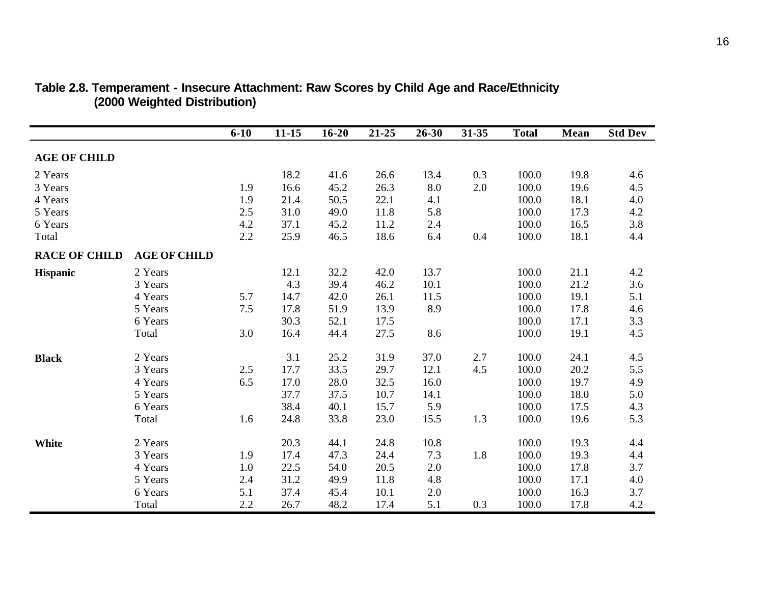**Table 2.8. Temperament - Insecure Attachment: Raw Scores by Child Age and Race/Ethnicity (2000 Weighted Distribution)**

| | | 6-10 | 11-15 | 16-20 | 21-25 | 26-30 | 31-35 | Total | Mean | Std Dev |
|---|---|---|---|---|---|---|---|---|---|---|
| **AGE OF CHILD** | | | | | | | | | | |
| 2 Years | | | 18.2 | 41.6 | 26.6 | 13.4 | 0.3 | 100.0 | 19.8 | 4.6 |
| 3 Years | | 1.9 | 16.6 | 45.2 | 26.3 | 8.0 | 2.0 | 100.0 | 19.6 | 4.5 |
| 4 Years | | 1.9 | 21.4 | 50.5 | 22.1 | 4.1 | | 100.0 | 18.1 | 4.0 |
| 5 Years | | 2.5 | 31.0 | 49.0 | 11.8 | 5.8 | | 100.0 | 17.3 | 4.2 |
| 6 Years | | 4.2 | 37.1 | 45.2 | 11.2 | 2.4 | | 100.0 | 16.5 | 3.8 |
| Total | | 2.2 | 25.9 | 46.5 | 18.6 | 6.4 | 0.4 | 100.0 | 18.1 | 4.4 |
| **RACE OF CHILD** | **AGE OF CHILD** | | | | | | | | | |
| **Hispanic** | 2 Years | | 12.1 | 32.2 | 42.0 | 13.7 | | 100.0 | 21.1 | 4.2 |
| | 3 Years | | 4.3 | 39.4 | 46.2 | 10.1 | | 100.0 | 21.2 | 3.6 |
| | 4 Years | 5.7 | 14.7 | 42.0 | 26.1 | 11.5 | | 100.0 | 19.1 | 5.1 |
| | 5 Years | 7.5 | 17.8 | 51.9 | 13.9 | 8.9 | | 100.0 | 17.8 | 4.6 |
| | 6 Years | | 30.3 | 52.1 | 17.5 | | | 100.0 | 17.1 | 3.3 |
| | Total | 3.0 | 16.4 | 44.4 | 27.5 | 8.6 | | 100.0 | 19.1 | 4.5 |
| **Black** | 2 Years | | 3.1 | 25.2 | 31.9 | 37.0 | 2.7 | 100.0 | 24.1 | 4.5 |
| | 3 Years | 2.5 | 17.7 | 33.5 | 29.7 | 12.1 | 4.5 | 100.0 | 20.2 | 5.5 |
| | 4 Years | 6.5 | 17.0 | 28.0 | 32.5 | 16.0 | | 100.0 | 19.7 | 4.9 |
| | 5 Years | | 37.7 | 37.5 | 10.7 | 14.1 | | 100.0 | 18.0 | 5.0 |
| | 6 Years | | 38.4 | 40.1 | 15.7 | 5.9 | | 100.0 | 17.5 | 4.3 |
| | Total | 1.6 | 24.8 | 33.8 | 23.0 | 15.5 | 1.3 | 100.0 | 19.6 | 5.3 |
| **White** | 2 Years | | 20.3 | 44.1 | 24.8 | 10.8 | | 100.0 | 19.3 | 4.4 |
| | 3 Years | 1.9 | 17.4 | 47.3 | 24.4 | 7.3 | 1.8 | 100.0 | 19.3 | 4.4 |
| | 4 Years | 1.0 | 22.5 | 54.0 | 20.5 | 2.0 | | 100.0 | 17.8 | 3.7 |
| | 5 Years | 2.4 | 31.2 | 49.9 | 11.8 | 4.8 | | 100.0 | 17.1 | 4.0 |
| | 6 Years | 5.1 | 37.4 | 45.4 | 10.1 | 2.0 | | 100.0 | 16.3 | 3.7 |
| | Total | 2.2 | 26.7 | 48.2 | 17.4 | 5.1 | 0.3 | 100.0 | 17.8 | 4.2 |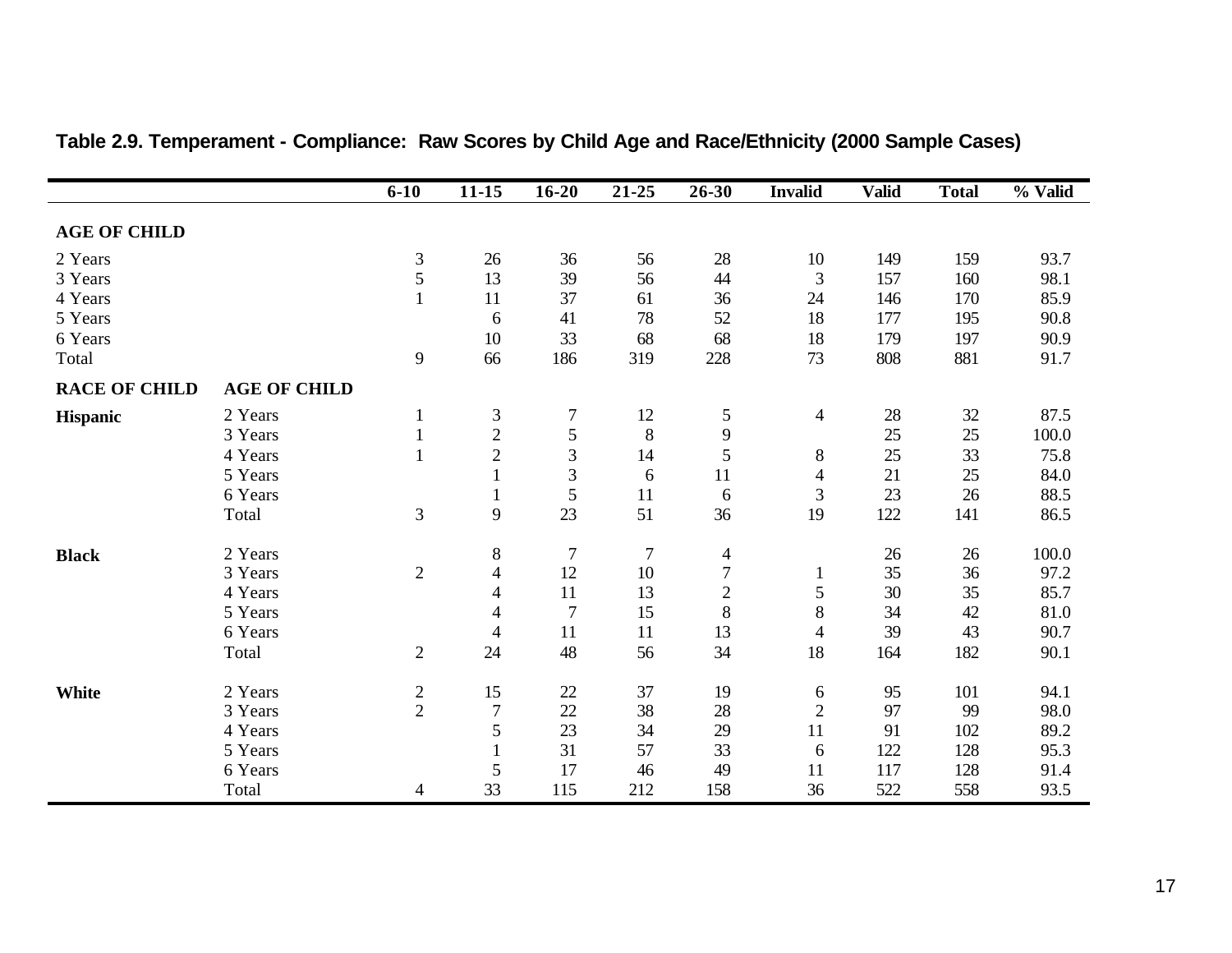## Table 2.9. Temperament - Compliance: Raw Scores by Child Age and Race/Ethnicity (2000 Sample Cases)

| | | 6-10 | 11-15 | 16-20 | 21-25 | 26-30 | Invalid | Valid | Total | % Valid |
|---|---|---|---|---|---|---|---|---|---|---|
| **AGE OF CHILD** | | | | | | | | | | |
| 2 Years | | 3 | 26 | 36 | 56 | 28 | 10 | 149 | 159 | 93.7 |
| 3 Years | | 5 | 13 | 39 | 56 | 44 | 3 | 157 | 160 | 98.1 |
| 4 Years | | 1 | 11 | 37 | 61 | 36 | 24 | 146 | 170 | 85.9 |
| 5 Years | | | 6 | 41 | 78 | 52 | 18 | 177 | 195 | 90.8 |
| 6 Years | | | 10 | 33 | 68 | 68 | 18 | 179 | 197 | 90.9 |
| Total | | 9 | 66 | 186 | 319 | 228 | 73 | 808 | 881 | 91.7 |
| **RACE OF CHILD** | **AGE OF CHILD** | | | | | | | | | |
| **Hispanic** | 2 Years | 1 | 3 | 7 | 12 | 5 | 4 | 28 | 32 | 87.5 |
| | 3 Years | 1 | 2 | 5 | 8 | 9 | | 25 | 25 | 100.0 |
| | 4 Years | 1 | 2 | 3 | 14 | 5 | 8 | 25 | 33 | 75.8 |
| | 5 Years | | 1 | 3 | 6 | 11 | 4 | 21 | 25 | 84.0 |
| | 6 Years | | 1 | 5 | 11 | 6 | 3 | 23 | 26 | 88.5 |
| | Total | 3 | 9 | 23 | 51 | 36 | 19 | 122 | 141 | 86.5 |
| **Black** | 2 Years | | 8 | 7 | 7 | 4 | | 26 | 26 | 100.0 |
| | 3 Years | 2 | 4 | 12 | 10 | 7 | 1 | 35 | 36 | 97.2 |
| | 4 Years | | 4 | 11 | 13 | 2 | 5 | 30 | 35 | 85.7 |
| | 5 Years | | 4 | 7 | 15 | 8 | 8 | 34 | 42 | 81.0 |
| | 6 Years | | 4 | 11 | 11 | 13 | 4 | 39 | 43 | 90.7 |
| | Total | 2 | 24 | 48 | 56 | 34 | 18 | 164 | 182 | 90.1 |
| **White** | 2 Years | 2 | 15 | 22 | 37 | 19 | 6 | 95 | 101 | 94.1 |
| | 3 Years | 2 | 7 | 22 | 38 | 28 | 2 | 97 | 99 | 98.0 |
| | 4 Years | | 5 | 23 | 34 | 29 | 11 | 91 | 102 | 89.2 |
| | 5 Years | | 1 | 31 | 57 | 33 | 6 | 122 | 128 | 95.3 |
| | 6 Years | | 5 | 17 | 46 | 49 | 11 | 117 | 128 | 91.4 |
| | Total | 4 | 33 | 115 | 212 | 158 | 36 | 522 | 558 | 93.5 |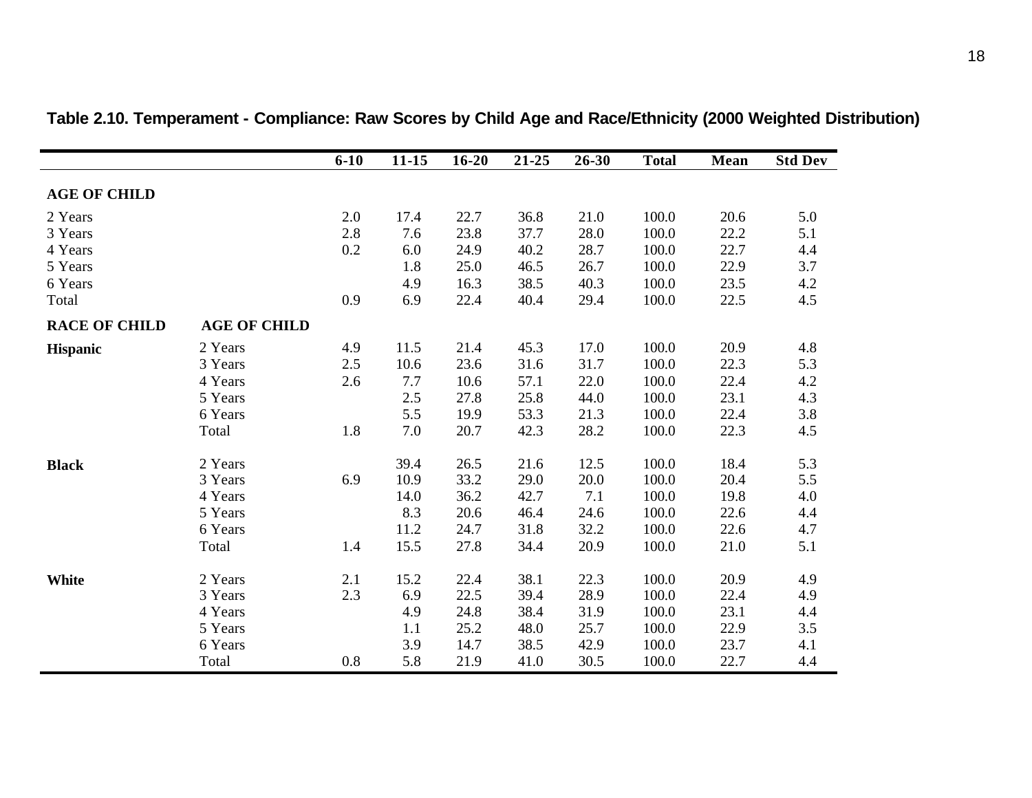**Table 2.10. Temperament - Compliance: Raw Scores by Child Age and Race/Ethnicity (2000 Weighted Distribution)**

| | | 6-10 | 11-15 | 16-20 | 21-25 | 26-30 | Total | Mean | Std Dev |
|---|---|---|---|---|---|---|---|---|---|
| **AGE OF CHILD** | | | | | | | | | |
| 2 Years | | 2.0 | 17.4 | 22.7 | 36.8 | 21.0 | 100.0 | 20.6 | 5.0 |
| 3 Years | | 2.8 | 7.6 | 23.8 | 37.7 | 28.0 | 100.0 | 22.2 | 5.1 |
| 4 Years | | 0.2 | 6.0 | 24.9 | 40.2 | 28.7 | 100.0 | 22.7 | 4.4 |
| 5 Years | | | 1.8 | 25.0 | 46.5 | 26.7 | 100.0 | 22.9 | 3.7 |
| 6 Years | | | 4.9 | 16.3 | 38.5 | 40.3 | 100.0 | 23.5 | 4.2 |
| Total | | 0.9 | 6.9 | 22.4 | 40.4 | 29.4 | 100.0 | 22.5 | 4.5 |
| **RACE OF CHILD** | **AGE OF CHILD** | | | | | | | | |
| **Hispanic** | 2 Years | 4.9 | 11.5 | 21.4 | 45.3 | 17.0 | 100.0 | 20.9 | 4.8 |
| | 3 Years | 2.5 | 10.6 | 23.6 | 31.6 | 31.7 | 100.0 | 22.3 | 5.3 |
| | 4 Years | 2.6 | 7.7 | 10.6 | 57.1 | 22.0 | 100.0 | 22.4 | 4.2 |
| | 5 Years | | 2.5 | 27.8 | 25.8 | 44.0 | 100.0 | 23.1 | 4.3 |
| | 6 Years | | 5.5 | 19.9 | 53.3 | 21.3 | 100.0 | 22.4 | 3.8 |
| | Total | 1.8 | 7.0 | 20.7 | 42.3 | 28.2 | 100.0 | 22.3 | 4.5 |
| **Black** | 2 Years | | 39.4 | 26.5 | 21.6 | 12.5 | 100.0 | 18.4 | 5.3 |
| | 3 Years | 6.9 | 10.9 | 33.2 | 29.0 | 20.0 | 100.0 | 20.4 | 5.5 |
| | 4 Years | | 14.0 | 36.2 | 42.7 | 7.1 | 100.0 | 19.8 | 4.0 |
| | 5 Years | | 8.3 | 20.6 | 46.4 | 24.6 | 100.0 | 22.6 | 4.4 |
| | 6 Years | | 11.2 | 24.7 | 31.8 | 32.2 | 100.0 | 22.6 | 4.7 |
| | Total | 1.4 | 15.5 | 27.8 | 34.4 | 20.9 | 100.0 | 21.0 | 5.1 |
| **White** | 2 Years | 2.1 | 15.2 | 22.4 | 38.1 | 22.3 | 100.0 | 20.9 | 4.9 |
| | 3 Years | 2.3 | 6.9 | 22.5 | 39.4 | 28.9 | 100.0 | 22.4 | 4.9 |
| | 4 Years | | 4.9 | 24.8 | 38.4 | 31.9 | 100.0 | 23.1 | 4.4 |
| | 5 Years | | 1.1 | 25.2 | 48.0 | 25.7 | 100.0 | 22.9 | 3.5 |
| | 6 Years | | 3.9 | 14.7 | 38.5 | 42.9 | 100.0 | 23.7 | 4.1 |
| | Total | 0.8 | 5.8 | 21.9 | 41.0 | 30.5 | 100.0 | 22.7 | 4.4 |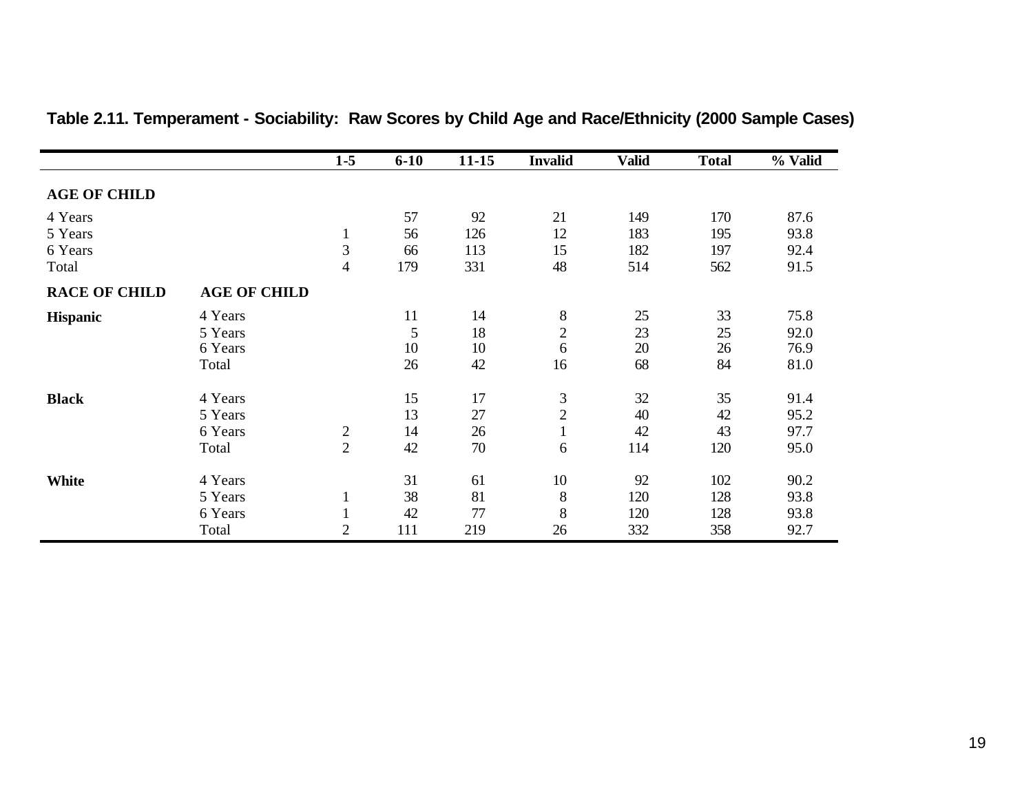**Table 2.11. Temperament - Sociability: Raw Scores by Child Age and Race/Ethnicity (2000 Sample Cases)**

| | | 1-5 | 6-10 | 11-15 | Invalid | Valid | Total | % Valid |
|---|---|---|---|---|---|---|---|---|
| **AGE OF CHILD** | | | | | | | | |
| 4 Years | | | 57 | 92 | 21 | 149 | 170 | 87.6 |
| 5 Years | | 1 | 56 | 126 | 12 | 183 | 195 | 93.8 |
| 6 Years | | 3 | 66 | 113 | 15 | 182 | 197 | 92.4 |
| Total | | 4 | 179 | 331 | 48 | 514 | 562 | 91.5 |
| **RACE OF CHILD** | **AGE OF CHILD** | | | | | | | |
| **Hispanic** | 4 Years | | 11 | 14 | 8 | 25 | 33 | 75.8 |
| | 5 Years | | 5 | 18 | 2 | 23 | 25 | 92.0 |
| | 6 Years | | 10 | 10 | 6 | 20 | 26 | 76.9 |
| | Total | | 26 | 42 | 16 | 68 | 84 | 81.0 |
| **Black** | 4 Years | | 15 | 17 | 3 | 32 | 35 | 91.4 |
| | 5 Years | | 13 | 27 | 2 | 40 | 42 | 95.2 |
| | 6 Years | 2 | 14 | 26 | 1 | 42 | 43 | 97.7 |
| | Total | 2 | 42 | 70 | 6 | 114 | 120 | 95.0 |
| **White** | 4 Years | | 31 | 61 | 10 | 92 | 102 | 90.2 |
| | 5 Years | 1 | 38 | 81 | 8 | 120 | 128 | 93.8 |
| | 6 Years | 1 | 42 | 77 | 8 | 120 | 128 | 93.8 |
| | Total | 2 | 111 | 219 | 26 | 332 | 358 | 92.7 |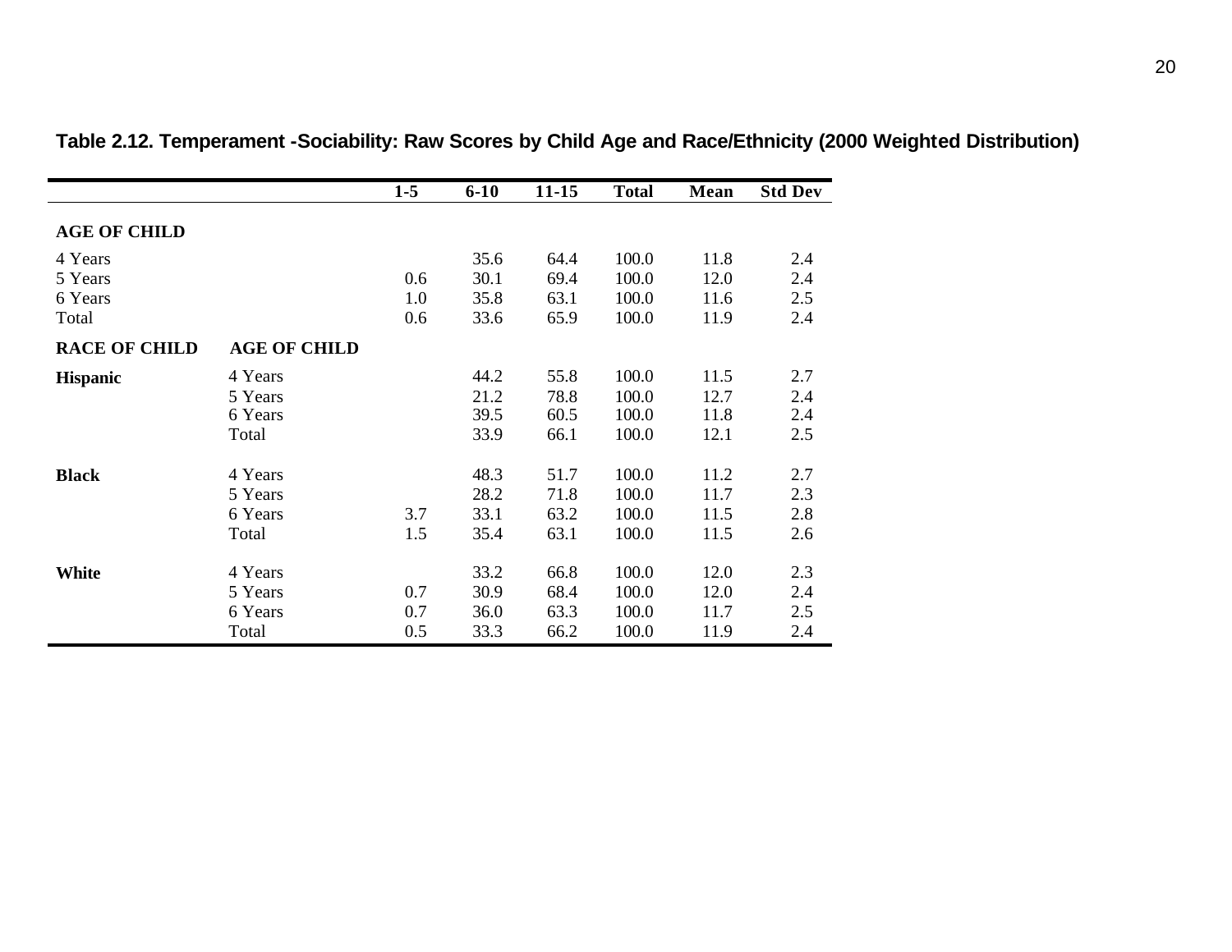**Table 2.12. Temperament -Sociability: Raw Scores by Child Age and Race/Ethnicity (2000 Weighted Distribution)**

| | | 1-5 | 6-10 | 11-15 | Total | Mean | Std Dev |
|---|---|---|---|---|---|---|---|
| **AGE OF CHILD** | | | | | | | |
| 4 Years | | | 35.6 | 64.4 | 100.0 | 11.8 | 2.4 |
| 5 Years | | 0.6 | 30.1 | 69.4 | 100.0 | 12.0 | 2.4 |
| 6 Years | | 1.0 | 35.8 | 63.1 | 100.0 | 11.6 | 2.5 |
| Total | | 0.6 | 33.6 | 65.9 | 100.0 | 11.9 | 2.4 |
| **RACE OF CHILD** | **AGE OF CHILD** | | | | | | |
| **Hispanic** | 4 Years | | 44.2 | 55.8 | 100.0 | 11.5 | 2.7 |
| | 5 Years | | 21.2 | 78.8 | 100.0 | 12.7 | 2.4 |
| | 6 Years | | 39.5 | 60.5 | 100.0 | 11.8 | 2.4 |
| | Total | | 33.9 | 66.1 | 100.0 | 12.1 | 2.5 |
| **Black** | 4 Years | | 48.3 | 51.7 | 100.0 | 11.2 | 2.7 |
| | 5 Years | | 28.2 | 71.8 | 100.0 | 11.7 | 2.3 |
| | 6 Years | 3.7 | 33.1 | 63.2 | 100.0 | 11.5 | 2.8 |
| | Total | 1.5 | 35.4 | 63.1 | 100.0 | 11.5 | 2.6 |
| **White** | 4 Years | | 33.2 | 66.8 | 100.0 | 12.0 | 2.3 |
| | 5 Years | 0.7 | 30.9 | 68.4 | 100.0 | 12.0 | 2.4 |
| | 6 Years | 0.7 | 36.0 | 63.3 | 100.0 | 11.7 | 2.5 |
| | Total | 0.5 | 33.3 | 66.2 | 100.0 | 11.9 | 2.4 |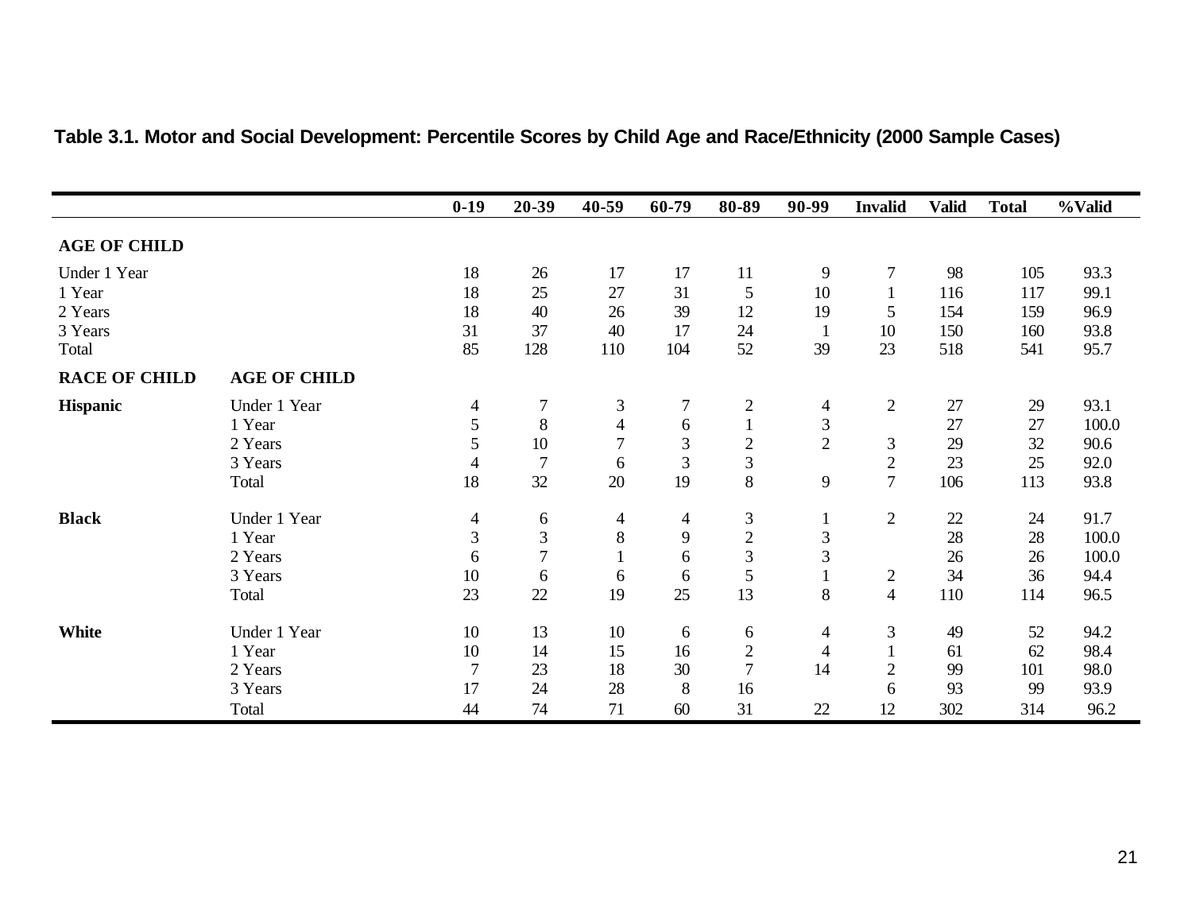## Table 3.1. Motor and Social Development: Percentile Scores by Child Age and Race/Ethnicity (2000 Sample Cases)

| | | 0-19 | 20-39 | 40-59 | 60-79 | 80-89 | 90-99 | Invalid | Valid | Total | %Valid |
|---|---|---|---|---|---|---|---|---|---|---|---|
| **AGE OF CHILD** | | | | | | | | | | | |
| Under 1 Year | | 18 | 26 | 17 | 17 | 11 | 9 | 7 | 98 | 105 | 93.3 |
| 1 Year | | 18 | 25 | 27 | 31 | 5 | 10 | 1 | 116 | 117 | 99.1 |
| 2 Years | | 18 | 40 | 26 | 39 | 12 | 19 | 5 | 154 | 159 | 96.9 |
| 3 Years | | 31 | 37 | 40 | 17 | 24 | 1 | 10 | 150 | 160 | 93.8 |
| Total | | 85 | 128 | 110 | 104 | 52 | 39 | 23 | 518 | 541 | 95.7 |
| **RACE OF CHILD** | **AGE OF CHILD** | | | | | | | | | | |
| **Hispanic** | Under 1 Year | 4 | 7 | 3 | 7 | 2 | 4 | 2 | 27 | 29 | 93.1 |
| | 1 Year | 5 | 8 | 4 | 6 | 1 | 3 | | 27 | 27 | 100.0 |
| | 2 Years | 5 | 10 | 7 | 3 | 2 | 2 | 3 | 29 | 32 | 90.6 |
| | 3 Years | 4 | 7 | 6 | 3 | 3 | | 2 | 23 | 25 | 92.0 |
| | Total | 18 | 32 | 20 | 19 | 8 | 9 | 7 | 106 | 113 | 93.8 |
| **Black** | Under 1 Year | 4 | 6 | 4 | 4 | 3 | 1 | 2 | 22 | 24 | 91.7 |
| | 1 Year | 3 | 3 | 8 | 9 | 2 | 3 | | 28 | 28 | 100.0 |
| | 2 Years | 6 | 7 | 1 | 6 | 3 | 3 | | 26 | 26 | 100.0 |
| | 3 Years | 10 | 6 | 6 | 6 | 5 | 1 | 2 | 34 | 36 | 94.4 |
| | Total | 23 | 22 | 19 | 25 | 13 | 8 | 4 | 110 | 114 | 96.5 |
| **White** | Under 1 Year | 10 | 13 | 10 | 6 | 6 | 4 | 3 | 49 | 52 | 94.2 |
| | 1 Year | 10 | 14 | 15 | 16 | 2 | 4 | 1 | 61 | 62 | 98.4 |
| | 2 Years | 7 | 23 | 18 | 30 | 7 | 14 | 2 | 99 | 101 | 98.0 |
| | 3 Years | 17 | 24 | 28 | 8 | 16 | | 6 | 93 | 99 | 93.9 |
| | Total | 44 | 74 | 71 | 60 | 31 | 22 | 12 | 302 | 314 | 96.2 |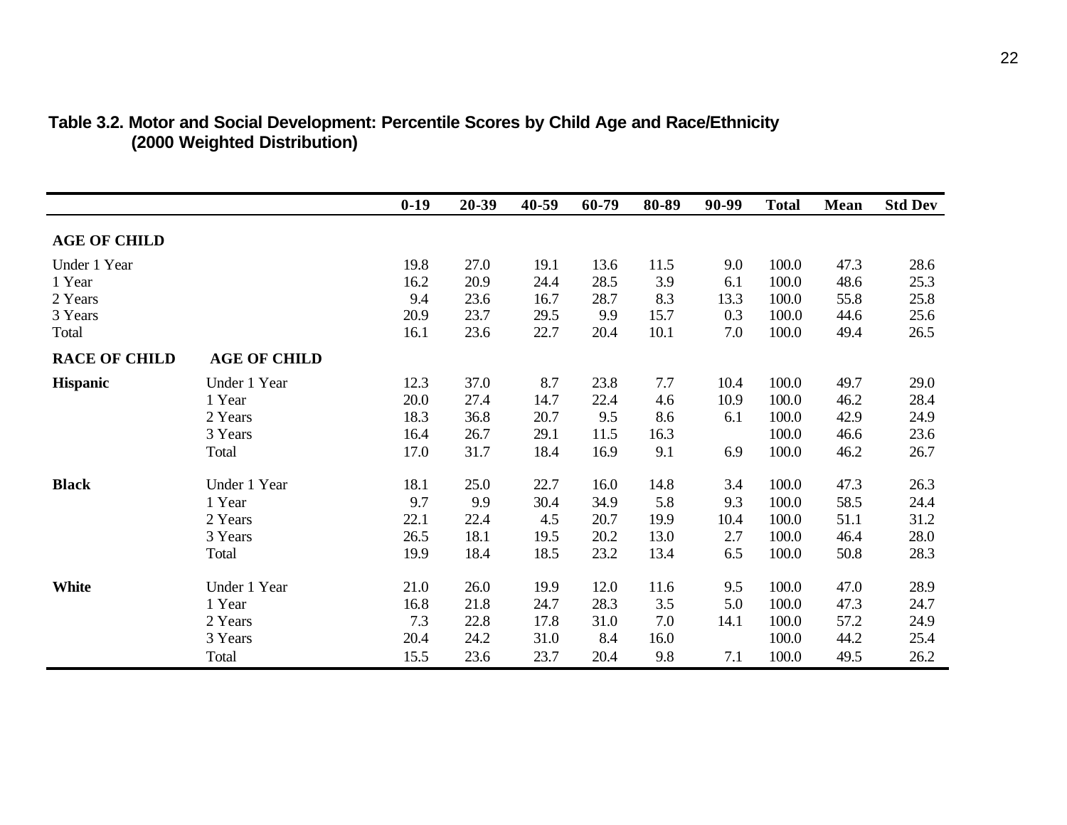**Table 3.2. Motor and Social Development: Percentile Scores by Child Age and Race/Ethnicity (2000 Weighted Distribution)**

| | | 0-19 | 20-39 | 40-59 | 60-79 | 80-89 | 90-99 | Total | Mean | Std Dev |
|---|---|---|---|---|---|---|---|---|---|---|
| **AGE OF CHILD** | | | | | | | | | | |
| Under 1 Year | | 19.8 | 27.0 | 19.1 | 13.6 | 11.5 | 9.0 | 100.0 | 47.3 | 28.6 |
| 1 Year | | 16.2 | 20.9 | 24.4 | 28.5 | 3.9 | 6.1 | 100.0 | 48.6 | 25.3 |
| 2 Years | | 9.4 | 23.6 | 16.7 | 28.7 | 8.3 | 13.3 | 100.0 | 55.8 | 25.8 |
| 3 Years | | 20.9 | 23.7 | 29.5 | 9.9 | 15.7 | 0.3 | 100.0 | 44.6 | 25.6 |
| Total | | 16.1 | 23.6 | 22.7 | 20.4 | 10.1 | 7.0 | 100.0 | 49.4 | 26.5 |
| **RACE OF CHILD** | **AGE OF CHILD** | | | | | | | | | |
| **Hispanic** | Under 1 Year | 12.3 | 37.0 | 8.7 | 23.8 | 7.7 | 10.4 | 100.0 | 49.7 | 29.0 |
| | 1 Year | 20.0 | 27.4 | 14.7 | 22.4 | 4.6 | 10.9 | 100.0 | 46.2 | 28.4 |
| | 2 Years | 18.3 | 36.8 | 20.7 | 9.5 | 8.6 | 6.1 | 100.0 | 42.9 | 24.9 |
| | 3 Years | 16.4 | 26.7 | 29.1 | 11.5 | 16.3 | | 100.0 | 46.6 | 23.6 |
| | Total | 17.0 | 31.7 | 18.4 | 16.9 | 9.1 | 6.9 | 100.0 | 46.2 | 26.7 |
| **Black** | Under 1 Year | 18.1 | 25.0 | 22.7 | 16.0 | 14.8 | 3.4 | 100.0 | 47.3 | 26.3 |
| | 1 Year | 9.7 | 9.9 | 30.4 | 34.9 | 5.8 | 9.3 | 100.0 | 58.5 | 24.4 |
| | 2 Years | 22.1 | 22.4 | 4.5 | 20.7 | 19.9 | 10.4 | 100.0 | 51.1 | 31.2 |
| | 3 Years | 26.5 | 18.1 | 19.5 | 20.2 | 13.0 | 2.7 | 100.0 | 46.4 | 28.0 |
| | Total | 19.9 | 18.4 | 18.5 | 23.2 | 13.4 | 6.5 | 100.0 | 50.8 | 28.3 |
| **White** | Under 1 Year | 21.0 | 26.0 | 19.9 | 12.0 | 11.6 | 9.5 | 100.0 | 47.0 | 28.9 |
| | 1 Year | 16.8 | 21.8 | 24.7 | 28.3 | 3.5 | 5.0 | 100.0 | 47.3 | 24.7 |
| | 2 Years | 7.3 | 22.8 | 17.8 | 31.0 | 7.0 | 14.1 | 100.0 | 57.2 | 24.9 |
| | 3 Years | 20.4 | 24.2 | 31.0 | 8.4 | 16.0 | | 100.0 | 44.2 | 25.4 |
| | Total | 15.5 | 23.6 | 23.7 | 20.4 | 9.8 | 7.1 | 100.0 | 49.5 | 26.2 |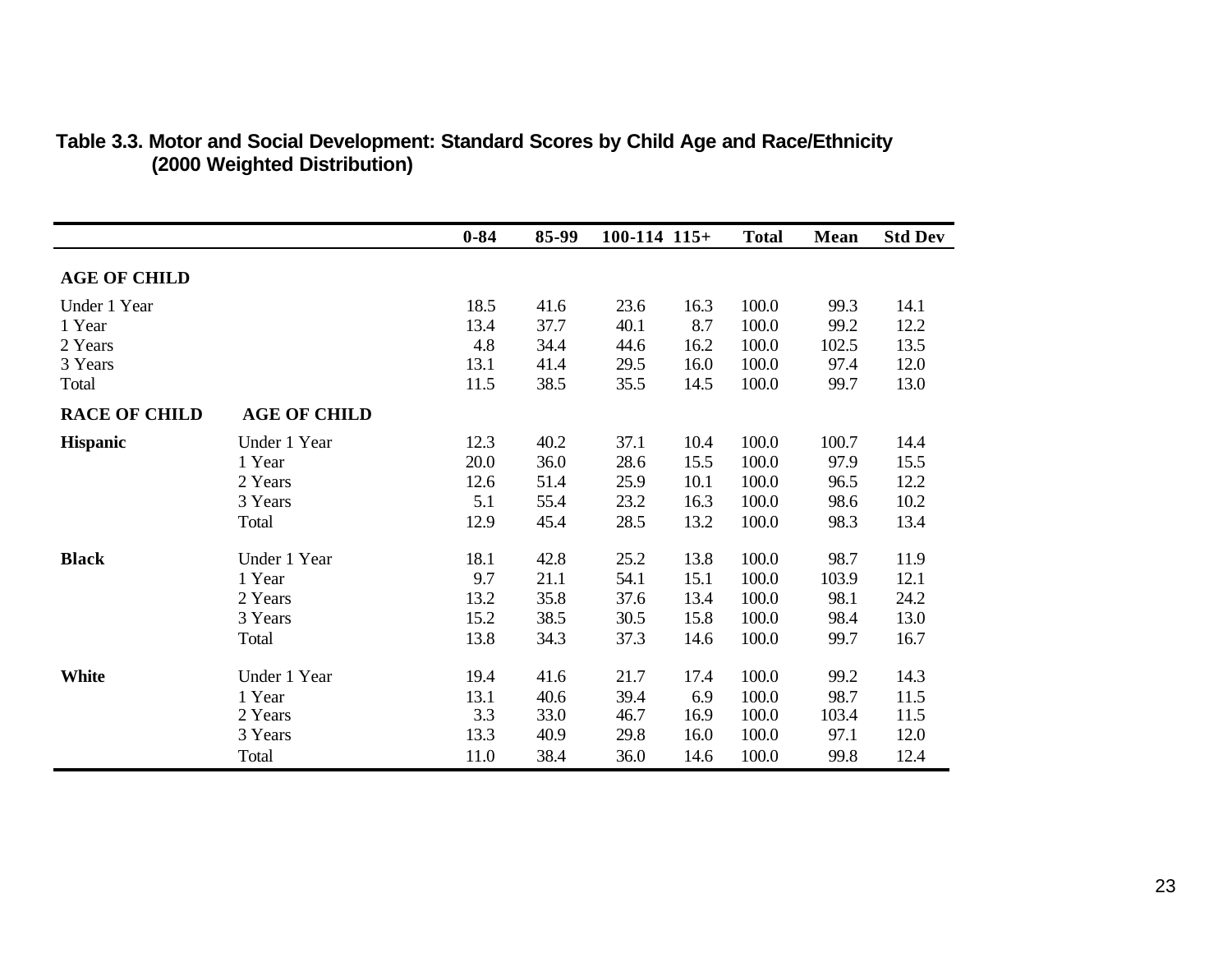**Table 3.3. Motor and Social Development: Standard Scores by Child Age and Race/Ethnicity (2000 Weighted Distribution)**

| | | 0-84 | 85-99 | 100-114 | 115+ | Total | Mean | Std Dev |
|---|---|---|---|---|---|---|---|---|
| **AGE OF CHILD** | | | | | | | | |
| Under 1 Year | | 18.5 | 41.6 | 23.6 | 16.3 | 100.0 | 99.3 | 14.1 |
| 1 Year | | 13.4 | 37.7 | 40.1 | 8.7 | 100.0 | 99.2 | 12.2 |
| 2 Years | | 4.8 | 34.4 | 44.6 | 16.2 | 100.0 | 102.5 | 13.5 |
| 3 Years | | 13.1 | 41.4 | 29.5 | 16.0 | 100.0 | 97.4 | 12.0 |
| Total | | 11.5 | 38.5 | 35.5 | 14.5 | 100.0 | 99.7 | 13.0 |
| **RACE OF CHILD** | **AGE OF CHILD** | | | | | | | |
| **Hispanic** | Under 1 Year | 12.3 | 40.2 | 37.1 | 10.4 | 100.0 | 100.7 | 14.4 |
| | 1 Year | 20.0 | 36.0 | 28.6 | 15.5 | 100.0 | 97.9 | 15.5 |
| | 2 Years | 12.6 | 51.4 | 25.9 | 10.1 | 100.0 | 96.5 | 12.2 |
| | 3 Years | 5.1 | 55.4 | 23.2 | 16.3 | 100.0 | 98.6 | 10.2 |
| | Total | 12.9 | 45.4 | 28.5 | 13.2 | 100.0 | 98.3 | 13.4 |
| **Black** | Under 1 Year | 18.1 | 42.8 | 25.2 | 13.8 | 100.0 | 98.7 | 11.9 |
| | 1 Year | 9.7 | 21.1 | 54.1 | 15.1 | 100.0 | 103.9 | 12.1 |
| | 2 Years | 13.2 | 35.8 | 37.6 | 13.4 | 100.0 | 98.1 | 24.2 |
| | 3 Years | 15.2 | 38.5 | 30.5 | 15.8 | 100.0 | 98.4 | 13.0 |
| | Total | 13.8 | 34.3 | 37.3 | 14.6 | 100.0 | 99.7 | 16.7 |
| **White** | Under 1 Year | 19.4 | 41.6 | 21.7 | 17.4 | 100.0 | 99.2 | 14.3 |
| | 1 Year | 13.1 | 40.6 | 39.4 | 6.9 | 100.0 | 98.7 | 11.5 |
| | 2 Years | 3.3 | 33.0 | 46.7 | 16.9 | 100.0 | 103.4 | 11.5 |
| | 3 Years | 13.3 | 40.9 | 29.8 | 16.0 | 100.0 | 97.1 | 12.0 |
| | Total | 11.0 | 38.4 | 36.0 | 14.6 | 100.0 | 99.8 | 12.4 |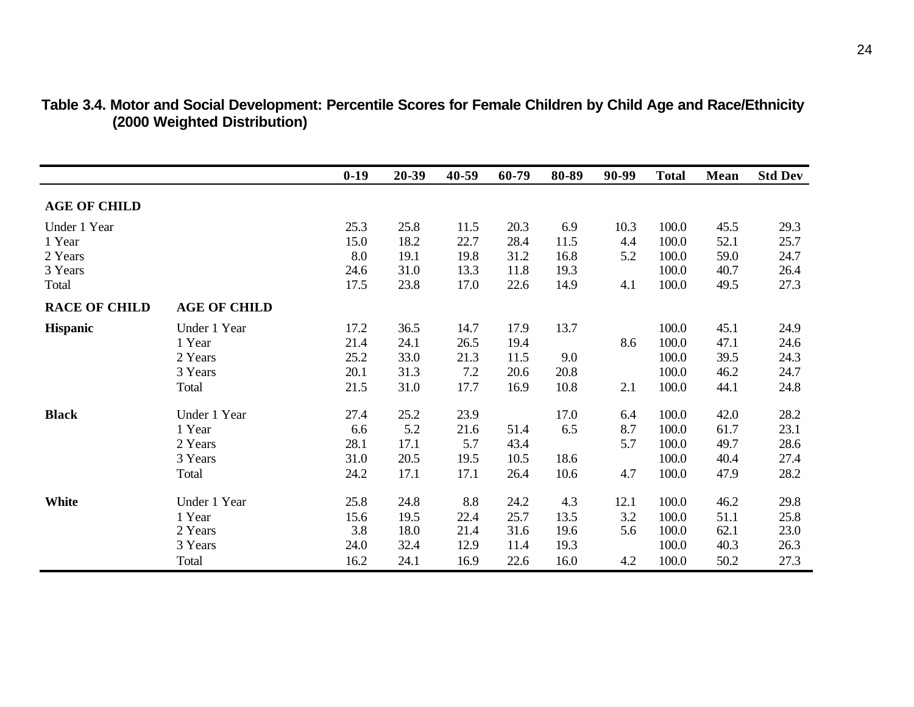**Table 3.4. Motor and Social Development: Percentile Scores for Female Children by Child Age and Race/Ethnicity (2000 Weighted Distribution)**

| | | 0-19 | 20-39 | 40-59 | 60-79 | 80-89 | 90-99 | Total | Mean | Std Dev |
|---|---|---|---|---|---|---|---|---|---|---|
| **AGE OF CHILD** | | | | | | | | | | |
| Under 1 Year | | 25.3 | 25.8 | 11.5 | 20.3 | 6.9 | 10.3 | 100.0 | 45.5 | 29.3 |
| 1 Year | | 15.0 | 18.2 | 22.7 | 28.4 | 11.5 | 4.4 | 100.0 | 52.1 | 25.7 |
| 2 Years | | 8.0 | 19.1 | 19.8 | 31.2 | 16.8 | 5.2 | 100.0 | 59.0 | 24.7 |
| 3 Years | | 24.6 | 31.0 | 13.3 | 11.8 | 19.3 | | 100.0 | 40.7 | 26.4 |
| Total | | 17.5 | 23.8 | 17.0 | 22.6 | 14.9 | 4.1 | 100.0 | 49.5 | 27.3 |
| **RACE OF CHILD** | **AGE OF CHILD** | | | | | | | | | |
| **Hispanic** | Under 1 Year | 17.2 | 36.5 | 14.7 | 17.9 | 13.7 | | 100.0 | 45.1 | 24.9 |
| | 1 Year | 21.4 | 24.1 | 26.5 | 19.4 | | 8.6 | 100.0 | 47.1 | 24.6 |
| | 2 Years | 25.2 | 33.0 | 21.3 | 11.5 | 9.0 | | 100.0 | 39.5 | 24.3 |
| | 3 Years | 20.1 | 31.3 | 7.2 | 20.6 | 20.8 | | 100.0 | 46.2 | 24.7 |
| | Total | 21.5 | 31.0 | 17.7 | 16.9 | 10.8 | 2.1 | 100.0 | 44.1 | 24.8 |
| **Black** | Under 1 Year | 27.4 | 25.2 | 23.9 | | 17.0 | 6.4 | 100.0 | 42.0 | 28.2 |
| | 1 Year | 6.6 | 5.2 | 21.6 | 51.4 | 6.5 | 8.7 | 100.0 | 61.7 | 23.1 |
| | 2 Years | 28.1 | 17.1 | 5.7 | 43.4 | | 5.7 | 100.0 | 49.7 | 28.6 |
| | 3 Years | 31.0 | 20.5 | 19.5 | 10.5 | 18.6 | | 100.0 | 40.4 | 27.4 |
| | Total | 24.2 | 17.1 | 17.1 | 26.4 | 10.6 | 4.7 | 100.0 | 47.9 | 28.2 |
| **White** | Under 1 Year | 25.8 | 24.8 | 8.8 | 24.2 | 4.3 | 12.1 | 100.0 | 46.2 | 29.8 |
| | 1 Year | 15.6 | 19.5 | 22.4 | 25.7 | 13.5 | 3.2 | 100.0 | 51.1 | 25.8 |
| | 2 Years | 3.8 | 18.0 | 21.4 | 31.6 | 19.6 | 5.6 | 100.0 | 62.1 | 23.0 |
| | 3 Years | 24.0 | 32.4 | 12.9 | 11.4 | 19.3 | | 100.0 | 40.3 | 26.3 |
| | Total | 16.2 | 24.1 | 16.9 | 22.6 | 16.0 | 4.2 | 100.0 | 50.2 | 27.3 |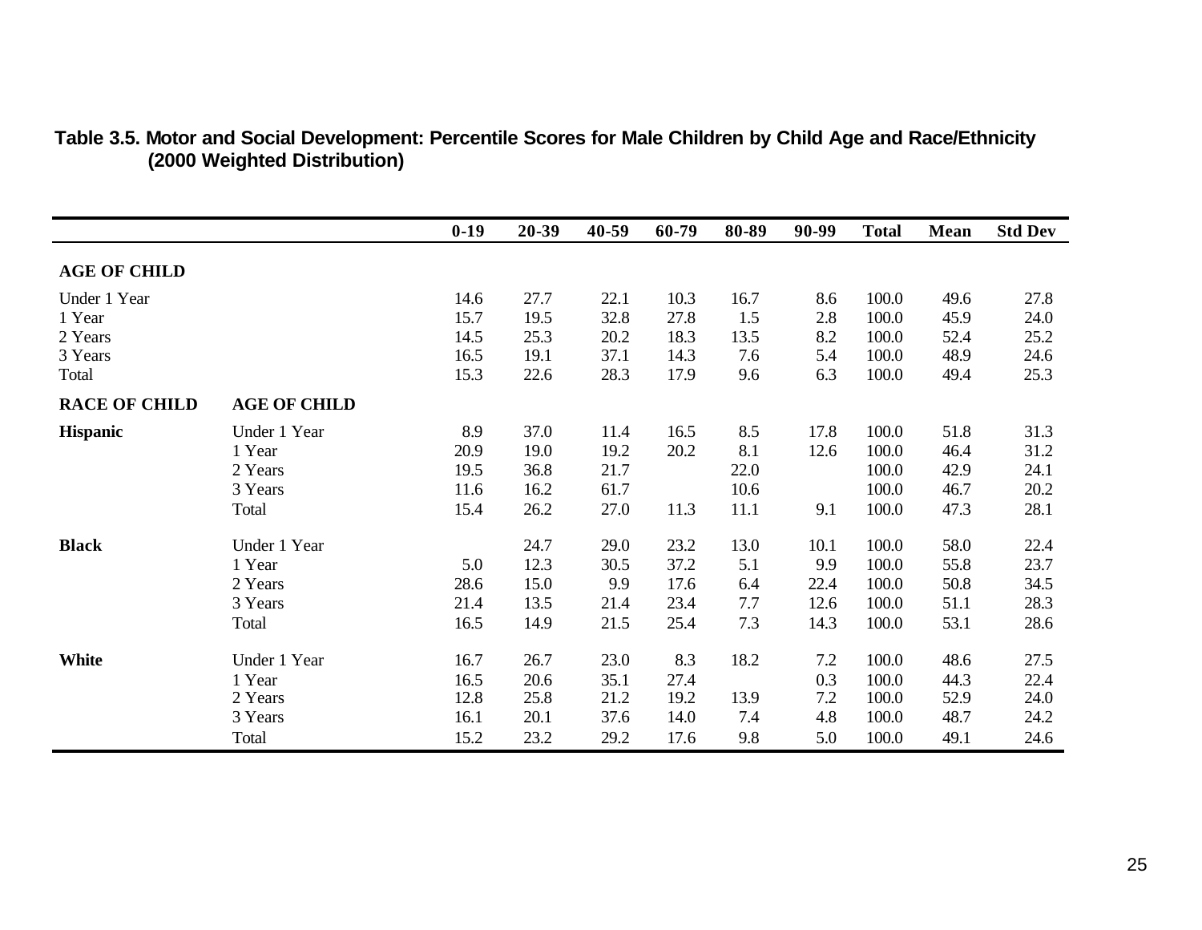**Table 3.5. Motor and Social Development: Percentile Scores for Male Children by Child Age and Race/Ethnicity (2000 Weighted Distribution)**

| | | 0-19 | 20-39 | 40-59 | 60-79 | 80-89 | 90-99 | Total | Mean | Std Dev |
|---|---|---|---|---|---|---|---|---|---|---|
| **AGE OF CHILD** | | | | | | | | | | |
| Under 1 Year | | 14.6 | 27.7 | 22.1 | 10.3 | 16.7 | 8.6 | 100.0 | 49.6 | 27.8 |
| 1 Year | | 15.7 | 19.5 | 32.8 | 27.8 | 1.5 | 2.8 | 100.0 | 45.9 | 24.0 |
| 2 Years | | 14.5 | 25.3 | 20.2 | 18.3 | 13.5 | 8.2 | 100.0 | 52.4 | 25.2 |
| 3 Years | | 16.5 | 19.1 | 37.1 | 14.3 | 7.6 | 5.4 | 100.0 | 48.9 | 24.6 |
| Total | | 15.3 | 22.6 | 28.3 | 17.9 | 9.6 | 6.3 | 100.0 | 49.4 | 25.3 |
| **RACE OF CHILD** | **AGE OF CHILD** | | | | | | | | | |
| **Hispanic** | Under 1 Year | 8.9 | 37.0 | 11.4 | 16.5 | 8.5 | 17.8 | 100.0 | 51.8 | 31.3 |
| | 1 Year | 20.9 | 19.0 | 19.2 | 20.2 | 8.1 | 12.6 | 100.0 | 46.4 | 31.2 |
| | 2 Years | 19.5 | 36.8 | 21.7 | | 22.0 | | 100.0 | 42.9 | 24.1 |
| | 3 Years | 11.6 | 16.2 | 61.7 | | 10.6 | | 100.0 | 46.7 | 20.2 |
| | Total | 15.4 | 26.2 | 27.0 | 11.3 | 11.1 | 9.1 | 100.0 | 47.3 | 28.1 |
| **Black** | Under 1 Year | | 24.7 | 29.0 | 23.2 | 13.0 | 10.1 | 100.0 | 58.0 | 22.4 |
| | 1 Year | 5.0 | 12.3 | 30.5 | 37.2 | 5.1 | 9.9 | 100.0 | 55.8 | 23.7 |
| | 2 Years | 28.6 | 15.0 | 9.9 | 17.6 | 6.4 | 22.4 | 100.0 | 50.8 | 34.5 |
| | 3 Years | 21.4 | 13.5 | 21.4 | 23.4 | 7.7 | 12.6 | 100.0 | 51.1 | 28.3 |
| | Total | 16.5 | 14.9 | 21.5 | 25.4 | 7.3 | 14.3 | 100.0 | 53.1 | 28.6 |
| **White** | Under 1 Year | 16.7 | 26.7 | 23.0 | 8.3 | 18.2 | 7.2 | 100.0 | 48.6 | 27.5 |
| | 1 Year | 16.5 | 20.6 | 35.1 | 27.4 | | 0.3 | 100.0 | 44.3 | 22.4 |
| | 2 Years | 12.8 | 25.8 | 21.2 | 19.2 | 13.9 | 7.2 | 100.0 | 52.9 | 24.0 |
| | 3 Years | 16.1 | 20.1 | 37.6 | 14.0 | 7.4 | 4.8 | 100.0 | 48.7 | 24.2 |
| | Total | 15.2 | 23.2 | 29.2 | 17.6 | 9.8 | 5.0 | 100.0 | 49.1 | 24.6 |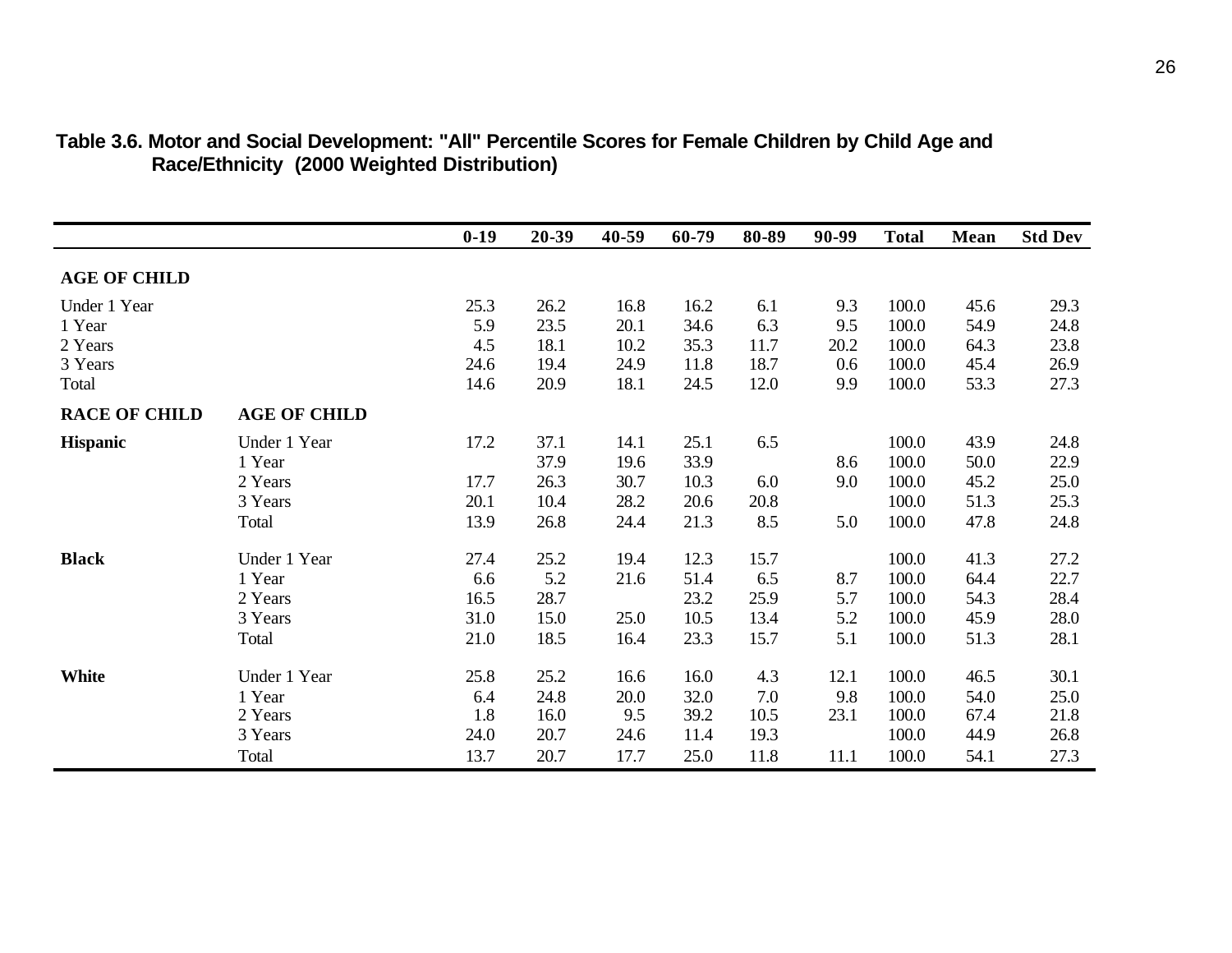# Table 3.6. Motor and Social Development: "All" Percentile Scores for Female Children by Child Age and Race/Ethnicity (2000 Weighted Distribution)

| | | 0-19 | 20-39 | 40-59 | 60-79 | 80-89 | 90-99 | Total | Mean | Std Dev |
|---|---|---|---|---|---|---|---|---|---|---|
| **AGE OF CHILD** | | | | | | | | | | |
| Under 1 Year | | 25.3 | 26.2 | 16.8 | 16.2 | 6.1 | 9.3 | 100.0 | 45.6 | 29.3 |
| 1 Year | | 5.9 | 23.5 | 20.1 | 34.6 | 6.3 | 9.5 | 100.0 | 54.9 | 24.8 |
| 2 Years | | 4.5 | 18.1 | 10.2 | 35.3 | 11.7 | 20.2 | 100.0 | 64.3 | 23.8 |
| 3 Years | | 24.6 | 19.4 | 24.9 | 11.8 | 18.7 | 0.6 | 100.0 | 45.4 | 26.9 |
| Total | | 14.6 | 20.9 | 18.1 | 24.5 | 12.0 | 9.9 | 100.0 | 53.3 | 27.3 |
| **RACE OF CHILD** | **AGE OF CHILD** | | | | | | | | | |
| **Hispanic** | Under 1 Year | 17.2 | 37.1 | 14.1 | 25.1 | 6.5 | | 100.0 | 43.9 | 24.8 |
| | 1 Year | | 37.9 | 19.6 | 33.9 | | 8.6 | 100.0 | 50.0 | 22.9 |
| | 2 Years | 17.7 | 26.3 | 30.7 | 10.3 | 6.0 | 9.0 | 100.0 | 45.2 | 25.0 |
| | 3 Years | 20.1 | 10.4 | 28.2 | 20.6 | 20.8 | | 100.0 | 51.3 | 25.3 |
| | Total | 13.9 | 26.8 | 24.4 | 21.3 | 8.5 | 5.0 | 100.0 | 47.8 | 24.8 |
| **Black** | Under 1 Year | 27.4 | 25.2 | 19.4 | 12.3 | 15.7 | | 100.0 | 41.3 | 27.2 |
| | 1 Year | 6.6 | 5.2 | 21.6 | 51.4 | 6.5 | 8.7 | 100.0 | 64.4 | 22.7 |
| | 2 Years | 16.5 | 28.7 | | 23.2 | 25.9 | 5.7 | 100.0 | 54.3 | 28.4 |
| | 3 Years | 31.0 | 15.0 | 25.0 | 10.5 | 13.4 | 5.2 | 100.0 | 45.9 | 28.0 |
| | Total | 21.0 | 18.5 | 16.4 | 23.3 | 15.7 | 5.1 | 100.0 | 51.3 | 28.1 |
| **White** | Under 1 Year | 25.8 | 25.2 | 16.6 | 16.0 | 4.3 | 12.1 | 100.0 | 46.5 | 30.1 |
| | 1 Year | 6.4 | 24.8 | 20.0 | 32.0 | 7.0 | 9.8 | 100.0 | 54.0 | 25.0 |
| | 2 Years | 1.8 | 16.0 | 9.5 | 39.2 | 10.5 | 23.1 | 100.0 | 67.4 | 21.8 |
| | 3 Years | 24.0 | 20.7 | 24.6 | 11.4 | 19.3 | | 100.0 | 44.9 | 26.8 |
| | Total | 13.7 | 20.7 | 17.7 | 25.0 | 11.8 | 11.1 | 100.0 | 54.1 | 27.3 |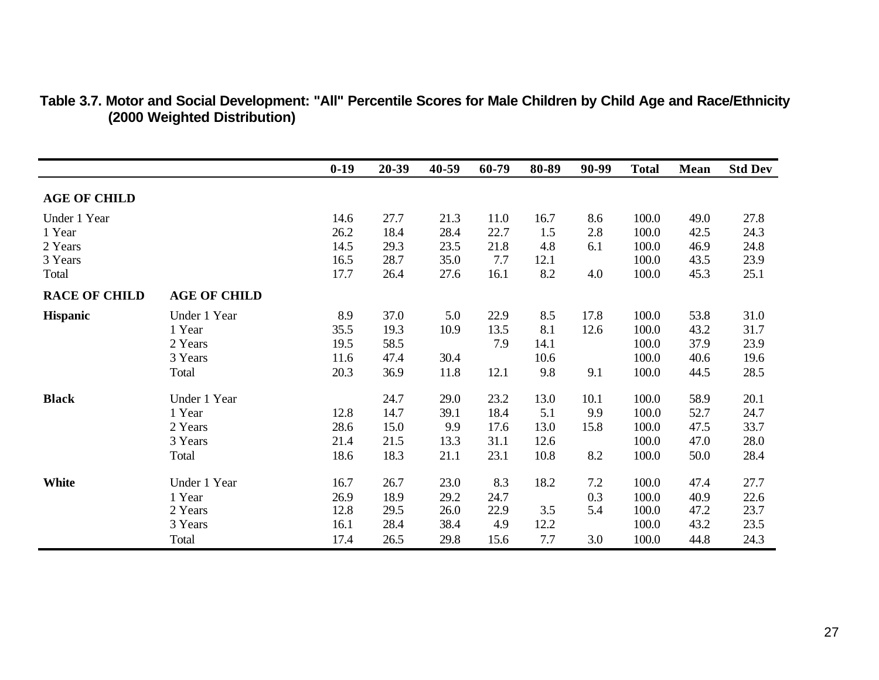# Table 3.7. Motor and Social Development: "All" Percentile Scores for Male Children by Child Age and Race/Ethnicity (2000 Weighted Distribution)

| | | 0-19 | 20-39 | 40-59 | 60-79 | 80-89 | 90-99 | Total | Mean | Std Dev |
|---|---|---|---|---|---|---|---|---|---|---|
| **AGE OF CHILD** | | | | | | | | | | |
| Under 1 Year | | 14.6 | 27.7 | 21.3 | 11.0 | 16.7 | 8.6 | 100.0 | 49.0 | 27.8 |
| 1 Year | | 26.2 | 18.4 | 28.4 | 22.7 | 1.5 | 2.8 | 100.0 | 42.5 | 24.3 |
| 2 Years | | 14.5 | 29.3 | 23.5 | 21.8 | 4.8 | 6.1 | 100.0 | 46.9 | 24.8 |
| 3 Years | | 16.5 | 28.7 | 35.0 | 7.7 | 12.1 | | 100.0 | 43.5 | 23.9 |
| Total | | 17.7 | 26.4 | 27.6 | 16.1 | 8.2 | 4.0 | 100.0 | 45.3 | 25.1 |
| **RACE OF CHILD** | **AGE OF CHILD** | | | | | | | | | |
| **Hispanic** | Under 1 Year | 8.9 | 37.0 | 5.0 | 22.9 | 8.5 | 17.8 | 100.0 | 53.8 | 31.0 |
| | 1 Year | 35.5 | 19.3 | 10.9 | 13.5 | 8.1 | 12.6 | 100.0 | 43.2 | 31.7 |
| | 2 Years | 19.5 | 58.5 | | 7.9 | 14.1 | | 100.0 | 37.9 | 23.9 |
| | 3 Years | 11.6 | 47.4 | 30.4 | | 10.6 | | 100.0 | 40.6 | 19.6 |
| | Total | 20.3 | 36.9 | 11.8 | 12.1 | 9.8 | 9.1 | 100.0 | 44.5 | 28.5 |
| **Black** | Under 1 Year | | 24.7 | 29.0 | 23.2 | 13.0 | 10.1 | 100.0 | 58.9 | 20.1 |
| | 1 Year | 12.8 | 14.7 | 39.1 | 18.4 | 5.1 | 9.9 | 100.0 | 52.7 | 24.7 |
| | 2 Years | 28.6 | 15.0 | 9.9 | 17.6 | 13.0 | 15.8 | 100.0 | 47.5 | 33.7 |
| | 3 Years | 21.4 | 21.5 | 13.3 | 31.1 | 12.6 | | 100.0 | 47.0 | 28.0 |
| | Total | 18.6 | 18.3 | 21.1 | 23.1 | 10.8 | 8.2 | 100.0 | 50.0 | 28.4 |
| **White** | Under 1 Year | 16.7 | 26.7 | 23.0 | 8.3 | 18.2 | 7.2 | 100.0 | 47.4 | 27.7 |
| | 1 Year | 26.9 | 18.9 | 29.2 | 24.7 | | 0.3 | 100.0 | 40.9 | 22.6 |
| | 2 Years | 12.8 | 29.5 | 26.0 | 22.9 | 3.5 | 5.4 | 100.0 | 47.2 | 23.7 |
| | 3 Years | 16.1 | 28.4 | 38.4 | 4.9 | 12.2 | | 100.0 | 43.2 | 23.5 |
| | Total | 17.4 | 26.5 | 29.8 | 15.6 | 7.7 | 3.0 | 100.0 | 44.8 | 24.3 |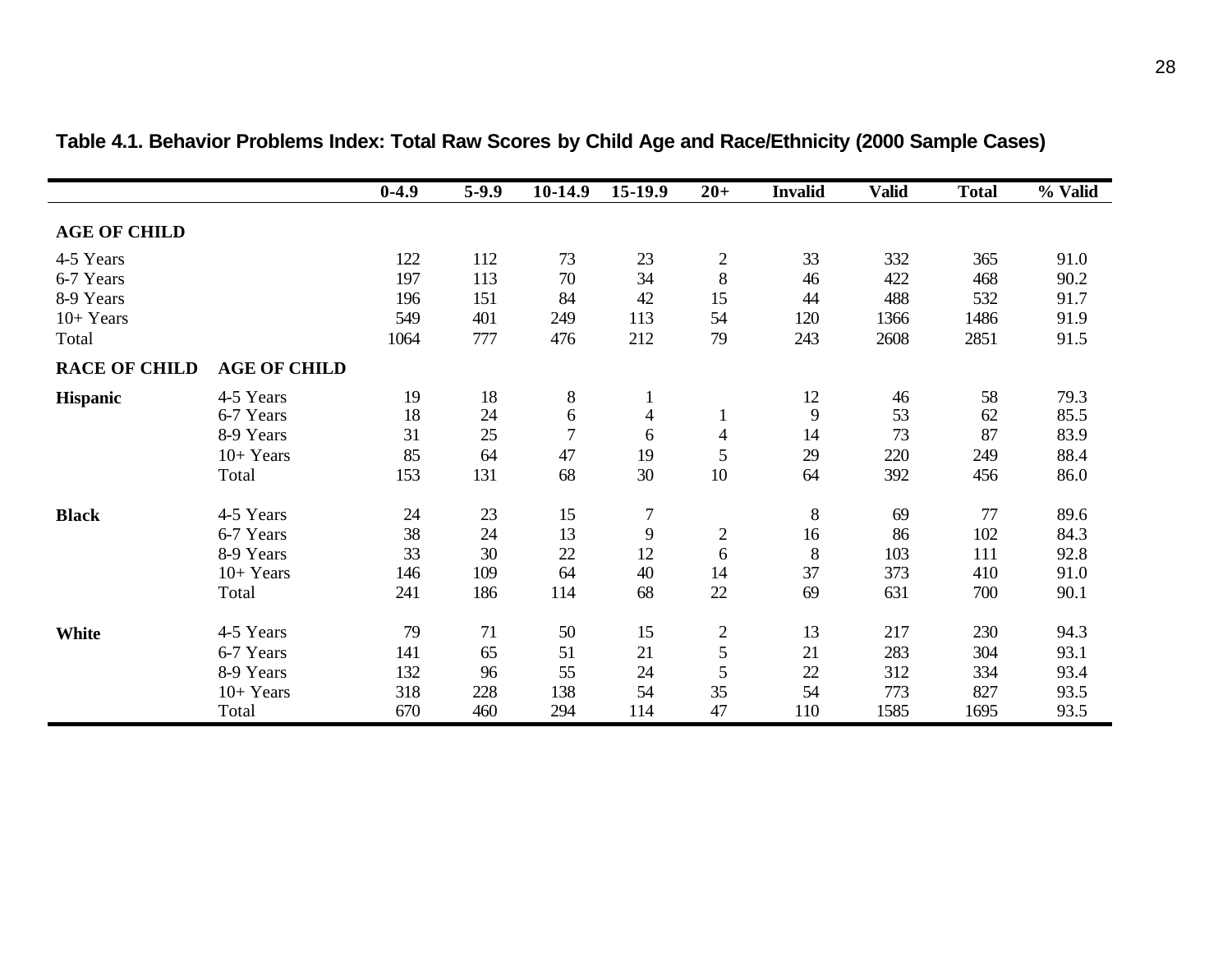**Table 4.1. Behavior Problems Index: Total Raw Scores by Child Age and Race/Ethnicity (2000 Sample Cases)**

| | | 0-4.9 | 5-9.9 | 10-14.9 | 15-19.9 | 20+ | Invalid | Valid | Total | % Valid |
|---|---|---|---|---|---|---|---|---|---|---|
| **AGE OF CHILD** | | | | | | | | | | |
| 4-5 Years | | 122 | 112 | 73 | 23 | 2 | 33 | 332 | 365 | 91.0 |
| 6-7 Years | | 197 | 113 | 70 | 34 | 8 | 46 | 422 | 468 | 90.2 |
| 8-9 Years | | 196 | 151 | 84 | 42 | 15 | 44 | 488 | 532 | 91.7 |
| 10+ Years | | 549 | 401 | 249 | 113 | 54 | 120 | 1366 | 1486 | 91.9 |
| Total | | 1064 | 777 | 476 | 212 | 79 | 243 | 2608 | 2851 | 91.5 |
| **RACE OF CHILD** | **AGE OF CHILD** | | | | | | | | | |
| **Hispanic** | 4-5 Years | 19 | 18 | 8 | 1 | | 12 | 46 | 58 | 79.3 |
| | 6-7 Years | 18 | 24 | 6 | 4 | 1 | 9 | 53 | 62 | 85.5 |
| | 8-9 Years | 31 | 25 | 7 | 6 | 4 | 14 | 73 | 87 | 83.9 |
| | 10+ Years | 85 | 64 | 47 | 19 | 5 | 29 | 220 | 249 | 88.4 |
| | Total | 153 | 131 | 68 | 30 | 10 | 64 | 392 | 456 | 86.0 |
| **Black** | 4-5 Years | 24 | 23 | 15 | 7 | | 8 | 69 | 77 | 89.6 |
| | 6-7 Years | 38 | 24 | 13 | 9 | 2 | 16 | 86 | 102 | 84.3 |
| | 8-9 Years | 33 | 30 | 22 | 12 | 6 | 8 | 103 | 111 | 92.8 |
| | 10+ Years | 146 | 109 | 64 | 40 | 14 | 37 | 373 | 410 | 91.0 |
| | Total | 241 | 186 | 114 | 68 | 22 | 69 | 631 | 700 | 90.1 |
| **White** | 4-5 Years | 79 | 71 | 50 | 15 | 2 | 13 | 217 | 230 | 94.3 |
| | 6-7 Years | 141 | 65 | 51 | 21 | 5 | 21 | 283 | 304 | 93.1 |
| | 8-9 Years | 132 | 96 | 55 | 24 | 5 | 22 | 312 | 334 | 93.4 |
| | 10+ Years | 318 | 228 | 138 | 54 | 35 | 54 | 773 | 827 | 93.5 |
| | Total | 670 | 460 | 294 | 114 | 47 | 110 | 1585 | 1695 | 93.5 |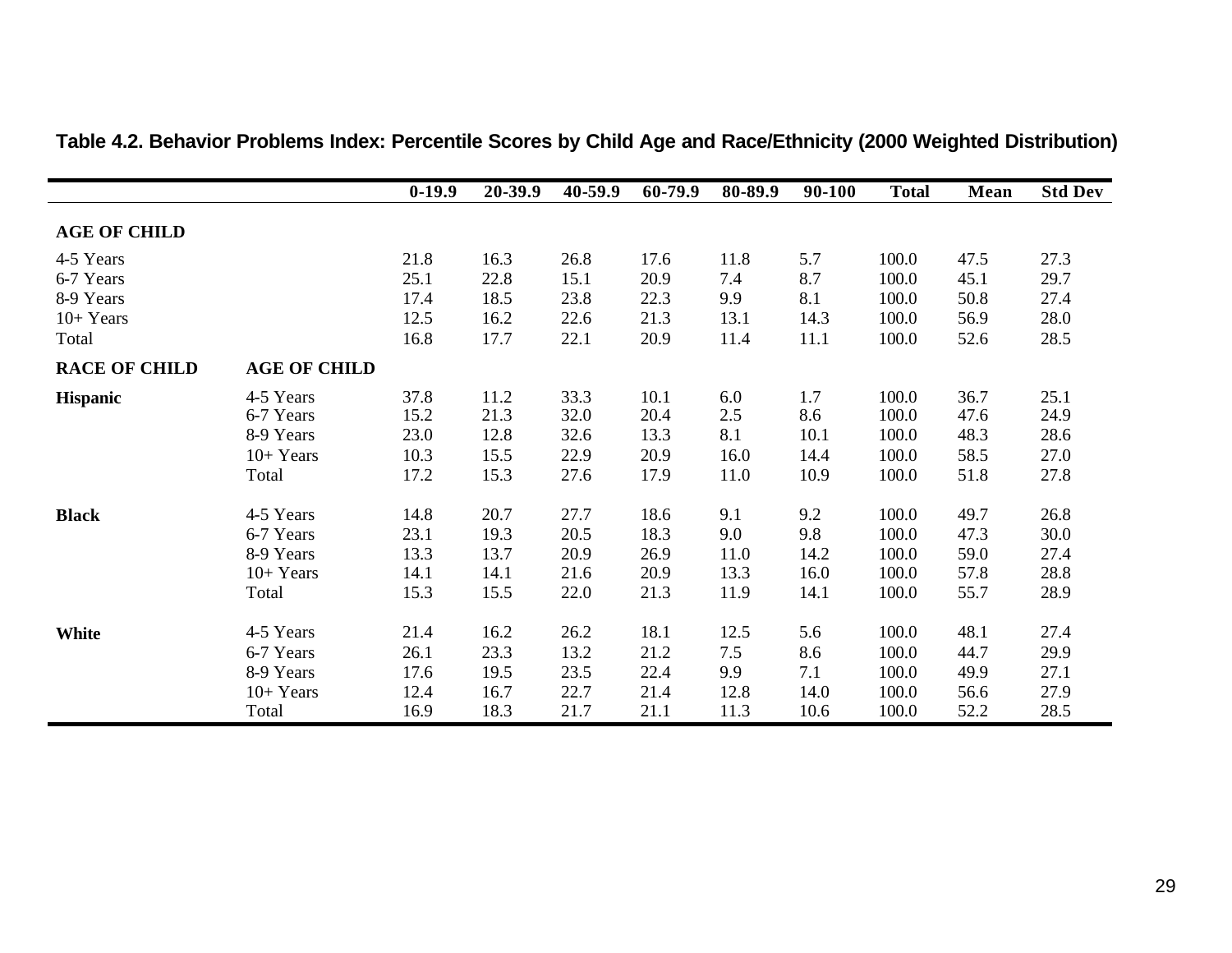**Table 4.2. Behavior Problems Index: Percentile Scores by Child Age and Race/Ethnicity (2000 Weighted Distribution)**

| | | 0-19.9 | 20-39.9 | 40-59.9 | 60-79.9 | 80-89.9 | 90-100 | Total | Mean | Std Dev |
|---|---|---|---|---|---|---|---|---|---|---|
| **AGE OF CHILD** | | | | | | | | | | |
| 4-5 Years | | 21.8 | 16.3 | 26.8 | 17.6 | 11.8 | 5.7 | 100.0 | 47.5 | 27.3 |
| 6-7 Years | | 25.1 | 22.8 | 15.1 | 20.9 | 7.4 | 8.7 | 100.0 | 45.1 | 29.7 |
| 8-9 Years | | 17.4 | 18.5 | 23.8 | 22.3 | 9.9 | 8.1 | 100.0 | 50.8 | 27.4 |
| 10+ Years | | 12.5 | 16.2 | 22.6 | 21.3 | 13.1 | 14.3 | 100.0 | 56.9 | 28.0 |
| Total | | 16.8 | 17.7 | 22.1 | 20.9 | 11.4 | 11.1 | 100.0 | 52.6 | 28.5 |
| **RACE OF CHILD** | **AGE OF CHILD** | | | | | | | | | |
| **Hispanic** | 4-5 Years | 37.8 | 11.2 | 33.3 | 10.1 | 6.0 | 1.7 | 100.0 | 36.7 | 25.1 |
| | 6-7 Years | 15.2 | 21.3 | 32.0 | 20.4 | 2.5 | 8.6 | 100.0 | 47.6 | 24.9 |
| | 8-9 Years | 23.0 | 12.8 | 32.6 | 13.3 | 8.1 | 10.1 | 100.0 | 48.3 | 28.6 |
| | 10+ Years | 10.3 | 15.5 | 22.9 | 20.9 | 16.0 | 14.4 | 100.0 | 58.5 | 27.0 |
| | Total | 17.2 | 15.3 | 27.6 | 17.9 | 11.0 | 10.9 | 100.0 | 51.8 | 27.8 |
| **Black** | 4-5 Years | 14.8 | 20.7 | 27.7 | 18.6 | 9.1 | 9.2 | 100.0 | 49.7 | 26.8 |
| | 6-7 Years | 23.1 | 19.3 | 20.5 | 18.3 | 9.0 | 9.8 | 100.0 | 47.3 | 30.0 |
| | 8-9 Years | 13.3 | 13.7 | 20.9 | 26.9 | 11.0 | 14.2 | 100.0 | 59.0 | 27.4 |
| | 10+ Years | 14.1 | 14.1 | 21.6 | 20.9 | 13.3 | 16.0 | 100.0 | 57.8 | 28.8 |
| | Total | 15.3 | 15.5 | 22.0 | 21.3 | 11.9 | 14.1 | 100.0 | 55.7 | 28.9 |
| **White** | 4-5 Years | 21.4 | 16.2 | 26.2 | 18.1 | 12.5 | 5.6 | 100.0 | 48.1 | 27.4 |
| | 6-7 Years | 26.1 | 23.3 | 13.2 | 21.2 | 7.5 | 8.6 | 100.0 | 44.7 | 29.9 |
| | 8-9 Years | 17.6 | 19.5 | 23.5 | 22.4 | 9.9 | 7.1 | 100.0 | 49.9 | 27.1 |
| | 10+ Years | 12.4 | 16.7 | 22.7 | 21.4 | 12.8 | 14.0 | 100.0 | 56.6 | 27.9 |
| | Total | 16.9 | 18.3 | 21.7 | 21.1 | 11.3 | 10.6 | 100.0 | 52.2 | 28.5 |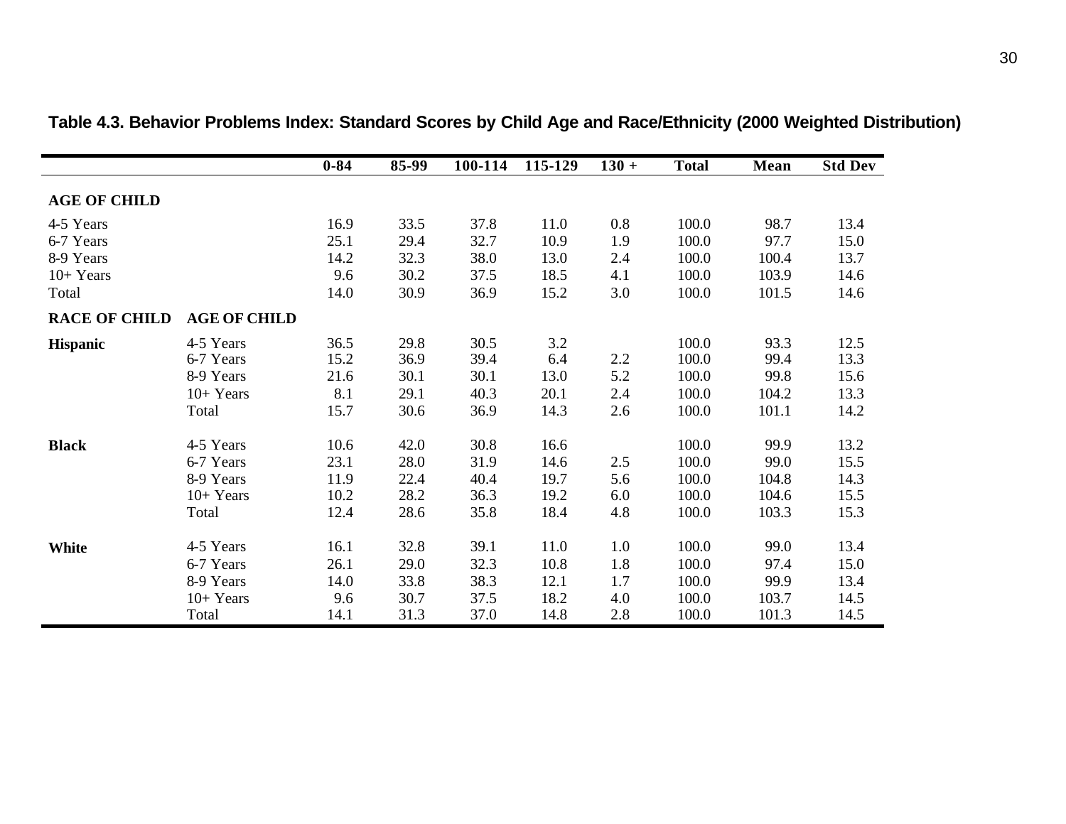**Table 4.3. Behavior Problems Index: Standard Scores by Child Age and Race/Ethnicity (2000 Weighted Distribution)**

| | | 0-84 | 85-99 | 100-114 | 115-129 | 130 + | Total | Mean | Std Dev |
|---|---|---|---|---|---|---|---|---|---|
| **AGE OF CHILD** | | | | | | | | | |
| 4-5 Years | | 16.9 | 33.5 | 37.8 | 11.0 | 0.8 | 100.0 | 98.7 | 13.4 |
| 6-7 Years | | 25.1 | 29.4 | 32.7 | 10.9 | 1.9 | 100.0 | 97.7 | 15.0 |
| 8-9 Years | | 14.2 | 32.3 | 38.0 | 13.0 | 2.4 | 100.0 | 100.4 | 13.7 |
| 10+ Years | | 9.6 | 30.2 | 37.5 | 18.5 | 4.1 | 100.0 | 103.9 | 14.6 |
| Total | | 14.0 | 30.9 | 36.9 | 15.2 | 3.0 | 100.0 | 101.5 | 14.6 |
| **RACE OF CHILD** | **AGE OF CHILD** | | | | | | | | |
| **Hispanic** | 4-5 Years | 36.5 | 29.8 | 30.5 | 3.2 | | 100.0 | 93.3 | 12.5 |
| | 6-7 Years | 15.2 | 36.9 | 39.4 | 6.4 | 2.2 | 100.0 | 99.4 | 13.3 |
| | 8-9 Years | 21.6 | 30.1 | 30.1 | 13.0 | 5.2 | 100.0 | 99.8 | 15.6 |
| | 10+ Years | 8.1 | 29.1 | 40.3 | 20.1 | 2.4 | 100.0 | 104.2 | 13.3 |
| | Total | 15.7 | 30.6 | 36.9 | 14.3 | 2.6 | 100.0 | 101.1 | 14.2 |
| **Black** | 4-5 Years | 10.6 | 42.0 | 30.8 | 16.6 | | 100.0 | 99.9 | 13.2 |
| | 6-7 Years | 23.1 | 28.0 | 31.9 | 14.6 | 2.5 | 100.0 | 99.0 | 15.5 |
| | 8-9 Years | 11.9 | 22.4 | 40.4 | 19.7 | 5.6 | 100.0 | 104.8 | 14.3 |
| | 10+ Years | 10.2 | 28.2 | 36.3 | 19.2 | 6.0 | 100.0 | 104.6 | 15.5 |
| | Total | 12.4 | 28.6 | 35.8 | 18.4 | 4.8 | 100.0 | 103.3 | 15.3 |
| **White** | 4-5 Years | 16.1 | 32.8 | 39.1 | 11.0 | 1.0 | 100.0 | 99.0 | 13.4 |
| | 6-7 Years | 26.1 | 29.0 | 32.3 | 10.8 | 1.8 | 100.0 | 97.4 | 15.0 |
| | 8-9 Years | 14.0 | 33.8 | 38.3 | 12.1 | 1.7 | 100.0 | 99.9 | 13.4 |
| | 10+ Years | 9.6 | 30.7 | 37.5 | 18.2 | 4.0 | 100.0 | 103.7 | 14.5 |
| | Total | 14.1 | 31.3 | 37.0 | 14.8 | 2.8 | 100.0 | 101.3 | 14.5 |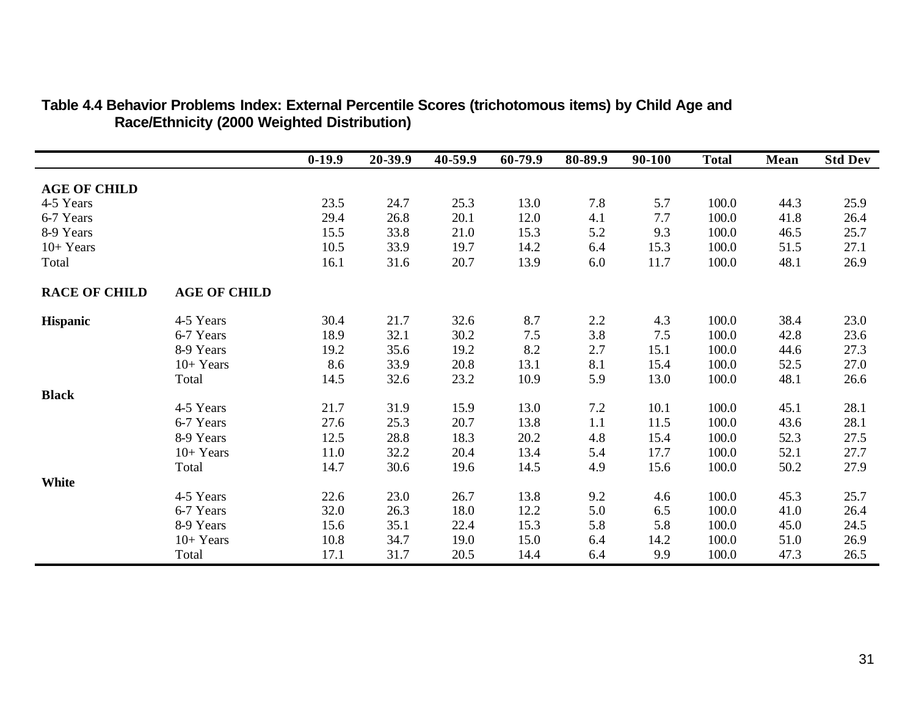**Table 4.4 Behavior Problems Index: External Percentile Scores (trichotomous items) by Child Age and Race/Ethnicity (2000 Weighted Distribution)**

| | | 0-19.9 | 20-39.9 | 40-59.9 | 60-79.9 | 80-89.9 | 90-100 | Total | Mean | Std Dev |
|---|---|---|---|---|---|---|---|---|---|---|
| **AGE OF CHILD** | | | | | | | | | | |
| 4-5 Years | | 23.5 | 24.7 | 25.3 | 13.0 | 7.8 | 5.7 | 100.0 | 44.3 | 25.9 |
| 6-7 Years | | 29.4 | 26.8 | 20.1 | 12.0 | 4.1 | 7.7 | 100.0 | 41.8 | 26.4 |
| 8-9 Years | | 15.5 | 33.8 | 21.0 | 15.3 | 5.2 | 9.3 | 100.0 | 46.5 | 25.7 |
| 10+ Years | | 10.5 | 33.9 | 19.7 | 14.2 | 6.4 | 15.3 | 100.0 | 51.5 | 27.1 |
| Total | | 16.1 | 31.6 | 20.7 | 13.9 | 6.0 | 11.7 | 100.0 | 48.1 | 26.9 |
| **RACE OF CHILD** | **AGE OF CHILD** | | | | | | | | | |
| **Hispanic** | 4-5 Years | 30.4 | 21.7 | 32.6 | 8.7 | 2.2 | 4.3 | 100.0 | 38.4 | 23.0 |
| | 6-7 Years | 18.9 | 32.1 | 30.2 | 7.5 | 3.8 | 7.5 | 100.0 | 42.8 | 23.6 |
| | 8-9 Years | 19.2 | 35.6 | 19.2 | 8.2 | 2.7 | 15.1 | 100.0 | 44.6 | 27.3 |
| | 10+ Years | 8.6 | 33.9 | 20.8 | 13.1 | 8.1 | 15.4 | 100.0 | 52.5 | 27.0 |
| | Total | 14.5 | 32.6 | 23.2 | 10.9 | 5.9 | 13.0 | 100.0 | 48.1 | 26.6 |
| **Black** | | | | | | | | | | |
| | 4-5 Years | 21.7 | 31.9 | 15.9 | 13.0 | 7.2 | 10.1 | 100.0 | 45.1 | 28.1 |
| | 6-7 Years | 27.6 | 25.3 | 20.7 | 13.8 | 1.1 | 11.5 | 100.0 | 43.6 | 28.1 |
| | 8-9 Years | 12.5 | 28.8 | 18.3 | 20.2 | 4.8 | 15.4 | 100.0 | 52.3 | 27.5 |
| | 10+ Years | 11.0 | 32.2 | 20.4 | 13.4 | 5.4 | 17.7 | 100.0 | 52.1 | 27.7 |
| | Total | 14.7 | 30.6 | 19.6 | 14.5 | 4.9 | 15.6 | 100.0 | 50.2 | 27.9 |
| **White** | | | | | | | | | | |
| | 4-5 Years | 22.6 | 23.0 | 26.7 | 13.8 | 9.2 | 4.6 | 100.0 | 45.3 | 25.7 |
| | 6-7 Years | 32.0 | 26.3 | 18.0 | 12.2 | 5.0 | 6.5 | 100.0 | 41.0 | 26.4 |
| | 8-9 Years | 15.6 | 35.1 | 22.4 | 15.3 | 5.8 | 5.8 | 100.0 | 45.0 | 24.5 |
| | 10+ Years | 10.8 | 34.7 | 19.0 | 15.0 | 6.4 | 14.2 | 100.0 | 51.0 | 26.9 |
| | Total | 17.1 | 31.7 | 20.5 | 14.4 | 6.4 | 9.9 | 100.0 | 47.3 | 26.5 |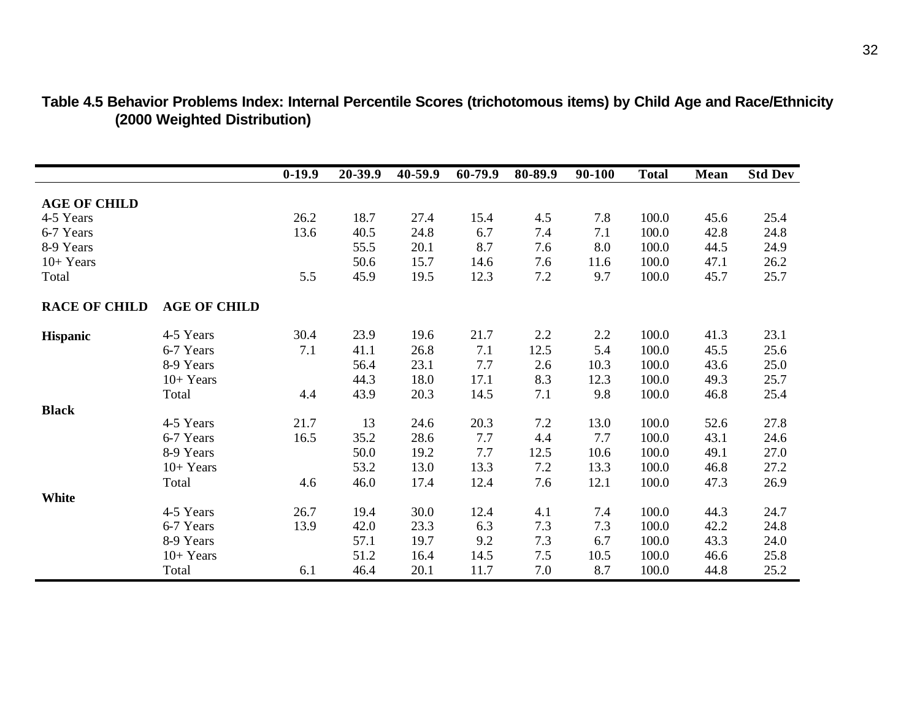**Table 4.5 Behavior Problems Index: Internal Percentile Scores (trichotomous items) by Child Age and Race/Ethnicity (2000 Weighted Distribution)**

| | | 0-19.9 | 20-39.9 | 40-59.9 | 60-79.9 | 80-89.9 | 90-100 | Total | Mean | Std Dev |
|---|---|---|---|---|---|---|---|---|---|---|
| **AGE OF CHILD** | | | | | | | | | | |
| 4-5 Years | | 26.2 | 18.7 | 27.4 | 15.4 | 4.5 | 7.8 | 100.0 | 45.6 | 25.4 |
| 6-7 Years | | 13.6 | 40.5 | 24.8 | 6.7 | 7.4 | 7.1 | 100.0 | 42.8 | 24.8 |
| 8-9 Years | | | 55.5 | 20.1 | 8.7 | 7.6 | 8.0 | 100.0 | 44.5 | 24.9 |
| 10+ Years | | | 50.6 | 15.7 | 14.6 | 7.6 | 11.6 | 100.0 | 47.1 | 26.2 |
| Total | | 5.5 | 45.9 | 19.5 | 12.3 | 7.2 | 9.7 | 100.0 | 45.7 | 25.7 |
| **RACE OF CHILD** | **AGE OF CHILD** | | | | | | | | | |
| **Hispanic** | 4-5 Years | 30.4 | 23.9 | 19.6 | 21.7 | 2.2 | 2.2 | 100.0 | 41.3 | 23.1 |
| | 6-7 Years | 7.1 | 41.1 | 26.8 | 7.1 | 12.5 | 5.4 | 100.0 | 45.5 | 25.6 |
| | 8-9 Years | | 56.4 | 23.1 | 7.7 | 2.6 | 10.3 | 100.0 | 43.6 | 25.0 |
| | 10+ Years | | 44.3 | 18.0 | 17.1 | 8.3 | 12.3 | 100.0 | 49.3 | 25.7 |
| | Total | 4.4 | 43.9 | 20.3 | 14.5 | 7.1 | 9.8 | 100.0 | 46.8 | 25.4 |
| **Black** | | | | | | | | | | |
| | 4-5 Years | 21.7 | 13 | 24.6 | 20.3 | 7.2 | 13.0 | 100.0 | 52.6 | 27.8 |
| | 6-7 Years | 16.5 | 35.2 | 28.6 | 7.7 | 4.4 | 7.7 | 100.0 | 43.1 | 24.6 |
| | 8-9 Years | | 50.0 | 19.2 | 7.7 | 12.5 | 10.6 | 100.0 | 49.1 | 27.0 |
| | 10+ Years | | 53.2 | 13.0 | 13.3 | 7.2 | 13.3 | 100.0 | 46.8 | 27.2 |
| | Total | 4.6 | 46.0 | 17.4 | 12.4 | 7.6 | 12.1 | 100.0 | 47.3 | 26.9 |
| **White** | | | | | | | | | | |
| | 4-5 Years | 26.7 | 19.4 | 30.0 | 12.4 | 4.1 | 7.4 | 100.0 | 44.3 | 24.7 |
| | 6-7 Years | 13.9 | 42.0 | 23.3 | 6.3 | 7.3 | 7.3 | 100.0 | 42.2 | 24.8 |
| | 8-9 Years | | 57.1 | 19.7 | 9.2 | 7.3 | 6.7 | 100.0 | 43.3 | 24.0 |
| | 10+ Years | | 51.2 | 16.4 | 14.5 | 7.5 | 10.5 | 100.0 | 46.6 | 25.8 |
| | Total | 6.1 | 46.4 | 20.1 | 11.7 | 7.0 | 8.7 | 100.0 | 44.8 | 25.2 |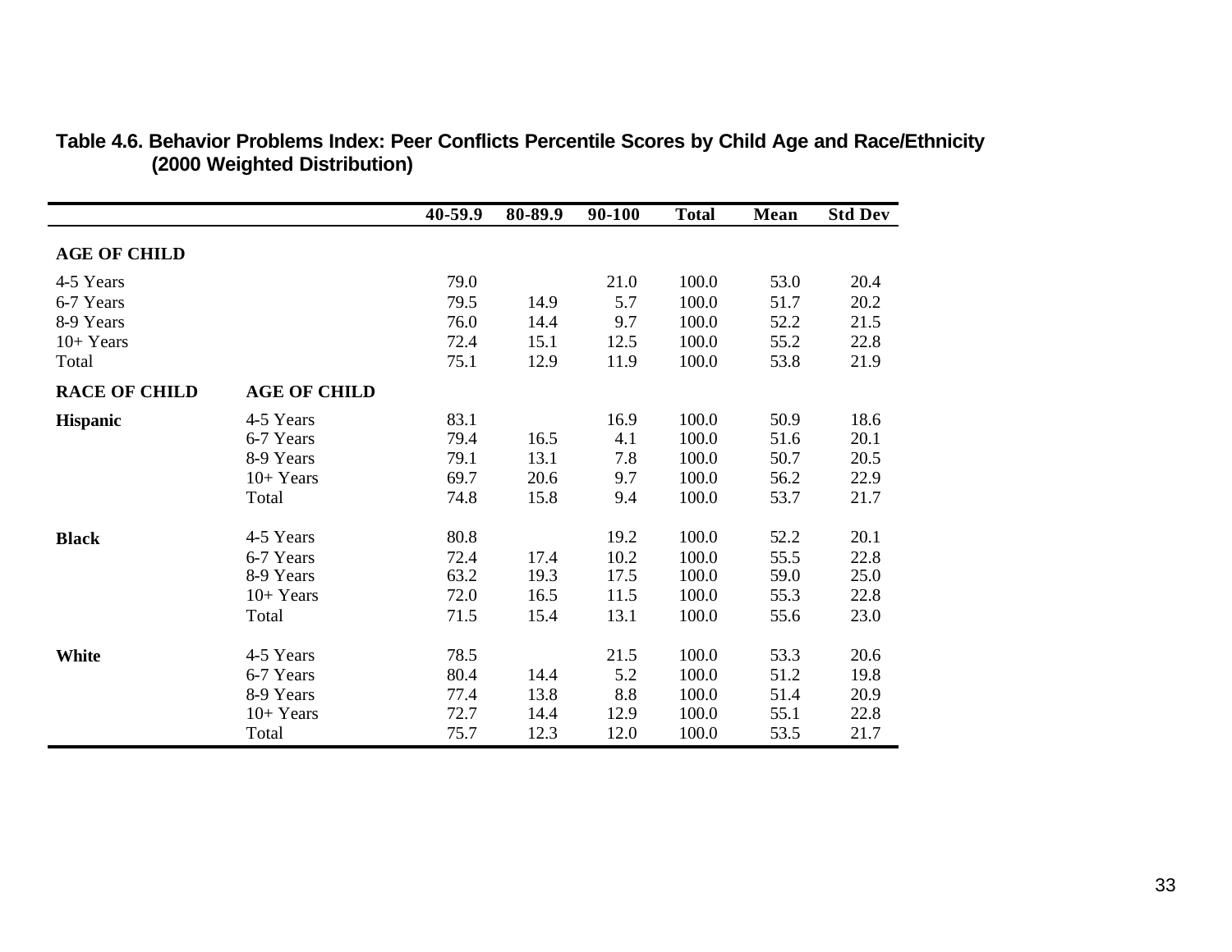**Table 4.6. Behavior Problems Index: Peer Conflicts Percentile Scores by Child Age and Race/Ethnicity (2000 Weighted Distribution)**

| | | 40-59.9 | 80-89.9 | 90-100 | Total | Mean | Std Dev |
|---|---|---|---|---|---|---|---|
| **AGE OF CHILD** | | | | | | | |
| 4-5 Years | | 79.0 | | 21.0 | 100.0 | 53.0 | 20.4 |
| 6-7 Years | | 79.5 | 14.9 | 5.7 | 100.0 | 51.7 | 20.2 |
| 8-9 Years | | 76.0 | 14.4 | 9.7 | 100.0 | 52.2 | 21.5 |
| 10+ Years | | 72.4 | 15.1 | 12.5 | 100.0 | 55.2 | 22.8 |
| Total | | 75.1 | 12.9 | 11.9 | 100.0 | 53.8 | 21.9 |
| **RACE OF CHILD** | **AGE OF CHILD** | | | | | | |
| **Hispanic** | 4-5 Years | 83.1 | | 16.9 | 100.0 | 50.9 | 18.6 |
| | 6-7 Years | 79.4 | 16.5 | 4.1 | 100.0 | 51.6 | 20.1 |
| | 8-9 Years | 79.1 | 13.1 | 7.8 | 100.0 | 50.7 | 20.5 |
| | 10+ Years | 69.7 | 20.6 | 9.7 | 100.0 | 56.2 | 22.9 |
| | Total | 74.8 | 15.8 | 9.4 | 100.0 | 53.7 | 21.7 |
| **Black** | 4-5 Years | 80.8 | | 19.2 | 100.0 | 52.2 | 20.1 |
| | 6-7 Years | 72.4 | 17.4 | 10.2 | 100.0 | 55.5 | 22.8 |
| | 8-9 Years | 63.2 | 19.3 | 17.5 | 100.0 | 59.0 | 25.0 |
| | 10+ Years | 72.0 | 16.5 | 11.5 | 100.0 | 55.3 | 22.8 |
| | Total | 71.5 | 15.4 | 13.1 | 100.0 | 55.6 | 23.0 |
| **White** | 4-5 Years | 78.5 | | 21.5 | 100.0 | 53.3 | 20.6 |
| | 6-7 Years | 80.4 | 14.4 | 5.2 | 100.0 | 51.2 | 19.8 |
| | 8-9 Years | 77.4 | 13.8 | 8.8 | 100.0 | 51.4 | 20.9 |
| | 10+ Years | 72.7 | 14.4 | 12.9 | 100.0 | 55.1 | 22.8 |
| | Total | 75.7 | 12.3 | 12.0 | 100.0 | 53.5 | 21.7 |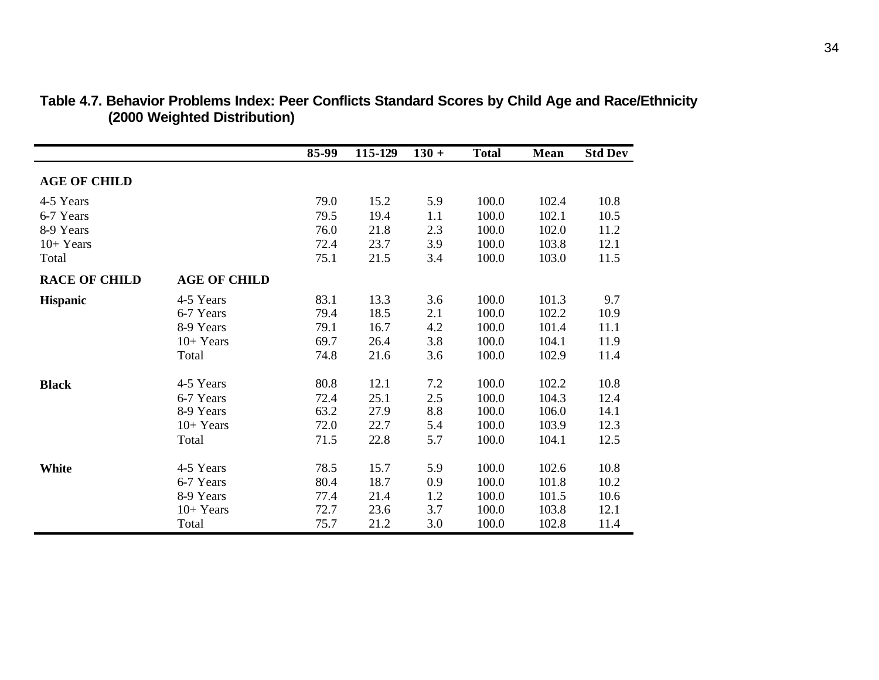**Table 4.7. Behavior Problems Index: Peer Conflicts Standard Scores by Child Age and Race/Ethnicity (2000 Weighted Distribution)**

| | | 85-99 | 115-129 | 130 + | Total | Mean | Std Dev |
|---|---|---|---|---|---|---|---|
| **AGE OF CHILD** | | | | | | | |
| 4-5 Years | | 79.0 | 15.2 | 5.9 | 100.0 | 102.4 | 10.8 |
| 6-7 Years | | 79.5 | 19.4 | 1.1 | 100.0 | 102.1 | 10.5 |
| 8-9 Years | | 76.0 | 21.8 | 2.3 | 100.0 | 102.0 | 11.2 |
| 10+ Years | | 72.4 | 23.7 | 3.9 | 100.0 | 103.8 | 12.1 |
| Total | | 75.1 | 21.5 | 3.4 | 100.0 | 103.0 | 11.5 |
| **RACE OF CHILD** | **AGE OF CHILD** | | | | | | |
| **Hispanic** | 4-5 Years | 83.1 | 13.3 | 3.6 | 100.0 | 101.3 | 9.7 |
| | 6-7 Years | 79.4 | 18.5 | 2.1 | 100.0 | 102.2 | 10.9 |
| | 8-9 Years | 79.1 | 16.7 | 4.2 | 100.0 | 101.4 | 11.1 |
| | 10+ Years | 69.7 | 26.4 | 3.8 | 100.0 | 104.1 | 11.9 |
| | Total | 74.8 | 21.6 | 3.6 | 100.0 | 102.9 | 11.4 |
| **Black** | 4-5 Years | 80.8 | 12.1 | 7.2 | 100.0 | 102.2 | 10.8 |
| | 6-7 Years | 72.4 | 25.1 | 2.5 | 100.0 | 104.3 | 12.4 |
| | 8-9 Years | 63.2 | 27.9 | 8.8 | 100.0 | 106.0 | 14.1 |
| | 10+ Years | 72.0 | 22.7 | 5.4 | 100.0 | 103.9 | 12.3 |
| | Total | 71.5 | 22.8 | 5.7 | 100.0 | 104.1 | 12.5 |
| **White** | 4-5 Years | 78.5 | 15.7 | 5.9 | 100.0 | 102.6 | 10.8 |
| | 6-7 Years | 80.4 | 18.7 | 0.9 | 100.0 | 101.8 | 10.2 |
| | 8-9 Years | 77.4 | 21.4 | 1.2 | 100.0 | 101.5 | 10.6 |
| | 10+ Years | 72.7 | 23.6 | 3.7 | 100.0 | 103.8 | 12.1 |
| | Total | 75.7 | 21.2 | 3.0 | 100.0 | 102.8 | 11.4 |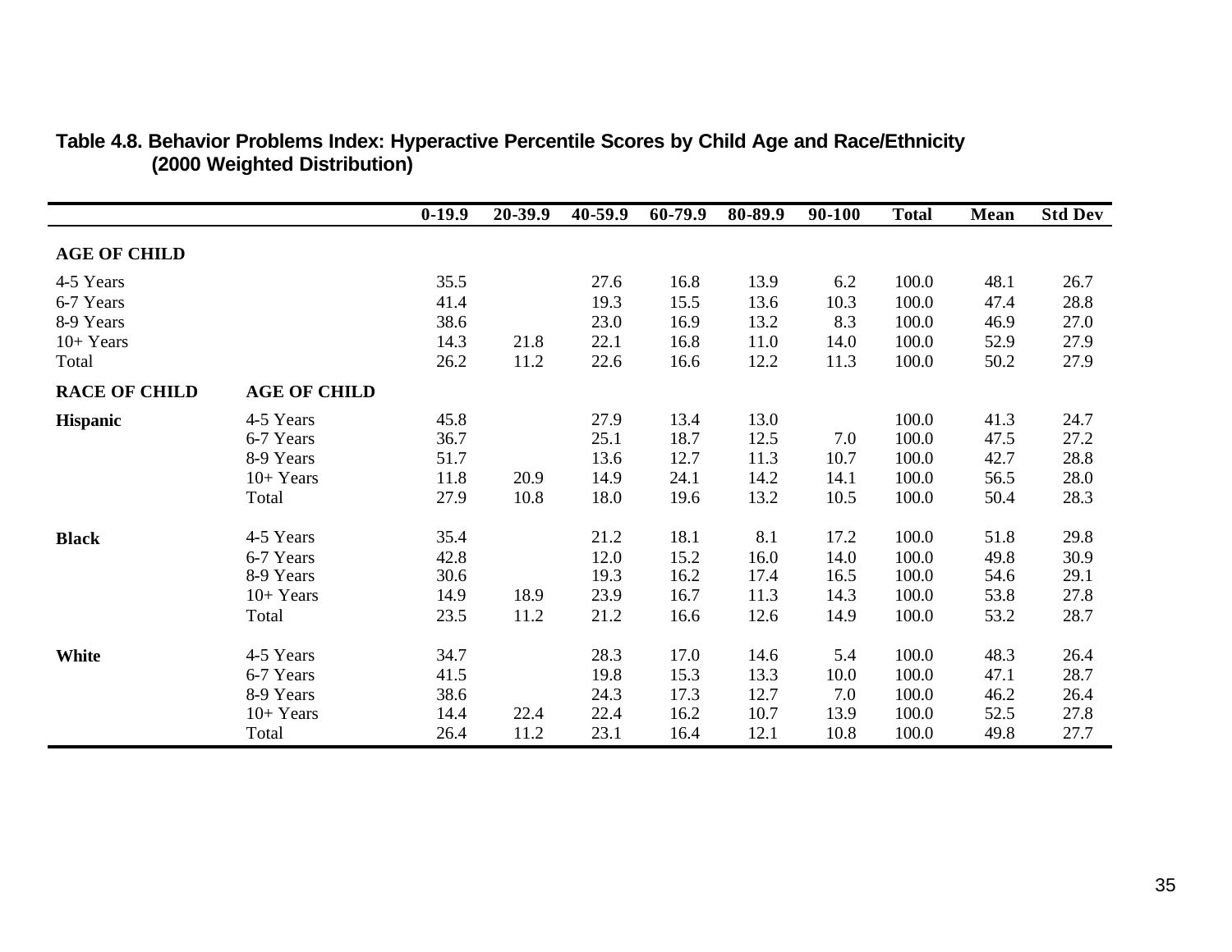**Table 4.8. Behavior Problems Index: Hyperactive Percentile Scores by Child Age and Race/Ethnicity (2000 Weighted Distribution)**

| | | 0-19.9 | 20-39.9 | 40-59.9 | 60-79.9 | 80-89.9 | 90-100 | Total | Mean | Std Dev |
|---|---|---|---|---|---|---|---|---|---|---|
| **AGE OF CHILD** | | | | | | | | | | |
| 4-5 Years | | 35.5 | | 27.6 | 16.8 | 13.9 | 6.2 | 100.0 | 48.1 | 26.7 |
| 6-7 Years | | 41.4 | | 19.3 | 15.5 | 13.6 | 10.3 | 100.0 | 47.4 | 28.8 |
| 8-9 Years | | 38.6 | | 23.0 | 16.9 | 13.2 | 8.3 | 100.0 | 46.9 | 27.0 |
| 10+ Years | | 14.3 | 21.8 | 22.1 | 16.8 | 11.0 | 14.0 | 100.0 | 52.9 | 27.9 |
| Total | | 26.2 | 11.2 | 22.6 | 16.6 | 12.2 | 11.3 | 100.0 | 50.2 | 27.9 |
| **RACE OF CHILD** | **AGE OF CHILD** | | | | | | | | | |
| **Hispanic** | 4-5 Years | 45.8 | | 27.9 | 13.4 | 13.0 | | 100.0 | 41.3 | 24.7 |
| | 6-7 Years | 36.7 | | 25.1 | 18.7 | 12.5 | 7.0 | 100.0 | 47.5 | 27.2 |
| | 8-9 Years | 51.7 | | 13.6 | 12.7 | 11.3 | 10.7 | 100.0 | 42.7 | 28.8 |
| | 10+ Years | 11.8 | 20.9 | 14.9 | 24.1 | 14.2 | 14.1 | 100.0 | 56.5 | 28.0 |
| | Total | 27.9 | 10.8 | 18.0 | 19.6 | 13.2 | 10.5 | 100.0 | 50.4 | 28.3 |
| **Black** | 4-5 Years | 35.4 | | 21.2 | 18.1 | 8.1 | 17.2 | 100.0 | 51.8 | 29.8 |
| | 6-7 Years | 42.8 | | 12.0 | 15.2 | 16.0 | 14.0 | 100.0 | 49.8 | 30.9 |
| | 8-9 Years | 30.6 | | 19.3 | 16.2 | 17.4 | 16.5 | 100.0 | 54.6 | 29.1 |
| | 10+ Years | 14.9 | 18.9 | 23.9 | 16.7 | 11.3 | 14.3 | 100.0 | 53.8 | 27.8 |
| | Total | 23.5 | 11.2 | 21.2 | 16.6 | 12.6 | 14.9 | 100.0 | 53.2 | 28.7 |
| **White** | 4-5 Years | 34.7 | | 28.3 | 17.0 | 14.6 | 5.4 | 100.0 | 48.3 | 26.4 |
| | 6-7 Years | 41.5 | | 19.8 | 15.3 | 13.3 | 10.0 | 100.0 | 47.1 | 28.7 |
| | 8-9 Years | 38.6 | | 24.3 | 17.3 | 12.7 | 7.0 | 100.0 | 46.2 | 26.4 |
| | 10+ Years | 14.4 | 22.4 | 22.4 | 16.2 | 10.7 | 13.9 | 100.0 | 52.5 | 27.8 |
| | Total | 26.4 | 11.2 | 23.1 | 16.4 | 12.1 | 10.8 | 100.0 | 49.8 | 27.7 |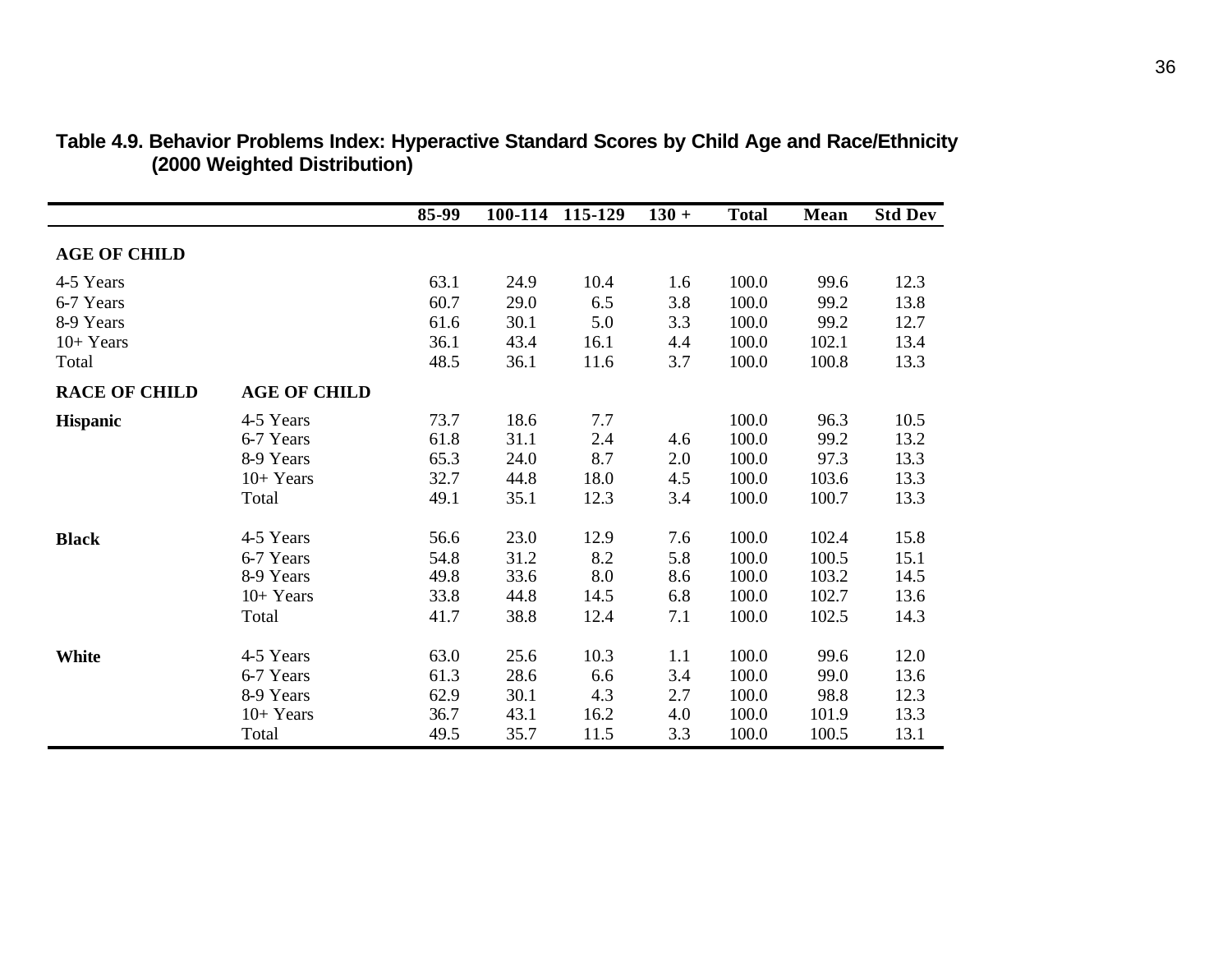## Table 4.9. Behavior Problems Index: Hyperactive Standard Scores by Child Age and Race/Ethnicity (2000 Weighted Distribution)

| | | 85-99 | 100-114 | 115-129 | 130 + | Total | Mean | Std Dev |
|---|---|---|---|---|---|---|---|---|
| **AGE OF CHILD** | | | | | | | | |
| 4-5 Years | | 63.1 | 24.9 | 10.4 | 1.6 | 100.0 | 99.6 | 12.3 |
| 6-7 Years | | 60.7 | 29.0 | 6.5 | 3.8 | 100.0 | 99.2 | 13.8 |
| 8-9 Years | | 61.6 | 30.1 | 5.0 | 3.3 | 100.0 | 99.2 | 12.7 |
| 10+ Years | | 36.1 | 43.4 | 16.1 | 4.4 | 100.0 | 102.1 | 13.4 |
| Total | | 48.5 | 36.1 | 11.6 | 3.7 | 100.0 | 100.8 | 13.3 |
| **RACE OF CHILD** | **AGE OF CHILD** | | | | | | | |
| **Hispanic** | 4-5 Years | 73.7 | 18.6 | 7.7 | | 100.0 | 96.3 | 10.5 |
| | 6-7 Years | 61.8 | 31.1 | 2.4 | 4.6 | 100.0 | 99.2 | 13.2 |
| | 8-9 Years | 65.3 | 24.0 | 8.7 | 2.0 | 100.0 | 97.3 | 13.3 |
| | 10+ Years | 32.7 | 44.8 | 18.0 | 4.5 | 100.0 | 103.6 | 13.3 |
| | Total | 49.1 | 35.1 | 12.3 | 3.4 | 100.0 | 100.7 | 13.3 |
| **Black** | 4-5 Years | 56.6 | 23.0 | 12.9 | 7.6 | 100.0 | 102.4 | 15.8 |
| | 6-7 Years | 54.8 | 31.2 | 8.2 | 5.8 | 100.0 | 100.5 | 15.1 |
| | 8-9 Years | 49.8 | 33.6 | 8.0 | 8.6 | 100.0 | 103.2 | 14.5 |
| | 10+ Years | 33.8 | 44.8 | 14.5 | 6.8 | 100.0 | 102.7 | 13.6 |
| | Total | 41.7 | 38.8 | 12.4 | 7.1 | 100.0 | 102.5 | 14.3 |
| **White** | 4-5 Years | 63.0 | 25.6 | 10.3 | 1.1 | 100.0 | 99.6 | 12.0 |
| | 6-7 Years | 61.3 | 28.6 | 6.6 | 3.4 | 100.0 | 99.0 | 13.6 |
| | 8-9 Years | 62.9 | 30.1 | 4.3 | 2.7 | 100.0 | 98.8 | 12.3 |
| | 10+ Years | 36.7 | 43.1 | 16.2 | 4.0 | 100.0 | 101.9 | 13.3 |
| | Total | 49.5 | 35.7 | 11.5 | 3.3 | 100.0 | 100.5 | 13.1 |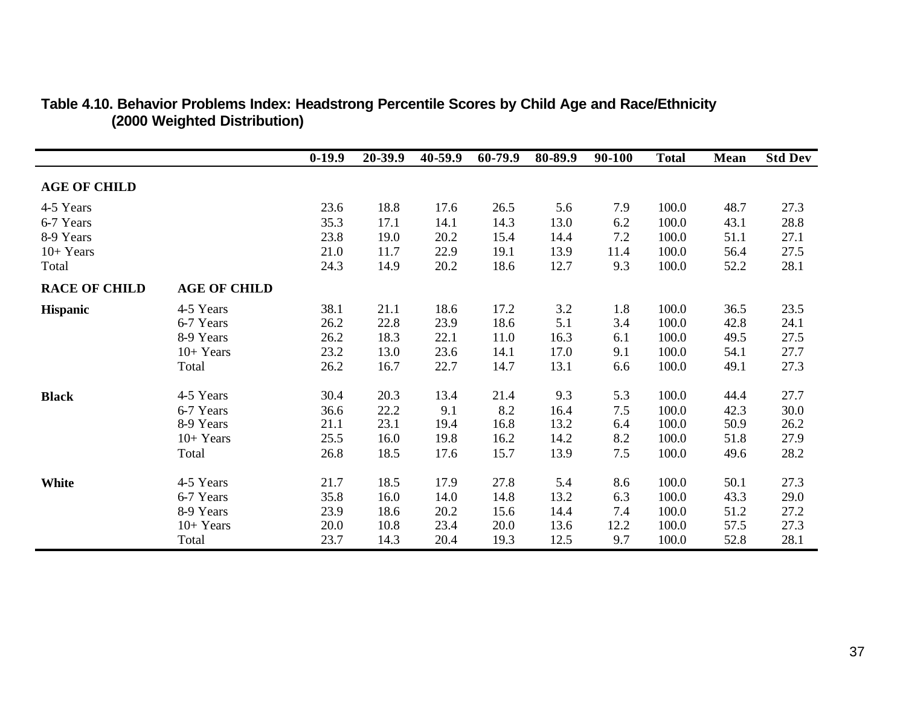**Table 4.10. Behavior Problems Index: Headstrong Percentile Scores by Child Age and Race/Ethnicity (2000 Weighted Distribution)**

| | | 0-19.9 | 20-39.9 | 40-59.9 | 60-79.9 | 80-89.9 | 90-100 | Total | Mean | Std Dev |
|---|---|---|---|---|---|---|---|---|---|---|
| **AGE OF CHILD** | | | | | | | | | | |
| 4-5 Years | | 23.6 | 18.8 | 17.6 | 26.5 | 5.6 | 7.9 | 100.0 | 48.7 | 27.3 |
| 6-7 Years | | 35.3 | 17.1 | 14.1 | 14.3 | 13.0 | 6.2 | 100.0 | 43.1 | 28.8 |
| 8-9 Years | | 23.8 | 19.0 | 20.2 | 15.4 | 14.4 | 7.2 | 100.0 | 51.1 | 27.1 |
| 10+ Years | | 21.0 | 11.7 | 22.9 | 19.1 | 13.9 | 11.4 | 100.0 | 56.4 | 27.5 |
| Total | | 24.3 | 14.9 | 20.2 | 18.6 | 12.7 | 9.3 | 100.0 | 52.2 | 28.1 |
| **RACE OF CHILD** | **AGE OF CHILD** | | | | | | | | | |
| **Hispanic** | 4-5 Years | 38.1 | 21.1 | 18.6 | 17.2 | 3.2 | 1.8 | 100.0 | 36.5 | 23.5 |
| | 6-7 Years | 26.2 | 22.8 | 23.9 | 18.6 | 5.1 | 3.4 | 100.0 | 42.8 | 24.1 |
| | 8-9 Years | 26.2 | 18.3 | 22.1 | 11.0 | 16.3 | 6.1 | 100.0 | 49.5 | 27.5 |
| | 10+ Years | 23.2 | 13.0 | 23.6 | 14.1 | 17.0 | 9.1 | 100.0 | 54.1 | 27.7 |
| | Total | 26.2 | 16.7 | 22.7 | 14.7 | 13.1 | 6.6 | 100.0 | 49.1 | 27.3 |
| **Black** | 4-5 Years | 30.4 | 20.3 | 13.4 | 21.4 | 9.3 | 5.3 | 100.0 | 44.4 | 27.7 |
| | 6-7 Years | 36.6 | 22.2 | 9.1 | 8.2 | 16.4 | 7.5 | 100.0 | 42.3 | 30.0 |
| | 8-9 Years | 21.1 | 23.1 | 19.4 | 16.8 | 13.2 | 6.4 | 100.0 | 50.9 | 26.2 |
| | 10+ Years | 25.5 | 16.0 | 19.8 | 16.2 | 14.2 | 8.2 | 100.0 | 51.8 | 27.9 |
| | Total | 26.8 | 18.5 | 17.6 | 15.7 | 13.9 | 7.5 | 100.0 | 49.6 | 28.2 |
| **White** | 4-5 Years | 21.7 | 18.5 | 17.9 | 27.8 | 5.4 | 8.6 | 100.0 | 50.1 | 27.3 |
| | 6-7 Years | 35.8 | 16.0 | 14.0 | 14.8 | 13.2 | 6.3 | 100.0 | 43.3 | 29.0 |
| | 8-9 Years | 23.9 | 18.6 | 20.2 | 15.6 | 14.4 | 7.4 | 100.0 | 51.2 | 27.2 |
| | 10+ Years | 20.0 | 10.8 | 23.4 | 20.0 | 13.6 | 12.2 | 100.0 | 57.5 | 27.3 |
| | Total | 23.7 | 14.3 | 20.4 | 19.3 | 12.5 | 9.7 | 100.0 | 52.8 | 28.1 |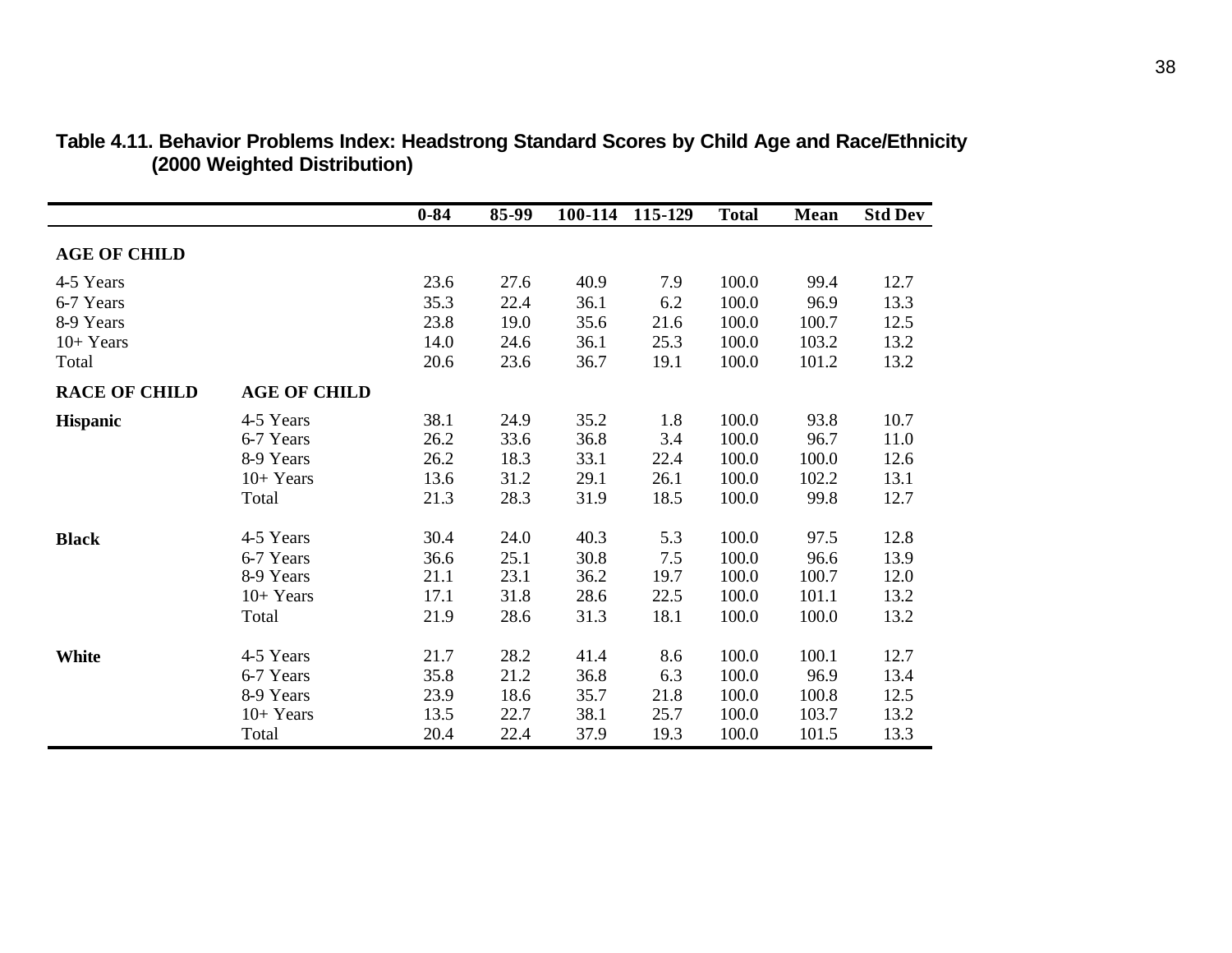**Table 4.11. Behavior Problems Index: Headstrong Standard Scores by Child Age and Race/Ethnicity (2000 Weighted Distribution)**

| | | 0-84 | 85-99 | 100-114 | 115-129 | Total | Mean | Std Dev |
|---|---|---|---|---|---|---|---|---|
| **AGE OF CHILD** | | | | | | | | |
| 4-5 Years | | 23.6 | 27.6 | 40.9 | 7.9 | 100.0 | 99.4 | 12.7 |
| 6-7 Years | | 35.3 | 22.4 | 36.1 | 6.2 | 100.0 | 96.9 | 13.3 |
| 8-9 Years | | 23.8 | 19.0 | 35.6 | 21.6 | 100.0 | 100.7 | 12.5 |
| 10+ Years | | 14.0 | 24.6 | 36.1 | 25.3 | 100.0 | 103.2 | 13.2 |
| Total | | 20.6 | 23.6 | 36.7 | 19.1 | 100.0 | 101.2 | 13.2 |
| **RACE OF CHILD** | **AGE OF CHILD** | | | | | | | |
| **Hispanic** | 4-5 Years | 38.1 | 24.9 | 35.2 | 1.8 | 100.0 | 93.8 | 10.7 |
| | 6-7 Years | 26.2 | 33.6 | 36.8 | 3.4 | 100.0 | 96.7 | 11.0 |
| | 8-9 Years | 26.2 | 18.3 | 33.1 | 22.4 | 100.0 | 100.0 | 12.6 |
| | 10+ Years | 13.6 | 31.2 | 29.1 | 26.1 | 100.0 | 102.2 | 13.1 |
| | Total | 21.3 | 28.3 | 31.9 | 18.5 | 100.0 | 99.8 | 12.7 |
| **Black** | 4-5 Years | 30.4 | 24.0 | 40.3 | 5.3 | 100.0 | 97.5 | 12.8 |
| | 6-7 Years | 36.6 | 25.1 | 30.8 | 7.5 | 100.0 | 96.6 | 13.9 |
| | 8-9 Years | 21.1 | 23.1 | 36.2 | 19.7 | 100.0 | 100.7 | 12.0 |
| | 10+ Years | 17.1 | 31.8 | 28.6 | 22.5 | 100.0 | 101.1 | 13.2 |
| | Total | 21.9 | 28.6 | 31.3 | 18.1 | 100.0 | 100.0 | 13.2 |
| **White** | 4-5 Years | 21.7 | 28.2 | 41.4 | 8.6 | 100.0 | 100.1 | 12.7 |
| | 6-7 Years | 35.8 | 21.2 | 36.8 | 6.3 | 100.0 | 96.9 | 13.4 |
| | 8-9 Years | 23.9 | 18.6 | 35.7 | 21.8 | 100.0 | 100.8 | 12.5 |
| | 10+ Years | 13.5 | 22.7 | 38.1 | 25.7 | 100.0 | 103.7 | 13.2 |
| | Total | 20.4 | 22.4 | 37.9 | 19.3 | 100.0 | 101.5 | 13.3 |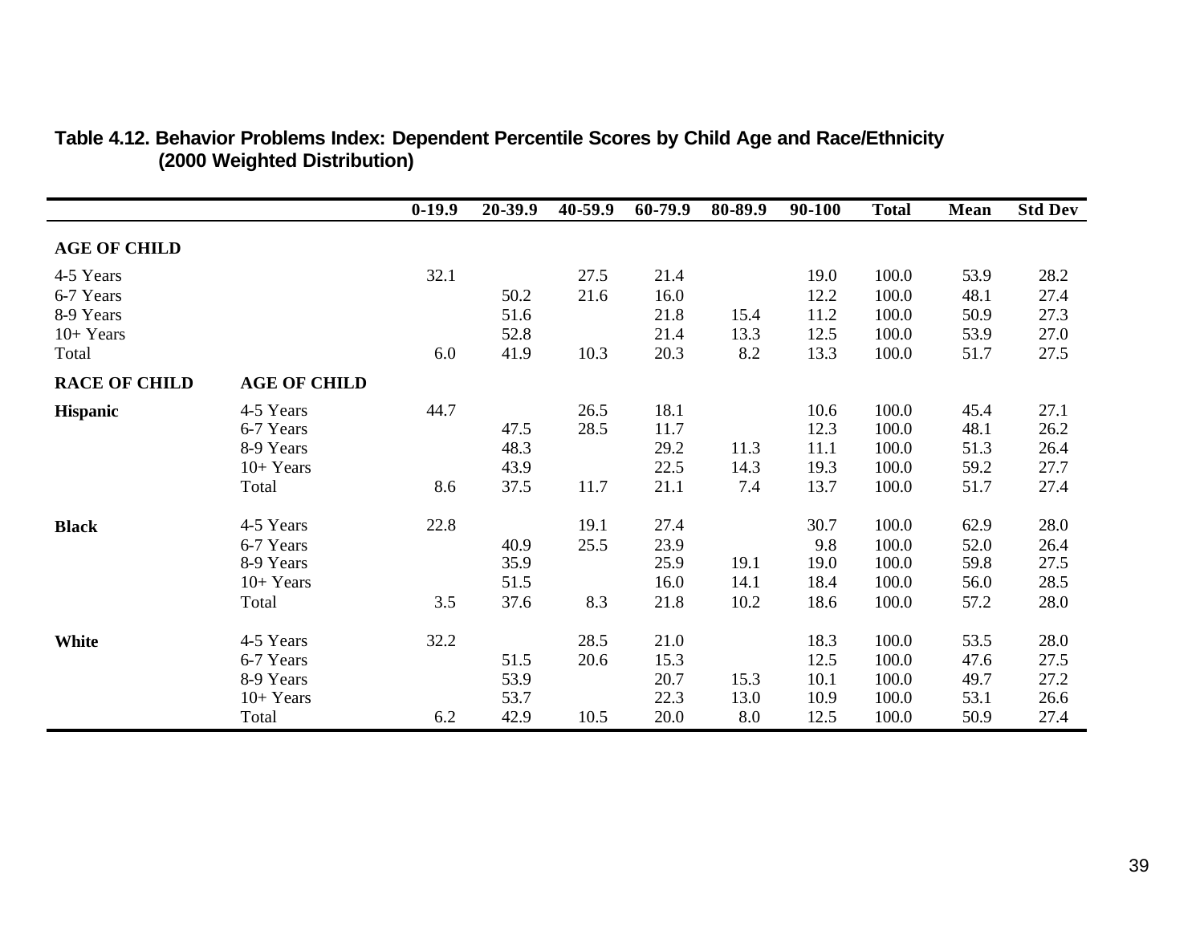**Table 4.12. Behavior Problems Index: Dependent Percentile Scores by Child Age and Race/Ethnicity (2000 Weighted Distribution)**

| | | 0-19.9 | 20-39.9 | 40-59.9 | 60-79.9 | 80-89.9 | 90-100 | Total | Mean | Std Dev |
|---|---|---|---|---|---|---|---|---|---|---|
| **AGE OF CHILD** | | | | | | | | | | |
| 4-5 Years | | 32.1 | | 27.5 | 21.4 | | 19.0 | 100.0 | 53.9 | 28.2 |
| 6-7 Years | | | 50.2 | 21.6 | 16.0 | | 12.2 | 100.0 | 48.1 | 27.4 |
| 8-9 Years | | | 51.6 | | 21.8 | 15.4 | 11.2 | 100.0 | 50.9 | 27.3 |
| 10+ Years | | | 52.8 | | 21.4 | 13.3 | 12.5 | 100.0 | 53.9 | 27.0 |
| Total | | 6.0 | 41.9 | 10.3 | 20.3 | 8.2 | 13.3 | 100.0 | 51.7 | 27.5 |
| **RACE OF CHILD** | **AGE OF CHILD** | | | | | | | | | |
| **Hispanic** | 4-5 Years | 44.7 | | 26.5 | 18.1 | | 10.6 | 100.0 | 45.4 | 27.1 |
| | 6-7 Years | | 47.5 | 28.5 | 11.7 | | 12.3 | 100.0 | 48.1 | 26.2 |
| | 8-9 Years | | 48.3 | | 29.2 | 11.3 | 11.1 | 100.0 | 51.3 | 26.4 |
| | 10+ Years | | 43.9 | | 22.5 | 14.3 | 19.3 | 100.0 | 59.2 | 27.7 |
| | Total | 8.6 | 37.5 | 11.7 | 21.1 | 7.4 | 13.7 | 100.0 | 51.7 | 27.4 |
| **Black** | 4-5 Years | 22.8 | | 19.1 | 27.4 | | 30.7 | 100.0 | 62.9 | 28.0 |
| | 6-7 Years | | 40.9 | 25.5 | 23.9 | | 9.8 | 100.0 | 52.0 | 26.4 |
| | 8-9 Years | | 35.9 | | 25.9 | 19.1 | 19.0 | 100.0 | 59.8 | 27.5 |
| | 10+ Years | | 51.5 | | 16.0 | 14.1 | 18.4 | 100.0 | 56.0 | 28.5 |
| | Total | 3.5 | 37.6 | 8.3 | 21.8 | 10.2 | 18.6 | 100.0 | 57.2 | 28.0 |
| **White** | 4-5 Years | 32.2 | | 28.5 | 21.0 | | 18.3 | 100.0 | 53.5 | 28.0 |
| | 6-7 Years | | 51.5 | 20.6 | 15.3 | | 12.5 | 100.0 | 47.6 | 27.5 |
| | 8-9 Years | | 53.9 | | 20.7 | 15.3 | 10.1 | 100.0 | 49.7 | 27.2 |
| | 10+ Years | | 53.7 | | 22.3 | 13.0 | 10.9 | 100.0 | 53.1 | 26.6 |
| | Total | 6.2 | 42.9 | 10.5 | 20.0 | 8.0 | 12.5 | 100.0 | 50.9 | 27.4 |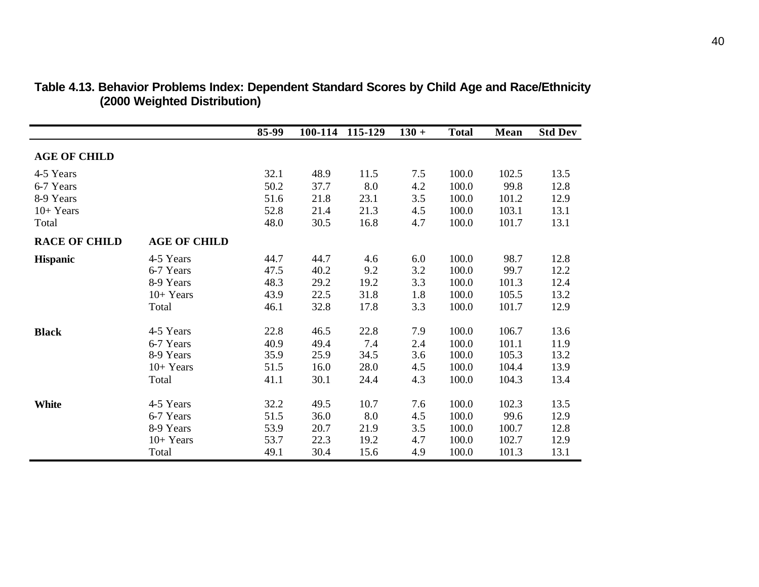**Table 4.13. Behavior Problems Index: Dependent Standard Scores by Child Age and Race/Ethnicity (2000 Weighted Distribution)**

| | | 85-99 | 100-114 | 115-129 | 130 + | Total | Mean | Std Dev |
|---|---|---|---|---|---|---|---|---|
| **AGE OF CHILD** | | | | | | | | |
| 4-5 Years | | 32.1 | 48.9 | 11.5 | 7.5 | 100.0 | 102.5 | 13.5 |
| 6-7 Years | | 50.2 | 37.7 | 8.0 | 4.2 | 100.0 | 99.8 | 12.8 |
| 8-9 Years | | 51.6 | 21.8 | 23.1 | 3.5 | 100.0 | 101.2 | 12.9 |
| 10+ Years | | 52.8 | 21.4 | 21.3 | 4.5 | 100.0 | 103.1 | 13.1 |
| Total | | 48.0 | 30.5 | 16.8 | 4.7 | 100.0 | 101.7 | 13.1 |
| **RACE OF CHILD** | **AGE OF CHILD** | | | | | | | |
| **Hispanic** | 4-5 Years | 44.7 | 44.7 | 4.6 | 6.0 | 100.0 | 98.7 | 12.8 |
| | 6-7 Years | 47.5 | 40.2 | 9.2 | 3.2 | 100.0 | 99.7 | 12.2 |
| | 8-9 Years | 48.3 | 29.2 | 19.2 | 3.3 | 100.0 | 101.3 | 12.4 |
| | 10+ Years | 43.9 | 22.5 | 31.8 | 1.8 | 100.0 | 105.5 | 13.2 |
| | Total | 46.1 | 32.8 | 17.8 | 3.3 | 100.0 | 101.7 | 12.9 |
| **Black** | 4-5 Years | 22.8 | 46.5 | 22.8 | 7.9 | 100.0 | 106.7 | 13.6 |
| | 6-7 Years | 40.9 | 49.4 | 7.4 | 2.4 | 100.0 | 101.1 | 11.9 |
| | 8-9 Years | 35.9 | 25.9 | 34.5 | 3.6 | 100.0 | 105.3 | 13.2 |
| | 10+ Years | 51.5 | 16.0 | 28.0 | 4.5 | 100.0 | 104.4 | 13.9 |
| | Total | 41.1 | 30.1 | 24.4 | 4.3 | 100.0 | 104.3 | 13.4 |
| **White** | 4-5 Years | 32.2 | 49.5 | 10.7 | 7.6 | 100.0 | 102.3 | 13.5 |
| | 6-7 Years | 51.5 | 36.0 | 8.0 | 4.5 | 100.0 | 99.6 | 12.9 |
| | 8-9 Years | 53.9 | 20.7 | 21.9 | 3.5 | 100.0 | 100.7 | 12.8 |
| | 10+ Years | 53.7 | 22.3 | 19.2 | 4.7 | 100.0 | 102.7 | 12.9 |
| | Total | 49.1 | 30.4 | 15.6 | 4.9 | 100.0 | 101.3 | 13.1 |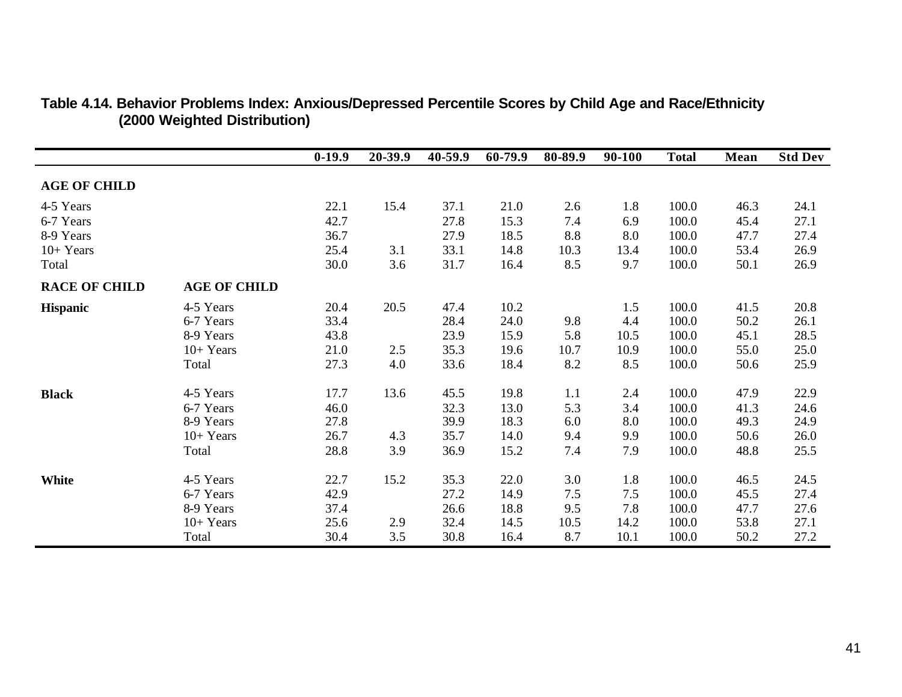**Table 4.14. Behavior Problems Index: Anxious/Depressed Percentile Scores by Child Age and Race/Ethnicity (2000 Weighted Distribution)**

| | | 0-19.9 | 20-39.9 | 40-59.9 | 60-79.9 | 80-89.9 | 90-100 | Total | Mean | Std Dev |
|---|---|---|---|---|---|---|---|---|---|---|
| **AGE OF CHILD** | | | | | | | | | | |
| 4-5 Years | | 22.1 | 15.4 | 37.1 | 21.0 | 2.6 | 1.8 | 100.0 | 46.3 | 24.1 |
| 6-7 Years | | 42.7 | | 27.8 | 15.3 | 7.4 | 6.9 | 100.0 | 45.4 | 27.1 |
| 8-9 Years | | 36.7 | | 27.9 | 18.5 | 8.8 | 8.0 | 100.0 | 47.7 | 27.4 |
| 10+ Years | | 25.4 | 3.1 | 33.1 | 14.8 | 10.3 | 13.4 | 100.0 | 53.4 | 26.9 |
| Total | | 30.0 | 3.6 | 31.7 | 16.4 | 8.5 | 9.7 | 100.0 | 50.1 | 26.9 |
| **RACE OF CHILD** | **AGE OF CHILD** | | | | | | | | | |
| **Hispanic** | 4-5 Years | 20.4 | 20.5 | 47.4 | 10.2 | | 1.5 | 100.0 | 41.5 | 20.8 |
| | 6-7 Years | 33.4 | | 28.4 | 24.0 | 9.8 | 4.4 | 100.0 | 50.2 | 26.1 |
| | 8-9 Years | 43.8 | | 23.9 | 15.9 | 5.8 | 10.5 | 100.0 | 45.1 | 28.5 |
| | 10+ Years | 21.0 | 2.5 | 35.3 | 19.6 | 10.7 | 10.9 | 100.0 | 55.0 | 25.0 |
| | Total | 27.3 | 4.0 | 33.6 | 18.4 | 8.2 | 8.5 | 100.0 | 50.6 | 25.9 |
| **Black** | 4-5 Years | 17.7 | 13.6 | 45.5 | 19.8 | 1.1 | 2.4 | 100.0 | 47.9 | 22.9 |
| | 6-7 Years | 46.0 | | 32.3 | 13.0 | 5.3 | 3.4 | 100.0 | 41.3 | 24.6 |
| | 8-9 Years | 27.8 | | 39.9 | 18.3 | 6.0 | 8.0 | 100.0 | 49.3 | 24.9 |
| | 10+ Years | 26.7 | 4.3 | 35.7 | 14.0 | 9.4 | 9.9 | 100.0 | 50.6 | 26.0 |
| | Total | 28.8 | 3.9 | 36.9 | 15.2 | 7.4 | 7.9 | 100.0 | 48.8 | 25.5 |
| **White** | 4-5 Years | 22.7 | 15.2 | 35.3 | 22.0 | 3.0 | 1.8 | 100.0 | 46.5 | 24.5 |
| | 6-7 Years | 42.9 | | 27.2 | 14.9 | 7.5 | 7.5 | 100.0 | 45.5 | 27.4 |
| | 8-9 Years | 37.4 | | 26.6 | 18.8 | 9.5 | 7.8 | 100.0 | 47.7 | 27.6 |
| | 10+ Years | 25.6 | 2.9 | 32.4 | 14.5 | 10.5 | 14.2 | 100.0 | 53.8 | 27.1 |
| | Total | 30.4 | 3.5 | 30.8 | 16.4 | 8.7 | 10.1 | 100.0 | 50.2 | 27.2 |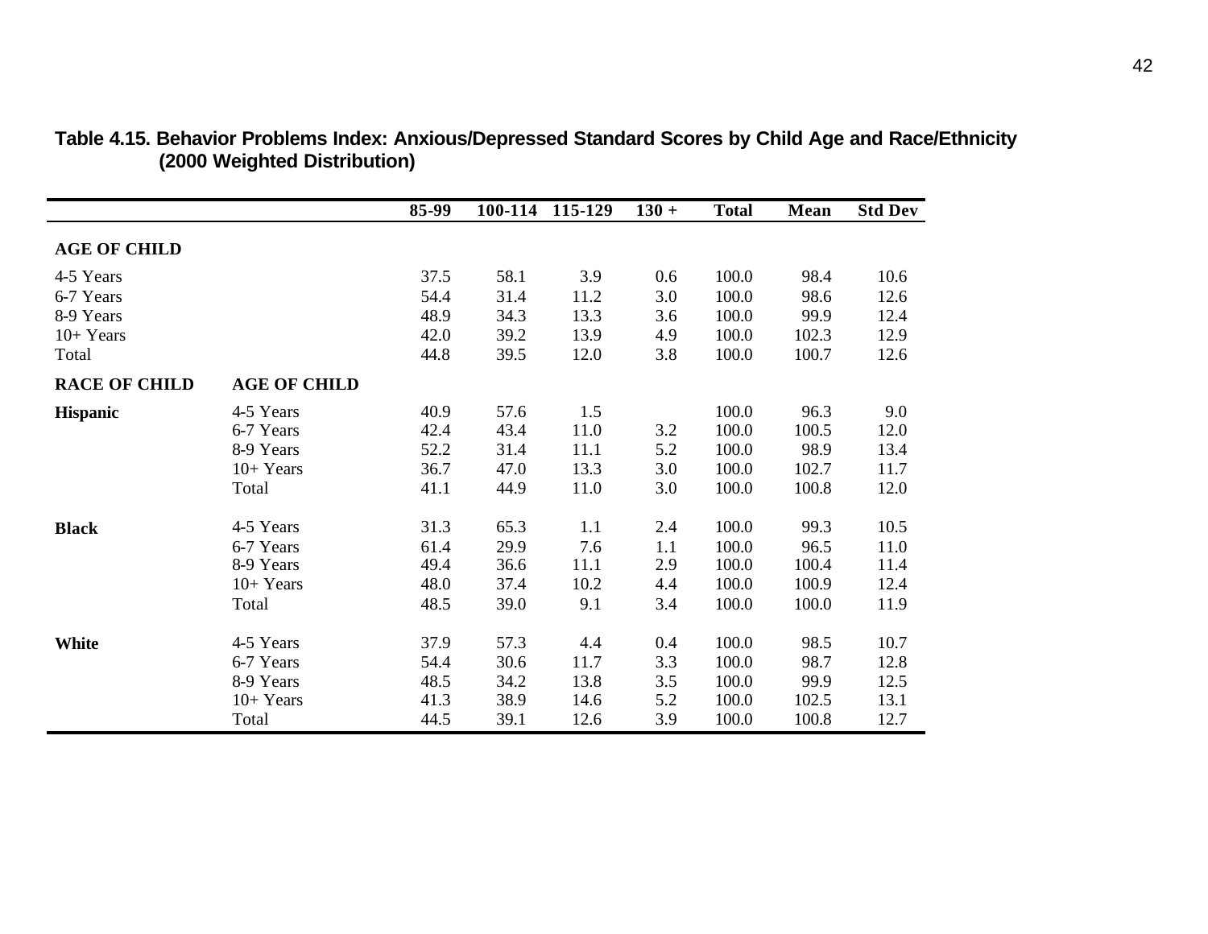**Table 4.15. Behavior Problems Index: Anxious/Depressed Standard Scores by Child Age and Race/Ethnicity (2000 Weighted Distribution)**

| | | 85-99 | 100-114 | 115-129 | 130 + | Total | Mean | Std Dev |
|---|---|---|---|---|---|---|---|---|
| **AGE OF CHILD** | | | | | | | | |
| 4-5 Years | | 37.5 | 58.1 | 3.9 | 0.6 | 100.0 | 98.4 | 10.6 |
| 6-7 Years | | 54.4 | 31.4 | 11.2 | 3.0 | 100.0 | 98.6 | 12.6 |
| 8-9 Years | | 48.9 | 34.3 | 13.3 | 3.6 | 100.0 | 99.9 | 12.4 |
| 10+ Years | | 42.0 | 39.2 | 13.9 | 4.9 | 100.0 | 102.3 | 12.9 |
| Total | | 44.8 | 39.5 | 12.0 | 3.8 | 100.0 | 100.7 | 12.6 |
| **RACE OF CHILD** | **AGE OF CHILD** | | | | | | | |
| **Hispanic** | 4-5 Years | 40.9 | 57.6 | 1.5 | | 100.0 | 96.3 | 9.0 |
| | 6-7 Years | 42.4 | 43.4 | 11.0 | 3.2 | 100.0 | 100.5 | 12.0 |
| | 8-9 Years | 52.2 | 31.4 | 11.1 | 5.2 | 100.0 | 98.9 | 13.4 |
| | 10+ Years | 36.7 | 47.0 | 13.3 | 3.0 | 100.0 | 102.7 | 11.7 |
| | Total | 41.1 | 44.9 | 11.0 | 3.0 | 100.0 | 100.8 | 12.0 |
| **Black** | 4-5 Years | 31.3 | 65.3 | 1.1 | 2.4 | 100.0 | 99.3 | 10.5 |
| | 6-7 Years | 61.4 | 29.9 | 7.6 | 1.1 | 100.0 | 96.5 | 11.0 |
| | 8-9 Years | 49.4 | 36.6 | 11.1 | 2.9 | 100.0 | 100.4 | 11.4 |
| | 10+ Years | 48.0 | 37.4 | 10.2 | 4.4 | 100.0 | 100.9 | 12.4 |
| | Total | 48.5 | 39.0 | 9.1 | 3.4 | 100.0 | 100.0 | 11.9 |
| **White** | 4-5 Years | 37.9 | 57.3 | 4.4 | 0.4 | 100.0 | 98.5 | 10.7 |
| | 6-7 Years | 54.4 | 30.6 | 11.7 | 3.3 | 100.0 | 98.7 | 12.8 |
| | 8-9 Years | 48.5 | 34.2 | 13.8 | 3.5 | 100.0 | 99.9 | 12.5 |
| | 10+ Years | 41.3 | 38.9 | 14.6 | 5.2 | 100.0 | 102.5 | 13.1 |
| | Total | 44.5 | 39.1 | 12.6 | 3.9 | 100.0 | 100.8 | 12.7 |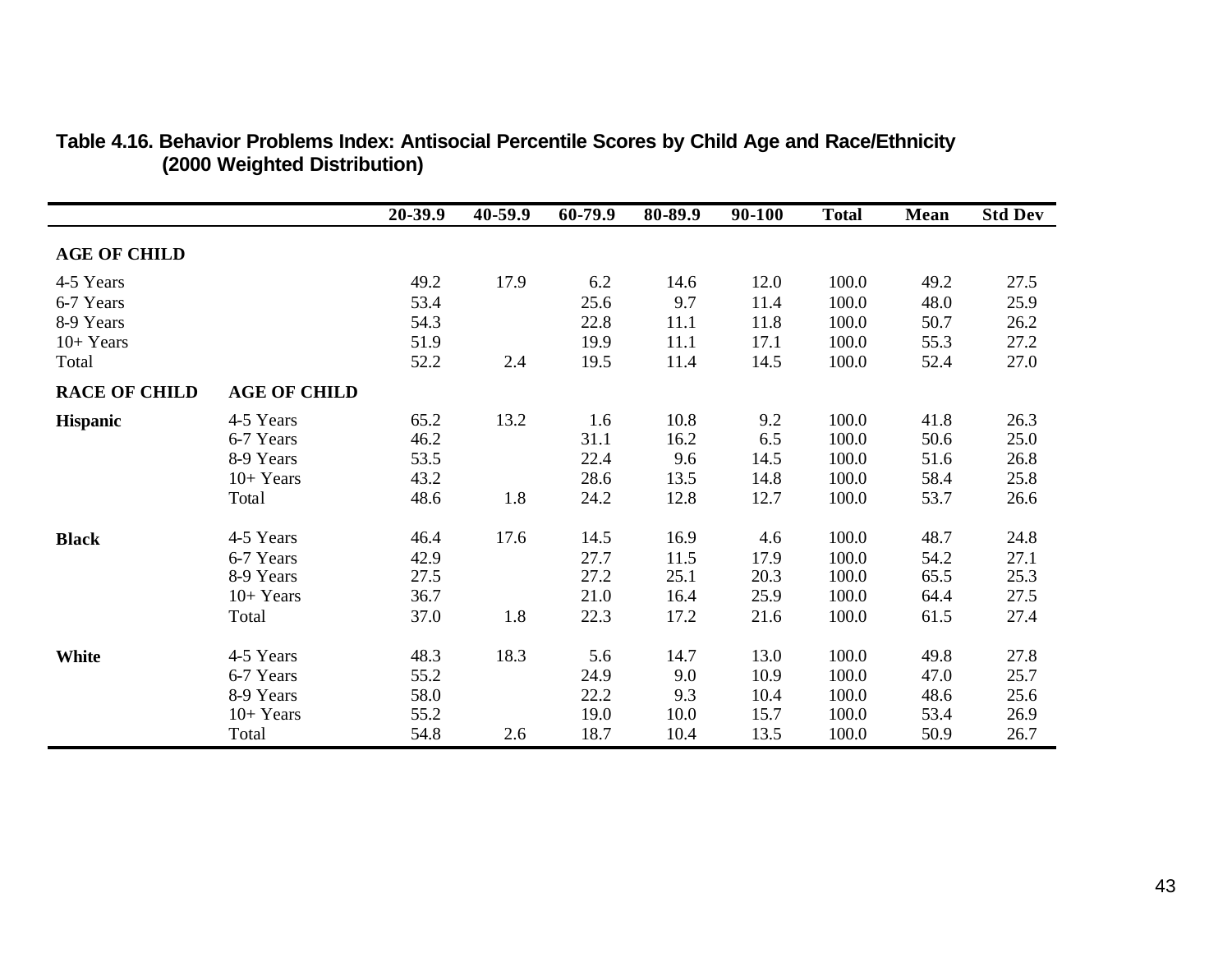## Table 4.16. Behavior Problems Index: Antisocial Percentile Scores by Child Age and Race/Ethnicity (2000 Weighted Distribution)

| | | 20-39.9 | 40-59.9 | 60-79.9 | 80-89.9 | 90-100 | Total | Mean | Std Dev |
|---|---|---|---|---|---|---|---|---|---|
| **AGE OF CHILD** | | | | | | | | | |
| 4-5 Years | | 49.2 | 17.9 | 6.2 | 14.6 | 12.0 | 100.0 | 49.2 | 27.5 |
| 6-7 Years | | 53.4 | | 25.6 | 9.7 | 11.4 | 100.0 | 48.0 | 25.9 |
| 8-9 Years | | 54.3 | | 22.8 | 11.1 | 11.8 | 100.0 | 50.7 | 26.2 |
| 10+ Years | | 51.9 | | 19.9 | 11.1 | 17.1 | 100.0 | 55.3 | 27.2 |
| Total | | 52.2 | 2.4 | 19.5 | 11.4 | 14.5 | 100.0 | 52.4 | 27.0 |
| **RACE OF CHILD** | **AGE OF CHILD** | | | | | | | | |
| **Hispanic** | 4-5 Years | 65.2 | 13.2 | 1.6 | 10.8 | 9.2 | 100.0 | 41.8 | 26.3 |
| | 6-7 Years | 46.2 | | 31.1 | 16.2 | 6.5 | 100.0 | 50.6 | 25.0 |
| | 8-9 Years | 53.5 | | 22.4 | 9.6 | 14.5 | 100.0 | 51.6 | 26.8 |
| | 10+ Years | 43.2 | | 28.6 | 13.5 | 14.8 | 100.0 | 58.4 | 25.8 |
| | Total | 48.6 | 1.8 | 24.2 | 12.8 | 12.7 | 100.0 | 53.7 | 26.6 |
| **Black** | 4-5 Years | 46.4 | 17.6 | 14.5 | 16.9 | 4.6 | 100.0 | 48.7 | 24.8 |
| | 6-7 Years | 42.9 | | 27.7 | 11.5 | 17.9 | 100.0 | 54.2 | 27.1 |
| | 8-9 Years | 27.5 | | 27.2 | 25.1 | 20.3 | 100.0 | 65.5 | 25.3 |
| | 10+ Years | 36.7 | | 21.0 | 16.4 | 25.9 | 100.0 | 64.4 | 27.5 |
| | Total | 37.0 | 1.8 | 22.3 | 17.2 | 21.6 | 100.0 | 61.5 | 27.4 |
| **White** | 4-5 Years | 48.3 | 18.3 | 5.6 | 14.7 | 13.0 | 100.0 | 49.8 | 27.8 |
| | 6-7 Years | 55.2 | | 24.9 | 9.0 | 10.9 | 100.0 | 47.0 | 25.7 |
| | 8-9 Years | 58.0 | | 22.2 | 9.3 | 10.4 | 100.0 | 48.6 | 25.6 |
| | 10+ Years | 55.2 | | 19.0 | 10.0 | 15.7 | 100.0 | 53.4 | 26.9 |
| | Total | 54.8 | 2.6 | 18.7 | 10.4 | 13.5 | 100.0 | 50.9 | 26.7 |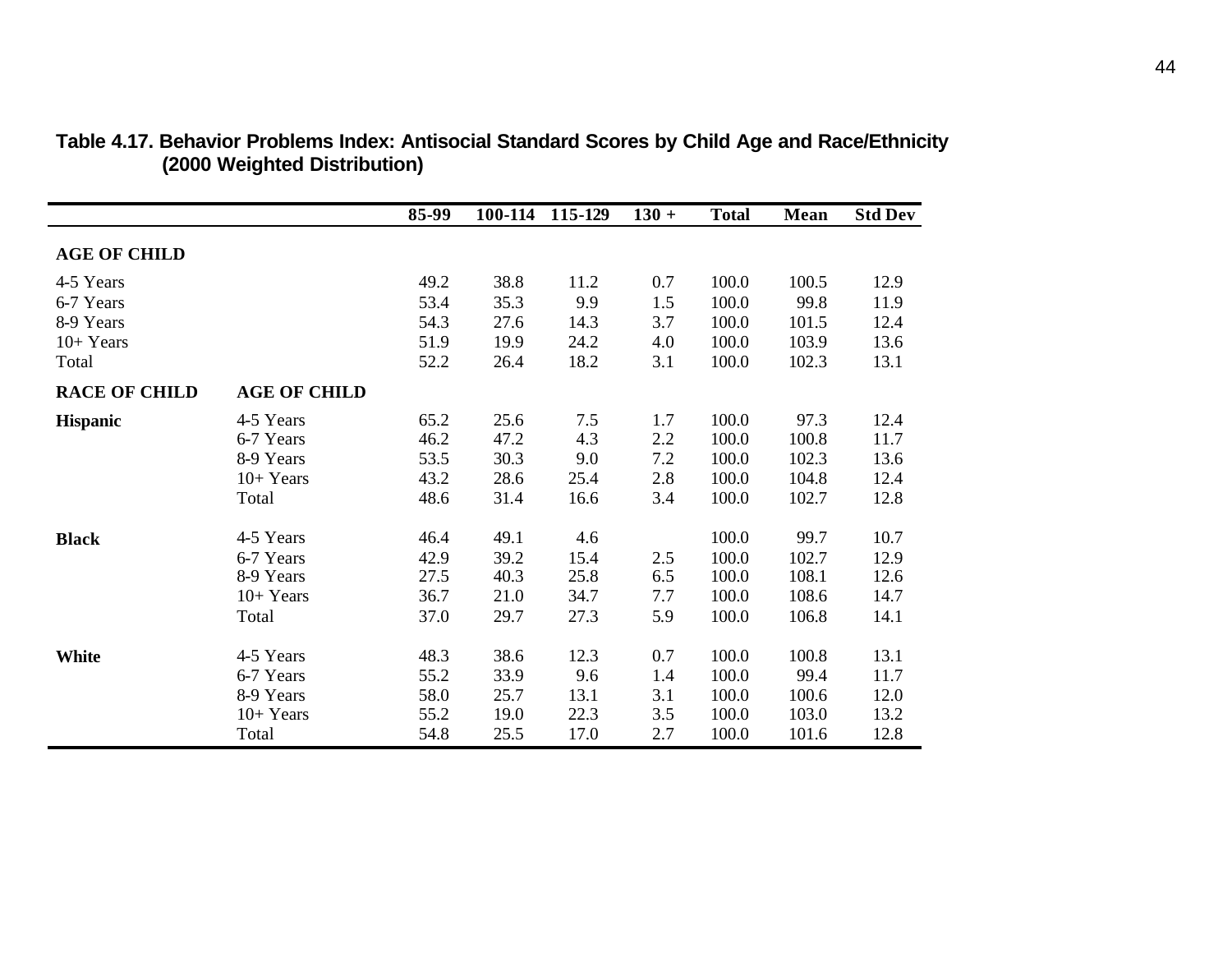**Table 4.17. Behavior Problems Index: Antisocial Standard Scores by Child Age and Race/Ethnicity (2000 Weighted Distribution)**

| | | 85-99 | 100-114 | 115-129 | 130 + | Total | Mean | Std Dev |
|---|---|---|---|---|---|---|---|---|
| **AGE OF CHILD** | | | | | | | | |
| 4-5 Years | | 49.2 | 38.8 | 11.2 | 0.7 | 100.0 | 100.5 | 12.9 |
| 6-7 Years | | 53.4 | 35.3 | 9.9 | 1.5 | 100.0 | 99.8 | 11.9 |
| 8-9 Years | | 54.3 | 27.6 | 14.3 | 3.7 | 100.0 | 101.5 | 12.4 |
| 10+ Years | | 51.9 | 19.9 | 24.2 | 4.0 | 100.0 | 103.9 | 13.6 |
| Total | | 52.2 | 26.4 | 18.2 | 3.1 | 100.0 | 102.3 | 13.1 |
| **RACE OF CHILD** | **AGE OF CHILD** | | | | | | | |
| **Hispanic** | 4-5 Years | 65.2 | 25.6 | 7.5 | 1.7 | 100.0 | 97.3 | 12.4 |
| | 6-7 Years | 46.2 | 47.2 | 4.3 | 2.2 | 100.0 | 100.8 | 11.7 |
| | 8-9 Years | 53.5 | 30.3 | 9.0 | 7.2 | 100.0 | 102.3 | 13.6 |
| | 10+ Years | 43.2 | 28.6 | 25.4 | 2.8 | 100.0 | 104.8 | 12.4 |
| | Total | 48.6 | 31.4 | 16.6 | 3.4 | 100.0 | 102.7 | 12.8 |
| **Black** | 4-5 Years | 46.4 | 49.1 | 4.6 | | 100.0 | 99.7 | 10.7 |
| | 6-7 Years | 42.9 | 39.2 | 15.4 | 2.5 | 100.0 | 102.7 | 12.9 |
| | 8-9 Years | 27.5 | 40.3 | 25.8 | 6.5 | 100.0 | 108.1 | 12.6 |
| | 10+ Years | 36.7 | 21.0 | 34.7 | 7.7 | 100.0 | 108.6 | 14.7 |
| | Total | 37.0 | 29.7 | 27.3 | 5.9 | 100.0 | 106.8 | 14.1 |
| **White** | 4-5 Years | 48.3 | 38.6 | 12.3 | 0.7 | 100.0 | 100.8 | 13.1 |
| | 6-7 Years | 55.2 | 33.9 | 9.6 | 1.4 | 100.0 | 99.4 | 11.7 |
| | 8-9 Years | 58.0 | 25.7 | 13.1 | 3.1 | 100.0 | 100.6 | 12.0 |
| | 10+ Years | 55.2 | 19.0 | 22.3 | 3.5 | 100.0 | 103.0 | 13.2 |
| | Total | 54.8 | 25.5 | 17.0 | 2.7 | 100.0 | 101.6 | 12.8 |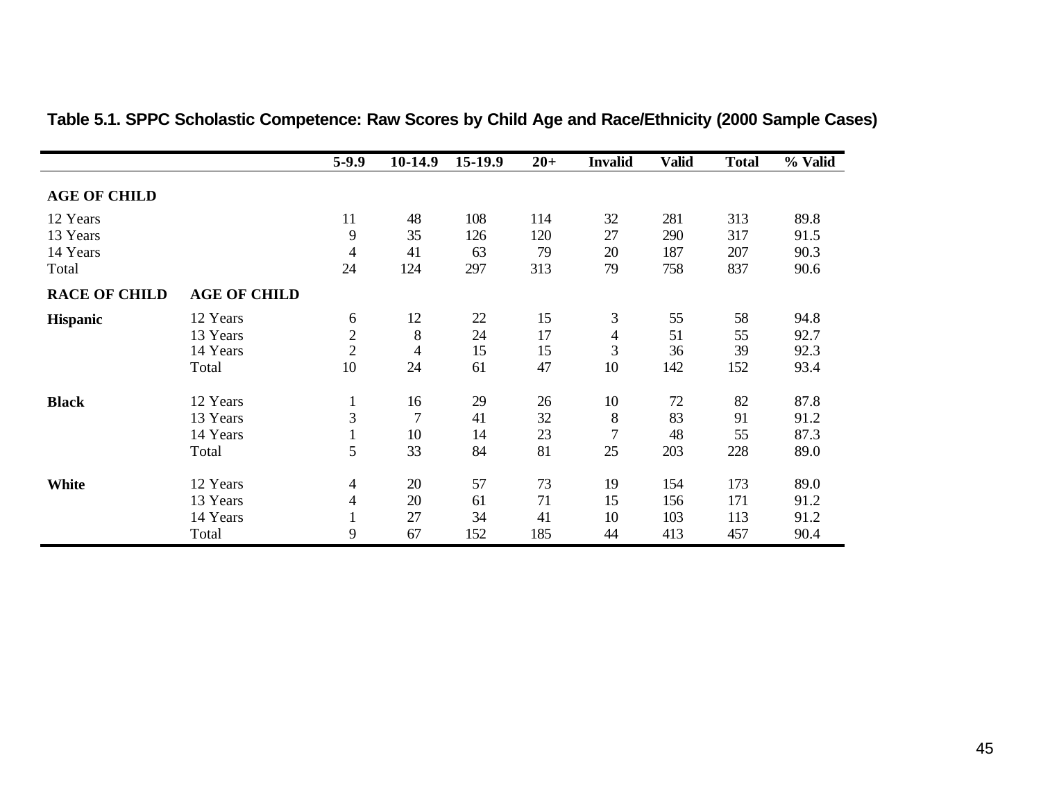**Table 5.1. SPPC Scholastic Competence: Raw Scores by Child Age and Race/Ethnicity (2000 Sample Cases)**

| | | 5-9.9 | 10-14.9 | 15-19.9 | 20+ | Invalid | Valid | Total | % Valid |
|---|---|---|---|---|---|---|---|---|---|
| **AGE OF CHILD** | | | | | | | | | |
| 12 Years | | 11 | 48 | 108 | 114 | 32 | 281 | 313 | 89.8 |
| 13 Years | | 9 | 35 | 126 | 120 | 27 | 290 | 317 | 91.5 |
| 14 Years | | 4 | 41 | 63 | 79 | 20 | 187 | 207 | 90.3 |
| Total | | 24 | 124 | 297 | 313 | 79 | 758 | 837 | 90.6 |
| **RACE OF CHILD** | **AGE OF CHILD** | | | | | | | | |
| **Hispanic** | 12 Years | 6 | 12 | 22 | 15 | 3 | 55 | 58 | 94.8 |
| | 13 Years | 2 | 8 | 24 | 17 | 4 | 51 | 55 | 92.7 |
| | 14 Years | 2 | 4 | 15 | 15 | 3 | 36 | 39 | 92.3 |
| | Total | 10 | 24 | 61 | 47 | 10 | 142 | 152 | 93.4 |
| **Black** | 12 Years | 1 | 16 | 29 | 26 | 10 | 72 | 82 | 87.8 |
| | 13 Years | 3 | 7 | 41 | 32 | 8 | 83 | 91 | 91.2 |
| | 14 Years | 1 | 10 | 14 | 23 | 7 | 48 | 55 | 87.3 |
| | Total | 5 | 33 | 84 | 81 | 25 | 203 | 228 | 89.0 |
| **White** | 12 Years | 4 | 20 | 57 | 73 | 19 | 154 | 173 | 89.0 |
| | 13 Years | 4 | 20 | 61 | 71 | 15 | 156 | 171 | 91.2 |
| | 14 Years | 1 | 27 | 34 | 41 | 10 | 103 | 113 | 91.2 |
| | Total | 9 | 67 | 152 | 185 | 44 | 413 | 457 | 90.4 |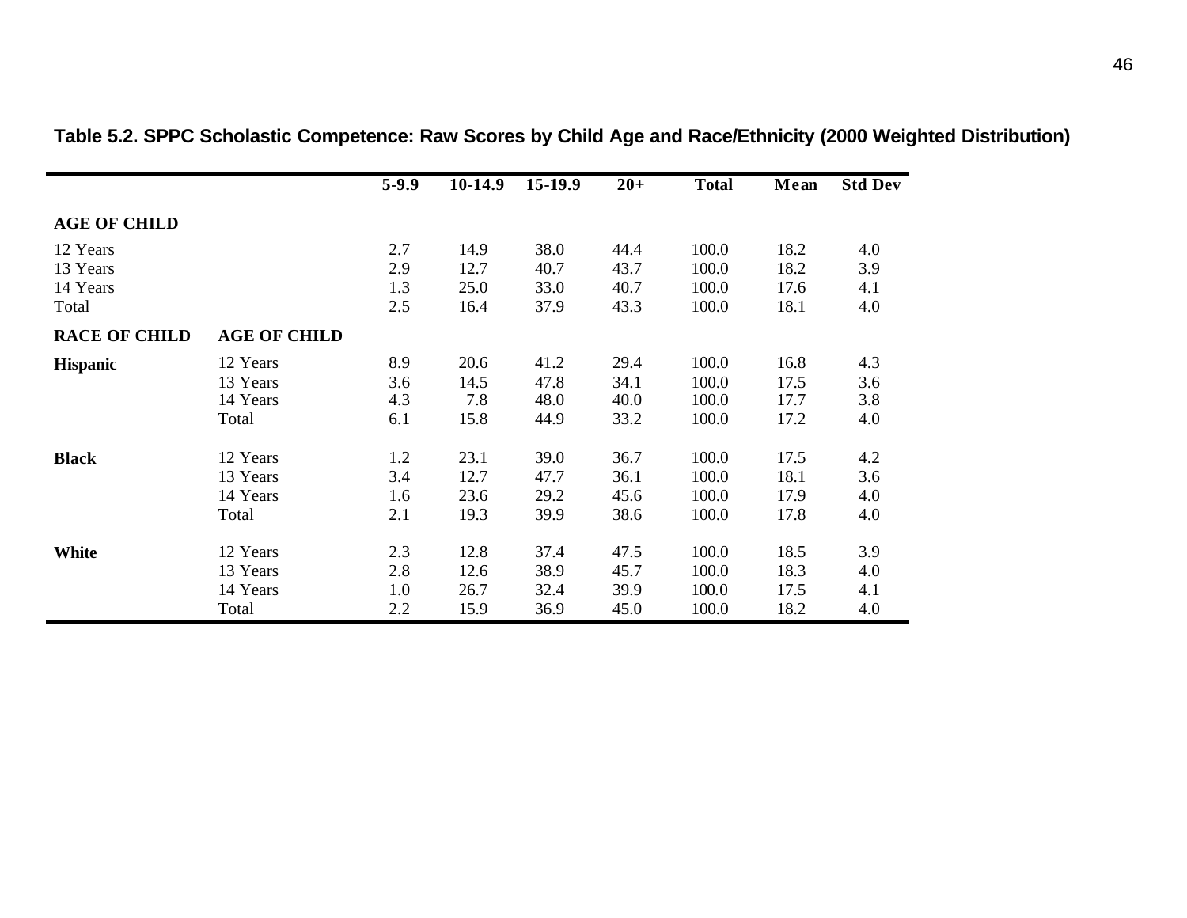**Table 5.2. SPPC Scholastic Competence: Raw Scores by Child Age and Race/Ethnicity (2000 Weighted Distribution)**

| | | 5-9.9 | 10-14.9 | 15-19.9 | 20+ | Total | Mean | Std Dev |
|---|---|---|---|---|---|---|---|---|
| **AGE OF CHILD** | | | | | | | | |
| 12 Years | | 2.7 | 14.9 | 38.0 | 44.4 | 100.0 | 18.2 | 4.0 |
| 13 Years | | 2.9 | 12.7 | 40.7 | 43.7 | 100.0 | 18.2 | 3.9 |
| 14 Years | | 1.3 | 25.0 | 33.0 | 40.7 | 100.0 | 17.6 | 4.1 |
| Total | | 2.5 | 16.4 | 37.9 | 43.3 | 100.0 | 18.1 | 4.0 |
| **RACE OF CHILD** | **AGE OF CHILD** | | | | | | | |
| **Hispanic** | 12 Years | 8.9 | 20.6 | 41.2 | 29.4 | 100.0 | 16.8 | 4.3 |
| | 13 Years | 3.6 | 14.5 | 47.8 | 34.1 | 100.0 | 17.5 | 3.6 |
| | 14 Years | 4.3 | 7.8 | 48.0 | 40.0 | 100.0 | 17.7 | 3.8 |
| | Total | 6.1 | 15.8 | 44.9 | 33.2 | 100.0 | 17.2 | 4.0 |
| **Black** | 12 Years | 1.2 | 23.1 | 39.0 | 36.7 | 100.0 | 17.5 | 4.2 |
| | 13 Years | 3.4 | 12.7 | 47.7 | 36.1 | 100.0 | 18.1 | 3.6 |
| | 14 Years | 1.6 | 23.6 | 29.2 | 45.6 | 100.0 | 17.9 | 4.0 |
| | Total | 2.1 | 19.3 | 39.9 | 38.6 | 100.0 | 17.8 | 4.0 |
| **White** | 12 Years | 2.3 | 12.8 | 37.4 | 47.5 | 100.0 | 18.5 | 3.9 |
| | 13 Years | 2.8 | 12.6 | 38.9 | 45.7 | 100.0 | 18.3 | 4.0 |
| | 14 Years | 1.0 | 26.7 | 32.4 | 39.9 | 100.0 | 17.5 | 4.1 |
| | Total | 2.2 | 15.9 | 36.9 | 45.0 | 100.0 | 18.2 | 4.0 |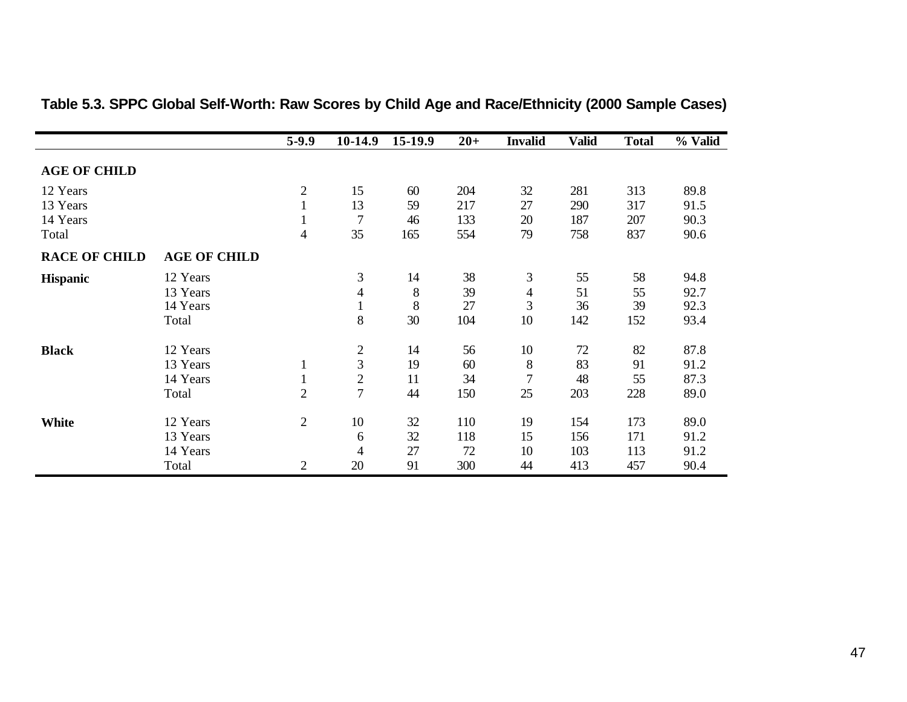**Table 5.3. SPPC Global Self-Worth: Raw Scores by Child Age and Race/Ethnicity (2000 Sample Cases)**

| | | 5-9.9 | 10-14.9 | 15-19.9 | 20+ | Invalid | Valid | Total | % Valid |
|---|---|---|---|---|---|---|---|---|---|
| **AGE OF CHILD** | | | | | | | | | |
| 12 Years | | 2 | 15 | 60 | 204 | 32 | 281 | 313 | 89.8 |
| 13 Years | | 1 | 13 | 59 | 217 | 27 | 290 | 317 | 91.5 |
| 14 Years | | 1 | 7 | 46 | 133 | 20 | 187 | 207 | 90.3 |
| Total | | 4 | 35 | 165 | 554 | 79 | 758 | 837 | 90.6 |
| **RACE OF CHILD** | **AGE OF CHILD** | | | | | | | | |
| **Hispanic** | 12 Years | | 3 | 14 | 38 | 3 | 55 | 58 | 94.8 |
| | 13 Years | | 4 | 8 | 39 | 4 | 51 | 55 | 92.7 |
| | 14 Years | | 1 | 8 | 27 | 3 | 36 | 39 | 92.3 |
| | Total | | 8 | 30 | 104 | 10 | 142 | 152 | 93.4 |
| **Black** | 12 Years | | 2 | 14 | 56 | 10 | 72 | 82 | 87.8 |
| | 13 Years | 1 | 3 | 19 | 60 | 8 | 83 | 91 | 91.2 |
| | 14 Years | 1 | 2 | 11 | 34 | 7 | 48 | 55 | 87.3 |
| | Total | 2 | 7 | 44 | 150 | 25 | 203 | 228 | 89.0 |
| **White** | 12 Years | 2 | 10 | 32 | 110 | 19 | 154 | 173 | 89.0 |
| | 13 Years | | 6 | 32 | 118 | 15 | 156 | 171 | 91.2 |
| | 14 Years | | 4 | 27 | 72 | 10 | 103 | 113 | 91.2 |
| | Total | 2 | 20 | 91 | 300 | 44 | 413 | 457 | 90.4 |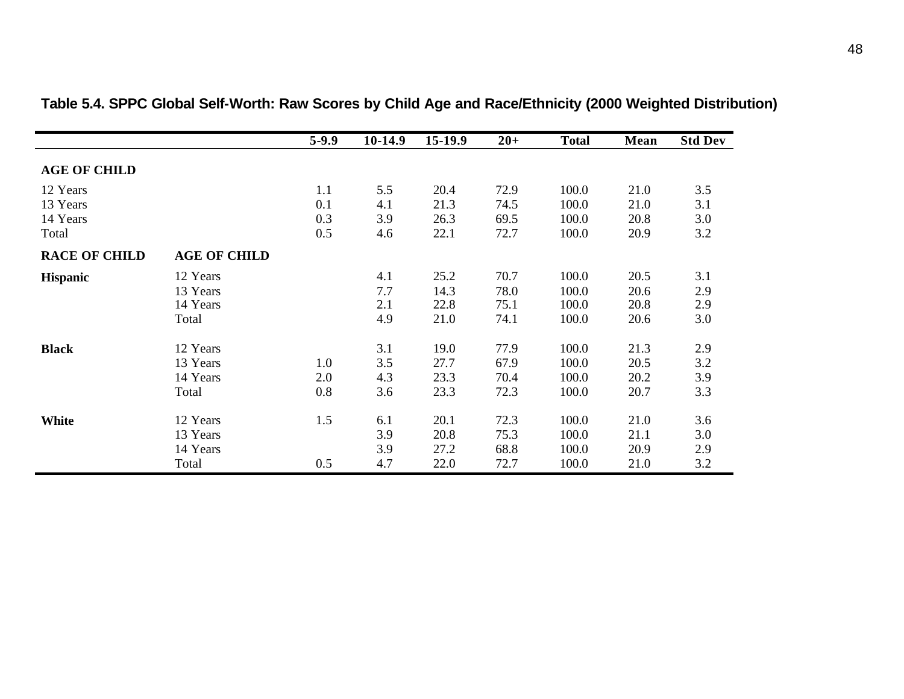**Table 5.4. SPPC Global Self-Worth: Raw Scores by Child Age and Race/Ethnicity (2000 Weighted Distribution)**

| | | 5-9.9 | 10-14.9 | 15-19.9 | 20+ | Total | Mean | Std Dev |
|---|---|---|---|---|---|---|---|---|
| **AGE OF CHILD** | | | | | | | | |
| 12 Years | | 1.1 | 5.5 | 20.4 | 72.9 | 100.0 | 21.0 | 3.5 |
| 13 Years | | 0.1 | 4.1 | 21.3 | 74.5 | 100.0 | 21.0 | 3.1 |
| 14 Years | | 0.3 | 3.9 | 26.3 | 69.5 | 100.0 | 20.8 | 3.0 |
| Total | | 0.5 | 4.6 | 22.1 | 72.7 | 100.0 | 20.9 | 3.2 |
| **RACE OF CHILD** | **AGE OF CHILD** | | | | | | | |
| **Hispanic** | 12 Years | | 4.1 | 25.2 | 70.7 | 100.0 | 20.5 | 3.1 |
| | 13 Years | | 7.7 | 14.3 | 78.0 | 100.0 | 20.6 | 2.9 |
| | 14 Years | | 2.1 | 22.8 | 75.1 | 100.0 | 20.8 | 2.9 |
| | Total | | 4.9 | 21.0 | 74.1 | 100.0 | 20.6 | 3.0 |
| **Black** | 12 Years | | 3.1 | 19.0 | 77.9 | 100.0 | 21.3 | 2.9 |
| | 13 Years | 1.0 | 3.5 | 27.7 | 67.9 | 100.0 | 20.5 | 3.2 |
| | 14 Years | 2.0 | 4.3 | 23.3 | 70.4 | 100.0 | 20.2 | 3.9 |
| | Total | 0.8 | 3.6 | 23.3 | 72.3 | 100.0 | 20.7 | 3.3 |
| **White** | 12 Years | 1.5 | 6.1 | 20.1 | 72.3 | 100.0 | 21.0 | 3.6 |
| | 13 Years | | 3.9 | 20.8 | 75.3 | 100.0 | 21.1 | 3.0 |
| | 14 Years | | 3.9 | 27.2 | 68.8 | 100.0 | 20.9 | 2.9 |
| | Total | 0.5 | 4.7 | 22.0 | 72.7 | 100.0 | 21.0 | 3.2 |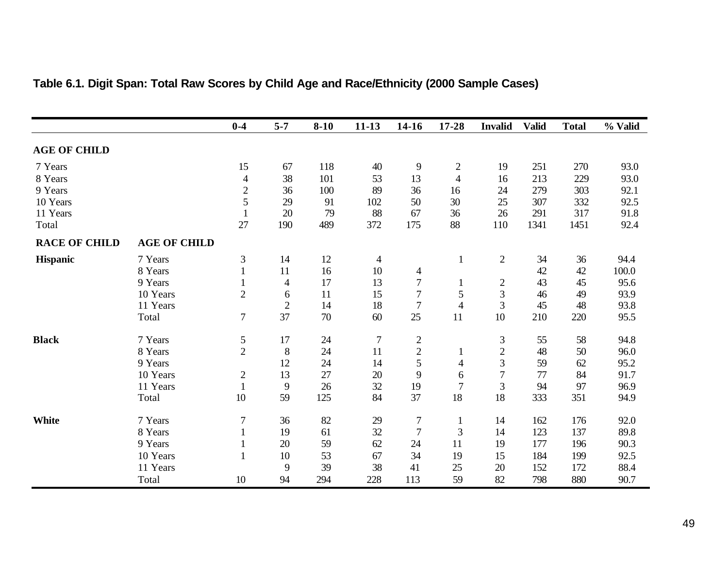**Table 6.1. Digit Span: Total Raw Scores by Child Age and Race/Ethnicity (2000 Sample Cases)**

| | | 0-4 | 5-7 | 8-10 | 11-13 | 14-16 | 17-28 | Invalid | Valid | Total | % Valid |
|---|---|---|---|---|---|---|---|---|---|---|---|
| **AGE OF CHILD** | | | | | | | | | | | |
| 7 Years | | 15 | 67 | 118 | 40 | 9 | 2 | 19 | 251 | 270 | 93.0 |
| 8 Years | | 4 | 38 | 101 | 53 | 13 | 4 | 16 | 213 | 229 | 93.0 |
| 9 Years | | 2 | 36 | 100 | 89 | 36 | 16 | 24 | 279 | 303 | 92.1 |
| 10 Years | | 5 | 29 | 91 | 102 | 50 | 30 | 25 | 307 | 332 | 92.5 |
| 11 Years | | 1 | 20 | 79 | 88 | 67 | 36 | 26 | 291 | 317 | 91.8 |
| Total | | 27 | 190 | 489 | 372 | 175 | 88 | 110 | 1341 | 1451 | 92.4 |
| **RACE OF CHILD** | **AGE OF CHILD** | | | | | | | | | | |
| **Hispanic** | 7 Years | 3 | 14 | 12 | 4 | | 1 | 2 | 34 | 36 | 94.4 |
| | 8 Years | 1 | 11 | 16 | 10 | 4 | | | 42 | 42 | 100.0 |
| | 9 Years | 1 | 4 | 17 | 13 | 7 | 1 | 2 | 43 | 45 | 95.6 |
| | 10 Years | 2 | 6 | 11 | 15 | 7 | 5 | 3 | 46 | 49 | 93.9 |
| | 11 Years | | 2 | 14 | 18 | 7 | 4 | 3 | 45 | 48 | 93.8 |
| | Total | 7 | 37 | 70 | 60 | 25 | 11 | 10 | 210 | 220 | 95.5 |
| **Black** | 7 Years | 5 | 17 | 24 | 7 | 2 | | 3 | 55 | 58 | 94.8 |
| | 8 Years | 2 | 8 | 24 | 11 | 2 | 1 | 2 | 48 | 50 | 96.0 |
| | 9 Years | | 12 | 24 | 14 | 5 | 4 | 3 | 59 | 62 | 95.2 |
| | 10 Years | 2 | 13 | 27 | 20 | 9 | 6 | 7 | 77 | 84 | 91.7 |
| | 11 Years | 1 | 9 | 26 | 32 | 19 | 7 | 3 | 94 | 97 | 96.9 |
| | Total | 10 | 59 | 125 | 84 | 37 | 18 | 18 | 333 | 351 | 94.9 |
| **White** | 7 Years | 7 | 36 | 82 | 29 | 7 | 1 | 14 | 162 | 176 | 92.0 |
| | 8 Years | 1 | 19 | 61 | 32 | 7 | 3 | 14 | 123 | 137 | 89.8 |
| | 9 Years | 1 | 20 | 59 | 62 | 24 | 11 | 19 | 177 | 196 | 90.3 |
| | 10 Years | 1 | 10 | 53 | 67 | 34 | 19 | 15 | 184 | 199 | 92.5 |
| | 11 Years | | 9 | 39 | 38 | 41 | 25 | 20 | 152 | 172 | 88.4 |
| | Total | 10 | 94 | 294 | 228 | 113 | 59 | 82 | 798 | 880 | 90.7 |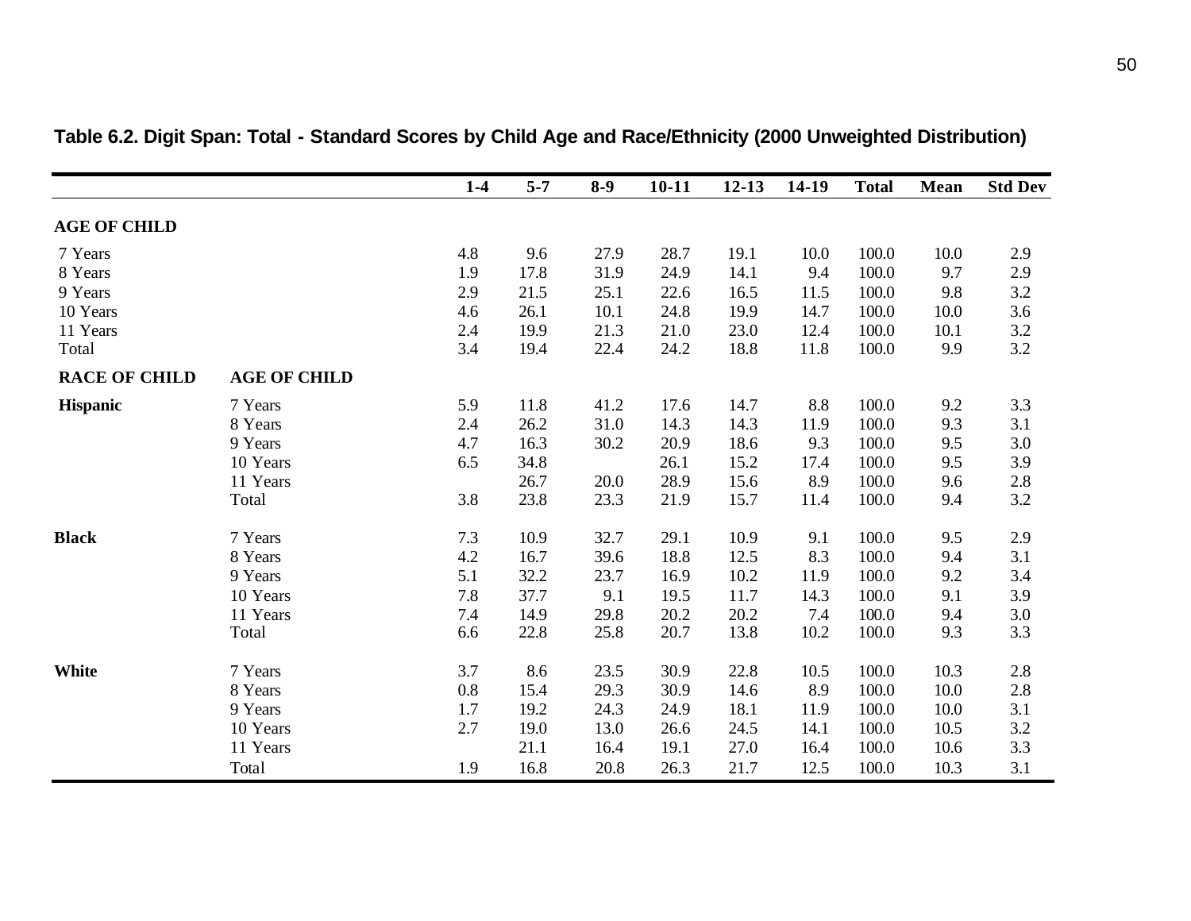**Table 6.2. Digit Span: Total - Standard Scores by Child Age and Race/Ethnicity (2000 Unweighted Distribution)**

| | | 1-4 | 5-7 | 8-9 | 10-11 | 12-13 | 14-19 | Total | Mean | Std Dev |
|---|---|---|---|---|---|---|---|---|---|---|
| **AGE OF CHILD** | | | | | | | | | | |
| 7 Years | | 4.8 | 9.6 | 27.9 | 28.7 | 19.1 | 10.0 | 100.0 | 10.0 | 2.9 |
| 8 Years | | 1.9 | 17.8 | 31.9 | 24.9 | 14.1 | 9.4 | 100.0 | 9.7 | 2.9 |
| 9 Years | | 2.9 | 21.5 | 25.1 | 22.6 | 16.5 | 11.5 | 100.0 | 9.8 | 3.2 |
| 10 Years | | 4.6 | 26.1 | 10.1 | 24.8 | 19.9 | 14.7 | 100.0 | 10.0 | 3.6 |
| 11 Years | | 2.4 | 19.9 | 21.3 | 21.0 | 23.0 | 12.4 | 100.0 | 10.1 | 3.2 |
| Total | | 3.4 | 19.4 | 22.4 | 24.2 | 18.8 | 11.8 | 100.0 | 9.9 | 3.2 |
| **RACE OF CHILD** | **AGE OF CHILD** | | | | | | | | | |
| **Hispanic** | 7 Years | 5.9 | 11.8 | 41.2 | 17.6 | 14.7 | 8.8 | 100.0 | 9.2 | 3.3 |
| | 8 Years | 2.4 | 26.2 | 31.0 | 14.3 | 14.3 | 11.9 | 100.0 | 9.3 | 3.1 |
| | 9 Years | 4.7 | 16.3 | 30.2 | 20.9 | 18.6 | 9.3 | 100.0 | 9.5 | 3.0 |
| | 10 Years | 6.5 | 34.8 | | 26.1 | 15.2 | 17.4 | 100.0 | 9.5 | 3.9 |
| | 11 Years | | 26.7 | 20.0 | 28.9 | 15.6 | 8.9 | 100.0 | 9.6 | 2.8 |
| | Total | 3.8 | 23.8 | 23.3 | 21.9 | 15.7 | 11.4 | 100.0 | 9.4 | 3.2 |
| **Black** | 7 Years | 7.3 | 10.9 | 32.7 | 29.1 | 10.9 | 9.1 | 100.0 | 9.5 | 2.9 |
| | 8 Years | 4.2 | 16.7 | 39.6 | 18.8 | 12.5 | 8.3 | 100.0 | 9.4 | 3.1 |
| | 9 Years | 5.1 | 32.2 | 23.7 | 16.9 | 10.2 | 11.9 | 100.0 | 9.2 | 3.4 |
| | 10 Years | 7.8 | 37.7 | 9.1 | 19.5 | 11.7 | 14.3 | 100.0 | 9.1 | 3.9 |
| | 11 Years | 7.4 | 14.9 | 29.8 | 20.2 | 20.2 | 7.4 | 100.0 | 9.4 | 3.0 |
| | Total | 6.6 | 22.8 | 25.8 | 20.7 | 13.8 | 10.2 | 100.0 | 9.3 | 3.3 |
| **White** | 7 Years | 3.7 | 8.6 | 23.5 | 30.9 | 22.8 | 10.5 | 100.0 | 10.3 | 2.8 |
| | 8 Years | 0.8 | 15.4 | 29.3 | 30.9 | 14.6 | 8.9 | 100.0 | 10.0 | 2.8 |
| | 9 Years | 1.7 | 19.2 | 24.3 | 24.9 | 18.1 | 11.9 | 100.0 | 10.0 | 3.1 |
| | 10 Years | 2.7 | 19.0 | 13.0 | 26.6 | 24.5 | 14.1 | 100.0 | 10.5 | 3.2 |
| | 11 Years | | 21.1 | 16.4 | 19.1 | 27.0 | 16.4 | 100.0 | 10.6 | 3.3 |
| | Total | 1.9 | 16.8 | 20.8 | 26.3 | 21.7 | 12.5 | 100.0 | 10.3 | 3.1 |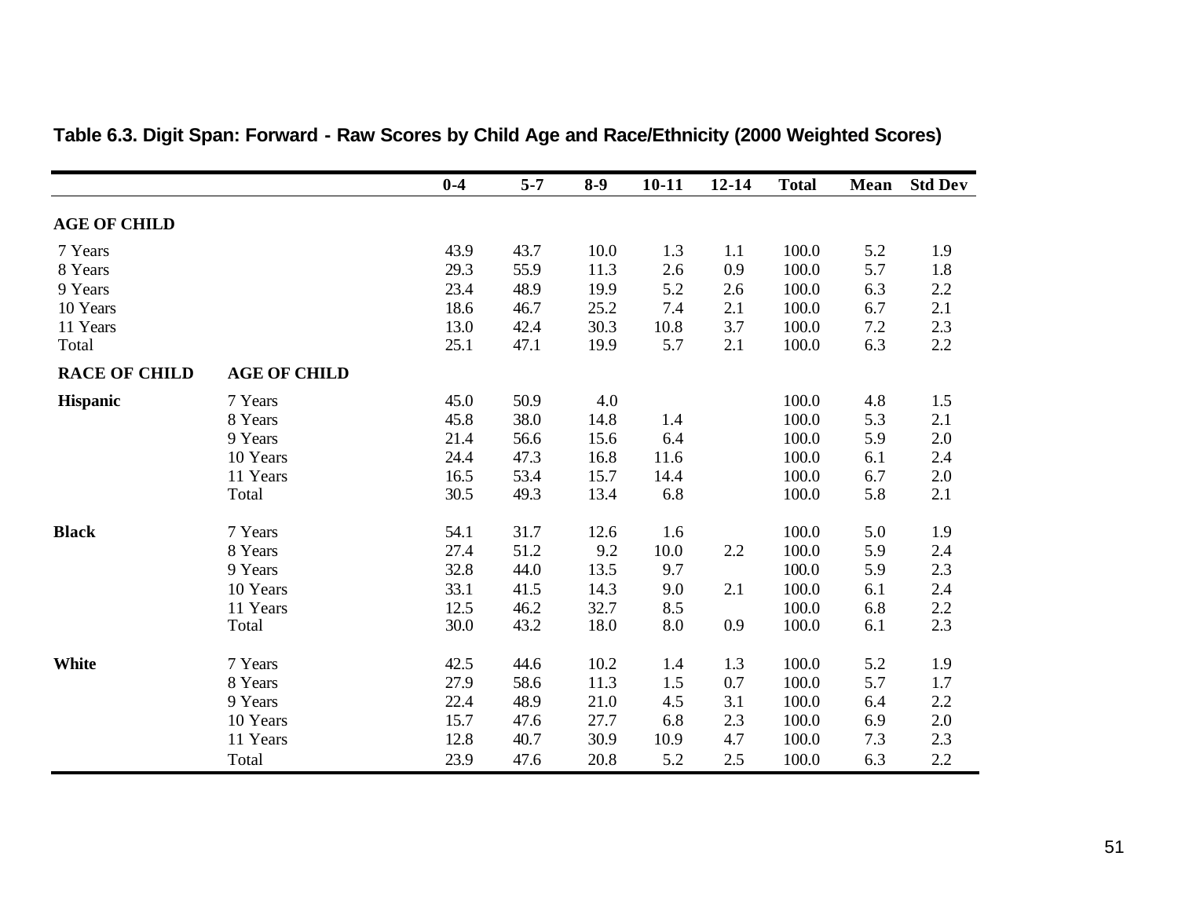## Table 6.3. Digit Span: Forward - Raw Scores by Child Age and Race/Ethnicity (2000 Weighted Scores)

| | | 0-4 | 5-7 | 8-9 | 10-11 | 12-14 | Total | Mean | Std Dev |
|---|---|---|---|---|---|---|---|---|---|
| **AGE OF CHILD** | | | | | | | | | |
| 7 Years | | 43.9 | 43.7 | 10.0 | 1.3 | 1.1 | 100.0 | 5.2 | 1.9 |
| 8 Years | | 29.3 | 55.9 | 11.3 | 2.6 | 0.9 | 100.0 | 5.7 | 1.8 |
| 9 Years | | 23.4 | 48.9 | 19.9 | 5.2 | 2.6 | 100.0 | 6.3 | 2.2 |
| 10 Years | | 18.6 | 46.7 | 25.2 | 7.4 | 2.1 | 100.0 | 6.7 | 2.1 |
| 11 Years | | 13.0 | 42.4 | 30.3 | 10.8 | 3.7 | 100.0 | 7.2 | 2.3 |
| Total | | 25.1 | 47.1 | 19.9 | 5.7 | 2.1 | 100.0 | 6.3 | 2.2 |
| **RACE OF CHILD** | **AGE OF CHILD** | | | | | | | | |
| **Hispanic** | 7 Years | 45.0 | 50.9 | 4.0 | | | 100.0 | 4.8 | 1.5 |
| | 8 Years | 45.8 | 38.0 | 14.8 | 1.4 | | 100.0 | 5.3 | 2.1 |
| | 9 Years | 21.4 | 56.6 | 15.6 | 6.4 | | 100.0 | 5.9 | 2.0 |
| | 10 Years | 24.4 | 47.3 | 16.8 | 11.6 | | 100.0 | 6.1 | 2.4 |
| | 11 Years | 16.5 | 53.4 | 15.7 | 14.4 | | 100.0 | 6.7 | 2.0 |
| | Total | 30.5 | 49.3 | 13.4 | 6.8 | | 100.0 | 5.8 | 2.1 |
| **Black** | 7 Years | 54.1 | 31.7 | 12.6 | 1.6 | | 100.0 | 5.0 | 1.9 |
| | 8 Years | 27.4 | 51.2 | 9.2 | 10.0 | 2.2 | 100.0 | 5.9 | 2.4 |
| | 9 Years | 32.8 | 44.0 | 13.5 | 9.7 | | 100.0 | 5.9 | 2.3 |
| | 10 Years | 33.1 | 41.5 | 14.3 | 9.0 | 2.1 | 100.0 | 6.1 | 2.4 |
| | 11 Years | 12.5 | 46.2 | 32.7 | 8.5 | | 100.0 | 6.8 | 2.2 |
| | Total | 30.0 | 43.2 | 18.0 | 8.0 | 0.9 | 100.0 | 6.1 | 2.3 |
| **White** | 7 Years | 42.5 | 44.6 | 10.2 | 1.4 | 1.3 | 100.0 | 5.2 | 1.9 |
| | 8 Years | 27.9 | 58.6 | 11.3 | 1.5 | 0.7 | 100.0 | 5.7 | 1.7 |
| | 9 Years | 22.4 | 48.9 | 21.0 | 4.5 | 3.1 | 100.0 | 6.4 | 2.2 |
| | 10 Years | 15.7 | 47.6 | 27.7 | 6.8 | 2.3 | 100.0 | 6.9 | 2.0 |
| | 11 Years | 12.8 | 40.7 | 30.9 | 10.9 | 4.7 | 100.0 | 7.3 | 2.3 |
| | Total | 23.9 | 47.6 | 20.8 | 5.2 | 2.5 | 100.0 | 6.3 | 2.2 |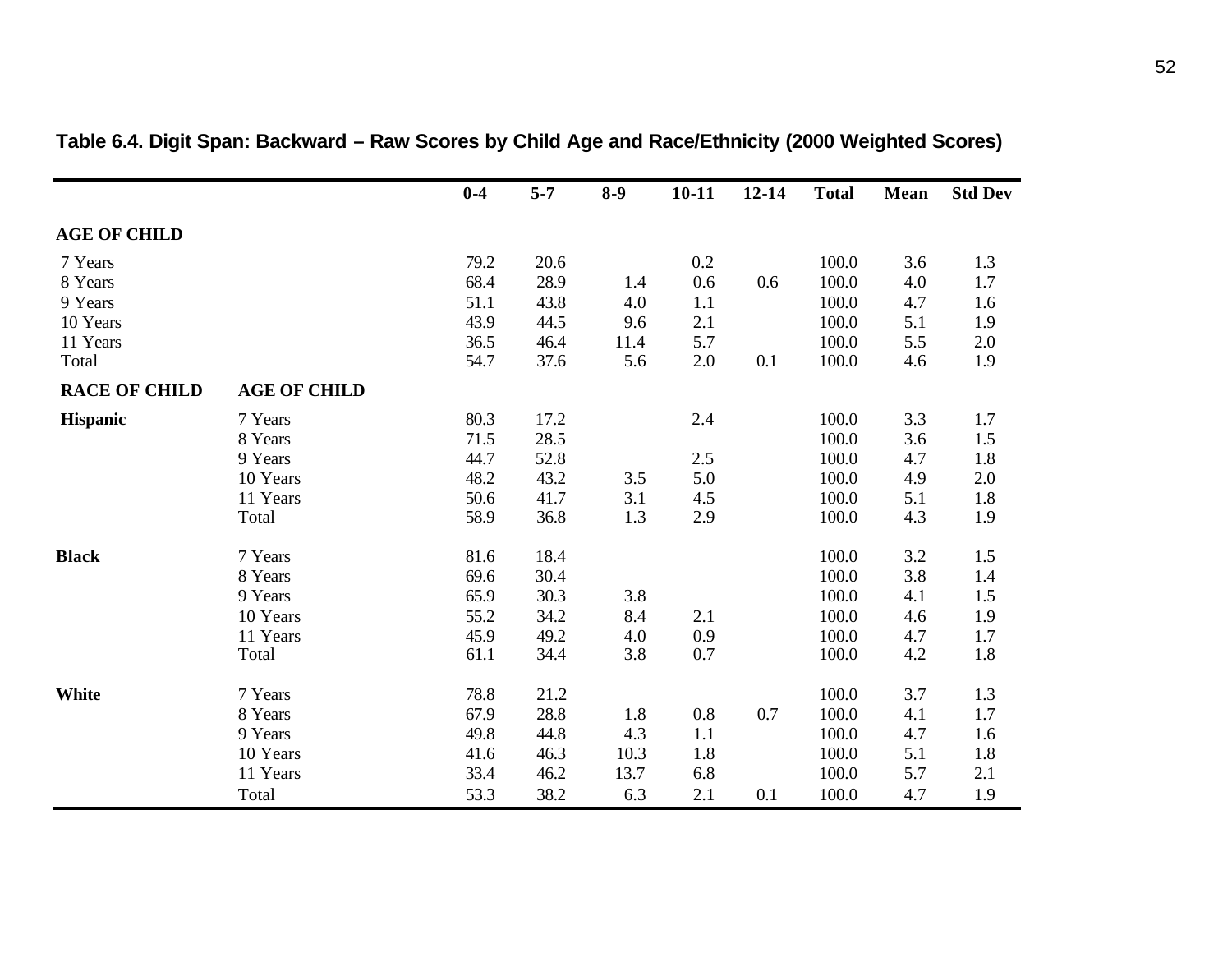**Table 6.4. Digit Span: Backward – Raw Scores by Child Age and Race/Ethnicity (2000 Weighted Scores)**

| | | 0-4 | 5-7 | 8-9 | 10-11 | 12-14 | Total | Mean | Std Dev |
|---|---|---|---|---|---|---|---|---|---|
| **AGE OF CHILD** | | | | | | | | | |
| 7 Years | | 79.2 | 20.6 | | 0.2 | | 100.0 | 3.6 | 1.3 |
| 8 Years | | 68.4 | 28.9 | 1.4 | 0.6 | 0.6 | 100.0 | 4.0 | 1.7 |
| 9 Years | | 51.1 | 43.8 | 4.0 | 1.1 | | 100.0 | 4.7 | 1.6 |
| 10 Years | | 43.9 | 44.5 | 9.6 | 2.1 | | 100.0 | 5.1 | 1.9 |
| 11 Years | | 36.5 | 46.4 | 11.4 | 5.7 | | 100.0 | 5.5 | 2.0 |
| Total | | 54.7 | 37.6 | 5.6 | 2.0 | 0.1 | 100.0 | 4.6 | 1.9 |
| **RACE OF CHILD** | **AGE OF CHILD** | | | | | | | | |
| **Hispanic** | 7 Years | 80.3 | 17.2 | | 2.4 | | 100.0 | 3.3 | 1.7 |
| | 8 Years | 71.5 | 28.5 | | | | 100.0 | 3.6 | 1.5 |
| | 9 Years | 44.7 | 52.8 | | 2.5 | | 100.0 | 4.7 | 1.8 |
| | 10 Years | 48.2 | 43.2 | 3.5 | 5.0 | | 100.0 | 4.9 | 2.0 |
| | 11 Years | 50.6 | 41.7 | 3.1 | 4.5 | | 100.0 | 5.1 | 1.8 |
| | Total | 58.9 | 36.8 | 1.3 | 2.9 | | 100.0 | 4.3 | 1.9 |
| **Black** | 7 Years | 81.6 | 18.4 | | | | 100.0 | 3.2 | 1.5 |
| | 8 Years | 69.6 | 30.4 | | | | 100.0 | 3.8 | 1.4 |
| | 9 Years | 65.9 | 30.3 | 3.8 | | | 100.0 | 4.1 | 1.5 |
| | 10 Years | 55.2 | 34.2 | 8.4 | 2.1 | | 100.0 | 4.6 | 1.9 |
| | 11 Years | 45.9 | 49.2 | 4.0 | 0.9 | | 100.0 | 4.7 | 1.7 |
| | Total | 61.1 | 34.4 | 3.8 | 0.7 | | 100.0 | 4.2 | 1.8 |
| **White** | 7 Years | 78.8 | 21.2 | | | | 100.0 | 3.7 | 1.3 |
| | 8 Years | 67.9 | 28.8 | 1.8 | 0.8 | 0.7 | 100.0 | 4.1 | 1.7 |
| | 9 Years | 49.8 | 44.8 | 4.3 | 1.1 | | 100.0 | 4.7 | 1.6 |
| | 10 Years | 41.6 | 46.3 | 10.3 | 1.8 | | 100.0 | 5.1 | 1.8 |
| | 11 Years | 33.4 | 46.2 | 13.7 | 6.8 | | 100.0 | 5.7 | 2.1 |
| | Total | 53.3 | 38.2 | 6.3 | 2.1 | 0.1 | 100.0 | 4.7 | 1.9 |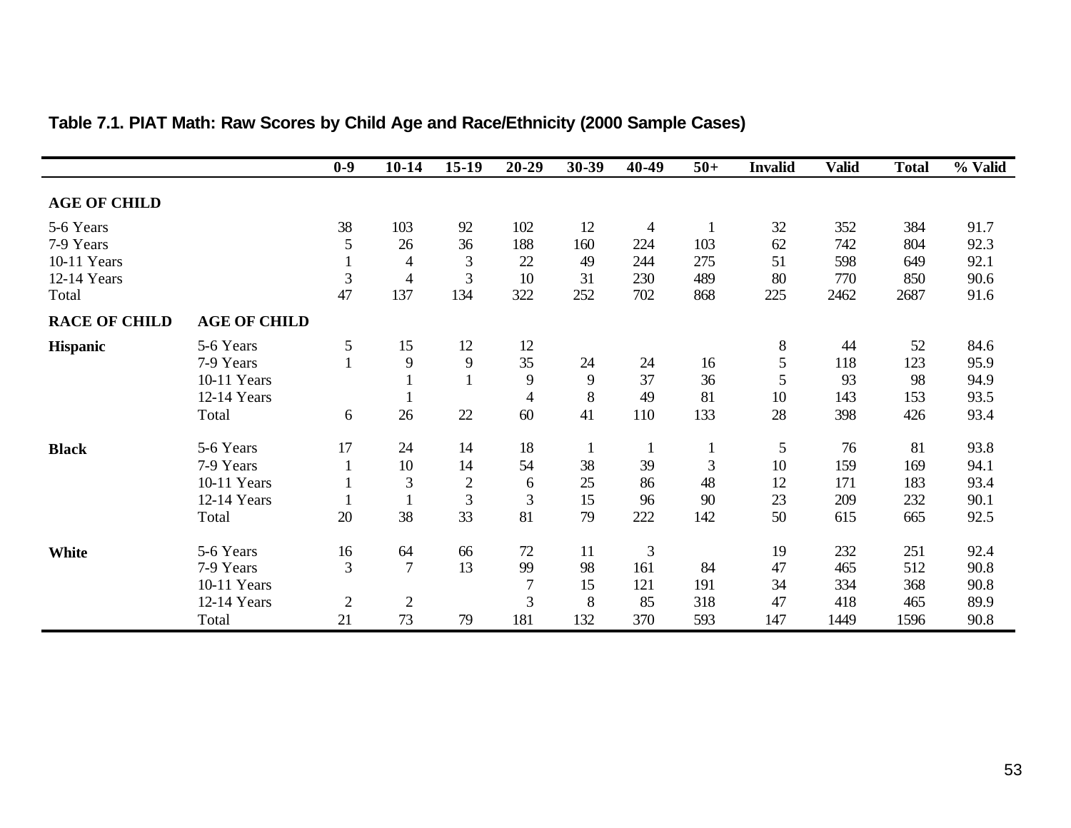**Table 7.1. PIAT Math: Raw Scores by Child Age and Race/Ethnicity (2000 Sample Cases)**

| | | 0-9 | 10-14 | 15-19 | 20-29 | 30-39 | 40-49 | 50+ | Invalid | Valid | Total | % Valid |
|---|---|---|---|---|---|---|---|---|---|---|---|---|
| **AGE OF CHILD** | | | | | | | | | | | | |
| 5-6 Years | | 38 | 103 | 92 | 102 | 12 | 4 | 1 | 32 | 352 | 384 | 91.7 |
| 7-9 Years | | 5 | 26 | 36 | 188 | 160 | 224 | 103 | 62 | 742 | 804 | 92.3 |
| 10-11 Years | | 1 | 4 | 3 | 22 | 49 | 244 | 275 | 51 | 598 | 649 | 92.1 |
| 12-14 Years | | 3 | 4 | 3 | 10 | 31 | 230 | 489 | 80 | 770 | 850 | 90.6 |
| Total | | 47 | 137 | 134 | 322 | 252 | 702 | 868 | 225 | 2462 | 2687 | 91.6 |
| **RACE OF CHILD** | **AGE OF CHILD** | | | | | | | | | | | |
| **Hispanic** | 5-6 Years | 5 | 15 | 12 | 12 | | | | 8 | 44 | 52 | 84.6 |
| | 7-9 Years | 1 | 9 | 9 | 35 | 24 | 24 | 16 | 5 | 118 | 123 | 95.9 |
| | 10-11 Years | | 1 | 1 | 9 | 9 | 37 | 36 | 5 | 93 | 98 | 94.9 |
| | 12-14 Years | | 1 | | 4 | 8 | 49 | 81 | 10 | 143 | 153 | 93.5 |
| | Total | 6 | 26 | 22 | 60 | 41 | 110 | 133 | 28 | 398 | 426 | 93.4 |
| **Black** | 5-6 Years | 17 | 24 | 14 | 18 | 1 | 1 | 1 | 5 | 76 | 81 | 93.8 |
| | 7-9 Years | 1 | 10 | 14 | 54 | 38 | 39 | 3 | 10 | 159 | 169 | 94.1 |
| | 10-11 Years | 1 | 3 | 2 | 6 | 25 | 86 | 48 | 12 | 171 | 183 | 93.4 |
| | 12-14 Years | 1 | 1 | 3 | 3 | 15 | 96 | 90 | 23 | 209 | 232 | 90.1 |
| | Total | 20 | 38 | 33 | 81 | 79 | 222 | 142 | 50 | 615 | 665 | 92.5 |
| **White** | 5-6 Years | 16 | 64 | 66 | 72 | 11 | 3 | | 19 | 232 | 251 | 92.4 |
| | 7-9 Years | 3 | 7 | 13 | 99 | 98 | 161 | 84 | 47 | 465 | 512 | 90.8 |
| | 10-11 Years | | | | 7 | 15 | 121 | 191 | 34 | 334 | 368 | 90.8 |
| | 12-14 Years | 2 | 2 | | 3 | 8 | 85 | 318 | 47 | 418 | 465 | 89.9 |
| | Total | 21 | 73 | 79 | 181 | 132 | 370 | 593 | 147 | 1449 | 1596 | 90.8 |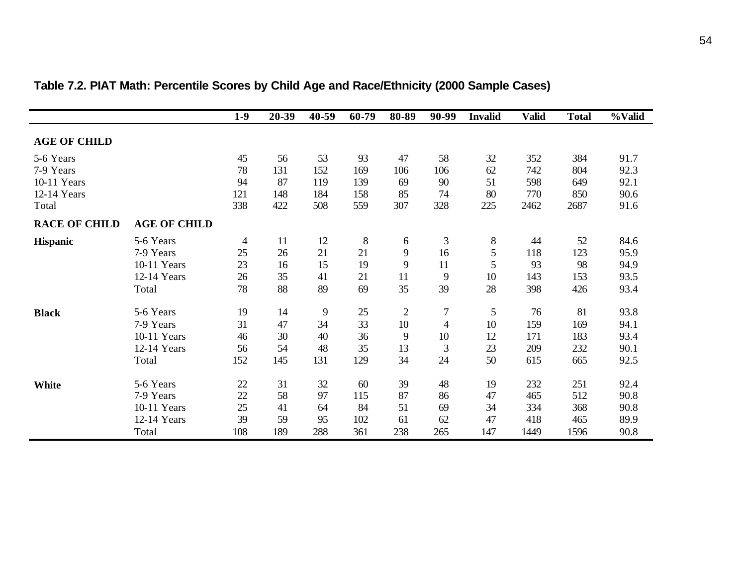## Table 7.2. PIAT Math: Percentile Scores by Child Age and Race/Ethnicity (2000 Sample Cases)

| | | 1-9 | 20-39 | 40-59 | 60-79 | 80-89 | 90-99 | Invalid | Valid | Total | %Valid |
|---|---|---|---|---|---|---|---|---|---|---|---|
| **AGE OF CHILD** | | | | | | | | | | | |
| 5-6 Years | | 45 | 56 | 53 | 93 | 47 | 58 | 32 | 352 | 384 | 91.7 |
| 7-9 Years | | 78 | 131 | 152 | 169 | 106 | 106 | 62 | 742 | 804 | 92.3 |
| 10-11 Years | | 94 | 87 | 119 | 139 | 69 | 90 | 51 | 598 | 649 | 92.1 |
| 12-14 Years | | 121 | 148 | 184 | 158 | 85 | 74 | 80 | 770 | 850 | 90.6 |
| Total | | 338 | 422 | 508 | 559 | 307 | 328 | 225 | 2462 | 2687 | 91.6 |
| **RACE OF CHILD** | **AGE OF CHILD** | | | | | | | | | | |
| **Hispanic** | 5-6 Years | 4 | 11 | 12 | 8 | 6 | 3 | 8 | 44 | 52 | 84.6 |
| | 7-9 Years | 25 | 26 | 21 | 21 | 9 | 16 | 5 | 118 | 123 | 95.9 |
| | 10-11 Years | 23 | 16 | 15 | 19 | 9 | 11 | 5 | 93 | 98 | 94.9 |
| | 12-14 Years | 26 | 35 | 41 | 21 | 11 | 9 | 10 | 143 | 153 | 93.5 |
| | Total | 78 | 88 | 89 | 69 | 35 | 39 | 28 | 398 | 426 | 93.4 |
| **Black** | 5-6 Years | 19 | 14 | 9 | 25 | 2 | 7 | 5 | 76 | 81 | 93.8 |
| | 7-9 Years | 31 | 47 | 34 | 33 | 10 | 4 | 10 | 159 | 169 | 94.1 |
| | 10-11 Years | 46 | 30 | 40 | 36 | 9 | 10 | 12 | 171 | 183 | 93.4 |
| | 12-14 Years | 56 | 54 | 48 | 35 | 13 | 3 | 23 | 209 | 232 | 90.1 |
| | Total | 152 | 145 | 131 | 129 | 34 | 24 | 50 | 615 | 665 | 92.5 |
| **White** | 5-6 Years | 22 | 31 | 32 | 60 | 39 | 48 | 19 | 232 | 251 | 92.4 |
| | 7-9 Years | 22 | 58 | 97 | 115 | 87 | 86 | 47 | 465 | 512 | 90.8 |
| | 10-11 Years | 25 | 41 | 64 | 84 | 51 | 69 | 34 | 334 | 368 | 90.8 |
| | 12-14 Years | 39 | 59 | 95 | 102 | 61 | 62 | 47 | 418 | 465 | 89.9 |
| | Total | 108 | 189 | 288 | 361 | 238 | 265 | 147 | 1449 | 1596 | 90.8 |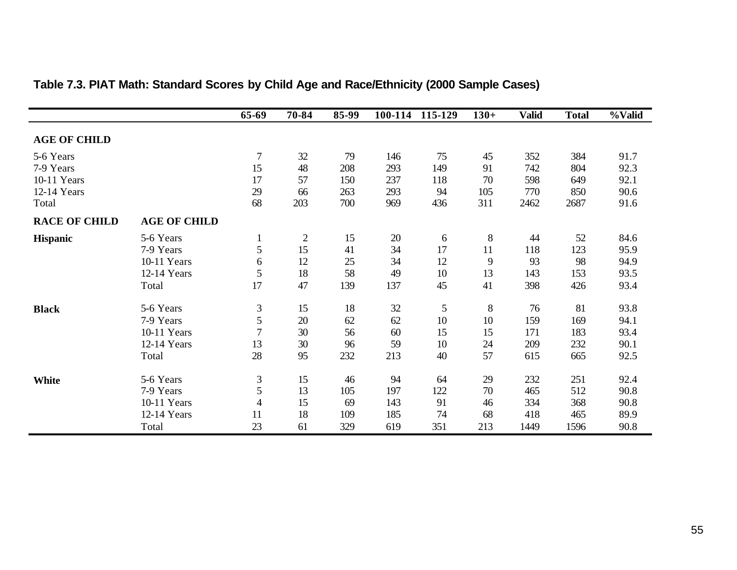**Table 7.3. PIAT Math: Standard Scores by Child Age and Race/Ethnicity (2000 Sample Cases)**

| | | 65-69 | 70-84 | 85-99 | 100-114 | 115-129 | 130+ | Valid | Total | %Valid |
|---|---|---|---|---|---|---|---|---|---|---|
| **AGE OF CHILD** | | | | | | | | | | |
| 5-6 Years | | 7 | 32 | 79 | 146 | 75 | 45 | 352 | 384 | 91.7 |
| 7-9 Years | | 15 | 48 | 208 | 293 | 149 | 91 | 742 | 804 | 92.3 |
| 10-11 Years | | 17 | 57 | 150 | 237 | 118 | 70 | 598 | 649 | 92.1 |
| 12-14 Years | | 29 | 66 | 263 | 293 | 94 | 105 | 770 | 850 | 90.6 |
| Total | | 68 | 203 | 700 | 969 | 436 | 311 | 2462 | 2687 | 91.6 |
| **RACE OF CHILD** | **AGE OF CHILD** | | | | | | | | | |
| **Hispanic** | 5-6 Years | 1 | 2 | 15 | 20 | 6 | 8 | 44 | 52 | 84.6 |
| | 7-9 Years | 5 | 15 | 41 | 34 | 17 | 11 | 118 | 123 | 95.9 |
| | 10-11 Years | 6 | 12 | 25 | 34 | 12 | 9 | 93 | 98 | 94.9 |
| | 12-14 Years | 5 | 18 | 58 | 49 | 10 | 13 | 143 | 153 | 93.5 |
| | Total | 17 | 47 | 139 | 137 | 45 | 41 | 398 | 426 | 93.4 |
| **Black** | 5-6 Years | 3 | 15 | 18 | 32 | 5 | 8 | 76 | 81 | 93.8 |
| | 7-9 Years | 5 | 20 | 62 | 62 | 10 | 10 | 159 | 169 | 94.1 |
| | 10-11 Years | 7 | 30 | 56 | 60 | 15 | 15 | 171 | 183 | 93.4 |
| | 12-14 Years | 13 | 30 | 96 | 59 | 10 | 24 | 209 | 232 | 90.1 |
| | Total | 28 | 95 | 232 | 213 | 40 | 57 | 615 | 665 | 92.5 |
| **White** | 5-6 Years | 3 | 15 | 46 | 94 | 64 | 29 | 232 | 251 | 92.4 |
| | 7-9 Years | 5 | 13 | 105 | 197 | 122 | 70 | 465 | 512 | 90.8 |
| | 10-11 Years | 4 | 15 | 69 | 143 | 91 | 46 | 334 | 368 | 90.8 |
| | 12-14 Years | 11 | 18 | 109 | 185 | 74 | 68 | 418 | 465 | 89.9 |
| | Total | 23 | 61 | 329 | 619 | 351 | 213 | 1449 | 1596 | 90.8 |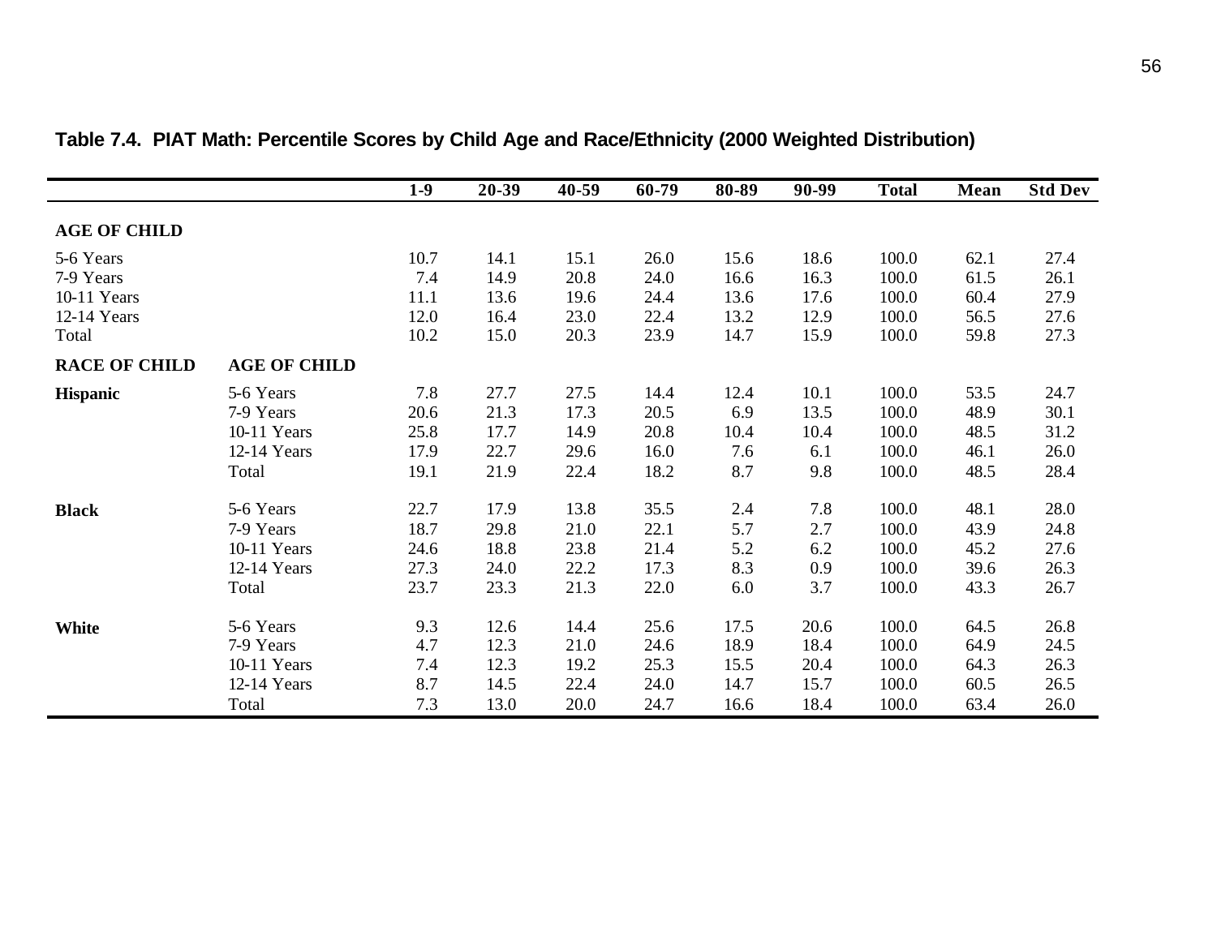**Table 7.4. PIAT Math: Percentile Scores by Child Age and Race/Ethnicity (2000 Weighted Distribution)**

| | | 1-9 | 20-39 | 40-59 | 60-79 | 80-89 | 90-99 | Total | Mean | Std Dev |
|---|---|---|---|---|---|---|---|---|---|---|
| **AGE OF CHILD** | | | | | | | | | | |
| 5-6 Years | | 10.7 | 14.1 | 15.1 | 26.0 | 15.6 | 18.6 | 100.0 | 62.1 | 27.4 |
| 7-9 Years | | 7.4 | 14.9 | 20.8 | 24.0 | 16.6 | 16.3 | 100.0 | 61.5 | 26.1 |
| 10-11 Years | | 11.1 | 13.6 | 19.6 | 24.4 | 13.6 | 17.6 | 100.0 | 60.4 | 27.9 |
| 12-14 Years | | 12.0 | 16.4 | 23.0 | 22.4 | 13.2 | 12.9 | 100.0 | 56.5 | 27.6 |
| Total | | 10.2 | 15.0 | 20.3 | 23.9 | 14.7 | 15.9 | 100.0 | 59.8 | 27.3 |
| **RACE OF CHILD** | **AGE OF CHILD** | | | | | | | | | |
| **Hispanic** | 5-6 Years | 7.8 | 27.7 | 27.5 | 14.4 | 12.4 | 10.1 | 100.0 | 53.5 | 24.7 |
| | 7-9 Years | 20.6 | 21.3 | 17.3 | 20.5 | 6.9 | 13.5 | 100.0 | 48.9 | 30.1 |
| | 10-11 Years | 25.8 | 17.7 | 14.9 | 20.8 | 10.4 | 10.4 | 100.0 | 48.5 | 31.2 |
| | 12-14 Years | 17.9 | 22.7 | 29.6 | 16.0 | 7.6 | 6.1 | 100.0 | 46.1 | 26.0 |
| | Total | 19.1 | 21.9 | 22.4 | 18.2 | 8.7 | 9.8 | 100.0 | 48.5 | 28.4 |
| **Black** | 5-6 Years | 22.7 | 17.9 | 13.8 | 35.5 | 2.4 | 7.8 | 100.0 | 48.1 | 28.0 |
| | 7-9 Years | 18.7 | 29.8 | 21.0 | 22.1 | 5.7 | 2.7 | 100.0 | 43.9 | 24.8 |
| | 10-11 Years | 24.6 | 18.8 | 23.8 | 21.4 | 5.2 | 6.2 | 100.0 | 45.2 | 27.6 |
| | 12-14 Years | 27.3 | 24.0 | 22.2 | 17.3 | 8.3 | 0.9 | 100.0 | 39.6 | 26.3 |
| | Total | 23.7 | 23.3 | 21.3 | 22.0 | 6.0 | 3.7 | 100.0 | 43.3 | 26.7 |
| **White** | 5-6 Years | 9.3 | 12.6 | 14.4 | 25.6 | 17.5 | 20.6 | 100.0 | 64.5 | 26.8 |
| | 7-9 Years | 4.7 | 12.3 | 21.0 | 24.6 | 18.9 | 18.4 | 100.0 | 64.9 | 24.5 |
| | 10-11 Years | 7.4 | 12.3 | 19.2 | 25.3 | 15.5 | 20.4 | 100.0 | 64.3 | 26.3 |
| | 12-14 Years | 8.7 | 14.5 | 22.4 | 24.0 | 14.7 | 15.7 | 100.0 | 60.5 | 26.5 |
| | Total | 7.3 | 13.0 | 20.0 | 24.7 | 16.6 | 18.4 | 100.0 | 63.4 | 26.0 |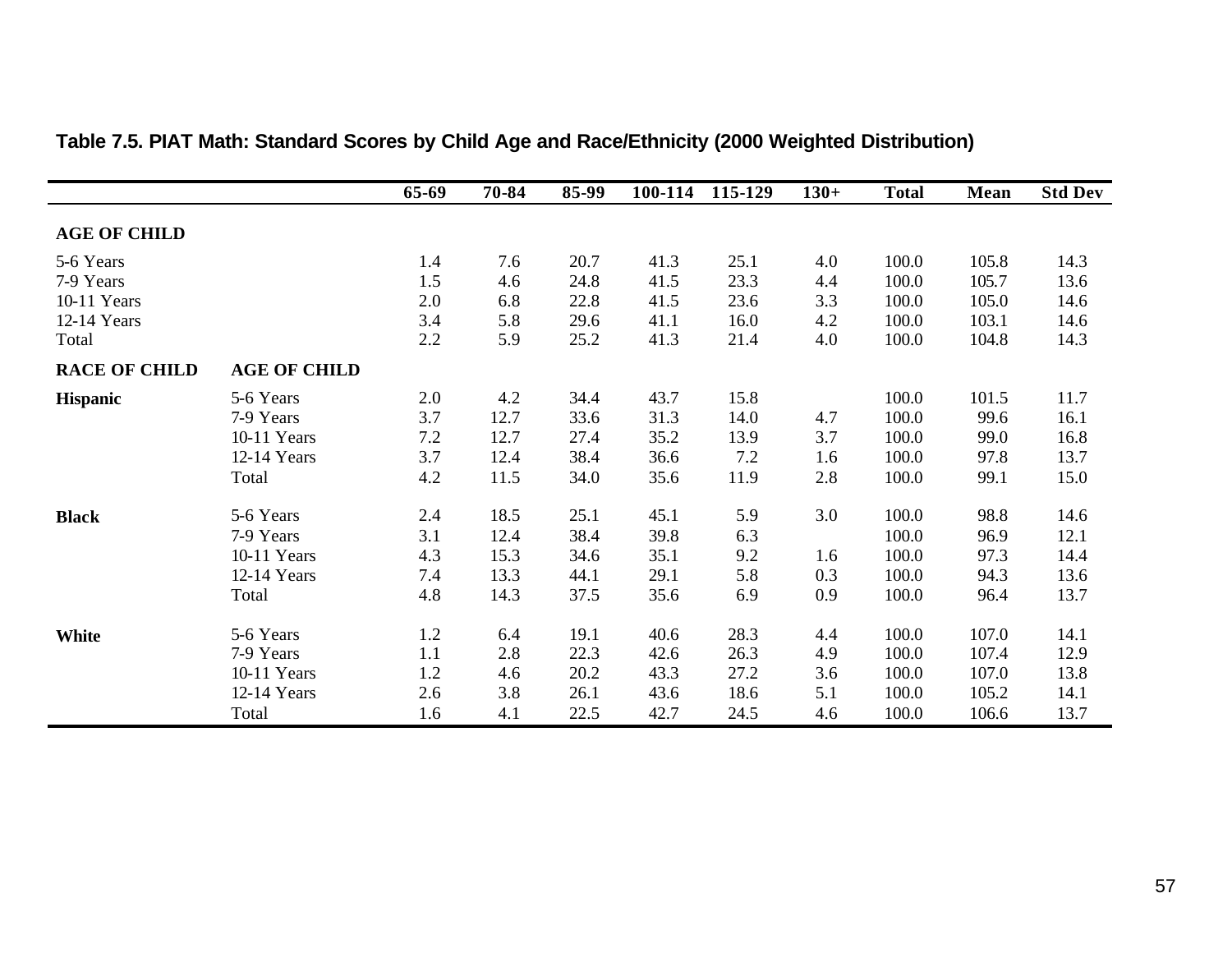## Table 7.5. PIAT Math: Standard Scores by Child Age and Race/Ethnicity (2000 Weighted Distribution)

| | | 65-69 | 70-84 | 85-99 | 100-114 | 115-129 | 130+ | Total | Mean | Std Dev |
|---|---|---|---|---|---|---|---|---|---|---|
| **AGE OF CHILD** | | | | | | | | | | |
| 5-6 Years | | 1.4 | 7.6 | 20.7 | 41.3 | 25.1 | 4.0 | 100.0 | 105.8 | 14.3 |
| 7-9 Years | | 1.5 | 4.6 | 24.8 | 41.5 | 23.3 | 4.4 | 100.0 | 105.7 | 13.6 |
| 10-11 Years | | 2.0 | 6.8 | 22.8 | 41.5 | 23.6 | 3.3 | 100.0 | 105.0 | 14.6 |
| 12-14 Years | | 3.4 | 5.8 | 29.6 | 41.1 | 16.0 | 4.2 | 100.0 | 103.1 | 14.6 |
| Total | | 2.2 | 5.9 | 25.2 | 41.3 | 21.4 | 4.0 | 100.0 | 104.8 | 14.3 |
| **RACE OF CHILD** | **AGE OF CHILD** | | | | | | | | | |
| **Hispanic** | 5-6 Years | 2.0 | 4.2 | 34.4 | 43.7 | 15.8 | | 100.0 | 101.5 | 11.7 |
| | 7-9 Years | 3.7 | 12.7 | 33.6 | 31.3 | 14.0 | 4.7 | 100.0 | 99.6 | 16.1 |
| | 10-11 Years | 7.2 | 12.7 | 27.4 | 35.2 | 13.9 | 3.7 | 100.0 | 99.0 | 16.8 |
| | 12-14 Years | 3.7 | 12.4 | 38.4 | 36.6 | 7.2 | 1.6 | 100.0 | 97.8 | 13.7 |
| | Total | 4.2 | 11.5 | 34.0 | 35.6 | 11.9 | 2.8 | 100.0 | 99.1 | 15.0 |
| **Black** | 5-6 Years | 2.4 | 18.5 | 25.1 | 45.1 | 5.9 | 3.0 | 100.0 | 98.8 | 14.6 |
| | 7-9 Years | 3.1 | 12.4 | 38.4 | 39.8 | 6.3 | | 100.0 | 96.9 | 12.1 |
| | 10-11 Years | 4.3 | 15.3 | 34.6 | 35.1 | 9.2 | 1.6 | 100.0 | 97.3 | 14.4 |
| | 12-14 Years | 7.4 | 13.3 | 44.1 | 29.1 | 5.8 | 0.3 | 100.0 | 94.3 | 13.6 |
| | Total | 4.8 | 14.3 | 37.5 | 35.6 | 6.9 | 0.9 | 100.0 | 96.4 | 13.7 |
| **White** | 5-6 Years | 1.2 | 6.4 | 19.1 | 40.6 | 28.3 | 4.4 | 100.0 | 107.0 | 14.1 |
| | 7-9 Years | 1.1 | 2.8 | 22.3 | 42.6 | 26.3 | 4.9 | 100.0 | 107.4 | 12.9 |
| | 10-11 Years | 1.2 | 4.6 | 20.2 | 43.3 | 27.2 | 3.6 | 100.0 | 107.0 | 13.8 |
| | 12-14 Years | 2.6 | 3.8 | 26.1 | 43.6 | 18.6 | 5.1 | 100.0 | 105.2 | 14.1 |
| | Total | 1.6 | 4.1 | 22.5 | 42.7 | 24.5 | 4.6 | 100.0 | 106.6 | 13.7 |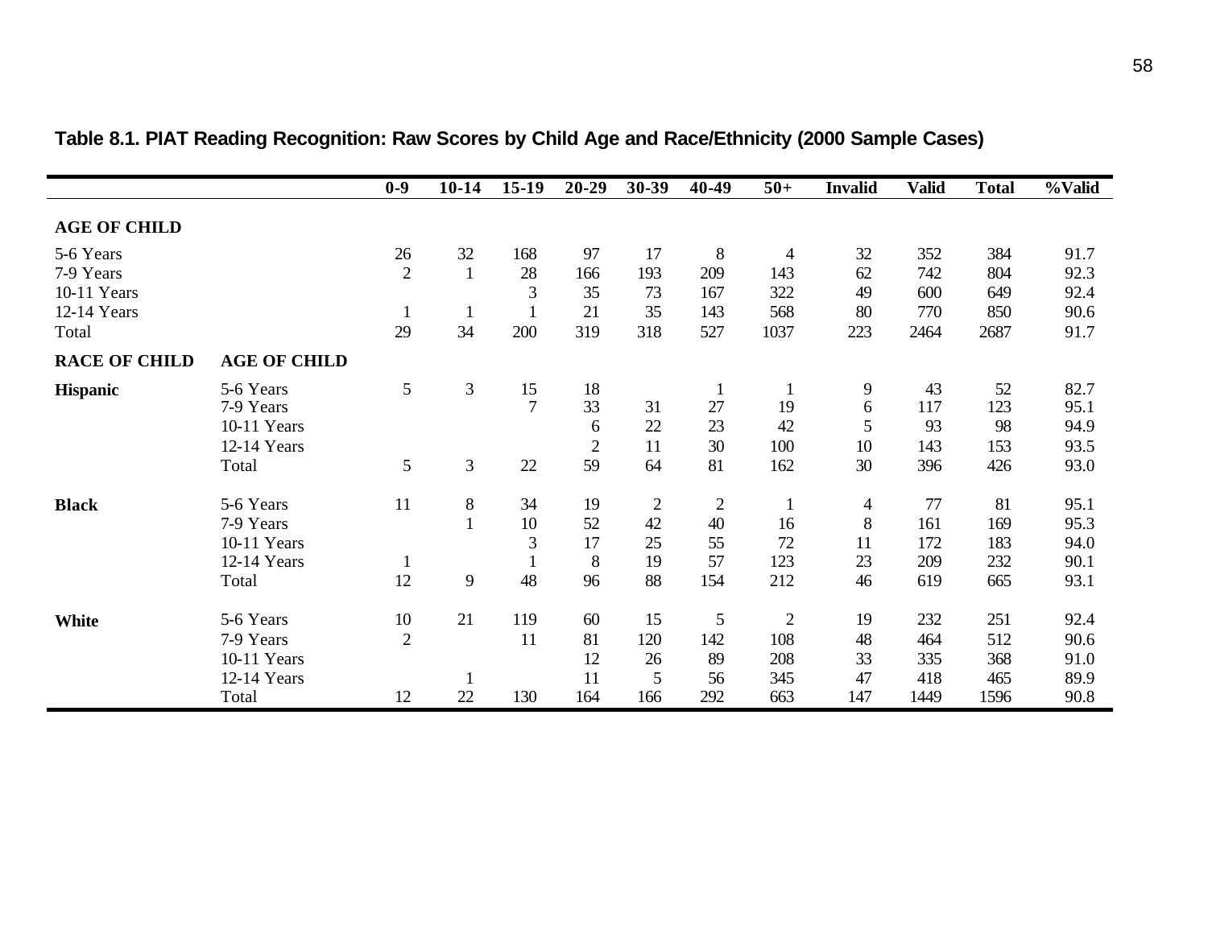## Table 8.1. PIAT Reading Recognition: Raw Scores by Child Age and Race/Ethnicity (2000 Sample Cases)

| | | 0-9 | 10-14 | 15-19 | 20-29 | 30-39 | 40-49 | 50+ | Invalid | Valid | Total | %Valid |
|---|---|---|---|---|---|---|---|---|---|---|---|---|
| **AGE OF CHILD** | | | | | | | | | | | | |
| 5-6 Years | | 26 | 32 | 168 | 97 | 17 | 8 | 4 | 32 | 352 | 384 | 91.7 |
| 7-9 Years | | 2 | 1 | 28 | 166 | 193 | 209 | 143 | 62 | 742 | 804 | 92.3 |
| 10-11 Years | | | | 3 | 35 | 73 | 167 | 322 | 49 | 600 | 649 | 92.4 |
| 12-14 Years | | 1 | 1 | 1 | 21 | 35 | 143 | 568 | 80 | 770 | 850 | 90.6 |
| Total | | 29 | 34 | 200 | 319 | 318 | 527 | 1037 | 223 | 2464 | 2687 | 91.7 |
| **RACE OF CHILD** | **AGE OF CHILD** | | | | | | | | | | | |
| **Hispanic** | 5-6 Years | 5 | 3 | 15 | 18 | | 1 | 1 | 9 | 43 | 52 | 82.7 |
| | 7-9 Years | | | 7 | 33 | 31 | 27 | 19 | 6 | 117 | 123 | 95.1 |
| | 10-11 Years | | | | 6 | 22 | 23 | 42 | 5 | 93 | 98 | 94.9 |
| | 12-14 Years | | | | 2 | 11 | 30 | 100 | 10 | 143 | 153 | 93.5 |
| | Total | 5 | 3 | 22 | 59 | 64 | 81 | 162 | 30 | 396 | 426 | 93.0 |
| **Black** | 5-6 Years | 11 | 8 | 34 | 19 | 2 | 2 | 1 | 4 | 77 | 81 | 95.1 |
| | 7-9 Years | | 1 | 10 | 52 | 42 | 40 | 16 | 8 | 161 | 169 | 95.3 |
| | 10-11 Years | | | 3 | 17 | 25 | 55 | 72 | 11 | 172 | 183 | 94.0 |
| | 12-14 Years | 1 | | 1 | 8 | 19 | 57 | 123 | 23 | 209 | 232 | 90.1 |
| | Total | 12 | 9 | 48 | 96 | 88 | 154 | 212 | 46 | 619 | 665 | 93.1 |
| **White** | 5-6 Years | 10 | 21 | 119 | 60 | 15 | 5 | 2 | 19 | 232 | 251 | 92.4 |
| | 7-9 Years | 2 | | 11 | 81 | 120 | 142 | 108 | 48 | 464 | 512 | 90.6 |
| | 10-11 Years | | | | 12 | 26 | 89 | 208 | 33 | 335 | 368 | 91.0 |
| | 12-14 Years | | 1 | | 11 | 5 | 56 | 345 | 47 | 418 | 465 | 89.9 |
| | Total | 12 | 22 | 130 | 164 | 166 | 292 | 663 | 147 | 1449 | 1596 | 90.8 |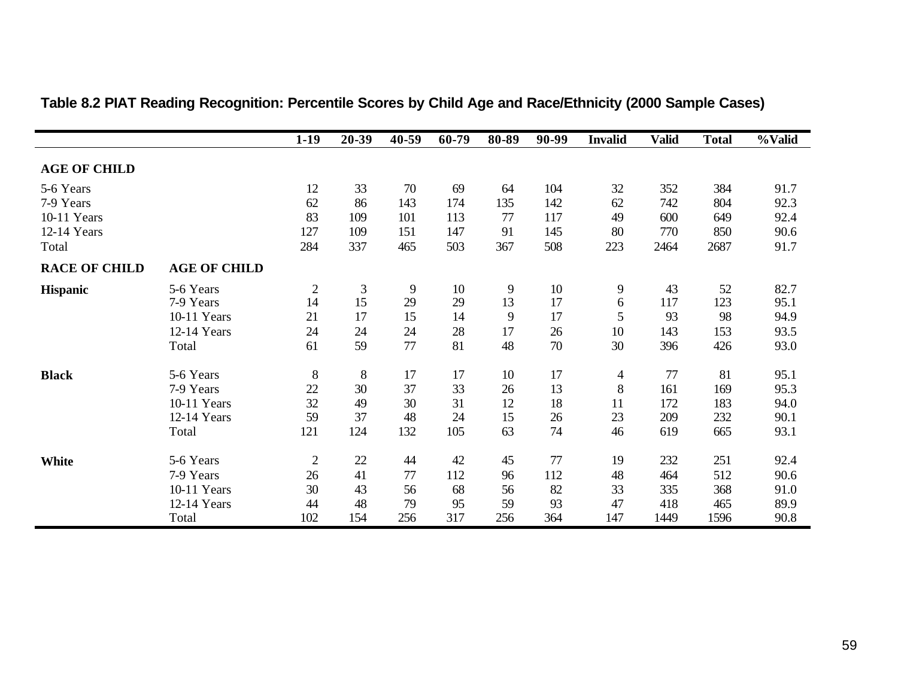**Table 8.2 PIAT Reading Recognition: Percentile Scores by Child Age and Race/Ethnicity (2000 Sample Cases)**

| | | 1-19 | 20-39 | 40-59 | 60-79 | 80-89 | 90-99 | Invalid | Valid | Total | %Valid |
|---|---|---|---|---|---|---|---|---|---|---|---|
| **AGE OF CHILD** | | | | | | | | | | | |
| 5-6 Years | | 12 | 33 | 70 | 69 | 64 | 104 | 32 | 352 | 384 | 91.7 |
| 7-9 Years | | 62 | 86 | 143 | 174 | 135 | 142 | 62 | 742 | 804 | 92.3 |
| 10-11 Years | | 83 | 109 | 101 | 113 | 77 | 117 | 49 | 600 | 649 | 92.4 |
| 12-14 Years | | 127 | 109 | 151 | 147 | 91 | 145 | 80 | 770 | 850 | 90.6 |
| Total | | 284 | 337 | 465 | 503 | 367 | 508 | 223 | 2464 | 2687 | 91.7 |
| **RACE OF CHILD** | **AGE OF CHILD** | | | | | | | | | | |
| **Hispanic** | 5-6 Years | 2 | 3 | 9 | 10 | 9 | 10 | 9 | 43 | 52 | 82.7 |
| | 7-9 Years | 14 | 15 | 29 | 29 | 13 | 17 | 6 | 117 | 123 | 95.1 |
| | 10-11 Years | 21 | 17 | 15 | 14 | 9 | 17 | 5 | 93 | 98 | 94.9 |
| | 12-14 Years | 24 | 24 | 24 | 28 | 17 | 26 | 10 | 143 | 153 | 93.5 |
| | Total | 61 | 59 | 77 | 81 | 48 | 70 | 30 | 396 | 426 | 93.0 |
| **Black** | 5-6 Years | 8 | 8 | 17 | 17 | 10 | 17 | 4 | 77 | 81 | 95.1 |
| | 7-9 Years | 22 | 30 | 37 | 33 | 26 | 13 | 8 | 161 | 169 | 95.3 |
| | 10-11 Years | 32 | 49 | 30 | 31 | 12 | 18 | 11 | 172 | 183 | 94.0 |
| | 12-14 Years | 59 | 37 | 48 | 24 | 15 | 26 | 23 | 209 | 232 | 90.1 |
| | Total | 121 | 124 | 132 | 105 | 63 | 74 | 46 | 619 | 665 | 93.1 |
| **White** | 5-6 Years | 2 | 22 | 44 | 42 | 45 | 77 | 19 | 232 | 251 | 92.4 |
| | 7-9 Years | 26 | 41 | 77 | 112 | 96 | 112 | 48 | 464 | 512 | 90.6 |
| | 10-11 Years | 30 | 43 | 56 | 68 | 56 | 82 | 33 | 335 | 368 | 91.0 |
| | 12-14 Years | 44 | 48 | 79 | 95 | 59 | 93 | 47 | 418 | 465 | 89.9 |
| | Total | 102 | 154 | 256 | 317 | 256 | 364 | 147 | 1449 | 1596 | 90.8 |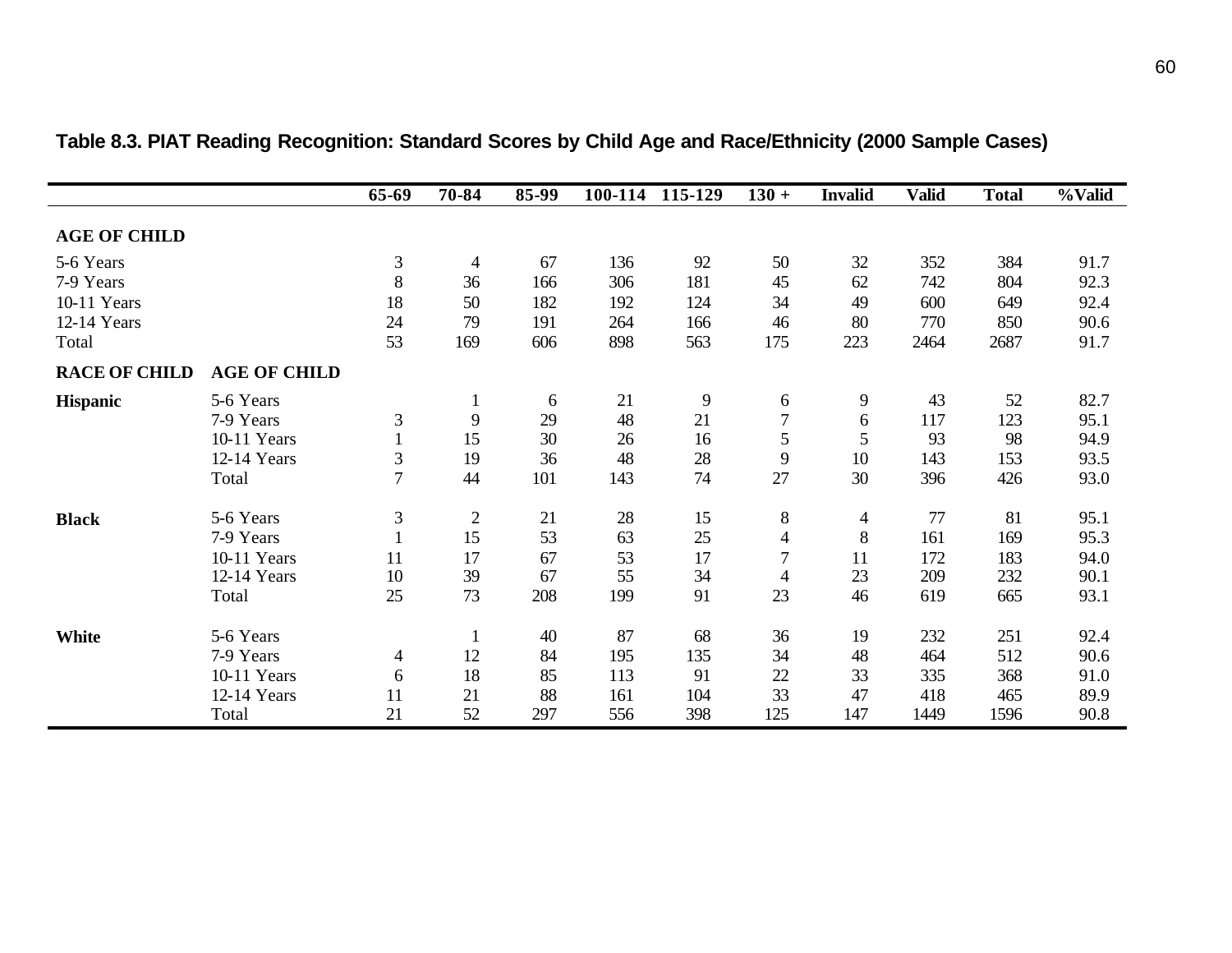**Table 8.3. PIAT Reading Recognition: Standard Scores by Child Age and Race/Ethnicity (2000 Sample Cases)**

| | | 65-69 | 70-84 | 85-99 | 100-114 | 115-129 | 130 + | Invalid | Valid | Total | %Valid |
|---|---|---|---|---|---|---|---|---|---|---|---|
| **AGE OF CHILD** | | | | | | | | | | | |
| 5-6 Years | | 3 | 4 | 67 | 136 | 92 | 50 | 32 | 352 | 384 | 91.7 |
| 7-9 Years | | 8 | 36 | 166 | 306 | 181 | 45 | 62 | 742 | 804 | 92.3 |
| 10-11 Years | | 18 | 50 | 182 | 192 | 124 | 34 | 49 | 600 | 649 | 92.4 |
| 12-14 Years | | 24 | 79 | 191 | 264 | 166 | 46 | 80 | 770 | 850 | 90.6 |
| Total | | 53 | 169 | 606 | 898 | 563 | 175 | 223 | 2464 | 2687 | 91.7 |
| **RACE OF CHILD** | **AGE OF CHILD** | | | | | | | | | | |
| **Hispanic** | 5-6 Years | | 1 | 6 | 21 | 9 | 6 | 9 | 43 | 52 | 82.7 |
| | 7-9 Years | 3 | 9 | 29 | 48 | 21 | 7 | 6 | 117 | 123 | 95.1 |
| | 10-11 Years | 1 | 15 | 30 | 26 | 16 | 5 | 5 | 93 | 98 | 94.9 |
| | 12-14 Years | 3 | 19 | 36 | 48 | 28 | 9 | 10 | 143 | 153 | 93.5 |
| | Total | 7 | 44 | 101 | 143 | 74 | 27 | 30 | 396 | 426 | 93.0 |
| **Black** | 5-6 Years | 3 | 2 | 21 | 28 | 15 | 8 | 4 | 77 | 81 | 95.1 |
| | 7-9 Years | 1 | 15 | 53 | 63 | 25 | 4 | 8 | 161 | 169 | 95.3 |
| | 10-11 Years | 11 | 17 | 67 | 53 | 17 | 7 | 11 | 172 | 183 | 94.0 |
| | 12-14 Years | 10 | 39 | 67 | 55 | 34 | 4 | 23 | 209 | 232 | 90.1 |
| | Total | 25 | 73 | 208 | 199 | 91 | 23 | 46 | 619 | 665 | 93.1 |
| **White** | 5-6 Years | | 1 | 40 | 87 | 68 | 36 | 19 | 232 | 251 | 92.4 |
| | 7-9 Years | 4 | 12 | 84 | 195 | 135 | 34 | 48 | 464 | 512 | 90.6 |
| | 10-11 Years | 6 | 18 | 85 | 113 | 91 | 22 | 33 | 335 | 368 | 91.0 |
| | 12-14 Years | 11 | 21 | 88 | 161 | 104 | 33 | 47 | 418 | 465 | 89.9 |
| | Total | 21 | 52 | 297 | 556 | 398 | 125 | 147 | 1449 | 1596 | 90.8 |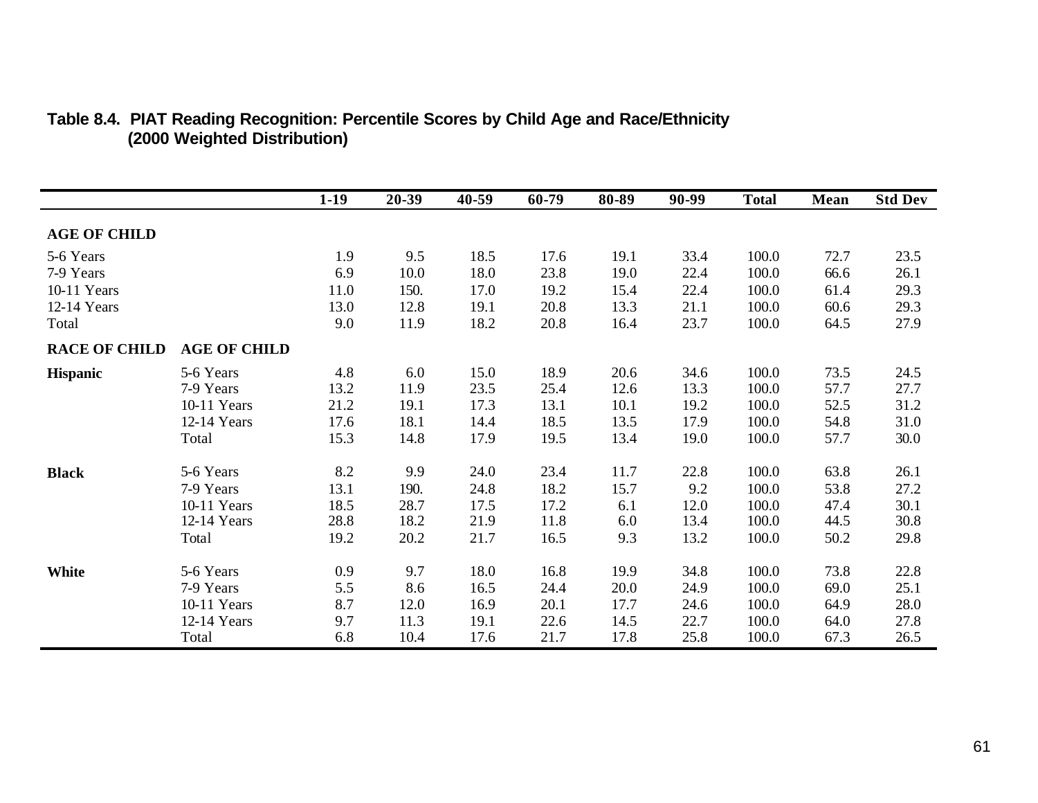**Table 8.4. PIAT Reading Recognition: Percentile Scores by Child Age and Race/Ethnicity (2000 Weighted Distribution)**

| | | 1-19 | 20-39 | 40-59 | 60-79 | 80-89 | 90-99 | Total | Mean | Std Dev |
|---|---|---|---|---|---|---|---|---|---|---|
| **AGE OF CHILD** | | | | | | | | | | |
| 5-6 Years | | 1.9 | 9.5 | 18.5 | 17.6 | 19.1 | 33.4 | 100.0 | 72.7 | 23.5 |
| 7-9 Years | | 6.9 | 10.0 | 18.0 | 23.8 | 19.0 | 22.4 | 100.0 | 66.6 | 26.1 |
| 10-11 Years | | 11.0 | 150. | 17.0 | 19.2 | 15.4 | 22.4 | 100.0 | 61.4 | 29.3 |
| 12-14 Years | | 13.0 | 12.8 | 19.1 | 20.8 | 13.3 | 21.1 | 100.0 | 60.6 | 29.3 |
| Total | | 9.0 | 11.9 | 18.2 | 20.8 | 16.4 | 23.7 | 100.0 | 64.5 | 27.9 |
| **RACE OF CHILD** | **AGE OF CHILD** | | | | | | | | | |
| **Hispanic** | 5-6 Years | 4.8 | 6.0 | 15.0 | 18.9 | 20.6 | 34.6 | 100.0 | 73.5 | 24.5 |
| | 7-9 Years | 13.2 | 11.9 | 23.5 | 25.4 | 12.6 | 13.3 | 100.0 | 57.7 | 27.7 |
| | 10-11 Years | 21.2 | 19.1 | 17.3 | 13.1 | 10.1 | 19.2 | 100.0 | 52.5 | 31.2 |
| | 12-14 Years | 17.6 | 18.1 | 14.4 | 18.5 | 13.5 | 17.9 | 100.0 | 54.8 | 31.0 |
| | Total | 15.3 | 14.8 | 17.9 | 19.5 | 13.4 | 19.0 | 100.0 | 57.7 | 30.0 |
| **Black** | 5-6 Years | 8.2 | 9.9 | 24.0 | 23.4 | 11.7 | 22.8 | 100.0 | 63.8 | 26.1 |
| | 7-9 Years | 13.1 | 190. | 24.8 | 18.2 | 15.7 | 9.2 | 100.0 | 53.8 | 27.2 |
| | 10-11 Years | 18.5 | 28.7 | 17.5 | 17.2 | 6.1 | 12.0 | 100.0 | 47.4 | 30.1 |
| | 12-14 Years | 28.8 | 18.2 | 21.9 | 11.8 | 6.0 | 13.4 | 100.0 | 44.5 | 30.8 |
| | Total | 19.2 | 20.2 | 21.7 | 16.5 | 9.3 | 13.2 | 100.0 | 50.2 | 29.8 |
| **White** | 5-6 Years | 0.9 | 9.7 | 18.0 | 16.8 | 19.9 | 34.8 | 100.0 | 73.8 | 22.8 |
| | 7-9 Years | 5.5 | 8.6 | 16.5 | 24.4 | 20.0 | 24.9 | 100.0 | 69.0 | 25.1 |
| | 10-11 Years | 8.7 | 12.0 | 16.9 | 20.1 | 17.7 | 24.6 | 100.0 | 64.9 | 28.0 |
| | 12-14 Years | 9.7 | 11.3 | 19.1 | 22.6 | 14.5 | 22.7 | 100.0 | 64.0 | 27.8 |
| | Total | 6.8 | 10.4 | 17.6 | 21.7 | 17.8 | 25.8 | 100.0 | 67.3 | 26.5 |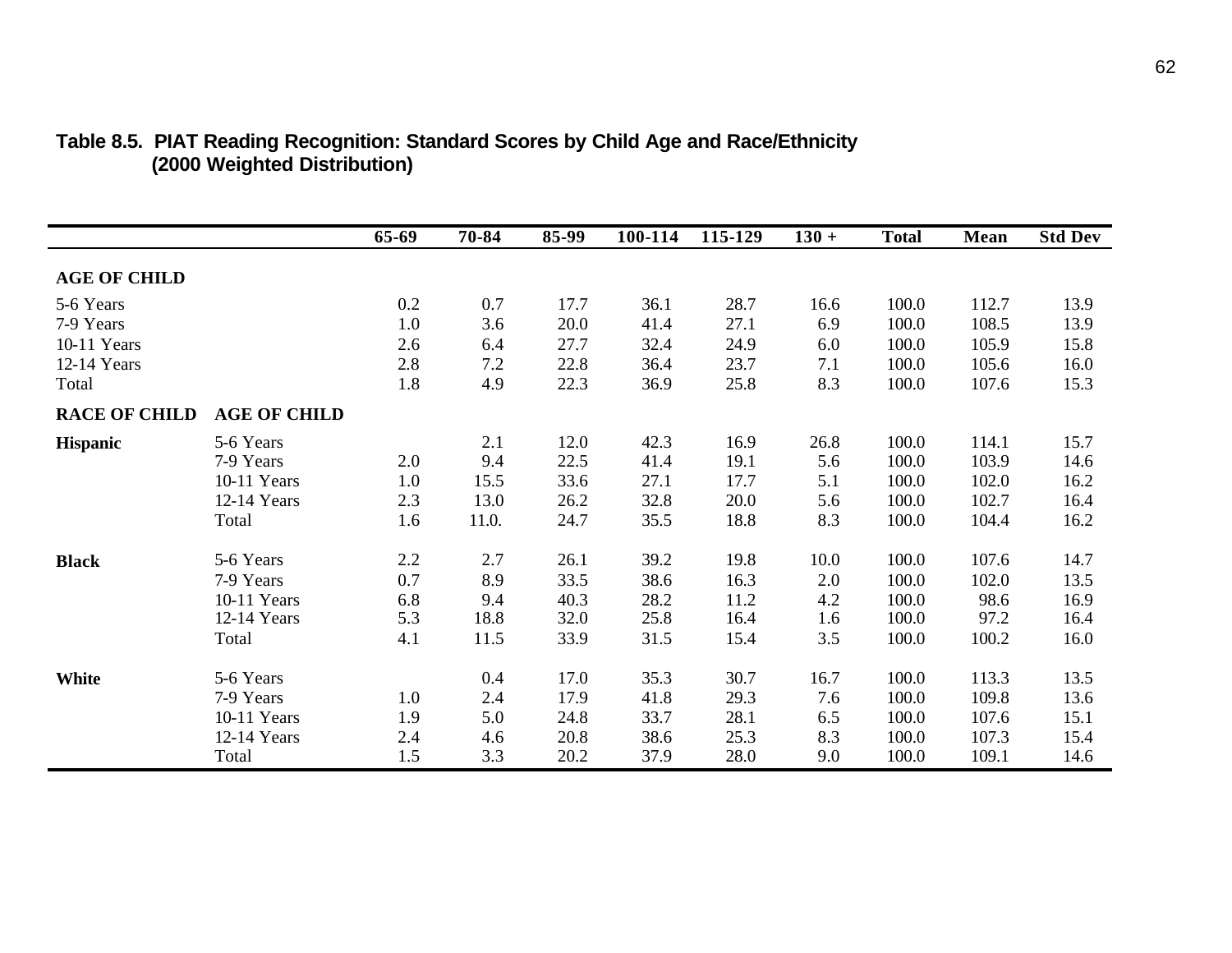**Table 8.5. PIAT Reading Recognition: Standard Scores by Child Age and Race/Ethnicity (2000 Weighted Distribution)**

| | | 65-69 | 70-84 | 85-99 | 100-114 | 115-129 | 130 + | Total | Mean | Std Dev |
|---|---|---|---|---|---|---|---|---|---|---|
| **AGE OF CHILD** | | | | | | | | | | |
| 5-6 Years | | 0.2 | 0.7 | 17.7 | 36.1 | 28.7 | 16.6 | 100.0 | 112.7 | 13.9 |
| 7-9 Years | | 1.0 | 3.6 | 20.0 | 41.4 | 27.1 | 6.9 | 100.0 | 108.5 | 13.9 |
| 10-11 Years | | 2.6 | 6.4 | 27.7 | 32.4 | 24.9 | 6.0 | 100.0 | 105.9 | 15.8 |
| 12-14 Years | | 2.8 | 7.2 | 22.8 | 36.4 | 23.7 | 7.1 | 100.0 | 105.6 | 16.0 |
| Total | | 1.8 | 4.9 | 22.3 | 36.9 | 25.8 | 8.3 | 100.0 | 107.6 | 15.3 |
| **RACE OF CHILD** | **AGE OF CHILD** | | | | | | | | | |
| **Hispanic** | 5-6 Years | | 2.1 | 12.0 | 42.3 | 16.9 | 26.8 | 100.0 | 114.1 | 15.7 |
| | 7-9 Years | 2.0 | 9.4 | 22.5 | 41.4 | 19.1 | 5.6 | 100.0 | 103.9 | 14.6 |
| | 10-11 Years | 1.0 | 15.5 | 33.6 | 27.1 | 17.7 | 5.1 | 100.0 | 102.0 | 16.2 |
| | 12-14 Years | 2.3 | 13.0 | 26.2 | 32.8 | 20.0 | 5.6 | 100.0 | 102.7 | 16.4 |
| | Total | 1.6 | 11.0. | 24.7 | 35.5 | 18.8 | 8.3 | 100.0 | 104.4 | 16.2 |
| **Black** | 5-6 Years | 2.2 | 2.7 | 26.1 | 39.2 | 19.8 | 10.0 | 100.0 | 107.6 | 14.7 |
| | 7-9 Years | 0.7 | 8.9 | 33.5 | 38.6 | 16.3 | 2.0 | 100.0 | 102.0 | 13.5 |
| | 10-11 Years | 6.8 | 9.4 | 40.3 | 28.2 | 11.2 | 4.2 | 100.0 | 98.6 | 16.9 |
| | 12-14 Years | 5.3 | 18.8 | 32.0 | 25.8 | 16.4 | 1.6 | 100.0 | 97.2 | 16.4 |
| | Total | 4.1 | 11.5 | 33.9 | 31.5 | 15.4 | 3.5 | 100.0 | 100.2 | 16.0 |
| **White** | 5-6 Years | | 0.4 | 17.0 | 35.3 | 30.7 | 16.7 | 100.0 | 113.3 | 13.5 |
| | 7-9 Years | 1.0 | 2.4 | 17.9 | 41.8 | 29.3 | 7.6 | 100.0 | 109.8 | 13.6 |
| | 10-11 Years | 1.9 | 5.0 | 24.8 | 33.7 | 28.1 | 6.5 | 100.0 | 107.6 | 15.1 |
| | 12-14 Years | 2.4 | 4.6 | 20.8 | 38.6 | 25.3 | 8.3 | 100.0 | 107.3 | 15.4 |
| | Total | 1.5 | 3.3 | 20.2 | 37.9 | 28.0 | 9.0 | 100.0 | 109.1 | 14.6 |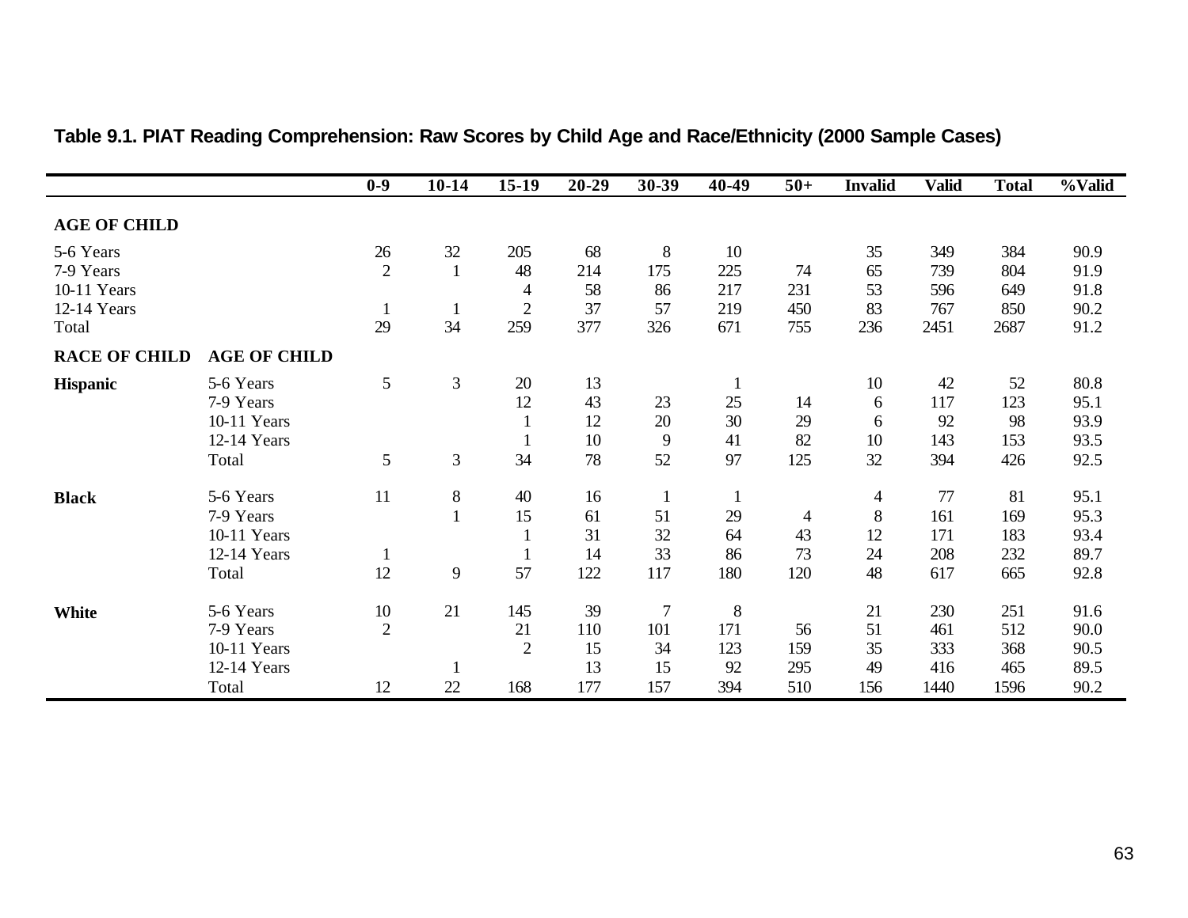**Table 9.1. PIAT Reading Comprehension: Raw Scores by Child Age and Race/Ethnicity (2000 Sample Cases)**

| | | 0-9 | 10-14 | 15-19 | 20-29 | 30-39 | 40-49 | 50+ | Invalid | Valid | Total | %Valid |
|---|---|---|---|---|---|---|---|---|---|---|---|---|
| **AGE OF CHILD** | | | | | | | | | | | | |
| 5-6 Years | | 26 | 32 | 205 | 68 | 8 | 10 | | 35 | 349 | 384 | 90.9 |
| 7-9 Years | | 2 | 1 | 48 | 214 | 175 | 225 | 74 | 65 | 739 | 804 | 91.9 |
| 10-11 Years | | | | 4 | 58 | 86 | 217 | 231 | 53 | 596 | 649 | 91.8 |
| 12-14 Years | | 1 | 1 | 2 | 37 | 57 | 219 | 450 | 83 | 767 | 850 | 90.2 |
| Total | | 29 | 34 | 259 | 377 | 326 | 671 | 755 | 236 | 2451 | 2687 | 91.2 |
| **RACE OF CHILD** | **AGE OF CHILD** | | | | | | | | | | | |
| **Hispanic** | 5-6 Years | 5 | 3 | 20 | 13 | | 1 | | 10 | 42 | 52 | 80.8 |
| | 7-9 Years | | | 12 | 43 | 23 | 25 | 14 | 6 | 117 | 123 | 95.1 |
| | 10-11 Years | | | 1 | 12 | 20 | 30 | 29 | 6 | 92 | 98 | 93.9 |
| | 12-14 Years | | | 1 | 10 | 9 | 41 | 82 | 10 | 143 | 153 | 93.5 |
| | Total | 5 | 3 | 34 | 78 | 52 | 97 | 125 | 32 | 394 | 426 | 92.5 |
| **Black** | 5-6 Years | 11 | 8 | 40 | 16 | 1 | 1 | | 4 | 77 | 81 | 95.1 |
| | 7-9 Years | | 1 | 15 | 61 | 51 | 29 | 4 | 8 | 161 | 169 | 95.3 |
| | 10-11 Years | | | 1 | 31 | 32 | 64 | 43 | 12 | 171 | 183 | 93.4 |
| | 12-14 Years | 1 | | 1 | 14 | 33 | 86 | 73 | 24 | 208 | 232 | 89.7 |
| | Total | 12 | 9 | 57 | 122 | 117 | 180 | 120 | 48 | 617 | 665 | 92.8 |
| **White** | 5-6 Years | 10 | 21 | 145 | 39 | 7 | 8 | | 21 | 230 | 251 | 91.6 |
| | 7-9 Years | 2 | | 21 | 110 | 101 | 171 | 56 | 51 | 461 | 512 | 90.0 |
| | 10-11 Years | | | 2 | 15 | 34 | 123 | 159 | 35 | 333 | 368 | 90.5 |
| | 12-14 Years | | 1 | | 13 | 15 | 92 | 295 | 49 | 416 | 465 | 89.5 |
| | Total | 12 | 22 | 168 | 177 | 157 | 394 | 510 | 156 | 1440 | 1596 | 90.2 |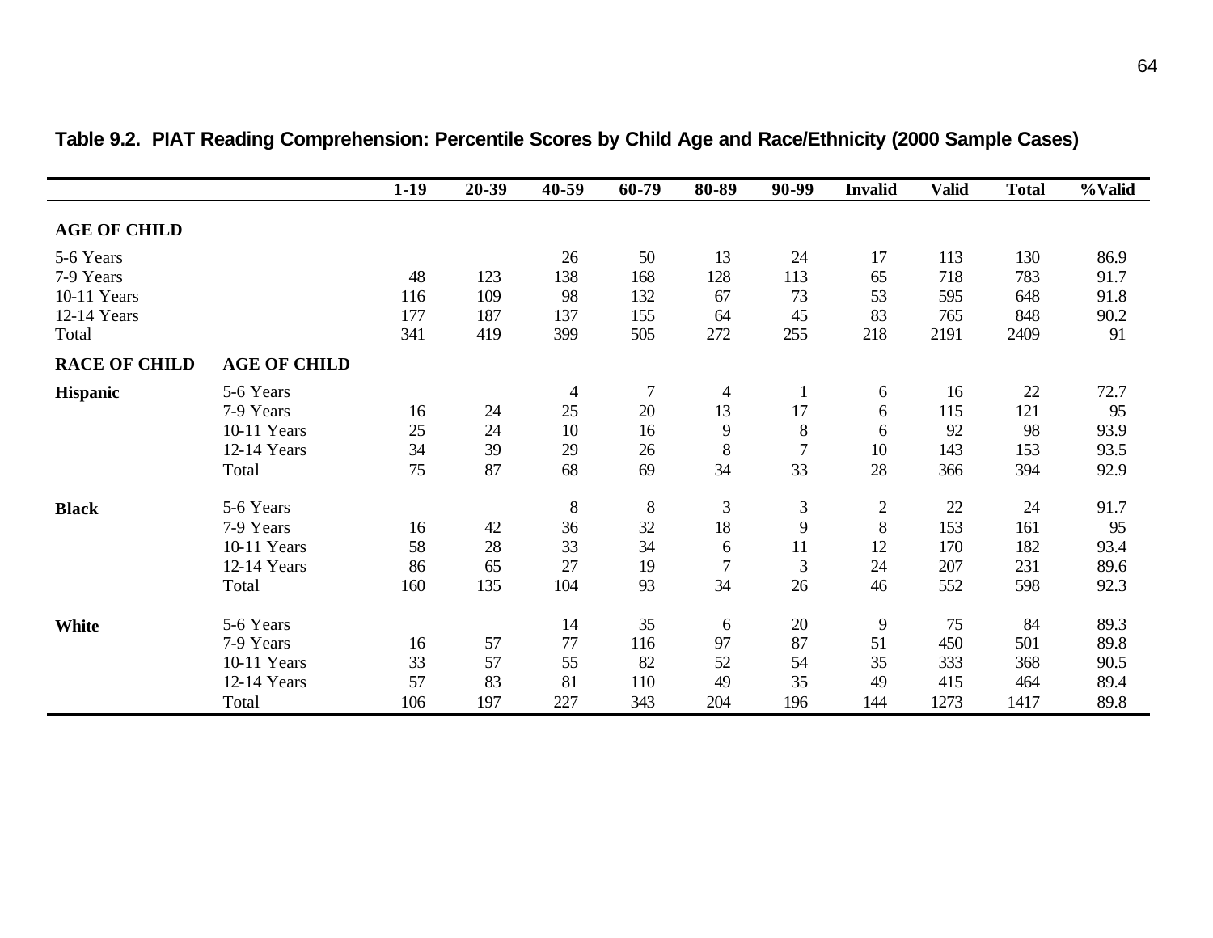**Table 9.2. PIAT Reading Comprehension: Percentile Scores by Child Age and Race/Ethnicity (2000 Sample Cases)**

| | | 1-19 | 20-39 | 40-59 | 60-79 | 80-89 | 90-99 | Invalid | Valid | Total | %Valid |
|---|---|---|---|---|---|---|---|---|---|---|---|
| **AGE OF CHILD** | | | | | | | | | | | |
| 5-6 Years | | | | 26 | 50 | 13 | 24 | 17 | 113 | 130 | 86.9 |
| 7-9 Years | | 48 | 123 | 138 | 168 | 128 | 113 | 65 | 718 | 783 | 91.7 |
| 10-11 Years | | 116 | 109 | 98 | 132 | 67 | 73 | 53 | 595 | 648 | 91.8 |
| 12-14 Years | | 177 | 187 | 137 | 155 | 64 | 45 | 83 | 765 | 848 | 90.2 |
| Total | | 341 | 419 | 399 | 505 | 272 | 255 | 218 | 2191 | 2409 | 91 |
| **RACE OF CHILD** | **AGE OF CHILD** | | | | | | | | | | |
| **Hispanic** | 5-6 Years | | | 4 | 7 | 4 | 1 | 6 | 16 | 22 | 72.7 |
| | 7-9 Years | 16 | 24 | 25 | 20 | 13 | 17 | 6 | 115 | 121 | 95 |
| | 10-11 Years | 25 | 24 | 10 | 16 | 9 | 8 | 6 | 92 | 98 | 93.9 |
| | 12-14 Years | 34 | 39 | 29 | 26 | 8 | 7 | 10 | 143 | 153 | 93.5 |
| | Total | 75 | 87 | 68 | 69 | 34 | 33 | 28 | 366 | 394 | 92.9 |
| **Black** | 5-6 Years | | | 8 | 8 | 3 | 3 | 2 | 22 | 24 | 91.7 |
| | 7-9 Years | 16 | 42 | 36 | 32 | 18 | 9 | 8 | 153 | 161 | 95 |
| | 10-11 Years | 58 | 28 | 33 | 34 | 6 | 11 | 12 | 170 | 182 | 93.4 |
| | 12-14 Years | 86 | 65 | 27 | 19 | 7 | 3 | 24 | 207 | 231 | 89.6 |
| | Total | 160 | 135 | 104 | 93 | 34 | 26 | 46 | 552 | 598 | 92.3 |
| **White** | 5-6 Years | | | 14 | 35 | 6 | 20 | 9 | 75 | 84 | 89.3 |
| | 7-9 Years | 16 | 57 | 77 | 116 | 97 | 87 | 51 | 450 | 501 | 89.8 |
| | 10-11 Years | 33 | 57 | 55 | 82 | 52 | 54 | 35 | 333 | 368 | 90.5 |
| | 12-14 Years | 57 | 83 | 81 | 110 | 49 | 35 | 49 | 415 | 464 | 89.4 |
| | Total | 106 | 197 | 227 | 343 | 204 | 196 | 144 | 1273 | 1417 | 89.8 |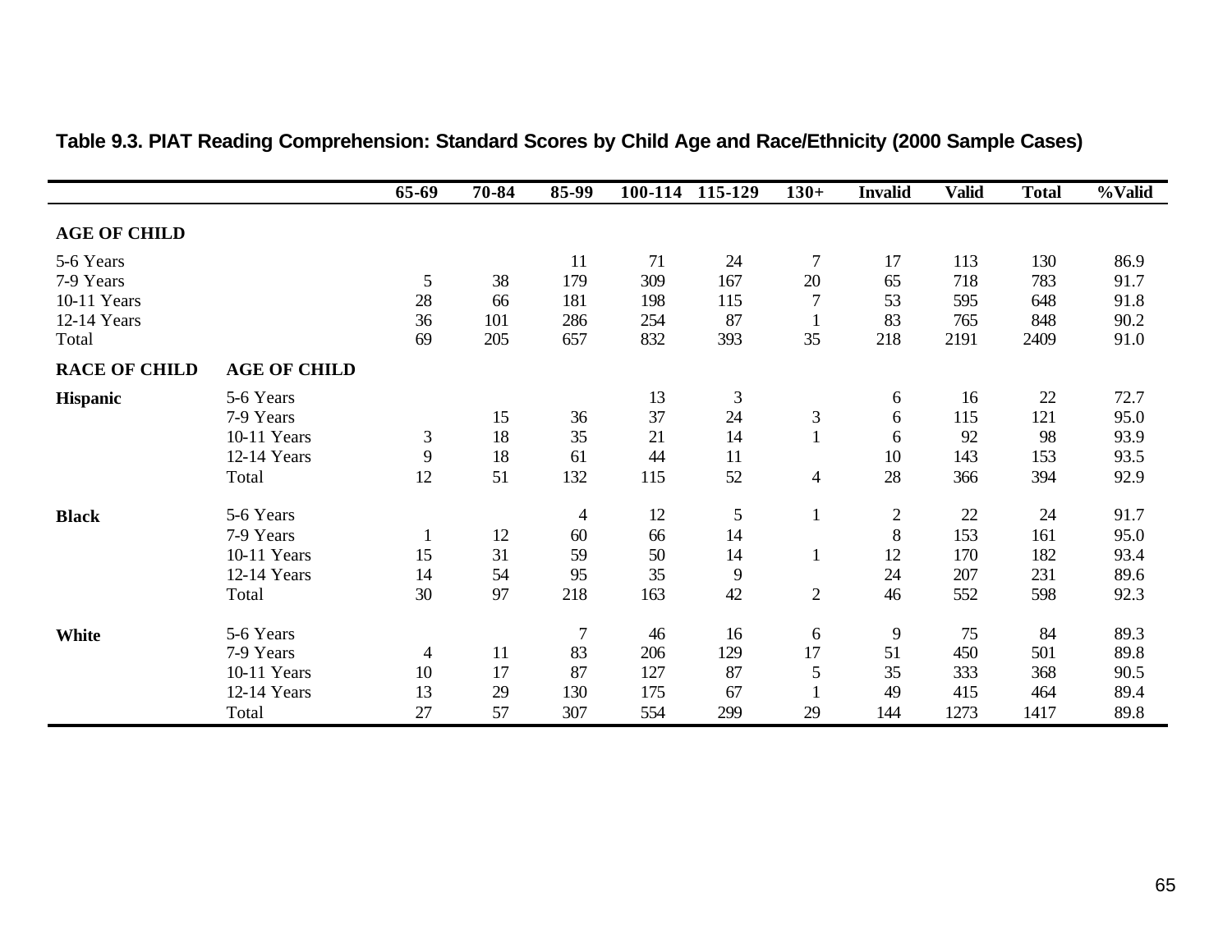## Table 9.3. PIAT Reading Comprehension: Standard Scores by Child Age and Race/Ethnicity (2000 Sample Cases)

| | | 65-69 | 70-84 | 85-99 | 100-114 | 115-129 | 130+ | Invalid | Valid | Total | %Valid |
|---|---|---|---|---|---|---|---|---|---|---|---|
| **AGE OF CHILD** | | | | | | | | | | | |
| 5-6 Years | | | | 11 | 71 | 24 | 7 | 17 | 113 | 130 | 86.9 |
| 7-9 Years | | 5 | 38 | 179 | 309 | 167 | 20 | 65 | 718 | 783 | 91.7 |
| 10-11 Years | | 28 | 66 | 181 | 198 | 115 | 7 | 53 | 595 | 648 | 91.8 |
| 12-14 Years | | 36 | 101 | 286 | 254 | 87 | 1 | 83 | 765 | 848 | 90.2 |
| Total | | 69 | 205 | 657 | 832 | 393 | 35 | 218 | 2191 | 2409 | 91.0 |
| **RACE OF CHILD** | **AGE OF CHILD** | | | | | | | | | | |
| **Hispanic** | 5-6 Years | | | | 13 | 3 | | 6 | 16 | 22 | 72.7 |
| | 7-9 Years | | 15 | 36 | 37 | 24 | 3 | 6 | 115 | 121 | 95.0 |
| | 10-11 Years | 3 | 18 | 35 | 21 | 14 | 1 | 6 | 92 | 98 | 93.9 |
| | 12-14 Years | 9 | 18 | 61 | 44 | 11 | | 10 | 143 | 153 | 93.5 |
| | Total | 12 | 51 | 132 | 115 | 52 | 4 | 28 | 366 | 394 | 92.9 |
| **Black** | 5-6 Years | | | 4 | 12 | 5 | 1 | 2 | 22 | 24 | 91.7 |
| | 7-9 Years | 1 | 12 | 60 | 66 | 14 | | 8 | 153 | 161 | 95.0 |
| | 10-11 Years | 15 | 31 | 59 | 50 | 14 | 1 | 12 | 170 | 182 | 93.4 |
| | 12-14 Years | 14 | 54 | 95 | 35 | 9 | | 24 | 207 | 231 | 89.6 |
| | Total | 30 | 97 | 218 | 163 | 42 | 2 | 46 | 552 | 598 | 92.3 |
| **White** | 5-6 Years | | | 7 | 46 | 16 | 6 | 9 | 75 | 84 | 89.3 |
| | 7-9 Years | 4 | 11 | 83 | 206 | 129 | 17 | 51 | 450 | 501 | 89.8 |
| | 10-11 Years | 10 | 17 | 87 | 127 | 87 | 5 | 35 | 333 | 368 | 90.5 |
| | 12-14 Years | 13 | 29 | 130 | 175 | 67 | 1 | 49 | 415 | 464 | 89.4 |
| | Total | 27 | 57 | 307 | 554 | 299 | 29 | 144 | 1273 | 1417 | 89.8 |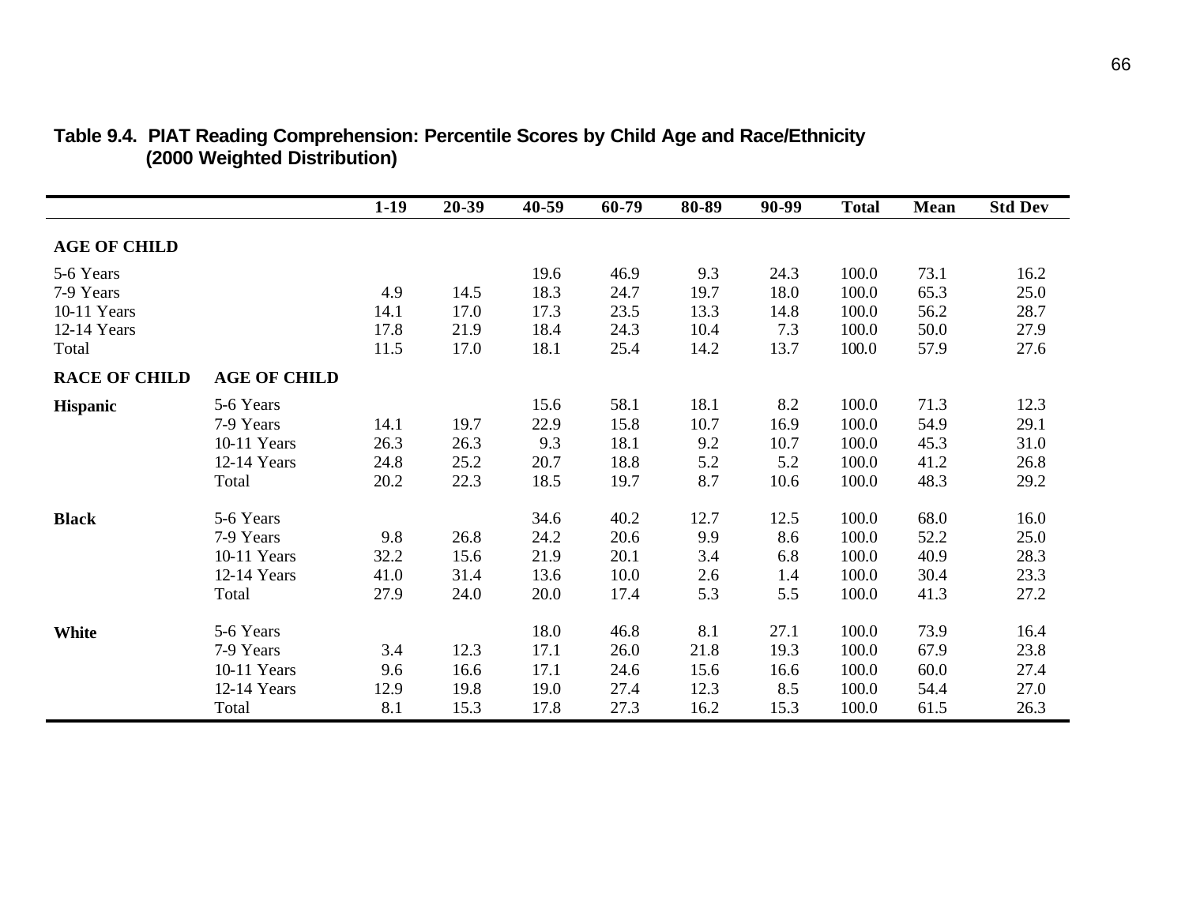**Table 9.4. PIAT Reading Comprehension: Percentile Scores by Child Age and Race/Ethnicity (2000 Weighted Distribution)**

| | | 1-19 | 20-39 | 40-59 | 60-79 | 80-89 | 90-99 | Total | Mean | Std Dev |
|---|---|---|---|---|---|---|---|---|---|---|
| **AGE OF CHILD** | | | | | | | | | | |
| 5-6 Years | | | | 19.6 | 46.9 | 9.3 | 24.3 | 100.0 | 73.1 | 16.2 |
| 7-9 Years | | 4.9 | 14.5 | 18.3 | 24.7 | 19.7 | 18.0 | 100.0 | 65.3 | 25.0 |
| 10-11 Years | | 14.1 | 17.0 | 17.3 | 23.5 | 13.3 | 14.8 | 100.0 | 56.2 | 28.7 |
| 12-14 Years | | 17.8 | 21.9 | 18.4 | 24.3 | 10.4 | 7.3 | 100.0 | 50.0 | 27.9 |
| Total | | 11.5 | 17.0 | 18.1 | 25.4 | 14.2 | 13.7 | 100.0 | 57.9 | 27.6 |
| **RACE OF CHILD** | **AGE OF CHILD** | | | | | | | | | |
| **Hispanic** | 5-6 Years | | | 15.6 | 58.1 | 18.1 | 8.2 | 100.0 | 71.3 | 12.3 |
| | 7-9 Years | 14.1 | 19.7 | 22.9 | 15.8 | 10.7 | 16.9 | 100.0 | 54.9 | 29.1 |
| | 10-11 Years | 26.3 | 26.3 | 9.3 | 18.1 | 9.2 | 10.7 | 100.0 | 45.3 | 31.0 |
| | 12-14 Years | 24.8 | 25.2 | 20.7 | 18.8 | 5.2 | 5.2 | 100.0 | 41.2 | 26.8 |
| | Total | 20.2 | 22.3 | 18.5 | 19.7 | 8.7 | 10.6 | 100.0 | 48.3 | 29.2 |
| **Black** | 5-6 Years | | | 34.6 | 40.2 | 12.7 | 12.5 | 100.0 | 68.0 | 16.0 |
| | 7-9 Years | 9.8 | 26.8 | 24.2 | 20.6 | 9.9 | 8.6 | 100.0 | 52.2 | 25.0 |
| | 10-11 Years | 32.2 | 15.6 | 21.9 | 20.1 | 3.4 | 6.8 | 100.0 | 40.9 | 28.3 |
| | 12-14 Years | 41.0 | 31.4 | 13.6 | 10.0 | 2.6 | 1.4 | 100.0 | 30.4 | 23.3 |
| | Total | 27.9 | 24.0 | 20.0 | 17.4 | 5.3 | 5.5 | 100.0 | 41.3 | 27.2 |
| **White** | 5-6 Years | | | 18.0 | 46.8 | 8.1 | 27.1 | 100.0 | 73.9 | 16.4 |
| | 7-9 Years | 3.4 | 12.3 | 17.1 | 26.0 | 21.8 | 19.3 | 100.0 | 67.9 | 23.8 |
| | 10-11 Years | 9.6 | 16.6 | 17.1 | 24.6 | 15.6 | 16.6 | 100.0 | 60.0 | 27.4 |
| | 12-14 Years | 12.9 | 19.8 | 19.0 | 27.4 | 12.3 | 8.5 | 100.0 | 54.4 | 27.0 |
| | Total | 8.1 | 15.3 | 17.8 | 27.3 | 16.2 | 15.3 | 100.0 | 61.5 | 26.3 |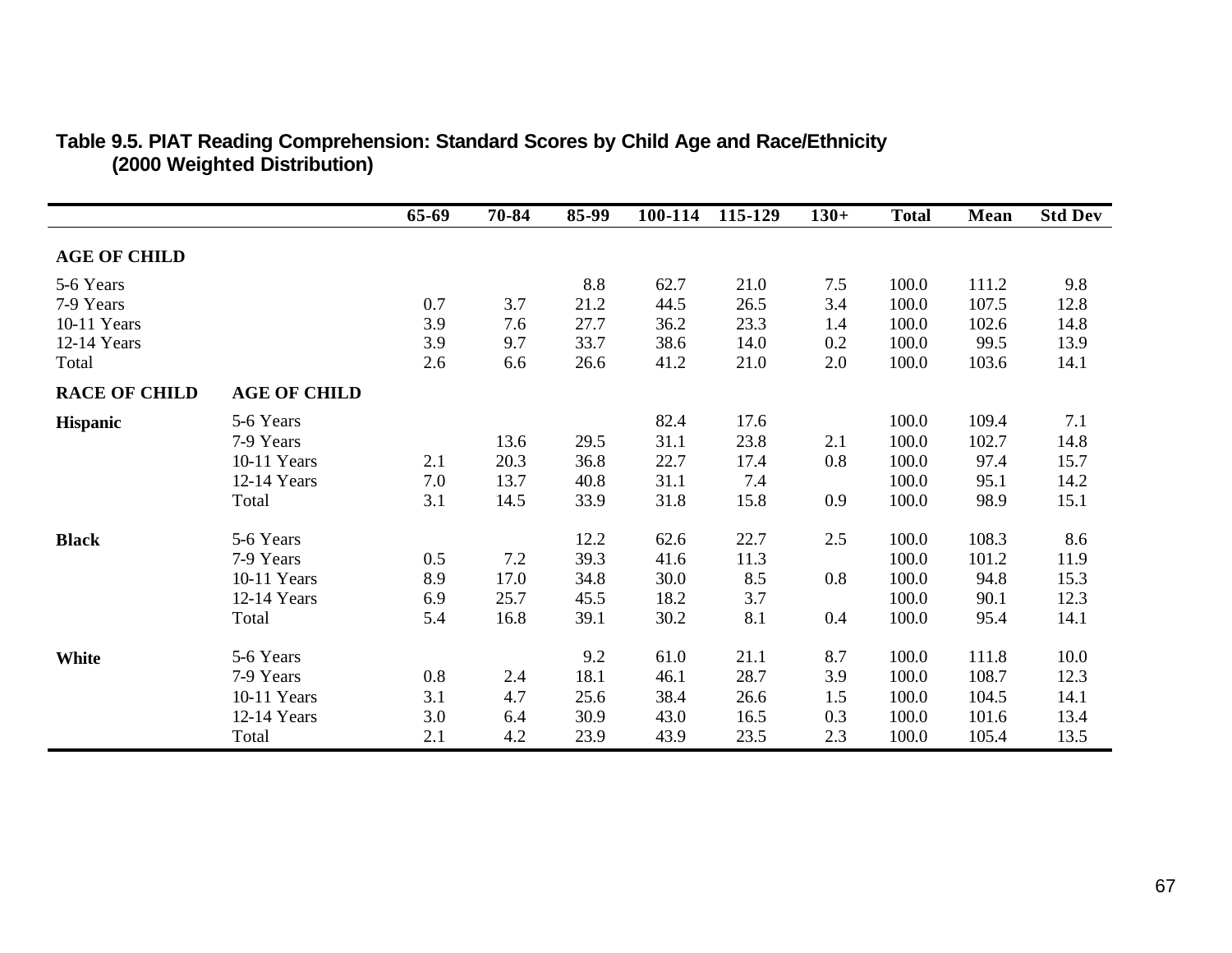**Table 9.5. PIAT Reading Comprehension: Standard Scores by Child Age and Race/Ethnicity (2000 Weighted Distribution)**

| | | 65-69 | 70-84 | 85-99 | 100-114 | 115-129 | 130+ | Total | Mean | Std Dev |
|---|---|---|---|---|---|---|---|---|---|---|
| **AGE OF CHILD** | | | | | | | | | | |
| 5-6 Years | | | | 8.8 | 62.7 | 21.0 | 7.5 | 100.0 | 111.2 | 9.8 |
| 7-9 Years | | 0.7 | 3.7 | 21.2 | 44.5 | 26.5 | 3.4 | 100.0 | 107.5 | 12.8 |
| 10-11 Years | | 3.9 | 7.6 | 27.7 | 36.2 | 23.3 | 1.4 | 100.0 | 102.6 | 14.8 |
| 12-14 Years | | 3.9 | 9.7 | 33.7 | 38.6 | 14.0 | 0.2 | 100.0 | 99.5 | 13.9 |
| Total | | 2.6 | 6.6 | 26.6 | 41.2 | 21.0 | 2.0 | 100.0 | 103.6 | 14.1 |
| **RACE OF CHILD** | **AGE OF CHILD** | | | | | | | | | |
| **Hispanic** | 5-6 Years | | | | 82.4 | 17.6 | | 100.0 | 109.4 | 7.1 |
| | 7-9 Years | | 13.6 | 29.5 | 31.1 | 23.8 | 2.1 | 100.0 | 102.7 | 14.8 |
| | 10-11 Years | 2.1 | 20.3 | 36.8 | 22.7 | 17.4 | 0.8 | 100.0 | 97.4 | 15.7 |
| | 12-14 Years | 7.0 | 13.7 | 40.8 | 31.1 | 7.4 | | 100.0 | 95.1 | 14.2 |
| | Total | 3.1 | 14.5 | 33.9 | 31.8 | 15.8 | 0.9 | 100.0 | 98.9 | 15.1 |
| **Black** | 5-6 Years | | | 12.2 | 62.6 | 22.7 | 2.5 | 100.0 | 108.3 | 8.6 |
| | 7-9 Years | 0.5 | 7.2 | 39.3 | 41.6 | 11.3 | | 100.0 | 101.2 | 11.9 |
| | 10-11 Years | 8.9 | 17.0 | 34.8 | 30.0 | 8.5 | 0.8 | 100.0 | 94.8 | 15.3 |
| | 12-14 Years | 6.9 | 25.7 | 45.5 | 18.2 | 3.7 | | 100.0 | 90.1 | 12.3 |
| | Total | 5.4 | 16.8 | 39.1 | 30.2 | 8.1 | 0.4 | 100.0 | 95.4 | 14.1 |
| **White** | 5-6 Years | | | 9.2 | 61.0 | 21.1 | 8.7 | 100.0 | 111.8 | 10.0 |
| | 7-9 Years | 0.8 | 2.4 | 18.1 | 46.1 | 28.7 | 3.9 | 100.0 | 108.7 | 12.3 |
| | 10-11 Years | 3.1 | 4.7 | 25.6 | 38.4 | 26.6 | 1.5 | 100.0 | 104.5 | 14.1 |
| | 12-14 Years | 3.0 | 6.4 | 30.9 | 43.0 | 16.5 | 0.3 | 100.0 | 101.6 | 13.4 |
| | Total | 2.1 | 4.2 | 23.9 | 43.9 | 23.5 | 2.3 | 100.0 | 105.4 | 13.5 |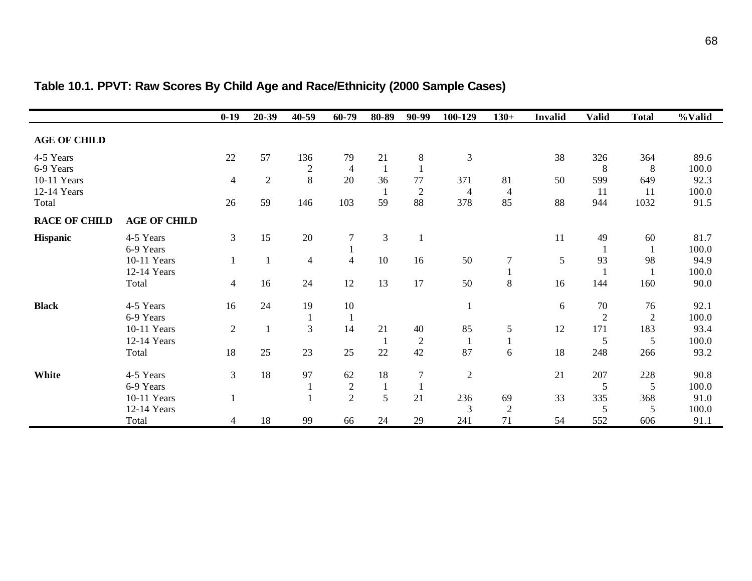## Table 10.1. PPVT: Raw Scores By Child Age and Race/Ethnicity (2000 Sample Cases)

| | | 0-19 | 20-39 | 40-59 | 60-79 | 80-89 | 90-99 | 100-129 | 130+ | Invalid | Valid | Total | %Valid |
|---|---|---|---|---|---|---|---|---|---|---|---|---|---|
| **AGE OF CHILD** | | | | | | | | | | | | | |
| 4-5 Years | | 22 | 57 | 136 | 79 | 21 | 8 | 3 | | 38 | 326 | 364 | 89.6 |
| 6-9 Years | | | | 2 | 4 | 1 | 1 | | | | 8 | 8 | 100.0 |
| 10-11 Years | | 4 | 2 | 8 | 20 | 36 | 77 | 371 | 81 | 50 | 599 | 649 | 92.3 |
| 12-14 Years | | | | | | 1 | 2 | 4 | 4 | | 11 | 11 | 100.0 |
| Total | | 26 | 59 | 146 | 103 | 59 | 88 | 378 | 85 | 88 | 944 | 1032 | 91.5 |
| **RACE OF CHILD** | **AGE OF CHILD** | | | | | | | | | | | | |
| **Hispanic** | 4-5 Years | 3 | 15 | 20 | 7 | 3 | 1 | | | 11 | 49 | 60 | 81.7 |
| | 6-9 Years | | | | 1 | | | | | | 1 | 1 | 100.0 |
| | 10-11 Years | 1 | 1 | 4 | 4 | 10 | 16 | 50 | 7 | 5 | 93 | 98 | 94.9 |
| | 12-14 Years | | | | | | | | 1 | | 1 | 1 | 100.0 |
| | Total | 4 | 16 | 24 | 12 | 13 | 17 | 50 | 8 | 16 | 144 | 160 | 90.0 |
| **Black** | 4-5 Years | 16 | 24 | 19 | 10 | | | 1 | | 6 | 70 | 76 | 92.1 |
| | 6-9 Years | | | 1 | 1 | | | | | | 2 | 2 | 100.0 |
| | 10-11 Years | 2 | 1 | 3 | 14 | 21 | 40 | 85 | 5 | 12 | 171 | 183 | 93.4 |
| | 12-14 Years | | | | | 1 | 2 | 1 | 1 | | 5 | 5 | 100.0 |
| | Total | 18 | 25 | 23 | 25 | 22 | 42 | 87 | 6 | 18 | 248 | 266 | 93.2 |
| **White** | 4-5 Years | 3 | 18 | 97 | 62 | 18 | 7 | 2 | | 21 | 207 | 228 | 90.8 |
| | 6-9 Years | | | 1 | 2 | 1 | 1 | | | | 5 | 5 | 100.0 |
| | 10-11 Years | 1 | | 1 | 2 | 5 | 21 | 236 | 69 | 33 | 335 | 368 | 91.0 |
| | 12-14 Years | | | | | | | 3 | 2 | | 5 | 5 | 100.0 |
| | Total | 4 | 18 | 99 | 66 | 24 | 29 | 241 | 71 | 54 | 552 | 606 | 91.1 |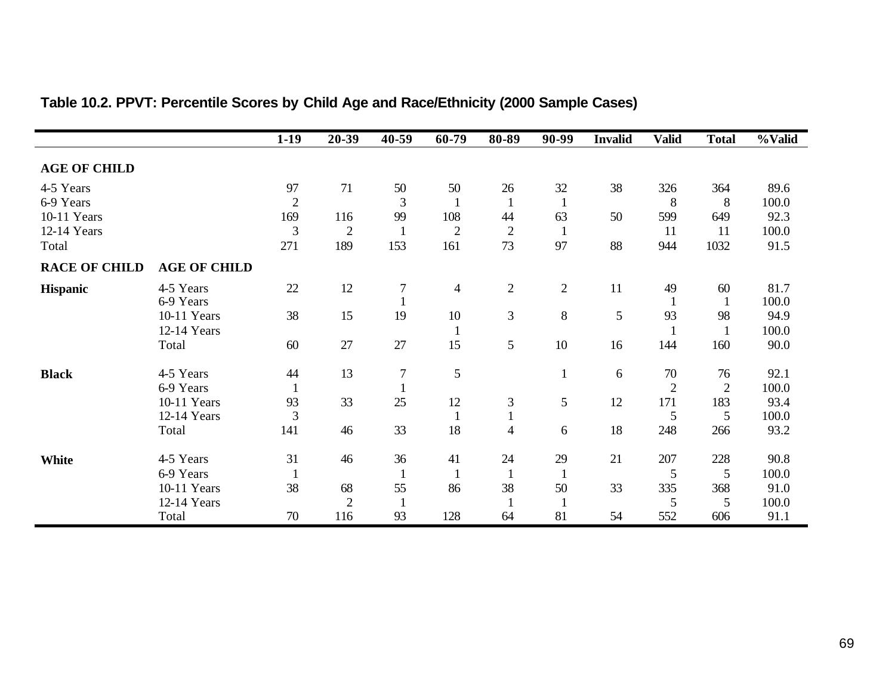**Table 10.2. PPVT: Percentile Scores by Child Age and Race/Ethnicity (2000 Sample Cases)**

| | | 1-19 | 20-39 | 40-59 | 60-79 | 80-89 | 90-99 | Invalid | Valid | Total | %Valid |
|---|---|---|---|---|---|---|---|---|---|---|---|
| **AGE OF CHILD** | | | | | | | | | | | |
| 4-5 Years | | 97 | 71 | 50 | 50 | 26 | 32 | 38 | 326 | 364 | 89.6 |
| 6-9 Years | | 2 | | 3 | 1 | 1 | 1 | | 8 | 8 | 100.0 |
| 10-11 Years | | 169 | 116 | 99 | 108 | 44 | 63 | 50 | 599 | 649 | 92.3 |
| 12-14 Years | | 3 | 2 | 1 | 2 | 2 | 1 | | 11 | 11 | 100.0 |
| Total | | 271 | 189 | 153 | 161 | 73 | 97 | 88 | 944 | 1032 | 91.5 |
| **RACE OF CHILD** | **AGE OF CHILD** | | | | | | | | | | |
| **Hispanic** | 4-5 Years | 22 | 12 | 7 | 4 | 2 | 2 | 11 | 49 | 60 | 81.7 |
| | 6-9 Years | | | 1 | | | | | 1 | 1 | 100.0 |
| | 10-11 Years | 38 | 15 | 19 | 10 | 3 | 8 | 5 | 93 | 98 | 94.9 |
| | 12-14 Years | | | | 1 | | | | 1 | 1 | 100.0 |
| | Total | 60 | 27 | 27 | 15 | 5 | 10 | 16 | 144 | 160 | 90.0 |
| **Black** | 4-5 Years | 44 | 13 | 7 | 5 | | 1 | 6 | 70 | 76 | 92.1 |
| | 6-9 Years | 1 | | 1 | | | | | 2 | 2 | 100.0 |
| | 10-11 Years | 93 | 33 | 25 | 12 | 3 | 5 | 12 | 171 | 183 | 93.4 |
| | 12-14 Years | 3 | | | 1 | 1 | | | 5 | 5 | 100.0 |
| | Total | 141 | 46 | 33 | 18 | 4 | 6 | 18 | 248 | 266 | 93.2 |
| **White** | 4-5 Years | 31 | 46 | 36 | 41 | 24 | 29 | 21 | 207 | 228 | 90.8 |
| | 6-9 Years | 1 | | 1 | 1 | 1 | 1 | | 5 | 5 | 100.0 |
| | 10-11 Years | 38 | 68 | 55 | 86 | 38 | 50 | 33 | 335 | 368 | 91.0 |
| | 12-14 Years | | 2 | 1 | | 1 | 1 | | 5 | 5 | 100.0 |
| | Total | 70 | 116 | 93 | 128 | 64 | 81 | 54 | 552 | 606 | 91.1 |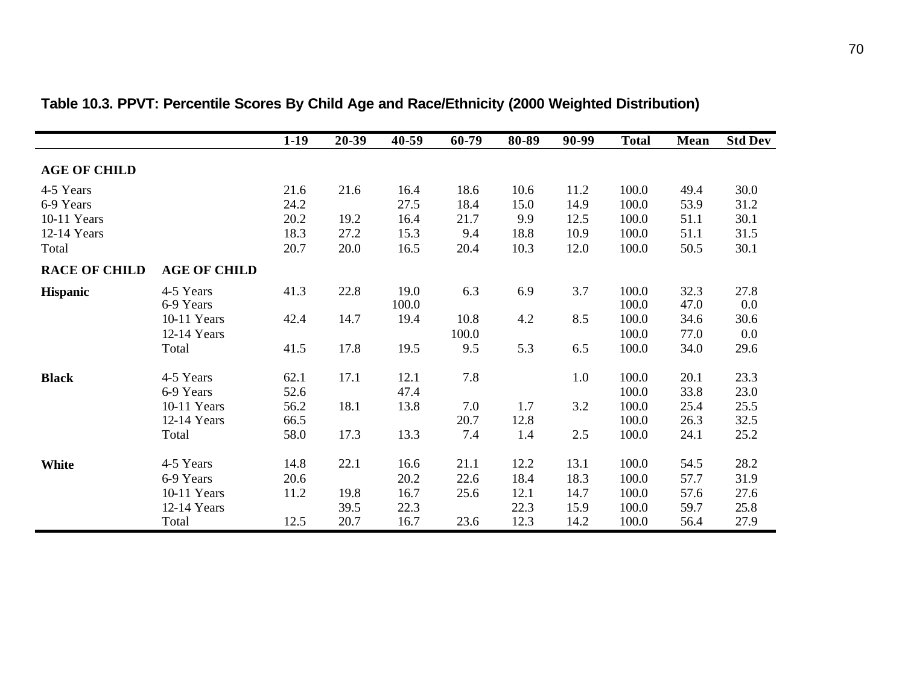**Table 10.3. PPVT: Percentile Scores By Child Age and Race/Ethnicity (2000 Weighted Distribution)**

| | | 1-19 | 20-39 | 40-59 | 60-79 | 80-89 | 90-99 | Total | Mean | Std Dev |
|---|---|---|---|---|---|---|---|---|---|---|
| **AGE OF CHILD** | | | | | | | | | | |
| 4-5 Years | | 21.6 | 21.6 | 16.4 | 18.6 | 10.6 | 11.2 | 100.0 | 49.4 | 30.0 |
| 6-9 Years | | 24.2 | | 27.5 | 18.4 | 15.0 | 14.9 | 100.0 | 53.9 | 31.2 |
| 10-11 Years | | 20.2 | 19.2 | 16.4 | 21.7 | 9.9 | 12.5 | 100.0 | 51.1 | 30.1 |
| 12-14 Years | | 18.3 | 27.2 | 15.3 | 9.4 | 18.8 | 10.9 | 100.0 | 51.1 | 31.5 |
| Total | | 20.7 | 20.0 | 16.5 | 20.4 | 10.3 | 12.0 | 100.0 | 50.5 | 30.1 |
| **RACE OF CHILD** | **AGE OF CHILD** | | | | | | | | | |
| **Hispanic** | 4-5 Years | 41.3 | 22.8 | 19.0 | 6.3 | 6.9 | 3.7 | 100.0 | 32.3 | 27.8 |
| | 6-9 Years | | | 100.0 | | | | 100.0 | 47.0 | 0.0 |
| | 10-11 Years | 42.4 | 14.7 | 19.4 | 10.8 | 4.2 | 8.5 | 100.0 | 34.6 | 30.6 |
| | 12-14 Years | | | | 100.0 | | | 100.0 | 77.0 | 0.0 |
| | Total | 41.5 | 17.8 | 19.5 | 9.5 | 5.3 | 6.5 | 100.0 | 34.0 | 29.6 |
| **Black** | 4-5 Years | 62.1 | 17.1 | 12.1 | 7.8 | | 1.0 | 100.0 | 20.1 | 23.3 |
| | 6-9 Years | 52.6 | | 47.4 | | | | 100.0 | 33.8 | 23.0 |
| | 10-11 Years | 56.2 | 18.1 | 13.8 | 7.0 | 1.7 | 3.2 | 100.0 | 25.4 | 25.5 |
| | 12-14 Years | 66.5 | | | 20.7 | 12.8 | | 100.0 | 26.3 | 32.5 |
| | Total | 58.0 | 17.3 | 13.3 | 7.4 | 1.4 | 2.5 | 100.0 | 24.1 | 25.2 |
| **White** | 4-5 Years | 14.8 | 22.1 | 16.6 | 21.1 | 12.2 | 13.1 | 100.0 | 54.5 | 28.2 |
| | 6-9 Years | 20.6 | | 20.2 | 22.6 | 18.4 | 18.3 | 100.0 | 57.7 | 31.9 |
| | 10-11 Years | 11.2 | 19.8 | 16.7 | 25.6 | 12.1 | 14.7 | 100.0 | 57.6 | 27.6 |
| | 12-14 Years | | 39.5 | 22.3 | | 22.3 | 15.9 | 100.0 | 59.7 | 25.8 |
| | Total | 12.5 | 20.7 | 16.7 | 23.6 | 12.3 | 14.2 | 100.0 | 56.4 | 27.9 |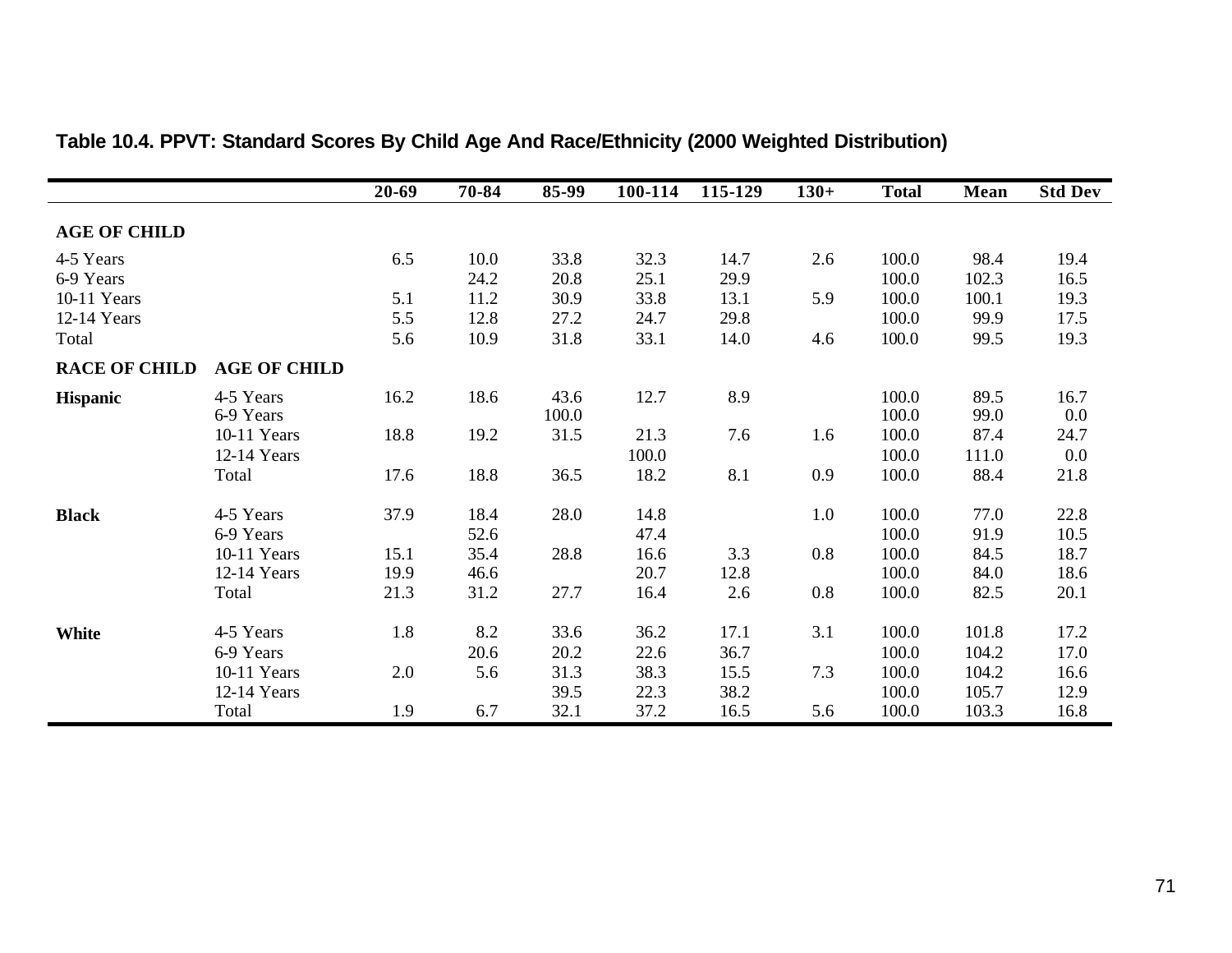## Table 10.4. PPVT: Standard Scores By Child Age And Race/Ethnicity (2000 Weighted Distribution)

| | | 20-69 | 70-84 | 85-99 | 100-114 | 115-129 | 130+ | Total | Mean | Std Dev |
|---|---|---|---|---|---|---|---|---|---|---|
| **AGE OF CHILD** | | | | | | | | | | |
| 4-5 Years | | 6.5 | 10.0 | 33.8 | 32.3 | 14.7 | 2.6 | 100.0 | 98.4 | 19.4 |
| 6-9 Years | | | 24.2 | 20.8 | 25.1 | 29.9 | | 100.0 | 102.3 | 16.5 |
| 10-11 Years | | 5.1 | 11.2 | 30.9 | 33.8 | 13.1 | 5.9 | 100.0 | 100.1 | 19.3 |
| 12-14 Years | | 5.5 | 12.8 | 27.2 | 24.7 | 29.8 | | 100.0 | 99.9 | 17.5 |
| Total | | 5.6 | 10.9 | 31.8 | 33.1 | 14.0 | 4.6 | 100.0 | 99.5 | 19.3 |
| **RACE OF CHILD** | **AGE OF CHILD** | | | | | | | | | |
| **Hispanic** | 4-5 Years | 16.2 | 18.6 | 43.6 | 12.7 | 8.9 | | 100.0 | 89.5 | 16.7 |
| | 6-9 Years | | | 100.0 | | | | 100.0 | 99.0 | 0.0 |
| | 10-11 Years | 18.8 | 19.2 | 31.5 | 21.3 | 7.6 | 1.6 | 100.0 | 87.4 | 24.7 |
| | 12-14 Years | | | | 100.0 | | | 100.0 | 111.0 | 0.0 |
| | Total | 17.6 | 18.8 | 36.5 | 18.2 | 8.1 | 0.9 | 100.0 | 88.4 | 21.8 |
| **Black** | 4-5 Years | 37.9 | 18.4 | 28.0 | 14.8 | | 1.0 | 100.0 | 77.0 | 22.8 |
| | 6-9 Years | | 52.6 | | 47.4 | | | 100.0 | 91.9 | 10.5 |
| | 10-11 Years | 15.1 | 35.4 | 28.8 | 16.6 | 3.3 | 0.8 | 100.0 | 84.5 | 18.7 |
| | 12-14 Years | 19.9 | 46.6 | | 20.7 | 12.8 | | 100.0 | 84.0 | 18.6 |
| | Total | 21.3 | 31.2 | 27.7 | 16.4 | 2.6 | 0.8 | 100.0 | 82.5 | 20.1 |
| **White** | 4-5 Years | 1.8 | 8.2 | 33.6 | 36.2 | 17.1 | 3.1 | 100.0 | 101.8 | 17.2 |
| | 6-9 Years | | 20.6 | 20.2 | 22.6 | 36.7 | | 100.0 | 104.2 | 17.0 |
| | 10-11 Years | 2.0 | 5.6 | 31.3 | 38.3 | 15.5 | 7.3 | 100.0 | 104.2 | 16.6 |
| | 12-14 Years | | | 39.5 | 22.3 | 38.2 | | 100.0 | 105.7 | 12.9 |
| | Total | 1.9 | 6.7 | 32.1 | 37.2 | 16.5 | 5.6 | 100.0 | 103.3 | 16.8 |